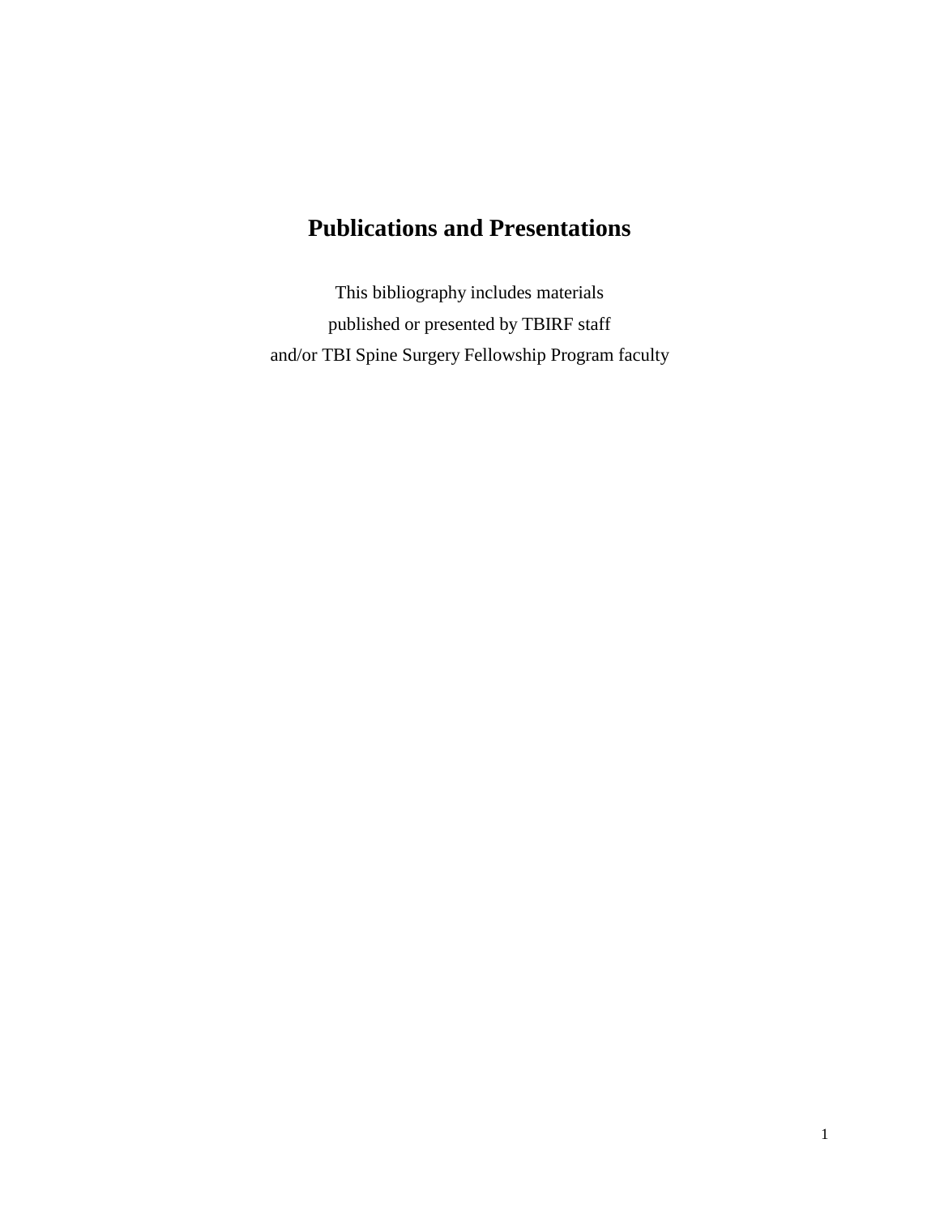# Publications and Presentations

This bibliography includes materials
published or presented by TBIRF staff
and/or TBI Spine Surgery Fellowship Program faculty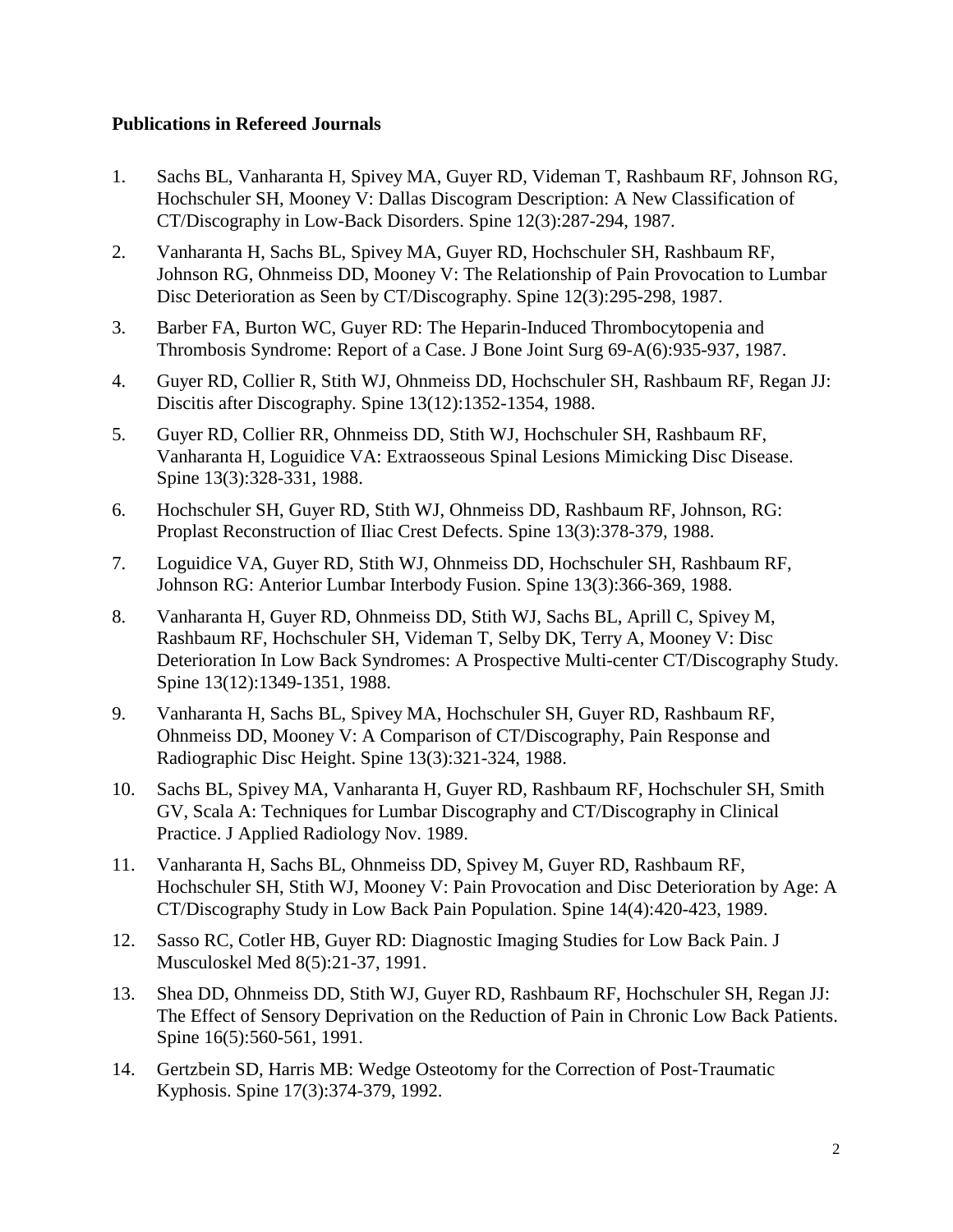**Publications in Refereed Journals**

1. Sachs BL, Vanharanta H, Spivey MA, Guyer RD, Videman T, Rashbaum RF, Johnson RG, Hochschuler SH, Mooney V: Dallas Discogram Description: A New Classification of CT/Discography in Low-Back Disorders. Spine 12(3):287-294, 1987.

2. Vanharanta H, Sachs BL, Spivey MA, Guyer RD, Hochschuler SH, Rashbaum RF, Johnson RG, Ohnmeiss DD, Mooney V: The Relationship of Pain Provocation to Lumbar Disc Deterioration as Seen by CT/Discography. Spine 12(3):295-298, 1987.

3. Barber FA, Burton WC, Guyer RD: The Heparin-Induced Thrombocytopenia and Thrombosis Syndrome: Report of a Case. J Bone Joint Surg 69-A(6):935-937, 1987.

4. Guyer RD, Collier R, Stith WJ, Ohnmeiss DD, Hochschuler SH, Rashbaum RF, Regan JJ: Discitis after Discography. Spine 13(12):1352-1354, 1988.

5. Guyer RD, Collier RR, Ohnmeiss DD, Stith WJ, Hochschuler SH, Rashbaum RF, Vanharanta H, Loguidice VA: Extraosseous Spinal Lesions Mimicking Disc Disease. Spine 13(3):328-331, 1988.

6. Hochschuler SH, Guyer RD, Stith WJ, Ohnmeiss DD, Rashbaum RF, Johnson, RG: Proplast Reconstruction of Iliac Crest Defects. Spine 13(3):378-379, 1988.

7. Loguidice VA, Guyer RD, Stith WJ, Ohnmeiss DD, Hochschuler SH, Rashbaum RF, Johnson RG: Anterior Lumbar Interbody Fusion. Spine 13(3):366-369, 1988.

8. Vanharanta H, Guyer RD, Ohnmeiss DD, Stith WJ, Sachs BL, Aprill C, Spivey M, Rashbaum RF, Hochschuler SH, Videman T, Selby DK, Terry A, Mooney V: Disc Deterioration In Low Back Syndromes: A Prospective Multi-center CT/Discography Study. Spine 13(12):1349-1351, 1988.

9. Vanharanta H, Sachs BL, Spivey MA, Hochschuler SH, Guyer RD, Rashbaum RF, Ohnmeiss DD, Mooney V: A Comparison of CT/Discography, Pain Response and Radiographic Disc Height. Spine 13(3):321-324, 1988.

10. Sachs BL, Spivey MA, Vanharanta H, Guyer RD, Rashbaum RF, Hochschuler SH, Smith GV, Scala A: Techniques for Lumbar Discography and CT/Discography in Clinical Practice. J Applied Radiology Nov. 1989.

11. Vanharanta H, Sachs BL, Ohnmeiss DD, Spivey M, Guyer RD, Rashbaum RF, Hochschuler SH, Stith WJ, Mooney V: Pain Provocation and Disc Deterioration by Age: A CT/Discography Study in Low Back Pain Population. Spine 14(4):420-423, 1989.

12. Sasso RC, Cotler HB, Guyer RD: Diagnostic Imaging Studies for Low Back Pain. J Musculoskel Med 8(5):21-37, 1991.

13. Shea DD, Ohnmeiss DD, Stith WJ, Guyer RD, Rashbaum RF, Hochschuler SH, Regan JJ: The Effect of Sensory Deprivation on the Reduction of Pain in Chronic Low Back Patients. Spine 16(5):560-561, 1991.

14. Gertzbein SD, Harris MB: Wedge Osteotomy for the Correction of Post-Traumatic Kyphosis. Spine 17(3):374-379, 1992.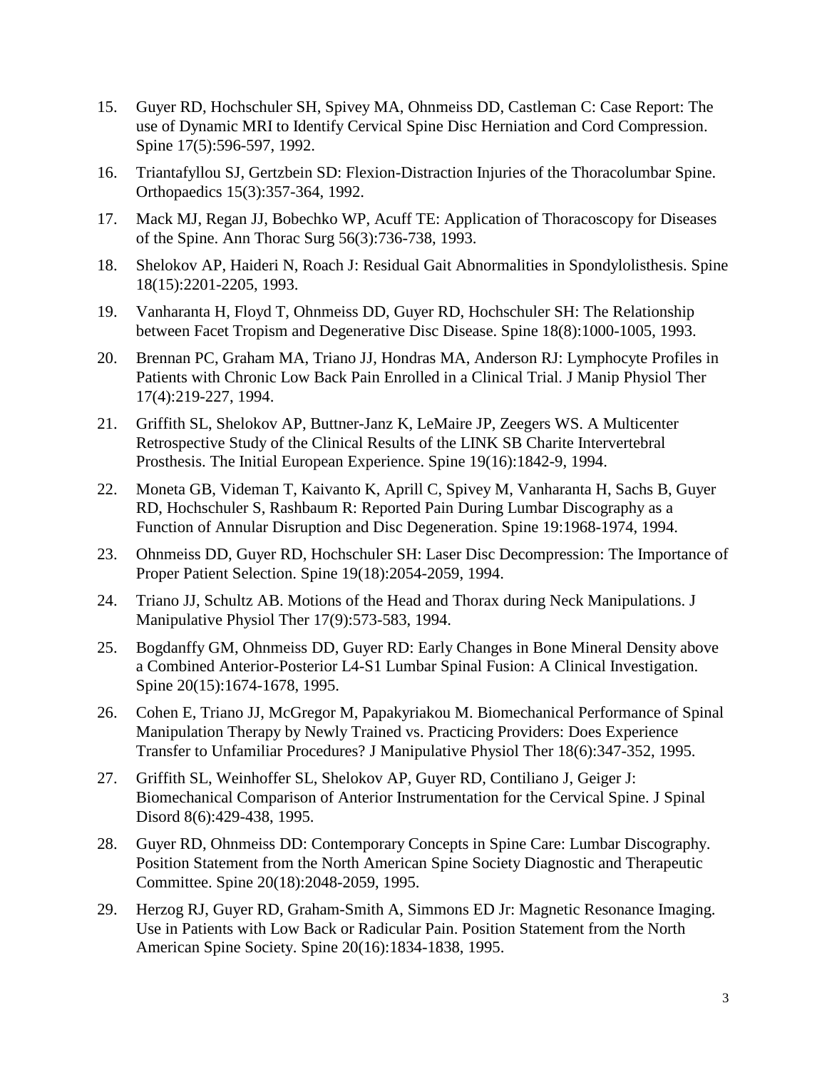15. Guyer RD, Hochschuler SH, Spivey MA, Ohnmeiss DD, Castleman C: Case Report: The use of Dynamic MRI to Identify Cervical Spine Disc Herniation and Cord Compression. Spine 17(5):596-597, 1992.

16. Triantafyllou SJ, Gertzbein SD: Flexion-Distraction Injuries of the Thoracolumbar Spine. Orthopaedics 15(3):357-364, 1992.

17. Mack MJ, Regan JJ, Bobechko WP, Acuff TE: Application of Thoracoscopy for Diseases of the Spine. Ann Thorac Surg 56(3):736-738, 1993.

18. Shelokov AP, Haideri N, Roach J: Residual Gait Abnormalities in Spondylolisthesis. Spine 18(15):2201-2205, 1993.

19. Vanharanta H, Floyd T, Ohnmeiss DD, Guyer RD, Hochschuler SH: The Relationship between Facet Tropism and Degenerative Disc Disease. Spine 18(8):1000-1005, 1993.

20. Brennan PC, Graham MA, Triano JJ, Hondras MA, Anderson RJ: Lymphocyte Profiles in Patients with Chronic Low Back Pain Enrolled in a Clinical Trial. J Manip Physiol Ther 17(4):219-227, 1994.

21. Griffith SL, Shelokov AP, Buttner-Janz K, LeMaire JP, Zeegers WS. A Multicenter Retrospective Study of the Clinical Results of the LINK SB Charite Intervertebral Prosthesis. The Initial European Experience. Spine 19(16):1842-9, 1994.

22. Moneta GB, Videman T, Kaivanto K, Aprill C, Spivey M, Vanharanta H, Sachs B, Guyer RD, Hochschuler S, Rashbaum R: Reported Pain During Lumbar Discography as a Function of Annular Disruption and Disc Degeneration. Spine 19:1968-1974, 1994.

23. Ohnmeiss DD, Guyer RD, Hochschuler SH: Laser Disc Decompression: The Importance of Proper Patient Selection. Spine 19(18):2054-2059, 1994.

24. Triano JJ, Schultz AB. Motions of the Head and Thorax during Neck Manipulations. J Manipulative Physiol Ther 17(9):573-583, 1994.

25. Bogdanffy GM, Ohnmeiss DD, Guyer RD: Early Changes in Bone Mineral Density above a Combined Anterior-Posterior L4-S1 Lumbar Spinal Fusion: A Clinical Investigation. Spine 20(15):1674-1678, 1995.

26. Cohen E, Triano JJ, McGregor M, Papakyriakou M. Biomechanical Performance of Spinal Manipulation Therapy by Newly Trained vs. Practicing Providers: Does Experience Transfer to Unfamiliar Procedures? J Manipulative Physiol Ther 18(6):347-352, 1995.

27. Griffith SL, Weinhoffer SL, Shelokov AP, Guyer RD, Contiliano J, Geiger J: Biomechanical Comparison of Anterior Instrumentation for the Cervical Spine. J Spinal Disord 8(6):429-438, 1995.

28. Guyer RD, Ohnmeiss DD: Contemporary Concepts in Spine Care: Lumbar Discography. Position Statement from the North American Spine Society Diagnostic and Therapeutic Committee. Spine 20(18):2048-2059, 1995.

29. Herzog RJ, Guyer RD, Graham-Smith A, Simmons ED Jr: Magnetic Resonance Imaging. Use in Patients with Low Back or Radicular Pain. Position Statement from the North American Spine Society. Spine 20(16):1834-1838, 1995.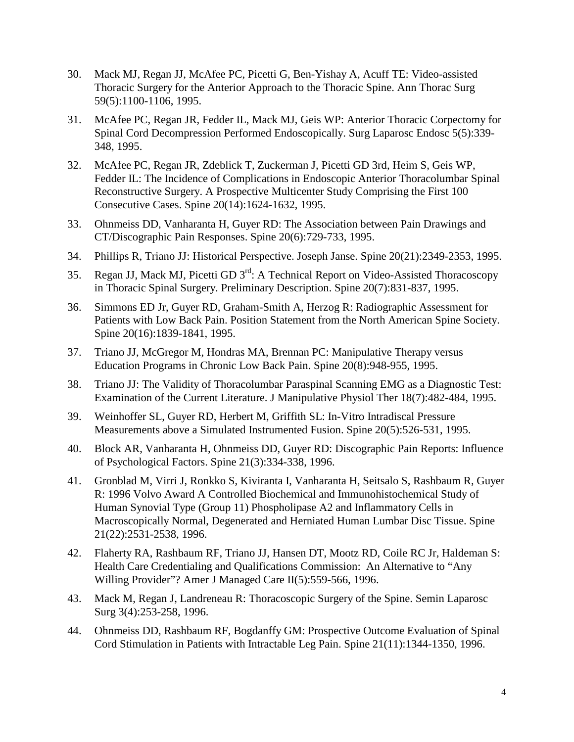30. Mack MJ, Regan JJ, McAfee PC, Picetti G, Ben-Yishay A, Acuff TE: Video-assisted Thoracic Surgery for the Anterior Approach to the Thoracic Spine. Ann Thorac Surg 59(5):1100-1106, 1995.

31. McAfee PC, Regan JR, Fedder IL, Mack MJ, Geis WP: Anterior Thoracic Corpectomy for Spinal Cord Decompression Performed Endoscopically. Surg Laparosc Endosc 5(5):339-348, 1995.

32. McAfee PC, Regan JR, Zdeblick T, Zuckerman J, Picetti GD 3rd, Heim S, Geis WP, Fedder IL: The Incidence of Complications in Endoscopic Anterior Thoracolumbar Spinal Reconstructive Surgery. A Prospective Multicenter Study Comprising the First 100 Consecutive Cases. Spine 20(14):1624-1632, 1995.

33. Ohnmeiss DD, Vanharanta H, Guyer RD: The Association between Pain Drawings and CT/Discographic Pain Responses. Spine 20(6):729-733, 1995.

34. Phillips R, Triano JJ: Historical Perspective. Joseph Janse. Spine 20(21):2349-2353, 1995.

35. Regan JJ, Mack MJ, Picetti GD 3rd: A Technical Report on Video-Assisted Thoracoscopy in Thoracic Spinal Surgery. Preliminary Description. Spine 20(7):831-837, 1995.

36. Simmons ED Jr, Guyer RD, Graham-Smith A, Herzog R: Radiographic Assessment for Patients with Low Back Pain. Position Statement from the North American Spine Society. Spine 20(16):1839-1841, 1995.

37. Triano JJ, McGregor M, Hondras MA, Brennan PC: Manipulative Therapy versus Education Programs in Chronic Low Back Pain. Spine 20(8):948-955, 1995.

38. Triano JJ: The Validity of Thoracolumbar Paraspinal Scanning EMG as a Diagnostic Test: Examination of the Current Literature. J Manipulative Physiol Ther 18(7):482-484, 1995.

39. Weinhoffer SL, Guyer RD, Herbert M, Griffith SL: In-Vitro Intradiscal Pressure Measurements above a Simulated Instrumented Fusion. Spine 20(5):526-531, 1995.

40. Block AR, Vanharanta H, Ohnmeiss DD, Guyer RD: Discographic Pain Reports: Influence of Psychological Factors. Spine 21(3):334-338, 1996.

41. Gronblad M, Virri J, Ronkko S, Kiviranta I, Vanharanta H, Seitsalo S, Rashbaum R, Guyer R: 1996 Volvo Award A Controlled Biochemical and Immunohistochemical Study of Human Synovial Type (Group 11) Phospholipase A2 and Inflammatory Cells in Macroscopically Normal, Degenerated and Herniated Human Lumbar Disc Tissue. Spine 21(22):2531-2538, 1996.

42. Flaherty RA, Rashbaum RF, Triano JJ, Hansen DT, Mootz RD, Coile RC Jr, Haldeman S: Health Care Credentialing and Qualifications Commission: An Alternative to "Any Willing Provider"? Amer J Managed Care II(5):559-566, 1996.

43. Mack M, Regan J, Landreneau R: Thoracoscopic Surgery of the Spine. Semin Laparosc Surg 3(4):253-258, 1996.

44. Ohnmeiss DD, Rashbaum RF, Bogdanffy GM: Prospective Outcome Evaluation of Spinal Cord Stimulation in Patients with Intractable Leg Pain. Spine 21(11):1344-1350, 1996.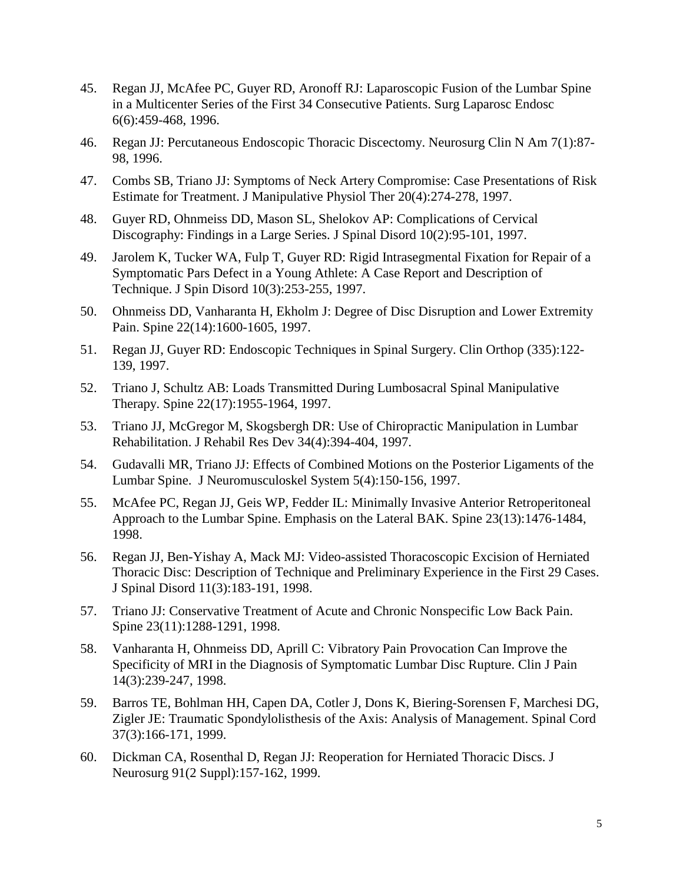45. Regan JJ, McAfee PC, Guyer RD, Aronoff RJ: Laparoscopic Fusion of the Lumbar Spine in a Multicenter Series of the First 34 Consecutive Patients. Surg Laparosc Endosc 6(6):459-468, 1996.

46. Regan JJ: Percutaneous Endoscopic Thoracic Discectomy. Neurosurg Clin N Am 7(1):87-98, 1996.

47. Combs SB, Triano JJ: Symptoms of Neck Artery Compromise: Case Presentations of Risk Estimate for Treatment. J Manipulative Physiol Ther 20(4):274-278, 1997.

48. Guyer RD, Ohnmeiss DD, Mason SL, Shelokov AP: Complications of Cervical Discography: Findings in a Large Series. J Spinal Disord 10(2):95-101, 1997.

49. Jarolem K, Tucker WA, Fulp T, Guyer RD: Rigid Intrasegmental Fixation for Repair of a Symptomatic Pars Defect in a Young Athlete: A Case Report and Description of Technique. J Spin Disord 10(3):253-255, 1997.

50. Ohnmeiss DD, Vanharanta H, Ekholm J: Degree of Disc Disruption and Lower Extremity Pain. Spine 22(14):1600-1605, 1997.

51. Regan JJ, Guyer RD: Endoscopic Techniques in Spinal Surgery. Clin Orthop (335):122-139, 1997.

52. Triano J, Schultz AB: Loads Transmitted During Lumbosacral Spinal Manipulative Therapy. Spine 22(17):1955-1964, 1997.

53. Triano JJ, McGregor M, Skogsbergh DR: Use of Chiropractic Manipulation in Lumbar Rehabilitation. J Rehabil Res Dev 34(4):394-404, 1997.

54. Gudavalli MR, Triano JJ: Effects of Combined Motions on the Posterior Ligaments of the Lumbar Spine. J Neuromusculoskel System 5(4):150-156, 1997.

55. McAfee PC, Regan JJ, Geis WP, Fedder IL: Minimally Invasive Anterior Retroperitoneal Approach to the Lumbar Spine. Emphasis on the Lateral BAK. Spine 23(13):1476-1484, 1998.

56. Regan JJ, Ben-Yishay A, Mack MJ: Video-assisted Thoracoscopic Excision of Herniated Thoracic Disc: Description of Technique and Preliminary Experience in the First 29 Cases. J Spinal Disord 11(3):183-191, 1998.

57. Triano JJ: Conservative Treatment of Acute and Chronic Nonspecific Low Back Pain. Spine 23(11):1288-1291, 1998.

58. Vanharanta H, Ohnmeiss DD, Aprill C: Vibratory Pain Provocation Can Improve the Specificity of MRI in the Diagnosis of Symptomatic Lumbar Disc Rupture. Clin J Pain 14(3):239-247, 1998.

59. Barros TE, Bohlman HH, Capen DA, Cotler J, Dons K, Biering-Sorensen F, Marchesi DG, Zigler JE: Traumatic Spondylolisthesis of the Axis: Analysis of Management. Spinal Cord 37(3):166-171, 1999.

60. Dickman CA, Rosenthal D, Regan JJ: Reoperation for Herniated Thoracic Discs. J Neurosurg 91(2 Suppl):157-162, 1999.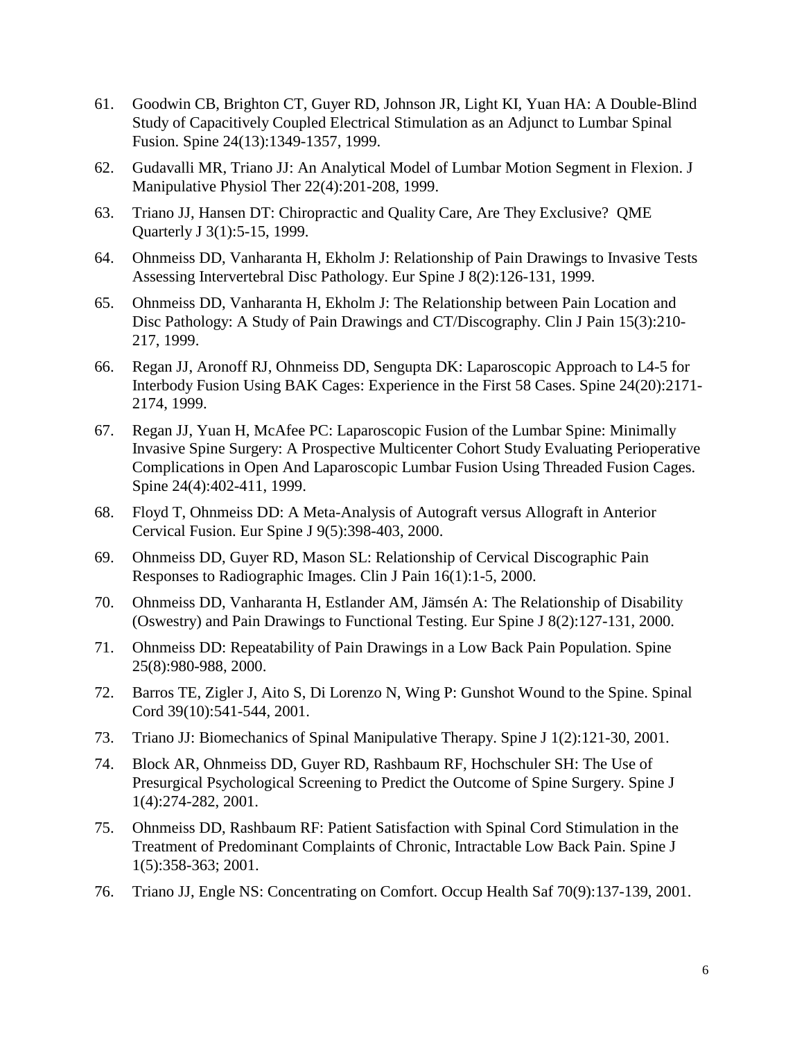61. Goodwin CB, Brighton CT, Guyer RD, Johnson JR, Light KI, Yuan HA: A Double-Blind Study of Capacitively Coupled Electrical Stimulation as an Adjunct to Lumbar Spinal Fusion. Spine 24(13):1349-1357, 1999.

62. Gudavalli MR, Triano JJ: An Analytical Model of Lumbar Motion Segment in Flexion. J Manipulative Physiol Ther 22(4):201-208, 1999.

63. Triano JJ, Hansen DT: Chiropractic and Quality Care, Are They Exclusive? QME Quarterly J 3(1):5-15, 1999.

64. Ohnmeiss DD, Vanharanta H, Ekholm J: Relationship of Pain Drawings to Invasive Tests Assessing Intervertebral Disc Pathology. Eur Spine J 8(2):126-131, 1999.

65. Ohnmeiss DD, Vanharanta H, Ekholm J: The Relationship between Pain Location and Disc Pathology: A Study of Pain Drawings and CT/Discography. Clin J Pain 15(3):210-217, 1999.

66. Regan JJ, Aronoff RJ, Ohnmeiss DD, Sengupta DK: Laparoscopic Approach to L4-5 for Interbody Fusion Using BAK Cages: Experience in the First 58 Cases. Spine 24(20):2171-2174, 1999.

67. Regan JJ, Yuan H, McAfee PC: Laparoscopic Fusion of the Lumbar Spine: Minimally Invasive Spine Surgery: A Prospective Multicenter Cohort Study Evaluating Perioperative Complications in Open And Laparoscopic Lumbar Fusion Using Threaded Fusion Cages. Spine 24(4):402-411, 1999.

68. Floyd T, Ohnmeiss DD: A Meta-Analysis of Autograft versus Allograft in Anterior Cervical Fusion. Eur Spine J 9(5):398-403, 2000.

69. Ohnmeiss DD, Guyer RD, Mason SL: Relationship of Cervical Discographic Pain Responses to Radiographic Images. Clin J Pain 16(1):1-5, 2000.

70. Ohnmeiss DD, Vanharanta H, Estlander AM, Jämsén A: The Relationship of Disability (Oswestry) and Pain Drawings to Functional Testing. Eur Spine J 8(2):127-131, 2000.

71. Ohnmeiss DD: Repeatability of Pain Drawings in a Low Back Pain Population. Spine 25(8):980-988, 2000.

72. Barros TE, Zigler J, Aito S, Di Lorenzo N, Wing P: Gunshot Wound to the Spine. Spinal Cord 39(10):541-544, 2001.

73. Triano JJ: Biomechanics of Spinal Manipulative Therapy. Spine J 1(2):121-30, 2001.

74. Block AR, Ohnmeiss DD, Guyer RD, Rashbaum RF, Hochschuler SH: The Use of Presurgical Psychological Screening to Predict the Outcome of Spine Surgery. Spine J 1(4):274-282, 2001.

75. Ohnmeiss DD, Rashbaum RF: Patient Satisfaction with Spinal Cord Stimulation in the Treatment of Predominant Complaints of Chronic, Intractable Low Back Pain. Spine J 1(5):358-363; 2001.

76. Triano JJ, Engle NS: Concentrating on Comfort. Occup Health Saf 70(9):137-139, 2001.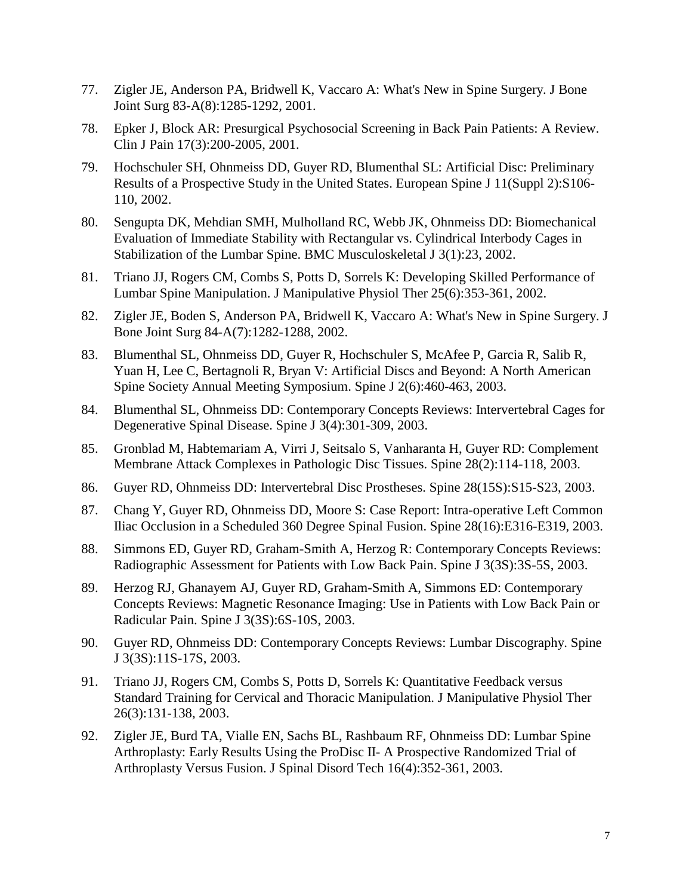77. Zigler JE, Anderson PA, Bridwell K, Vaccaro A: What's New in Spine Surgery. J Bone Joint Surg 83-A(8):1285-1292, 2001.

78. Epker J, Block AR: Presurgical Psychosocial Screening in Back Pain Patients: A Review. Clin J Pain 17(3):200-2005, 2001.

79. Hochschuler SH, Ohnmeiss DD, Guyer RD, Blumenthal SL: Artificial Disc: Preliminary Results of a Prospective Study in the United States. European Spine J 11(Suppl 2):S106-110, 2002.

80. Sengupta DK, Mehdian SMH, Mulholland RC, Webb JK, Ohnmeiss DD: Biomechanical Evaluation of Immediate Stability with Rectangular vs. Cylindrical Interbody Cages in Stabilization of the Lumbar Spine. BMC Musculoskeletal J 3(1):23, 2002.

81. Triano JJ, Rogers CM, Combs S, Potts D, Sorrels K: Developing Skilled Performance of Lumbar Spine Manipulation. J Manipulative Physiol Ther 25(6):353-361, 2002.

82. Zigler JE, Boden S, Anderson PA, Bridwell K, Vaccaro A: What's New in Spine Surgery. J Bone Joint Surg 84-A(7):1282-1288, 2002.

83. Blumenthal SL, Ohnmeiss DD, Guyer R, Hochschuler S, McAfee P, Garcia R, Salib R, Yuan H, Lee C, Bertagnoli R, Bryan V: Artificial Discs and Beyond: A North American Spine Society Annual Meeting Symposium. Spine J 2(6):460-463, 2003.

84. Blumenthal SL, Ohnmeiss DD: Contemporary Concepts Reviews: Intervertebral Cages for Degenerative Spinal Disease. Spine J 3(4):301-309, 2003.

85. Gronblad M, Habtemariam A, Virri J, Seitsalo S, Vanharanta H, Guyer RD: Complement Membrane Attack Complexes in Pathologic Disc Tissues. Spine 28(2):114-118, 2003.

86. Guyer RD, Ohnmeiss DD: Intervertebral Disc Prostheses. Spine 28(15S):S15-S23, 2003.

87. Chang Y, Guyer RD, Ohnmeiss DD, Moore S: Case Report: Intra-operative Left Common Iliac Occlusion in a Scheduled 360 Degree Spinal Fusion. Spine 28(16):E316-E319, 2003.

88. Simmons ED, Guyer RD, Graham-Smith A, Herzog R: Contemporary Concepts Reviews: Radiographic Assessment for Patients with Low Back Pain. Spine J 3(3S):3S-5S, 2003.

89. Herzog RJ, Ghanayem AJ, Guyer RD, Graham-Smith A, Simmons ED: Contemporary Concepts Reviews: Magnetic Resonance Imaging: Use in Patients with Low Back Pain or Radicular Pain. Spine J 3(3S):6S-10S, 2003.

90. Guyer RD, Ohnmeiss DD: Contemporary Concepts Reviews: Lumbar Discography. Spine J 3(3S):11S-17S, 2003.

91. Triano JJ, Rogers CM, Combs S, Potts D, Sorrels K: Quantitative Feedback versus Standard Training for Cervical and Thoracic Manipulation. J Manipulative Physiol Ther 26(3):131-138, 2003.

92. Zigler JE, Burd TA, Vialle EN, Sachs BL, Rashbaum RF, Ohnmeiss DD: Lumbar Spine Arthroplasty: Early Results Using the ProDisc II- A Prospective Randomized Trial of Arthroplasty Versus Fusion. J Spinal Disord Tech 16(4):352-361, 2003.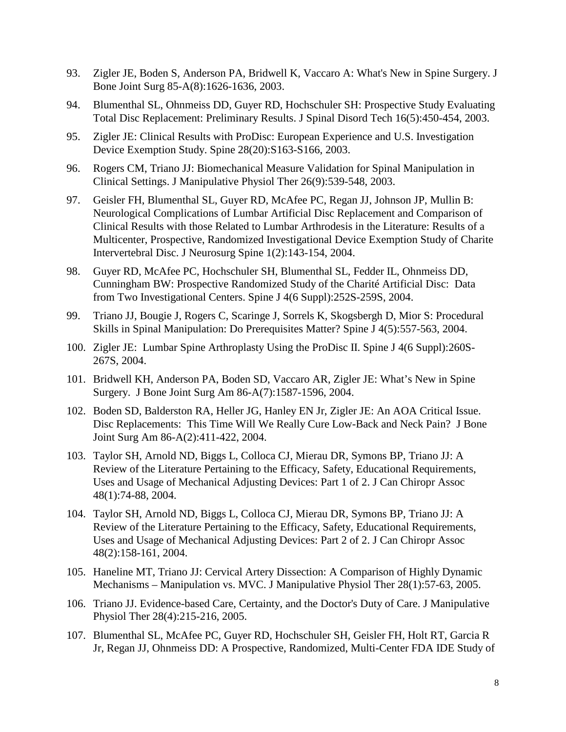93. Zigler JE, Boden S, Anderson PA, Bridwell K, Vaccaro A: What's New in Spine Surgery. J Bone Joint Surg 85-A(8):1626-1636, 2003.

94. Blumenthal SL, Ohnmeiss DD, Guyer RD, Hochschuler SH: Prospective Study Evaluating Total Disc Replacement: Preliminary Results. J Spinal Disord Tech 16(5):450-454, 2003.

95. Zigler JE: Clinical Results with ProDisc: European Experience and U.S. Investigation Device Exemption Study. Spine 28(20):S163-S166, 2003.

96. Rogers CM, Triano JJ: Biomechanical Measure Validation for Spinal Manipulation in Clinical Settings. J Manipulative Physiol Ther 26(9):539-548, 2003.

97. Geisler FH, Blumenthal SL, Guyer RD, McAfee PC, Regan JJ, Johnson JP, Mullin B: Neurological Complications of Lumbar Artificial Disc Replacement and Comparison of Clinical Results with those Related to Lumbar Arthrodesis in the Literature: Results of a Multicenter, Prospective, Randomized Investigational Device Exemption Study of Charite Intervertebral Disc. J Neurosurg Spine 1(2):143-154, 2004.

98. Guyer RD, McAfee PC, Hochschuler SH, Blumenthal SL, Fedder IL, Ohnmeiss DD, Cunningham BW: Prospective Randomized Study of the Charité Artificial Disc: Data from Two Investigational Centers. Spine J 4(6 Suppl):252S-259S, 2004.

99. Triano JJ, Bougie J, Rogers C, Scaringe J, Sorrels K, Skogsbergh D, Mior S: Procedural Skills in Spinal Manipulation: Do Prerequisites Matter? Spine J 4(5):557-563, 2004.

100. Zigler JE: Lumbar Spine Arthroplasty Using the ProDisc II. Spine J 4(6 Suppl):260S-267S, 2004.

101. Bridwell KH, Anderson PA, Boden SD, Vaccaro AR, Zigler JE: What's New in Spine Surgery. J Bone Joint Surg Am 86-A(7):1587-1596, 2004.

102. Boden SD, Balderston RA, Heller JG, Hanley EN Jr, Zigler JE: An AOA Critical Issue. Disc Replacements: This Time Will We Really Cure Low-Back and Neck Pain? J Bone Joint Surg Am 86-A(2):411-422, 2004.

103. Taylor SH, Arnold ND, Biggs L, Colloca CJ, Mierau DR, Symons BP, Triano JJ: A Review of the Literature Pertaining to the Efficacy, Safety, Educational Requirements, Uses and Usage of Mechanical Adjusting Devices: Part 1 of 2. J Can Chiropr Assoc 48(1):74-88, 2004.

104. Taylor SH, Arnold ND, Biggs L, Colloca CJ, Mierau DR, Symons BP, Triano JJ: A Review of the Literature Pertaining to the Efficacy, Safety, Educational Requirements, Uses and Usage of Mechanical Adjusting Devices: Part 2 of 2. J Can Chiropr Assoc 48(2):158-161, 2004.

105. Haneline MT, Triano JJ: Cervical Artery Dissection: A Comparison of Highly Dynamic Mechanisms – Manipulation vs. MVC. J Manipulative Physiol Ther 28(1):57-63, 2005.

106. Triano JJ. Evidence-based Care, Certainty, and the Doctor's Duty of Care. J Manipulative Physiol Ther 28(4):215-216, 2005.

107. Blumenthal SL, McAfee PC, Guyer RD, Hochschuler SH, Geisler FH, Holt RT, Garcia R Jr, Regan JJ, Ohnmeiss DD: A Prospective, Randomized, Multi-Center FDA IDE Study of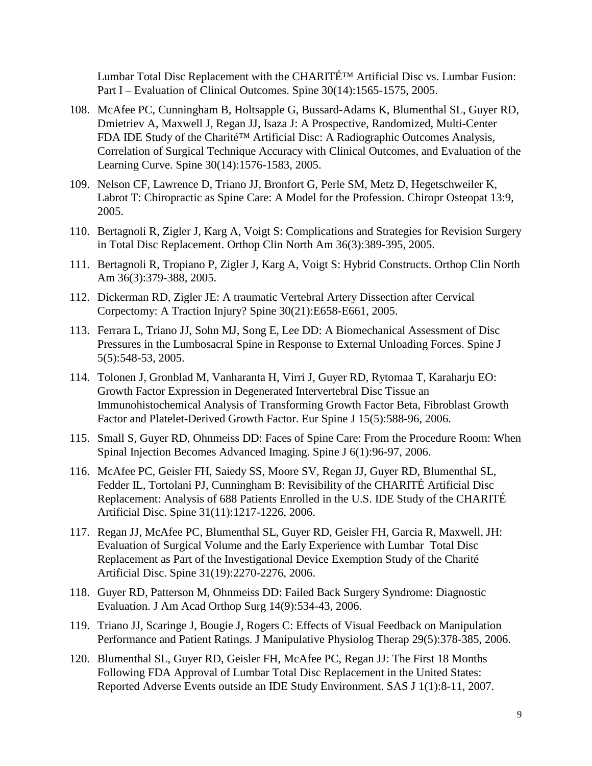Lumbar Total Disc Replacement with the CHARITÉ™ Artificial Disc vs. Lumbar Fusion: Part I – Evaluation of Clinical Outcomes. Spine 30(14):1565-1575, 2005.

108. McAfee PC, Cunningham B, Holtsapple G, Bussard-Adams K, Blumenthal SL, Guyer RD, Dmietriev A, Maxwell J, Regan JJ, Isaza J: A Prospective, Randomized, Multi-Center FDA IDE Study of the Charité™ Artificial Disc: A Radiographic Outcomes Analysis, Correlation of Surgical Technique Accuracy with Clinical Outcomes, and Evaluation of the Learning Curve. Spine 30(14):1576-1583, 2005.

109. Nelson CF, Lawrence D, Triano JJ, Bronfort G, Perle SM, Metz D, Hegetschweiler K, Labrot T: Chiropractic as Spine Care: A Model for the Profession. Chiropr Osteopat 13:9, 2005.

110. Bertagnoli R, Zigler J, Karg A, Voigt S: Complications and Strategies for Revision Surgery in Total Disc Replacement. Orthop Clin North Am 36(3):389-395, 2005.

111. Bertagnoli R, Tropiano P, Zigler J, Karg A, Voigt S: Hybrid Constructs. Orthop Clin North Am 36(3):379-388, 2005.

112. Dickerman RD, Zigler JE: A traumatic Vertebral Artery Dissection after Cervical Corpectomy: A Traction Injury? Spine 30(21):E658-E661, 2005.

113. Ferrara L, Triano JJ, Sohn MJ, Song E, Lee DD: A Biomechanical Assessment of Disc Pressures in the Lumbosacral Spine in Response to External Unloading Forces. Spine J 5(5):548-53, 2005.

114. Tolonen J, Gronblad M, Vanharanta H, Virri J, Guyer RD, Rytomaa T, Karaharju EO: Growth Factor Expression in Degenerated Intervertebral Disc Tissue an Immunohistochemical Analysis of Transforming Growth Factor Beta, Fibroblast Growth Factor and Platelet-Derived Growth Factor. Eur Spine J 15(5):588-96, 2006.

115. Small S, Guyer RD, Ohnmeiss DD: Faces of Spine Care: From the Procedure Room: When Spinal Injection Becomes Advanced Imaging. Spine J 6(1):96-97, 2006.

116. McAfee PC, Geisler FH, Saiedy SS, Moore SV, Regan JJ, Guyer RD, Blumenthal SL, Fedder IL, Tortolani PJ, Cunningham B: Revisibility of the CHARITÉ Artificial Disc Replacement: Analysis of 688 Patients Enrolled in the U.S. IDE Study of the CHARITÉ Artificial Disc. Spine 31(11):1217-1226, 2006.

117. Regan JJ, McAfee PC, Blumenthal SL, Guyer RD, Geisler FH, Garcia R, Maxwell, JH: Evaluation of Surgical Volume and the Early Experience with Lumbar Total Disc Replacement as Part of the Investigational Device Exemption Study of the Charité Artificial Disc. Spine 31(19):2270-2276, 2006.

118. Guyer RD, Patterson M, Ohnmeiss DD: Failed Back Surgery Syndrome: Diagnostic Evaluation. J Am Acad Orthop Surg 14(9):534-43, 2006.

119. Triano JJ, Scaringe J, Bougie J, Rogers C: Effects of Visual Feedback on Manipulation Performance and Patient Ratings. J Manipulative Physiolog Therap 29(5):378-385, 2006.

120. Blumenthal SL, Guyer RD, Geisler FH, McAfee PC, Regan JJ: The First 18 Months Following FDA Approval of Lumbar Total Disc Replacement in the United States: Reported Adverse Events outside an IDE Study Environment. SAS J 1(1):8-11, 2007.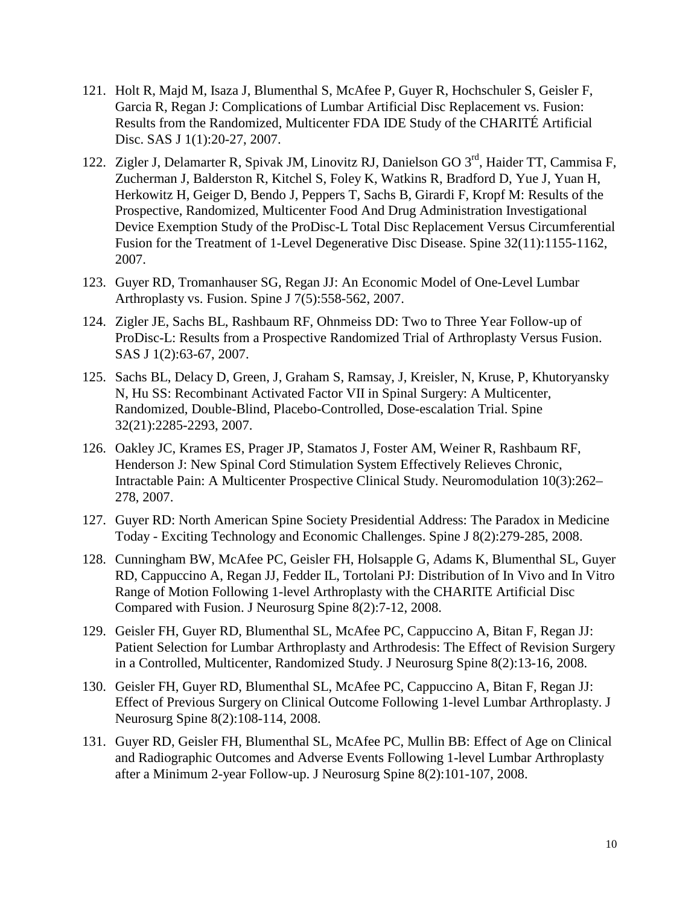121. Holt R, Majd M, Isaza J, Blumenthal S, McAfee P, Guyer R, Hochschuler S, Geisler F, Garcia R, Regan J: Complications of Lumbar Artificial Disc Replacement vs. Fusion: Results from the Randomized, Multicenter FDA IDE Study of the CHARITÉ Artificial Disc. SAS J 1(1):20-27, 2007.

122. Zigler J, Delamarter R, Spivak JM, Linovitz RJ, Danielson GO 3rd, Haider TT, Cammisa F, Zucherman J, Balderston R, Kitchel S, Foley K, Watkins R, Bradford D, Yue J, Yuan H, Herkowitz H, Geiger D, Bendo J, Peppers T, Sachs B, Girardi F, Kropf M: Results of the Prospective, Randomized, Multicenter Food And Drug Administration Investigational Device Exemption Study of the ProDisc-L Total Disc Replacement Versus Circumferential Fusion for the Treatment of 1-Level Degenerative Disc Disease. Spine 32(11):1155-1162, 2007.

123. Guyer RD, Tromanhauser SG, Regan JJ: An Economic Model of One-Level Lumbar Arthroplasty vs. Fusion. Spine J 7(5):558-562, 2007.

124. Zigler JE, Sachs BL, Rashbaum RF, Ohnmeiss DD: Two to Three Year Follow-up of ProDisc-L: Results from a Prospective Randomized Trial of Arthroplasty Versus Fusion. SAS J 1(2):63-67, 2007.

125. Sachs BL, Delacy D, Green, J, Graham S, Ramsay, J, Kreisler, N, Kruse, P, Khutoryansky N, Hu SS: Recombinant Activated Factor VII in Spinal Surgery: A Multicenter, Randomized, Double-Blind, Placebo-Controlled, Dose-escalation Trial. Spine 32(21):2285-2293, 2007.

126. Oakley JC, Krames ES, Prager JP, Stamatos J, Foster AM, Weiner R, Rashbaum RF, Henderson J: New Spinal Cord Stimulation System Effectively Relieves Chronic, Intractable Pain: A Multicenter Prospective Clinical Study. Neuromodulation 10(3):262–278, 2007.

127. Guyer RD: North American Spine Society Presidential Address: The Paradox in Medicine Today - Exciting Technology and Economic Challenges. Spine J 8(2):279-285, 2008.

128. Cunningham BW, McAfee PC, Geisler FH, Holsapple G, Adams K, Blumenthal SL, Guyer RD, Cappuccino A, Regan JJ, Fedder IL, Tortolani PJ: Distribution of In Vivo and In Vitro Range of Motion Following 1-level Arthroplasty with the CHARITE Artificial Disc Compared with Fusion. J Neurosurg Spine 8(2):7-12, 2008.

129. Geisler FH, Guyer RD, Blumenthal SL, McAfee PC, Cappuccino A, Bitan F, Regan JJ: Patient Selection for Lumbar Arthroplasty and Arthrodesis: The Effect of Revision Surgery in a Controlled, Multicenter, Randomized Study. J Neurosurg Spine 8(2):13-16, 2008.

130. Geisler FH, Guyer RD, Blumenthal SL, McAfee PC, Cappuccino A, Bitan F, Regan JJ: Effect of Previous Surgery on Clinical Outcome Following 1-level Lumbar Arthroplasty. J Neurosurg Spine 8(2):108-114, 2008.

131. Guyer RD, Geisler FH, Blumenthal SL, McAfee PC, Mullin BB: Effect of Age on Clinical and Radiographic Outcomes and Adverse Events Following 1-level Lumbar Arthroplasty after a Minimum 2-year Follow-up. J Neurosurg Spine 8(2):101-107, 2008.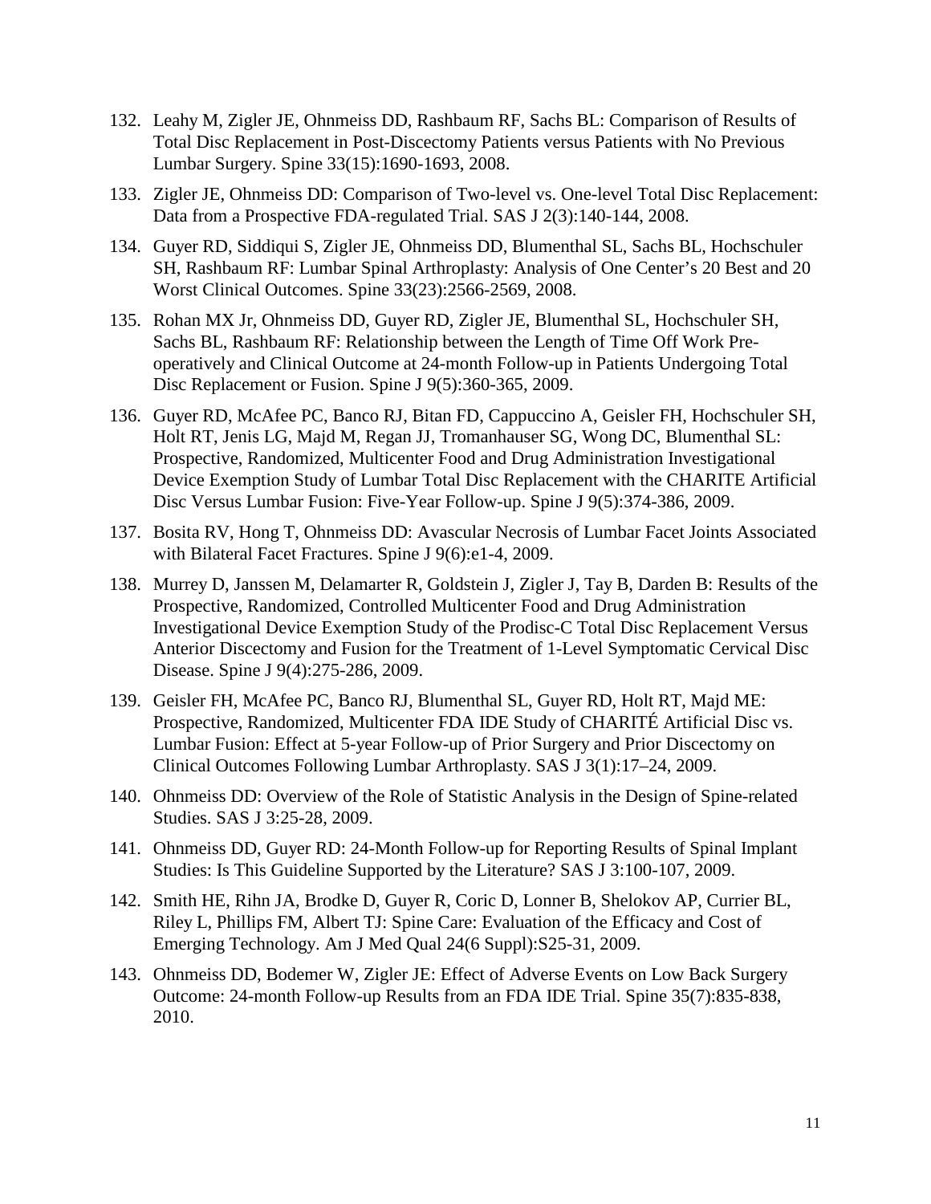132. Leahy M, Zigler JE, Ohnmeiss DD, Rashbaum RF, Sachs BL: Comparison of Results of Total Disc Replacement in Post-Discectomy Patients versus Patients with No Previous Lumbar Surgery. Spine 33(15):1690-1693, 2008.

133. Zigler JE, Ohnmeiss DD: Comparison of Two-level vs. One-level Total Disc Replacement: Data from a Prospective FDA-regulated Trial. SAS J 2(3):140-144, 2008.

134. Guyer RD, Siddiqui S, Zigler JE, Ohnmeiss DD, Blumenthal SL, Sachs BL, Hochschuler SH, Rashbaum RF: Lumbar Spinal Arthroplasty: Analysis of One Center's 20 Best and 20 Worst Clinical Outcomes. Spine 33(23):2566-2569, 2008.

135. Rohan MX Jr, Ohnmeiss DD, Guyer RD, Zigler JE, Blumenthal SL, Hochschuler SH, Sachs BL, Rashbaum RF: Relationship between the Length of Time Off Work Pre-operatively and Clinical Outcome at 24-month Follow-up in Patients Undergoing Total Disc Replacement or Fusion. Spine J 9(5):360-365, 2009.

136. Guyer RD, McAfee PC, Banco RJ, Bitan FD, Cappuccino A, Geisler FH, Hochschuler SH, Holt RT, Jenis LG, Majd M, Regan JJ, Tromanhauser SG, Wong DC, Blumenthal SL: Prospective, Randomized, Multicenter Food and Drug Administration Investigational Device Exemption Study of Lumbar Total Disc Replacement with the CHARITE Artificial Disc Versus Lumbar Fusion: Five-Year Follow-up. Spine J 9(5):374-386, 2009.

137. Bosita RV, Hong T, Ohnmeiss DD: Avascular Necrosis of Lumbar Facet Joints Associated with Bilateral Facet Fractures. Spine J 9(6):e1-4, 2009.

138. Murrey D, Janssen M, Delamarter R, Goldstein J, Zigler J, Tay B, Darden B: Results of the Prospective, Randomized, Controlled Multicenter Food and Drug Administration Investigational Device Exemption Study of the Prodisc-C Total Disc Replacement Versus Anterior Discectomy and Fusion for the Treatment of 1-Level Symptomatic Cervical Disc Disease. Spine J 9(4):275-286, 2009.

139. Geisler FH, McAfee PC, Banco RJ, Blumenthal SL, Guyer RD, Holt RT, Majd ME: Prospective, Randomized, Multicenter FDA IDE Study of CHARITÉ Artificial Disc vs. Lumbar Fusion: Effect at 5-year Follow-up of Prior Surgery and Prior Discectomy on Clinical Outcomes Following Lumbar Arthroplasty. SAS J 3(1):17–24, 2009.

140. Ohnmeiss DD: Overview of the Role of Statistic Analysis in the Design of Spine-related Studies. SAS J 3:25-28, 2009.

141. Ohnmeiss DD, Guyer RD: 24-Month Follow-up for Reporting Results of Spinal Implant Studies: Is This Guideline Supported by the Literature? SAS J 3:100-107, 2009.

142. Smith HE, Rihn JA, Brodke D, Guyer R, Coric D, Lonner B, Shelokov AP, Currier BL, Riley L, Phillips FM, Albert TJ: Spine Care: Evaluation of the Efficacy and Cost of Emerging Technology. Am J Med Qual 24(6 Suppl):S25-31, 2009.

143. Ohnmeiss DD, Bodemer W, Zigler JE: Effect of Adverse Events on Low Back Surgery Outcome: 24-month Follow-up Results from an FDA IDE Trial. Spine 35(7):835-838, 2010.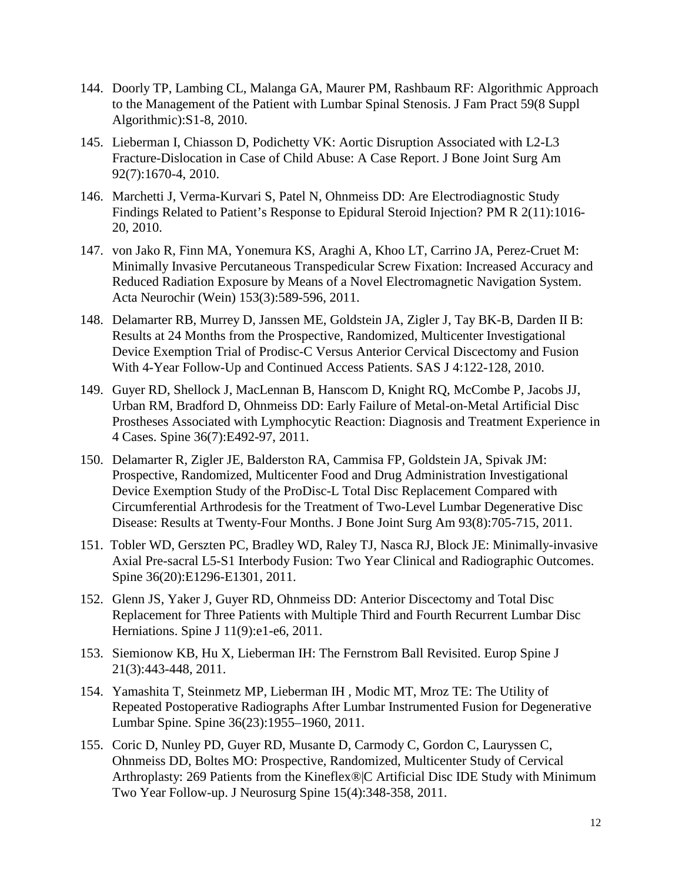144. Doorly TP, Lambing CL, Malanga GA, Maurer PM, Rashbaum RF: Algorithmic Approach to the Management of the Patient with Lumbar Spinal Stenosis. J Fam Pract 59(8 Suppl Algorithmic):S1-8, 2010.

145. Lieberman I, Chiasson D, Podichetty VK: Aortic Disruption Associated with L2-L3 Fracture-Dislocation in Case of Child Abuse: A Case Report. J Bone Joint Surg Am 92(7):1670-4, 2010.

146. Marchetti J, Verma-Kurvari S, Patel N, Ohnmeiss DD: Are Electrodiagnostic Study Findings Related to Patient's Response to Epidural Steroid Injection? PM R 2(11):1016-20, 2010.

147. von Jako R, Finn MA, Yonemura KS, Araghi A, Khoo LT, Carrino JA, Perez-Cruet M: Minimally Invasive Percutaneous Transpedicular Screw Fixation: Increased Accuracy and Reduced Radiation Exposure by Means of a Novel Electromagnetic Navigation System. Acta Neurochir (Wein) 153(3):589-596, 2011.

148. Delamarter RB, Murrey D, Janssen ME, Goldstein JA, Zigler J, Tay BK-B, Darden II B: Results at 24 Months from the Prospective, Randomized, Multicenter Investigational Device Exemption Trial of Prodisc-C Versus Anterior Cervical Discectomy and Fusion With 4-Year Follow-Up and Continued Access Patients. SAS J 4:122-128, 2010.

149. Guyer RD, Shellock J, MacLennan B, Hanscom D, Knight RQ, McCombe P, Jacobs JJ, Urban RM, Bradford D, Ohnmeiss DD: Early Failure of Metal-on-Metal Artificial Disc Prostheses Associated with Lymphocytic Reaction: Diagnosis and Treatment Experience in 4 Cases. Spine 36(7):E492-97, 2011.

150. Delamarter R, Zigler JE, Balderston RA, Cammisa FP, Goldstein JA, Spivak JM: Prospective, Randomized, Multicenter Food and Drug Administration Investigational Device Exemption Study of the ProDisc-L Total Disc Replacement Compared with Circumferential Arthrodesis for the Treatment of Two-Level Lumbar Degenerative Disc Disease: Results at Twenty-Four Months. J Bone Joint Surg Am 93(8):705-715, 2011.

151. Tobler WD, Gerszten PC, Bradley WD, Raley TJ, Nasca RJ, Block JE: Minimally-invasive Axial Pre-sacral L5-S1 Interbody Fusion: Two Year Clinical and Radiographic Outcomes. Spine 36(20):E1296-E1301, 2011.

152. Glenn JS, Yaker J, Guyer RD, Ohnmeiss DD: Anterior Discectomy and Total Disc Replacement for Three Patients with Multiple Third and Fourth Recurrent Lumbar Disc Herniations. Spine J 11(9):e1-e6, 2011.

153. Siemionow KB, Hu X, Lieberman IH: The Fernstrom Ball Revisited. Europ Spine J 21(3):443-448, 2011.

154. Yamashita T, Steinmetz MP, Lieberman IH , Modic MT, Mroz TE: The Utility of Repeated Postoperative Radiographs After Lumbar Instrumented Fusion for Degenerative Lumbar Spine. Spine 36(23):1955–1960, 2011.

155. Coric D, Nunley PD, Guyer RD, Musante D, Carmody C, Gordon C, Lauryssen C, Ohnmeiss DD, Boltes MO: Prospective, Randomized, Multicenter Study of Cervical Arthroplasty: 269 Patients from the Kineflex®|C Artificial Disc IDE Study with Minimum Two Year Follow-up. J Neurosurg Spine 15(4):348-358, 2011.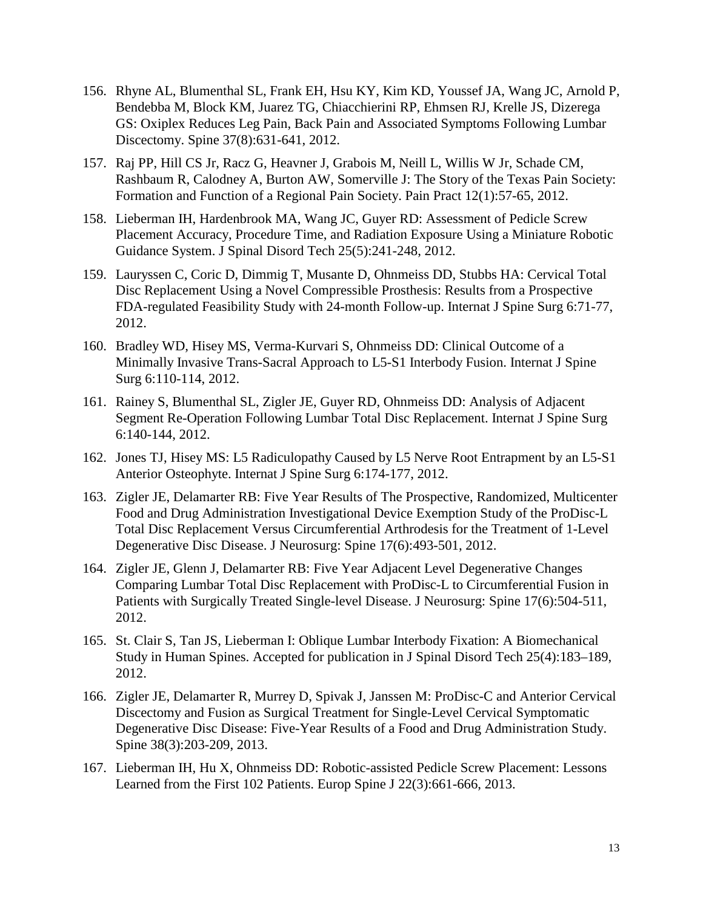156. Rhyne AL, Blumenthal SL, Frank EH, Hsu KY, Kim KD, Youssef JA, Wang JC, Arnold P, Bendebba M, Block KM, Juarez TG, Chiacchierini RP, Ehmsen RJ, Krelle JS, Dizerega GS: Oxiplex Reduces Leg Pain, Back Pain and Associated Symptoms Following Lumbar Discectomy. Spine 37(8):631-641, 2012.

157. Raj PP, Hill CS Jr, Racz G, Heavner J, Grabois M, Neill L, Willis W Jr, Schade CM, Rashbaum R, Calodney A, Burton AW, Somerville J: The Story of the Texas Pain Society: Formation and Function of a Regional Pain Society. Pain Pract 12(1):57-65, 2012.

158. Lieberman IH, Hardenbrook MA, Wang JC, Guyer RD: Assessment of Pedicle Screw Placement Accuracy, Procedure Time, and Radiation Exposure Using a Miniature Robotic Guidance System. J Spinal Disord Tech 25(5):241-248, 2012.

159. Lauryssen C, Coric D, Dimmig T, Musante D, Ohnmeiss DD, Stubbs HA: Cervical Total Disc Replacement Using a Novel Compressible Prosthesis: Results from a Prospective FDA-regulated Feasibility Study with 24-month Follow-up. Internat J Spine Surg 6:71-77, 2012.

160. Bradley WD, Hisey MS, Verma-Kurvari S, Ohnmeiss DD: Clinical Outcome of a Minimally Invasive Trans-Sacral Approach to L5-S1 Interbody Fusion. Internat J Spine Surg 6:110-114, 2012.

161. Rainey S, Blumenthal SL, Zigler JE, Guyer RD, Ohnmeiss DD: Analysis of Adjacent Segment Re-Operation Following Lumbar Total Disc Replacement. Internat J Spine Surg 6:140-144, 2012.

162. Jones TJ, Hisey MS: L5 Radiculopathy Caused by L5 Nerve Root Entrapment by an L5-S1 Anterior Osteophyte. Internat J Spine Surg 6:174-177, 2012.

163. Zigler JE, Delamarter RB: Five Year Results of The Prospective, Randomized, Multicenter Food and Drug Administration Investigational Device Exemption Study of the ProDisc-L Total Disc Replacement Versus Circumferential Arthrodesis for the Treatment of 1-Level Degenerative Disc Disease. J Neurosurg: Spine 17(6):493-501, 2012.

164. Zigler JE, Glenn J, Delamarter RB: Five Year Adjacent Level Degenerative Changes Comparing Lumbar Total Disc Replacement with ProDisc-L to Circumferential Fusion in Patients with Surgically Treated Single-level Disease. J Neurosurg: Spine 17(6):504-511, 2012.

165. St. Clair S, Tan JS, Lieberman I: Oblique Lumbar Interbody Fixation: A Biomechanical Study in Human Spines. Accepted for publication in J Spinal Disord Tech 25(4):183–189, 2012.

166. Zigler JE, Delamarter R, Murrey D, Spivak J, Janssen M: ProDisc-C and Anterior Cervical Discectomy and Fusion as Surgical Treatment for Single-Level Cervical Symptomatic Degenerative Disc Disease: Five-Year Results of a Food and Drug Administration Study. Spine 38(3):203-209, 2013.

167. Lieberman IH, Hu X, Ohnmeiss DD: Robotic-assisted Pedicle Screw Placement: Lessons Learned from the First 102 Patients. Europ Spine J 22(3):661-666, 2013.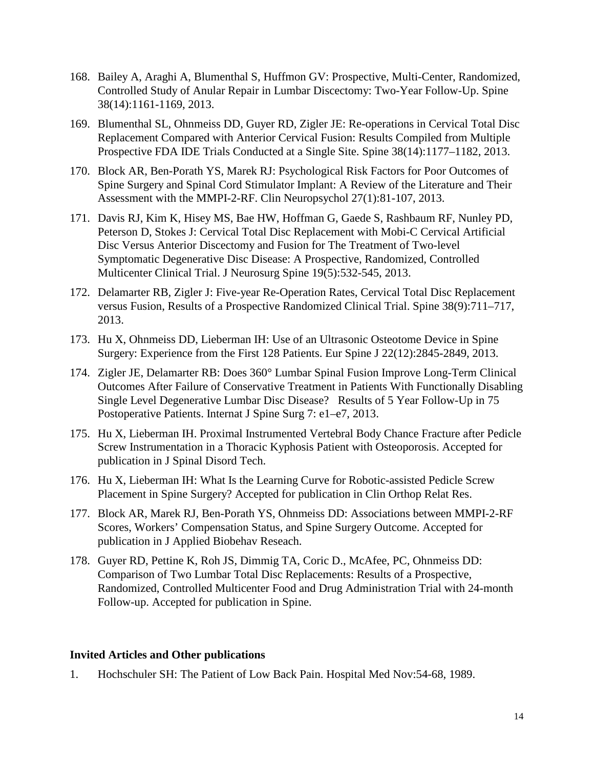168. Bailey A, Araghi A, Blumenthal S, Huffmon GV: Prospective, Multi-Center, Randomized, Controlled Study of Anular Repair in Lumbar Discectomy: Two-Year Follow-Up. Spine 38(14):1161-1169, 2013.

169. Blumenthal SL, Ohnmeiss DD, Guyer RD, Zigler JE: Re-operations in Cervical Total Disc Replacement Compared with Anterior Cervical Fusion: Results Compiled from Multiple Prospective FDA IDE Trials Conducted at a Single Site. Spine 38(14):1177–1182, 2013.

170. Block AR, Ben-Porath YS, Marek RJ: Psychological Risk Factors for Poor Outcomes of Spine Surgery and Spinal Cord Stimulator Implant: A Review of the Literature and Their Assessment with the MMPI-2-RF. Clin Neuropsychol 27(1):81-107, 2013.

171. Davis RJ, Kim K, Hisey MS, Bae HW, Hoffman G, Gaede S, Rashbaum RF, Nunley PD, Peterson D, Stokes J: Cervical Total Disc Replacement with Mobi-C Cervical Artificial Disc Versus Anterior Discectomy and Fusion for The Treatment of Two-level Symptomatic Degenerative Disc Disease: A Prospective, Randomized, Controlled Multicenter Clinical Trial. J Neurosurg Spine 19(5):532-545, 2013.

172. Delamarter RB, Zigler J: Five-year Re-Operation Rates, Cervical Total Disc Replacement versus Fusion, Results of a Prospective Randomized Clinical Trial. Spine 38(9):711–717, 2013.

173. Hu X, Ohnmeiss DD, Lieberman IH: Use of an Ultrasonic Osteotome Device in Spine Surgery: Experience from the First 128 Patients. Eur Spine J 22(12):2845-2849, 2013.

174. Zigler JE, Delamarter RB: Does 360° Lumbar Spinal Fusion Improve Long-Term Clinical Outcomes After Failure of Conservative Treatment in Patients With Functionally Disabling Single Level Degenerative Lumbar Disc Disease? Results of 5 Year Follow-Up in 75 Postoperative Patients. Internat J Spine Surg 7: e1–e7, 2013.

175. Hu X, Lieberman IH. Proximal Instrumented Vertebral Body Chance Fracture after Pedicle Screw Instrumentation in a Thoracic Kyphosis Patient with Osteoporosis. Accepted for publication in J Spinal Disord Tech.

176. Hu X, Lieberman IH: What Is the Learning Curve for Robotic-assisted Pedicle Screw Placement in Spine Surgery? Accepted for publication in Clin Orthop Relat Res.

177. Block AR, Marek RJ, Ben-Porath YS, Ohnmeiss DD: Associations between MMPI-2-RF Scores, Workers' Compensation Status, and Spine Surgery Outcome. Accepted for publication in J Applied Biobehav Reseach.

178. Guyer RD, Pettine K, Roh JS, Dimmig TA, Coric D., McAfee, PC, Ohnmeiss DD: Comparison of Two Lumbar Total Disc Replacements: Results of a Prospective, Randomized, Controlled Multicenter Food and Drug Administration Trial with 24-month Follow-up. Accepted for publication in Spine.

**Invited Articles and Other publications**

1. Hochschuler SH: The Patient of Low Back Pain. Hospital Med Nov:54-68, 1989.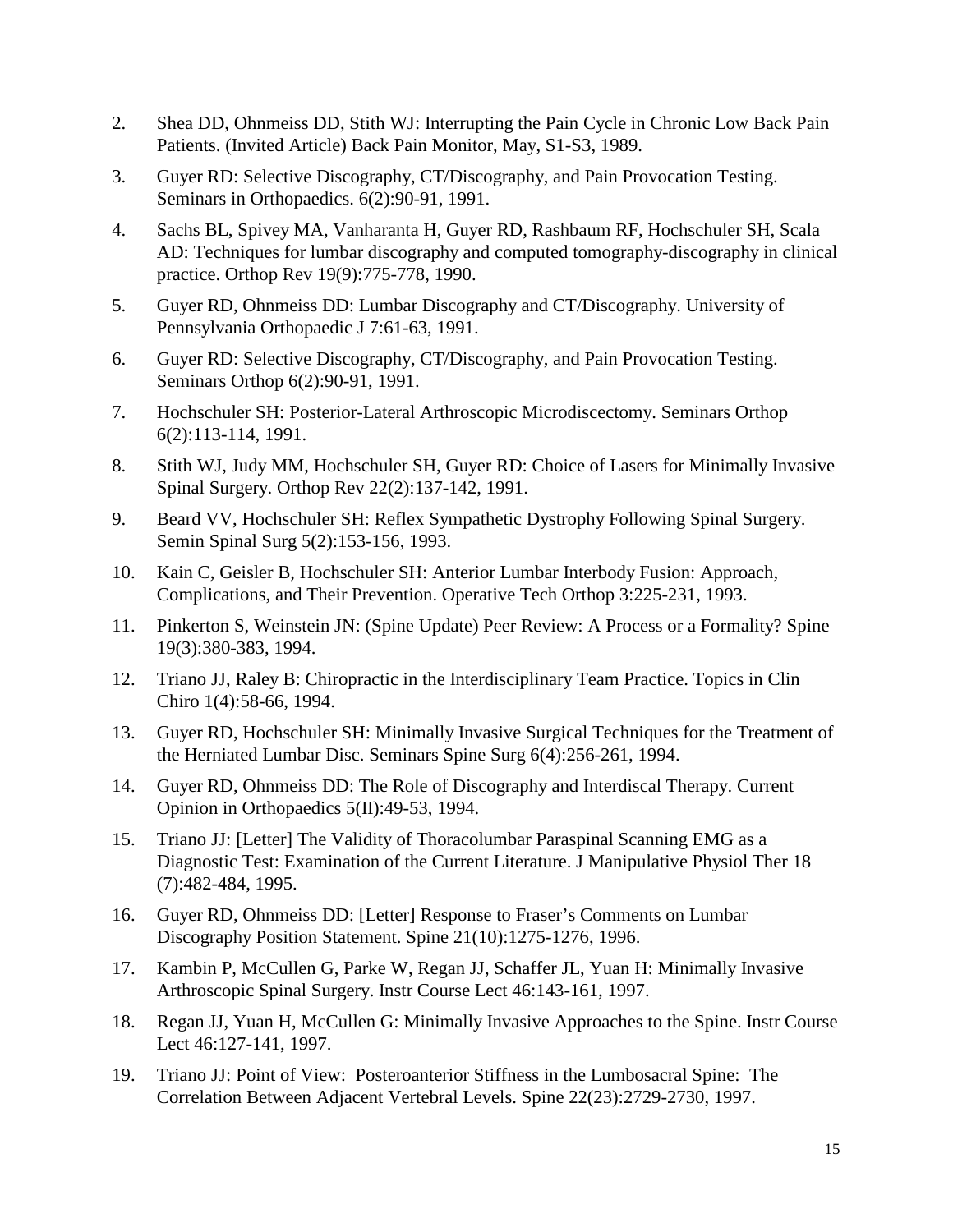2. Shea DD, Ohnmeiss DD, Stith WJ: Interrupting the Pain Cycle in Chronic Low Back Pain Patients. (Invited Article) Back Pain Monitor, May, S1-S3, 1989.

3. Guyer RD: Selective Discography, CT/Discography, and Pain Provocation Testing. Seminars in Orthopaedics. 6(2):90-91, 1991.

4. Sachs BL, Spivey MA, Vanharanta H, Guyer RD, Rashbaum RF, Hochschuler SH, Scala AD: Techniques for lumbar discography and computed tomography-discography in clinical practice. Orthop Rev 19(9):775-778, 1990.

5. Guyer RD, Ohnmeiss DD: Lumbar Discography and CT/Discography. University of Pennsylvania Orthopaedic J 7:61-63, 1991.

6. Guyer RD: Selective Discography, CT/Discography, and Pain Provocation Testing. Seminars Orthop 6(2):90-91, 1991.

7. Hochschuler SH: Posterior-Lateral Arthroscopic Microdiscectomy. Seminars Orthop 6(2):113-114, 1991.

8. Stith WJ, Judy MM, Hochschuler SH, Guyer RD: Choice of Lasers for Minimally Invasive Spinal Surgery. Orthop Rev 22(2):137-142, 1991.

9. Beard VV, Hochschuler SH: Reflex Sympathetic Dystrophy Following Spinal Surgery. Semin Spinal Surg 5(2):153-156, 1993.

10. Kain C, Geisler B, Hochschuler SH: Anterior Lumbar Interbody Fusion: Approach, Complications, and Their Prevention. Operative Tech Orthop 3:225-231, 1993.

11. Pinkerton S, Weinstein JN: (Spine Update) Peer Review: A Process or a Formality? Spine 19(3):380-383, 1994.

12. Triano JJ, Raley B: Chiropractic in the Interdisciplinary Team Practice. Topics in Clin Chiro 1(4):58-66, 1994.

13. Guyer RD, Hochschuler SH: Minimally Invasive Surgical Techniques for the Treatment of the Herniated Lumbar Disc. Seminars Spine Surg 6(4):256-261, 1994.

14. Guyer RD, Ohnmeiss DD: The Role of Discography and Interdiscal Therapy. Current Opinion in Orthopaedics 5(II):49-53, 1994.

15. Triano JJ: [Letter] The Validity of Thoracolumbar Paraspinal Scanning EMG as a Diagnostic Test: Examination of the Current Literature. J Manipulative Physiol Ther 18 (7):482-484, 1995.

16. Guyer RD, Ohnmeiss DD: [Letter] Response to Fraser's Comments on Lumbar Discography Position Statement. Spine 21(10):1275-1276, 1996.

17. Kambin P, McCullen G, Parke W, Regan JJ, Schaffer JL, Yuan H: Minimally Invasive Arthroscopic Spinal Surgery. Instr Course Lect 46:143-161, 1997.

18. Regan JJ, Yuan H, McCullen G: Minimally Invasive Approaches to the Spine. Instr Course Lect 46:127-141, 1997.

19. Triano JJ: Point of View: Posteroanterior Stiffness in the Lumbosacral Spine: The Correlation Between Adjacent Vertebral Levels. Spine 22(23):2729-2730, 1997.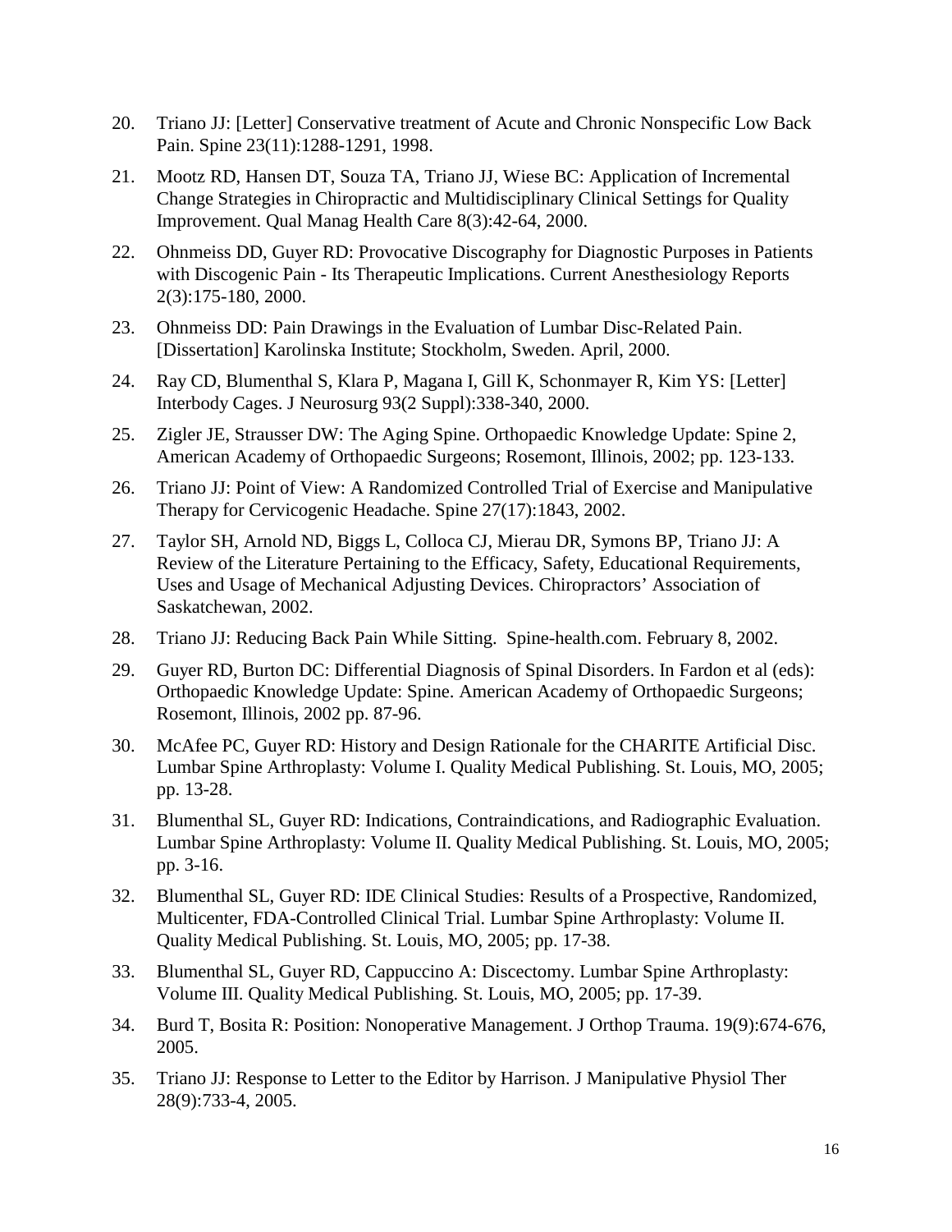20. Triano JJ: [Letter] Conservative treatment of Acute and Chronic Nonspecific Low Back Pain. Spine 23(11):1288-1291, 1998.

21. Mootz RD, Hansen DT, Souza TA, Triano JJ, Wiese BC: Application of Incremental Change Strategies in Chiropractic and Multidisciplinary Clinical Settings for Quality Improvement. Qual Manag Health Care 8(3):42-64, 2000.

22. Ohnmeiss DD, Guyer RD: Provocative Discography for Diagnostic Purposes in Patients with Discogenic Pain - Its Therapeutic Implications. Current Anesthesiology Reports 2(3):175-180, 2000.

23. Ohnmeiss DD: Pain Drawings in the Evaluation of Lumbar Disc-Related Pain. [Dissertation] Karolinska Institute; Stockholm, Sweden. April, 2000.

24. Ray CD, Blumenthal S, Klara P, Magana I, Gill K, Schonmayer R, Kim YS: [Letter] Interbody Cages. J Neurosurg 93(2 Suppl):338-340, 2000.

25. Zigler JE, Strausser DW: The Aging Spine. Orthopaedic Knowledge Update: Spine 2, American Academy of Orthopaedic Surgeons; Rosemont, Illinois, 2002; pp. 123-133.

26. Triano JJ: Point of View: A Randomized Controlled Trial of Exercise and Manipulative Therapy for Cervicogenic Headache. Spine 27(17):1843, 2002.

27. Taylor SH, Arnold ND, Biggs L, Colloca CJ, Mierau DR, Symons BP, Triano JJ: A Review of the Literature Pertaining to the Efficacy, Safety, Educational Requirements, Uses and Usage of Mechanical Adjusting Devices. Chiropractors' Association of Saskatchewan, 2002.

28. Triano JJ: Reducing Back Pain While Sitting. Spine-health.com. February 8, 2002.

29. Guyer RD, Burton DC: Differential Diagnosis of Spinal Disorders. In Fardon et al (eds): Orthopaedic Knowledge Update: Spine. American Academy of Orthopaedic Surgeons; Rosemont, Illinois, 2002 pp. 87-96.

30. McAfee PC, Guyer RD: History and Design Rationale for the CHARITE Artificial Disc. Lumbar Spine Arthroplasty: Volume I. Quality Medical Publishing. St. Louis, MO, 2005; pp. 13-28.

31. Blumenthal SL, Guyer RD: Indications, Contraindications, and Radiographic Evaluation. Lumbar Spine Arthroplasty: Volume II. Quality Medical Publishing. St. Louis, MO, 2005; pp. 3-16.

32. Blumenthal SL, Guyer RD: IDE Clinical Studies: Results of a Prospective, Randomized, Multicenter, FDA-Controlled Clinical Trial. Lumbar Spine Arthroplasty: Volume II. Quality Medical Publishing. St. Louis, MO, 2005; pp. 17-38.

33. Blumenthal SL, Guyer RD, Cappuccino A: Discectomy. Lumbar Spine Arthroplasty: Volume III. Quality Medical Publishing. St. Louis, MO, 2005; pp. 17-39.

34. Burd T, Bosita R: Position: Nonoperative Management. J Orthop Trauma. 19(9):674-676, 2005.

35. Triano JJ: Response to Letter to the Editor by Harrison. J Manipulative Physiol Ther 28(9):733-4, 2005.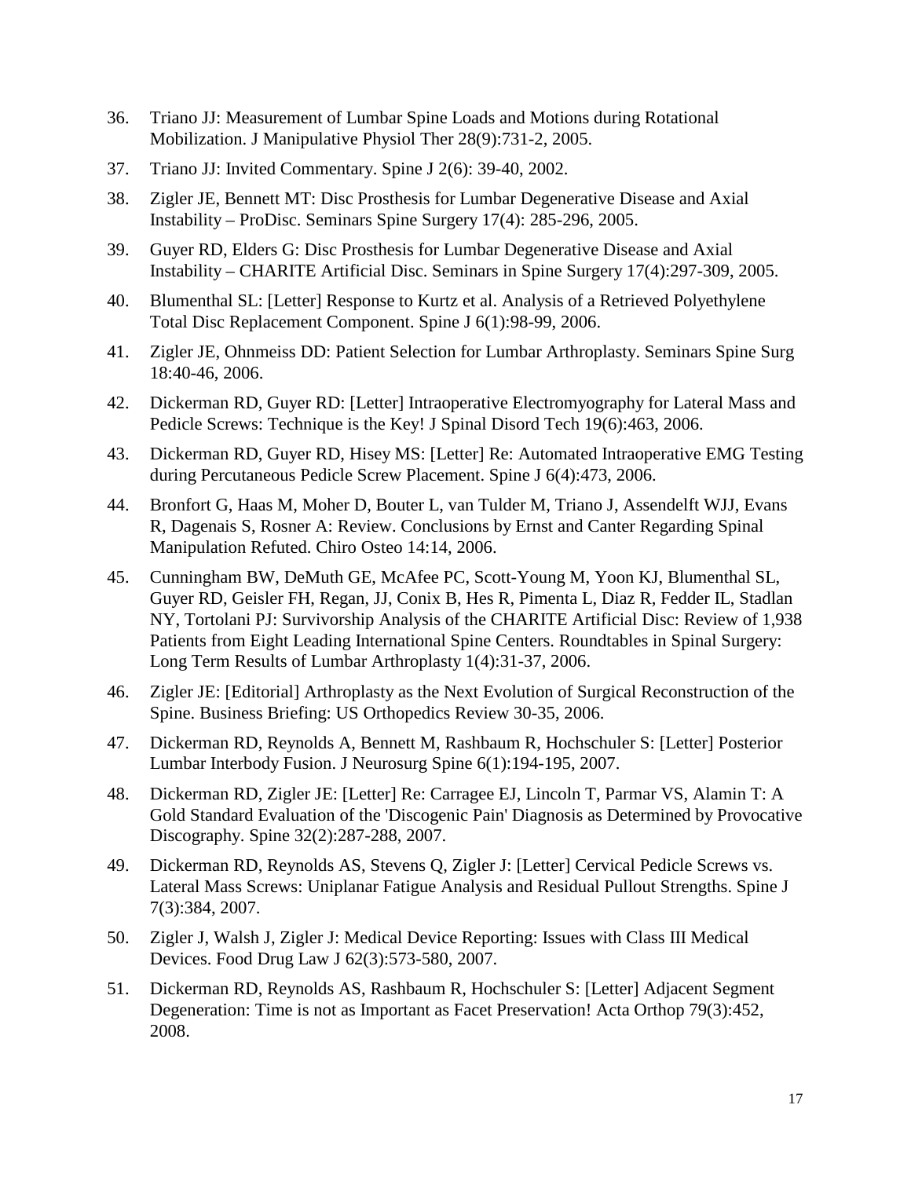36. Triano JJ: Measurement of Lumbar Spine Loads and Motions during Rotational Mobilization. J Manipulative Physiol Ther 28(9):731-2, 2005.

37. Triano JJ: Invited Commentary. Spine J 2(6): 39-40, 2002.

38. Zigler JE, Bennett MT: Disc Prosthesis for Lumbar Degenerative Disease and Axial Instability – ProDisc. Seminars Spine Surgery 17(4): 285-296, 2005.

39. Guyer RD, Elders G: Disc Prosthesis for Lumbar Degenerative Disease and Axial Instability – CHARITE Artificial Disc. Seminars in Spine Surgery 17(4):297-309, 2005.

40. Blumenthal SL: [Letter] Response to Kurtz et al. Analysis of a Retrieved Polyethylene Total Disc Replacement Component. Spine J 6(1):98-99, 2006.

41. Zigler JE, Ohnmeiss DD: Patient Selection for Lumbar Arthroplasty. Seminars Spine Surg 18:40-46, 2006.

42. Dickerman RD, Guyer RD: [Letter] Intraoperative Electromyography for Lateral Mass and Pedicle Screws: Technique is the Key! J Spinal Disord Tech 19(6):463, 2006.

43. Dickerman RD, Guyer RD, Hisey MS: [Letter] Re: Automated Intraoperative EMG Testing during Percutaneous Pedicle Screw Placement. Spine J 6(4):473, 2006.

44. Bronfort G, Haas M, Moher D, Bouter L, van Tulder M, Triano J, Assendelft WJJ, Evans R, Dagenais S, Rosner A: Review. Conclusions by Ernst and Canter Regarding Spinal Manipulation Refuted. Chiro Osteo 14:14, 2006.

45. Cunningham BW, DeMuth GE, McAfee PC, Scott-Young M, Yoon KJ, Blumenthal SL, Guyer RD, Geisler FH, Regan, JJ, Conix B, Hes R, Pimenta L, Diaz R, Fedder IL, Stadlan NY, Tortolani PJ: Survivorship Analysis of the CHARITE Artificial Disc: Review of 1,938 Patients from Eight Leading International Spine Centers. Roundtables in Spinal Surgery: Long Term Results of Lumbar Arthroplasty 1(4):31-37, 2006.

46. Zigler JE: [Editorial] Arthroplasty as the Next Evolution of Surgical Reconstruction of the Spine. Business Briefing: US Orthopedics Review 30-35, 2006.

47. Dickerman RD, Reynolds A, Bennett M, Rashbaum R, Hochschuler S: [Letter] Posterior Lumbar Interbody Fusion. J Neurosurg Spine 6(1):194-195, 2007.

48. Dickerman RD, Zigler JE: [Letter] Re: Carragee EJ, Lincoln T, Parmar VS, Alamin T: A Gold Standard Evaluation of the 'Discogenic Pain' Diagnosis as Determined by Provocative Discography. Spine 32(2):287-288, 2007.

49. Dickerman RD, Reynolds AS, Stevens Q, Zigler J: [Letter] Cervical Pedicle Screws vs. Lateral Mass Screws: Uniplanar Fatigue Analysis and Residual Pullout Strengths. Spine J 7(3):384, 2007.

50. Zigler J, Walsh J, Zigler J: Medical Device Reporting: Issues with Class III Medical Devices. Food Drug Law J 62(3):573-580, 2007.

51. Dickerman RD, Reynolds AS, Rashbaum R, Hochschuler S: [Letter] Adjacent Segment Degeneration: Time is not as Important as Facet Preservation! Acta Orthop 79(3):452, 2008.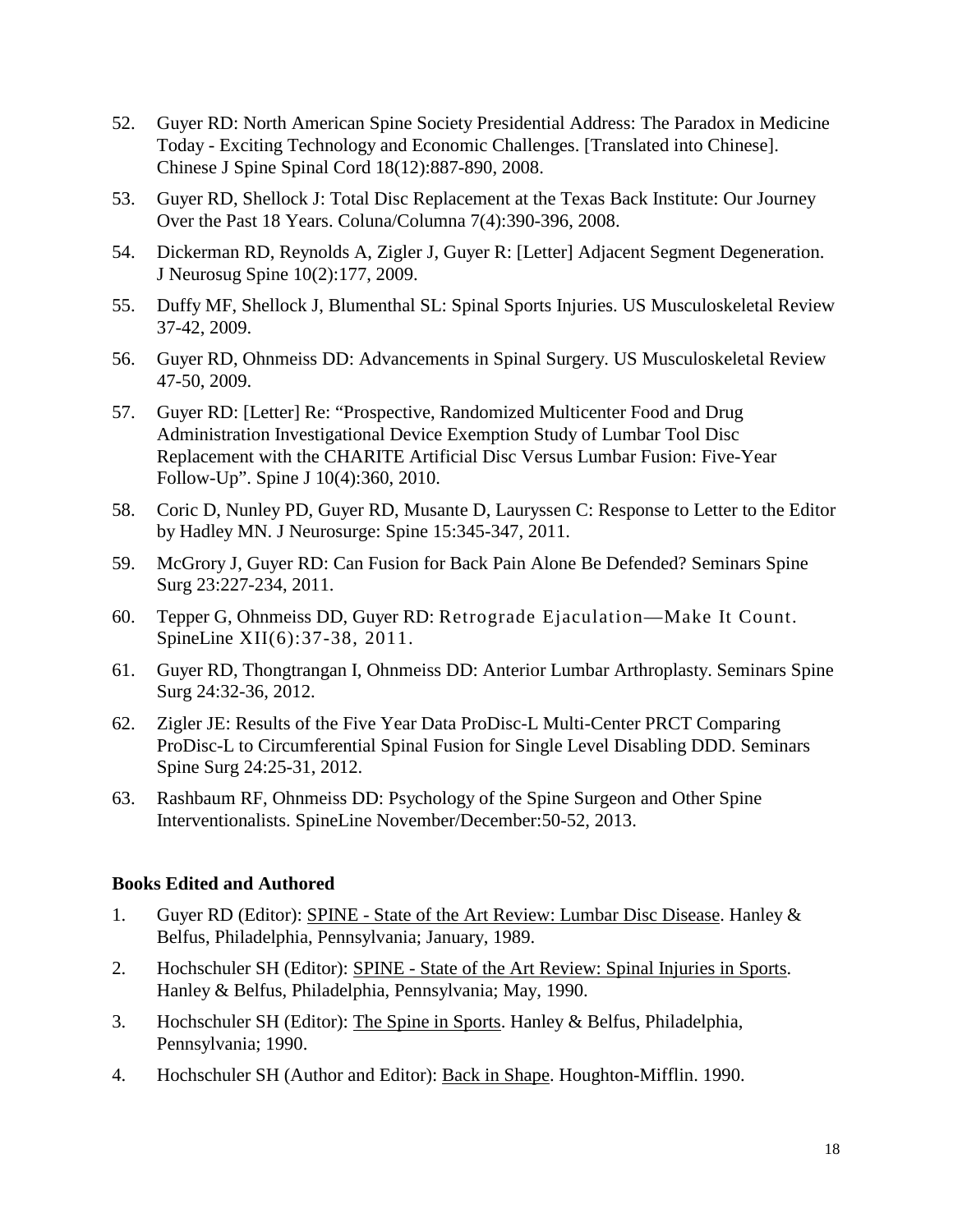52. Guyer RD: North American Spine Society Presidential Address: The Paradox in Medicine Today - Exciting Technology and Economic Challenges. [Translated into Chinese]. Chinese J Spine Spinal Cord 18(12):887-890, 2008.

53. Guyer RD, Shellock J: Total Disc Replacement at the Texas Back Institute: Our Journey Over the Past 18 Years. Coluna/Columna 7(4):390-396, 2008.

54. Dickerman RD, Reynolds A, Zigler J, Guyer R: [Letter] Adjacent Segment Degeneration. J Neurosug Spine 10(2):177, 2009.

55. Duffy MF, Shellock J, Blumenthal SL: Spinal Sports Injuries. US Musculoskeletal Review 37-42, 2009.

56. Guyer RD, Ohnmeiss DD: Advancements in Spinal Surgery. US Musculoskeletal Review 47-50, 2009.

57. Guyer RD: [Letter] Re: "Prospective, Randomized Multicenter Food and Drug Administration Investigational Device Exemption Study of Lumbar Tool Disc Replacement with the CHARITE Artificial Disc Versus Lumbar Fusion: Five-Year Follow-Up". Spine J 10(4):360, 2010.

58. Coric D, Nunley PD, Guyer RD, Musante D, Lauryssen C: Response to Letter to the Editor by Hadley MN. J Neurosurge: Spine 15:345-347, 2011.

59. McGrory J, Guyer RD: Can Fusion for Back Pain Alone Be Defended? Seminars Spine Surg 23:227-234, 2011.

60. Tepper G, Ohnmeiss DD, Guyer RD: Retrograde Ejaculation—Make It Count. SpineLine XII(6):37-38, 2011.

61. Guyer RD, Thongtrangan I, Ohnmeiss DD: Anterior Lumbar Arthroplasty. Seminars Spine Surg 24:32-36, 2012.

62. Zigler JE: Results of the Five Year Data ProDisc-L Multi-Center PRCT Comparing ProDisc-L to Circumferential Spinal Fusion for Single Level Disabling DDD. Seminars Spine Surg 24:25-31, 2012.

63. Rashbaum RF, Ohnmeiss DD: Psychology of the Spine Surgeon and Other Spine Interventionalists. SpineLine November/December:50-52, 2013.

**Books Edited and Authored**

1. Guyer RD (Editor): SPINE - State of the Art Review: Lumbar Disc Disease. Hanley & Belfus, Philadelphia, Pennsylvania; January, 1989.

2. Hochschuler SH (Editor): SPINE - State of the Art Review: Spinal Injuries in Sports. Hanley & Belfus, Philadelphia, Pennsylvania; May, 1990.

3. Hochschuler SH (Editor): The Spine in Sports. Hanley & Belfus, Philadelphia, Pennsylvania; 1990.

4. Hochschuler SH (Author and Editor): Back in Shape. Houghton-Mifflin. 1990.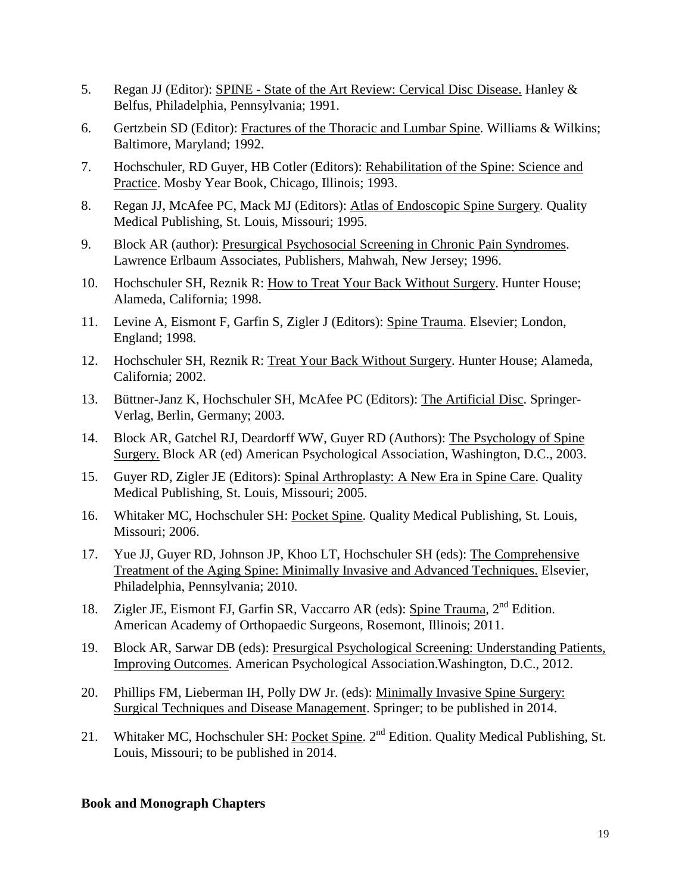5. Regan JJ (Editor): SPINE - State of the Art Review: Cervical Disc Disease. Hanley & Belfus, Philadelphia, Pennsylvania; 1991.

6. Gertzbein SD (Editor): Fractures of the Thoracic and Lumbar Spine. Williams & Wilkins; Baltimore, Maryland; 1992.

7. Hochschuler, RD Guyer, HB Cotler (Editors): Rehabilitation of the Spine: Science and Practice. Mosby Year Book, Chicago, Illinois; 1993.

8. Regan JJ, McAfee PC, Mack MJ (Editors): Atlas of Endoscopic Spine Surgery. Quality Medical Publishing, St. Louis, Missouri; 1995.

9. Block AR (author): Presurgical Psychosocial Screening in Chronic Pain Syndromes. Lawrence Erlbaum Associates, Publishers, Mahwah, New Jersey; 1996.

10. Hochschuler SH, Reznik R: How to Treat Your Back Without Surgery. Hunter House; Alameda, California; 1998.

11. Levine A, Eismont F, Garfin S, Zigler J (Editors): Spine Trauma. Elsevier; London, England; 1998.

12. Hochschuler SH, Reznik R: Treat Your Back Without Surgery. Hunter House; Alameda, California; 2002.

13. Büttner-Janz K, Hochschuler SH, McAfee PC (Editors): The Artificial Disc. Springer-Verlag, Berlin, Germany; 2003.

14. Block AR, Gatchel RJ, Deardorff WW, Guyer RD (Authors): The Psychology of Spine Surgery. Block AR (ed) American Psychological Association, Washington, D.C., 2003.

15. Guyer RD, Zigler JE (Editors): Spinal Arthroplasty: A New Era in Spine Care. Quality Medical Publishing, St. Louis, Missouri; 2005.

16. Whitaker MC, Hochschuler SH: Pocket Spine. Quality Medical Publishing, St. Louis, Missouri; 2006.

17. Yue JJ, Guyer RD, Johnson JP, Khoo LT, Hochschuler SH (eds): The Comprehensive Treatment of the Aging Spine: Minimally Invasive and Advanced Techniques. Elsevier, Philadelphia, Pennsylvania; 2010.

18. Zigler JE, Eismont FJ, Garfin SR, Vaccarro AR (eds): Spine Trauma, 2nd Edition. American Academy of Orthopaedic Surgeons, Rosemont, Illinois; 2011.

19. Block AR, Sarwar DB (eds): Presurgical Psychological Screening: Understanding Patients, Improving Outcomes. American Psychological Association.Washington, D.C., 2012.

20. Phillips FM, Lieberman IH, Polly DW Jr. (eds): Minimally Invasive Spine Surgery: Surgical Techniques and Disease Management. Springer; to be published in 2014.

21. Whitaker MC, Hochschuler SH: Pocket Spine. 2nd Edition. Quality Medical Publishing, St. Louis, Missouri; to be published in 2014.

**Book and Monograph Chapters**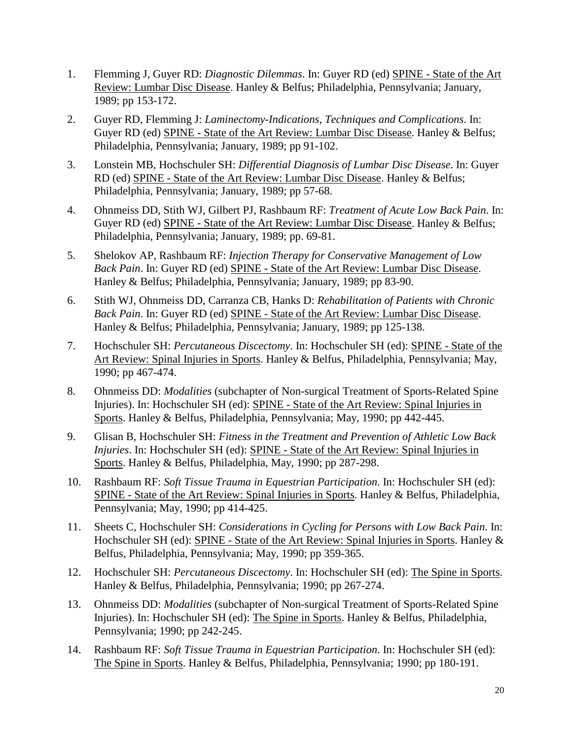1. Flemming J, Guyer RD: *Diagnostic Dilemmas*. In: Guyer RD (ed) SPINE - State of the Art Review: Lumbar Disc Disease. Hanley & Belfus; Philadelphia, Pennsylvania; January, 1989; pp 153-172.

2. Guyer RD, Flemming J: *Laminectomy-Indications*, *Techniques and Complications*. In: Guyer RD (ed) SPINE - State of the Art Review: Lumbar Disc Disease. Hanley & Belfus; Philadelphia, Pennsylvania; January, 1989; pp 91-102.

3. Lonstein MB, Hochschuler SH: *Differential Diagnosis of Lumbar Disc Disease*. In: Guyer RD (ed) SPINE - State of the Art Review: Lumbar Disc Disease. Hanley & Belfus; Philadelphia, Pennsylvania; January, 1989; pp 57-68.

4. Ohnmeiss DD, Stith WJ, Gilbert PJ, Rashbaum RF: *Treatment of Acute Low Back Pain*. In: Guyer RD (ed) SPINE - State of the Art Review: Lumbar Disc Disease. Hanley & Belfus; Philadelphia, Pennsylvania; January, 1989; pp. 69-81.

5. Shelokov AP, Rashbaum RF: *Injection Therapy for Conservative Management of Low Back Pain*. In: Guyer RD (ed) SPINE - State of the Art Review: Lumbar Disc Disease. Hanley & Belfus; Philadelphia, Pennsylvania; January, 1989; pp 83-90.

6. Stith WJ, Ohnmeiss DD, Carranza CB, Hanks D: *Rehabilitation of Patients with Chronic Back Pain*. In: Guyer RD (ed) SPINE - State of the Art Review: Lumbar Disc Disease. Hanley & Belfus; Philadelphia, Pennsylvania; January, 1989; pp 125-138.

7. Hochschuler SH: *Percutaneous Discectomy*. In: Hochschuler SH (ed): SPINE - State of the Art Review: Spinal Injuries in Sports. Hanley & Belfus, Philadelphia, Pennsylvania; May, 1990; pp 467-474.

8. Ohnmeiss DD: *Modalities* (subchapter of Non-surgical Treatment of Sports-Related Spine Injuries). In: Hochschuler SH (ed): SPINE - State of the Art Review: Spinal Injuries in Sports. Hanley & Belfus, Philadelphia, Pennsylvania; May, 1990; pp 442-445.

9. Glisan B, Hochschuler SH: *Fitness in the Treatment and Prevention of Athletic Low Back Injuries*. In: Hochschuler SH (ed): SPINE - State of the Art Review: Spinal Injuries in Sports. Hanley & Belfus, Philadelphia, May, 1990; pp 287-298.

10. Rashbaum RF: *Soft Tissue Trauma in Equestrian Participation*. In: Hochschuler SH (ed): SPINE - State of the Art Review: Spinal Injuries in Sports. Hanley & Belfus, Philadelphia, Pennsylvania; May, 1990; pp 414-425.

11. Sheets C, Hochschuler SH: *Considerations in Cycling for Persons with Low Back Pain*. In: Hochschuler SH (ed): SPINE - State of the Art Review: Spinal Injuries in Sports. Hanley & Belfus, Philadelphia, Pennsylvania; May, 1990; pp 359-365.

12. Hochschuler SH: *Percutaneous Discectomy*. In: Hochschuler SH (ed): The Spine in Sports. Hanley & Belfus, Philadelphia, Pennsylvania; 1990; pp 267-274.

13. Ohnmeiss DD: *Modalities* (subchapter of Non-surgical Treatment of Sports-Related Spine Injuries). In: Hochschuler SH (ed): The Spine in Sports. Hanley & Belfus, Philadelphia, Pennsylvania; 1990; pp 242-245.

14. Rashbaum RF: *Soft Tissue Trauma in Equestrian Participation*. In: Hochschuler SH (ed): The Spine in Sports. Hanley & Belfus, Philadelphia, Pennsylvania; 1990; pp 180-191.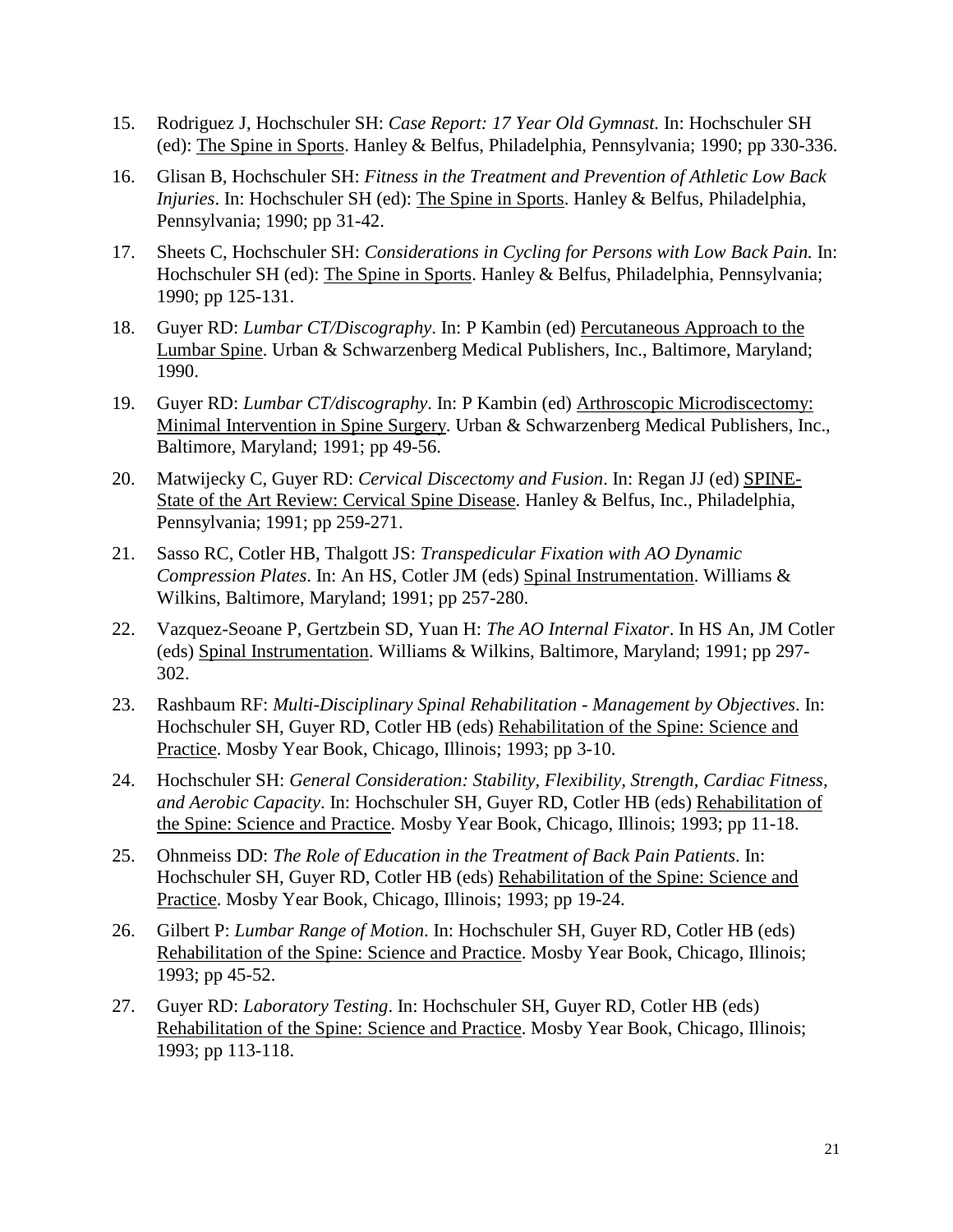15. Rodriguez J, Hochschuler SH: *Case Report: 17 Year Old Gymnast.* In: Hochschuler SH (ed): The Spine in Sports. Hanley & Belfus, Philadelphia, Pennsylvania; 1990; pp 330-336.

16. Glisan B, Hochschuler SH: *Fitness in the Treatment and Prevention of Athletic Low Back Injuries*. In: Hochschuler SH (ed): The Spine in Sports. Hanley & Belfus, Philadelphia, Pennsylvania; 1990; pp 31-42.

17. Sheets C, Hochschuler SH: *Considerations in Cycling for Persons with Low Back Pain.* In: Hochschuler SH (ed): The Spine in Sports. Hanley & Belfus, Philadelphia, Pennsylvania; 1990; pp 125-131.

18. Guyer RD: *Lumbar CT/Discography*. In: P Kambin (ed) Percutaneous Approach to the Lumbar Spine. Urban & Schwarzenberg Medical Publishers, Inc., Baltimore, Maryland; 1990.

19. Guyer RD: *Lumbar CT/discography*. In: P Kambin (ed) Arthroscopic Microdiscectomy: Minimal Intervention in Spine Surgery. Urban & Schwarzenberg Medical Publishers, Inc., Baltimore, Maryland; 1991; pp 49-56.

20. Matwijecky C, Guyer RD: *Cervical Discectomy and Fusion*. In: Regan JJ (ed) SPINE-State of the Art Review: Cervical Spine Disease. Hanley & Belfus, Inc., Philadelphia, Pennsylvania; 1991; pp 259-271.

21. Sasso RC, Cotler HB, Thalgott JS: *Transpedicular Fixation with AO Dynamic Compression Plates*. In: An HS, Cotler JM (eds) Spinal Instrumentation. Williams & Wilkins, Baltimore, Maryland; 1991; pp 257-280.

22. Vazquez-Seoane P, Gertzbein SD, Yuan H: *The AO Internal Fixator*. In HS An, JM Cotler (eds) Spinal Instrumentation. Williams & Wilkins, Baltimore, Maryland; 1991; pp 297-302.

23. Rashbaum RF: *Multi-Disciplinary Spinal Rehabilitation - Management by Objectives*. In: Hochschuler SH, Guyer RD, Cotler HB (eds) Rehabilitation of the Spine: Science and Practice. Mosby Year Book, Chicago, Illinois; 1993; pp 3-10.

24. Hochschuler SH: *General Consideration: Stability, Flexibility, Strength, Cardiac Fitness, and Aerobic Capacity*. In: Hochschuler SH, Guyer RD, Cotler HB (eds) Rehabilitation of the Spine: Science and Practice. Mosby Year Book, Chicago, Illinois; 1993; pp 11-18.

25. Ohnmeiss DD: *The Role of Education in the Treatment of Back Pain Patients*. In: Hochschuler SH, Guyer RD, Cotler HB (eds) Rehabilitation of the Spine: Science and Practice. Mosby Year Book, Chicago, Illinois; 1993; pp 19-24.

26. Gilbert P: *Lumbar Range of Motion*. In: Hochschuler SH, Guyer RD, Cotler HB (eds) Rehabilitation of the Spine: Science and Practice. Mosby Year Book, Chicago, Illinois; 1993; pp 45-52.

27. Guyer RD: *Laboratory Testing*. In: Hochschuler SH, Guyer RD, Cotler HB (eds) Rehabilitation of the Spine: Science and Practice. Mosby Year Book, Chicago, Illinois; 1993; pp 113-118.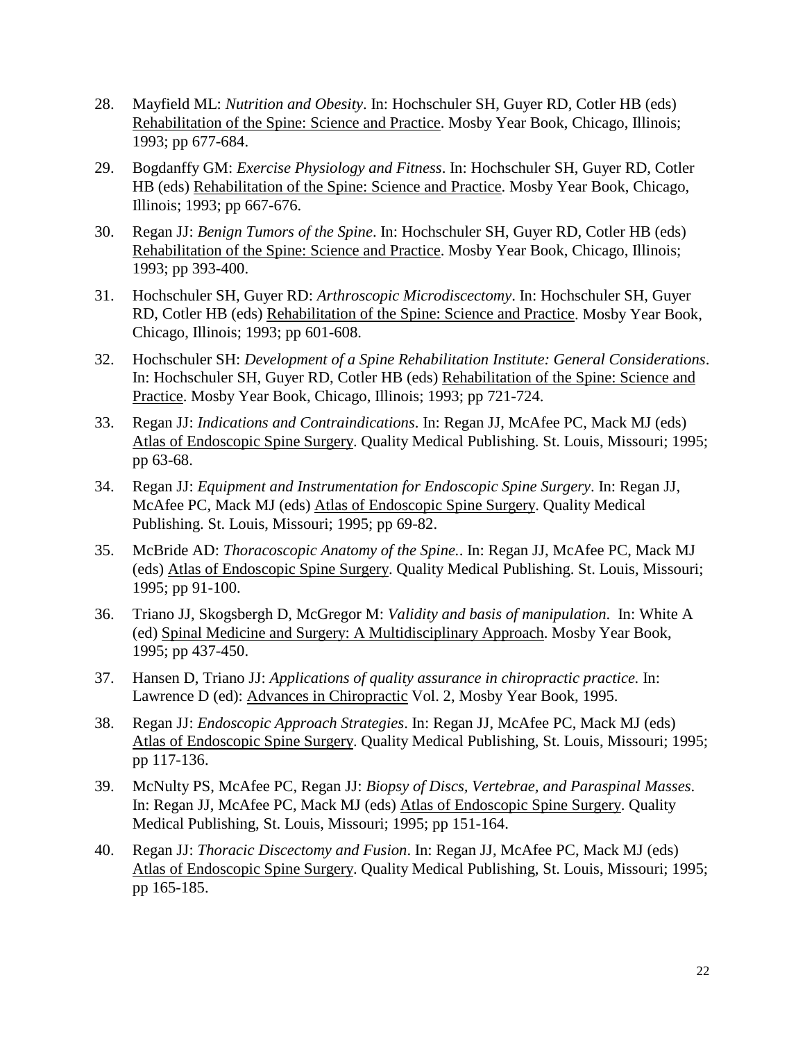28. Mayfield ML: *Nutrition and Obesity*. In: Hochschuler SH, Guyer RD, Cotler HB (eds) <u>Rehabilitation of the Spine: Science and Practice</u>. Mosby Year Book, Chicago, Illinois; 1993; pp 677-684.

29. Bogdanffy GM: *Exercise Physiology and Fitness*. In: Hochschuler SH, Guyer RD, Cotler HB (eds) <u>Rehabilitation of the Spine: Science and Practice</u>. Mosby Year Book, Chicago, Illinois; 1993; pp 667-676.

30. Regan JJ: *Benign Tumors of the Spine*. In: Hochschuler SH, Guyer RD, Cotler HB (eds) <u>Rehabilitation of the Spine: Science and Practice</u>. Mosby Year Book, Chicago, Illinois; 1993; pp 393-400.

31. Hochschuler SH, Guyer RD: *Arthroscopic Microdiscectomy*. In: Hochschuler SH, Guyer RD, Cotler HB (eds) <u>Rehabilitation of the Spine: Science and Practice</u>. Mosby Year Book, Chicago, Illinois; 1993; pp 601-608.

32. Hochschuler SH: *Development of a Spine Rehabilitation Institute: General Considerations*. In: Hochschuler SH, Guyer RD, Cotler HB (eds) <u>Rehabilitation of the Spine: Science and Practice</u>. Mosby Year Book, Chicago, Illinois; 1993; pp 721-724.

33. Regan JJ: *Indications and Contraindications*. In: Regan JJ, McAfee PC, Mack MJ (eds) <u>Atlas of Endoscopic Spine Surgery</u>. Quality Medical Publishing. St. Louis, Missouri; 1995; pp 63-68.

34. Regan JJ: *Equipment and Instrumentation for Endoscopic Spine Surgery*. In: Regan JJ, McAfee PC, Mack MJ (eds) <u>Atlas of Endoscopic Spine Surgery</u>. Quality Medical Publishing. St. Louis, Missouri; 1995; pp 69-82.

35. McBride AD: *Thoracoscopic Anatomy of the Spine.*. In: Regan JJ, McAfee PC, Mack MJ (eds) <u>Atlas of Endoscopic Spine Surgery</u>. Quality Medical Publishing. St. Louis, Missouri; 1995; pp 91-100.

36. Triano JJ, Skogsbergh D, McGregor M: *Validity and basis of manipulation*. In: White A (ed) <u>Spinal Medicine and Surgery: A Multidisciplinary Approach</u>. Mosby Year Book, 1995; pp 437-450.

37. Hansen D, Triano JJ: *Applications of quality assurance in chiropractic practice.* In: Lawrence D (ed): <u>Advances in Chiropractic</u> Vol. 2, Mosby Year Book, 1995.

38. Regan JJ: *Endoscopic Approach Strategies*. In: Regan JJ, McAfee PC, Mack MJ (eds) <u>Atlas of Endoscopic Spine Surgery</u>. Quality Medical Publishing, St. Louis, Missouri; 1995; pp 117-136.

39. McNulty PS, McAfee PC, Regan JJ: *Biopsy of Discs, Vertebrae, and Paraspinal Masses*. In: Regan JJ, McAfee PC, Mack MJ (eds) <u>Atlas of Endoscopic Spine Surgery</u>. Quality Medical Publishing, St. Louis, Missouri; 1995; pp 151-164.

40. Regan JJ: *Thoracic Discectomy and Fusion*. In: Regan JJ, McAfee PC, Mack MJ (eds) <u>Atlas of Endoscopic Spine Surgery</u>. Quality Medical Publishing, St. Louis, Missouri; 1995; pp 165-185.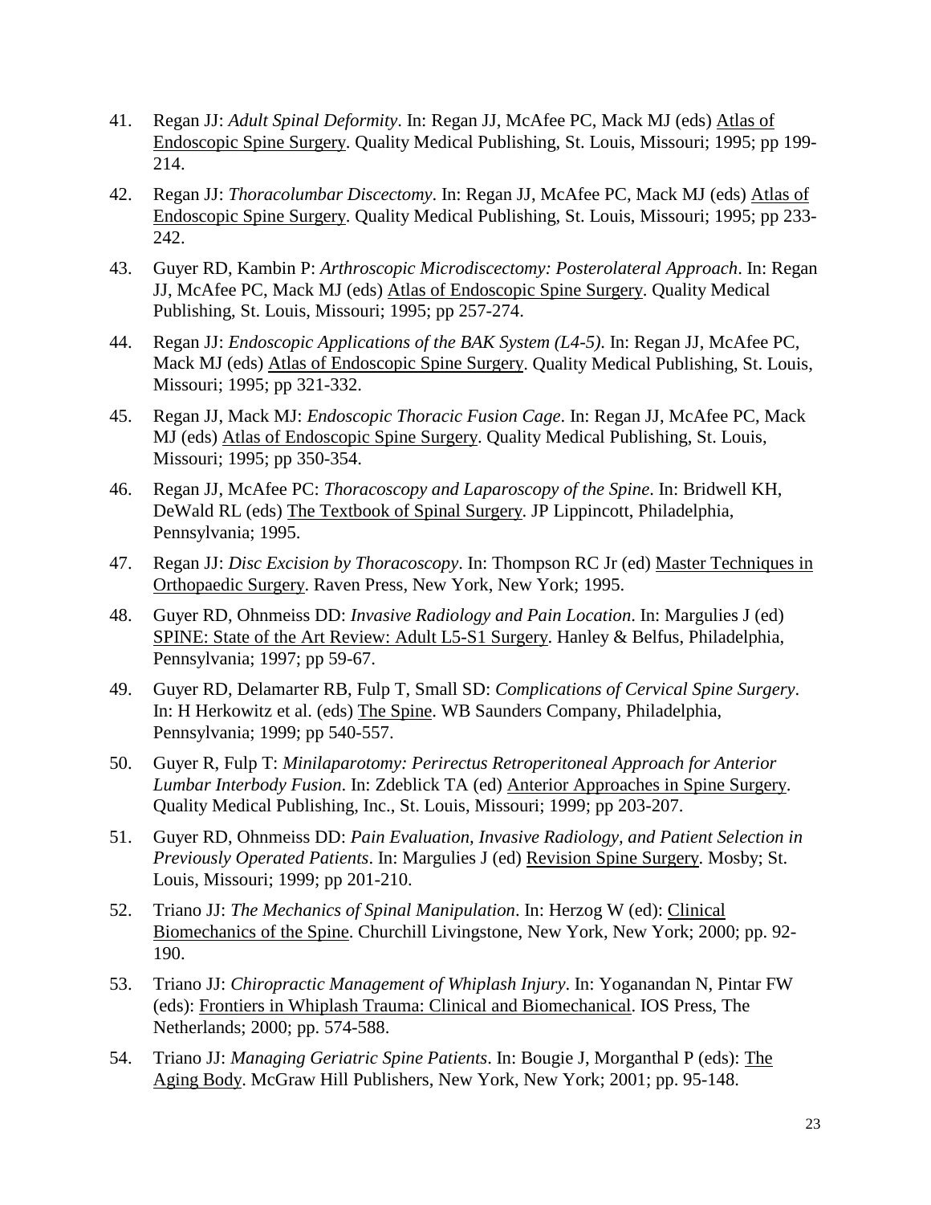41. Regan JJ: *Adult Spinal Deformity*. In: Regan JJ, McAfee PC, Mack MJ (eds) Atlas of Endoscopic Spine Surgery. Quality Medical Publishing, St. Louis, Missouri; 1995; pp 199-214.

42. Regan JJ: *Thoracolumbar Discectomy*. In: Regan JJ, McAfee PC, Mack MJ (eds) Atlas of Endoscopic Spine Surgery. Quality Medical Publishing, St. Louis, Missouri; 1995; pp 233-242.

43. Guyer RD, Kambin P: *Arthroscopic Microdiscectomy: Posterolateral Approach*. In: Regan JJ, McAfee PC, Mack MJ (eds) Atlas of Endoscopic Spine Surgery. Quality Medical Publishing, St. Louis, Missouri; 1995; pp 257-274.

44. Regan JJ: *Endoscopic Applications of the BAK System (L4-5)*. In: Regan JJ, McAfee PC, Mack MJ (eds) Atlas of Endoscopic Spine Surgery. Quality Medical Publishing, St. Louis, Missouri; 1995; pp 321-332.

45. Regan JJ, Mack MJ: *Endoscopic Thoracic Fusion Cage*. In: Regan JJ, McAfee PC, Mack MJ (eds) Atlas of Endoscopic Spine Surgery. Quality Medical Publishing, St. Louis, Missouri; 1995; pp 350-354.

46. Regan JJ, McAfee PC: *Thoracoscopy and Laparoscopy of the Spine*. In: Bridwell KH, DeWald RL (eds) The Textbook of Spinal Surgery. JP Lippincott, Philadelphia, Pennsylvania; 1995.

47. Regan JJ: *Disc Excision by Thoracoscopy*. In: Thompson RC Jr (ed) Master Techniques in Orthopaedic Surgery. Raven Press, New York, New York; 1995.

48. Guyer RD, Ohnmeiss DD: *Invasive Radiology and Pain Location*. In: Margulies J (ed) SPINE: State of the Art Review: Adult L5-S1 Surgery. Hanley & Belfus, Philadelphia, Pennsylvania; 1997; pp 59-67.

49. Guyer RD, Delamarter RB, Fulp T, Small SD: *Complications of Cervical Spine Surgery*. In: H Herkowitz et al. (eds) The Spine. WB Saunders Company, Philadelphia, Pennsylvania; 1999; pp 540-557.

50. Guyer R, Fulp T: *Minilaparotomy: Perirectus Retroperitoneal Approach for Anterior Lumbar Interbody Fusion*. In: Zdeblick TA (ed) Anterior Approaches in Spine Surgery. Quality Medical Publishing, Inc., St. Louis, Missouri; 1999; pp 203-207.

51. Guyer RD, Ohnmeiss DD: *Pain Evaluation, Invasive Radiology, and Patient Selection in Previously Operated Patients*. In: Margulies J (ed) Revision Spine Surgery. Mosby; St. Louis, Missouri; 1999; pp 201-210.

52. Triano JJ: *The Mechanics of Spinal Manipulation*. In: Herzog W (ed): Clinical Biomechanics of the Spine. Churchill Livingstone, New York, New York; 2000; pp. 92-190.

53. Triano JJ: *Chiropractic Management of Whiplash Injury*. In: Yoganandan N, Pintar FW (eds): Frontiers in Whiplash Trauma: Clinical and Biomechanical. IOS Press, The Netherlands; 2000; pp. 574-588.

54. Triano JJ: *Managing Geriatric Spine Patients*. In: Bougie J, Morganthal P (eds): The Aging Body. McGraw Hill Publishers, New York, New York; 2001; pp. 95-148.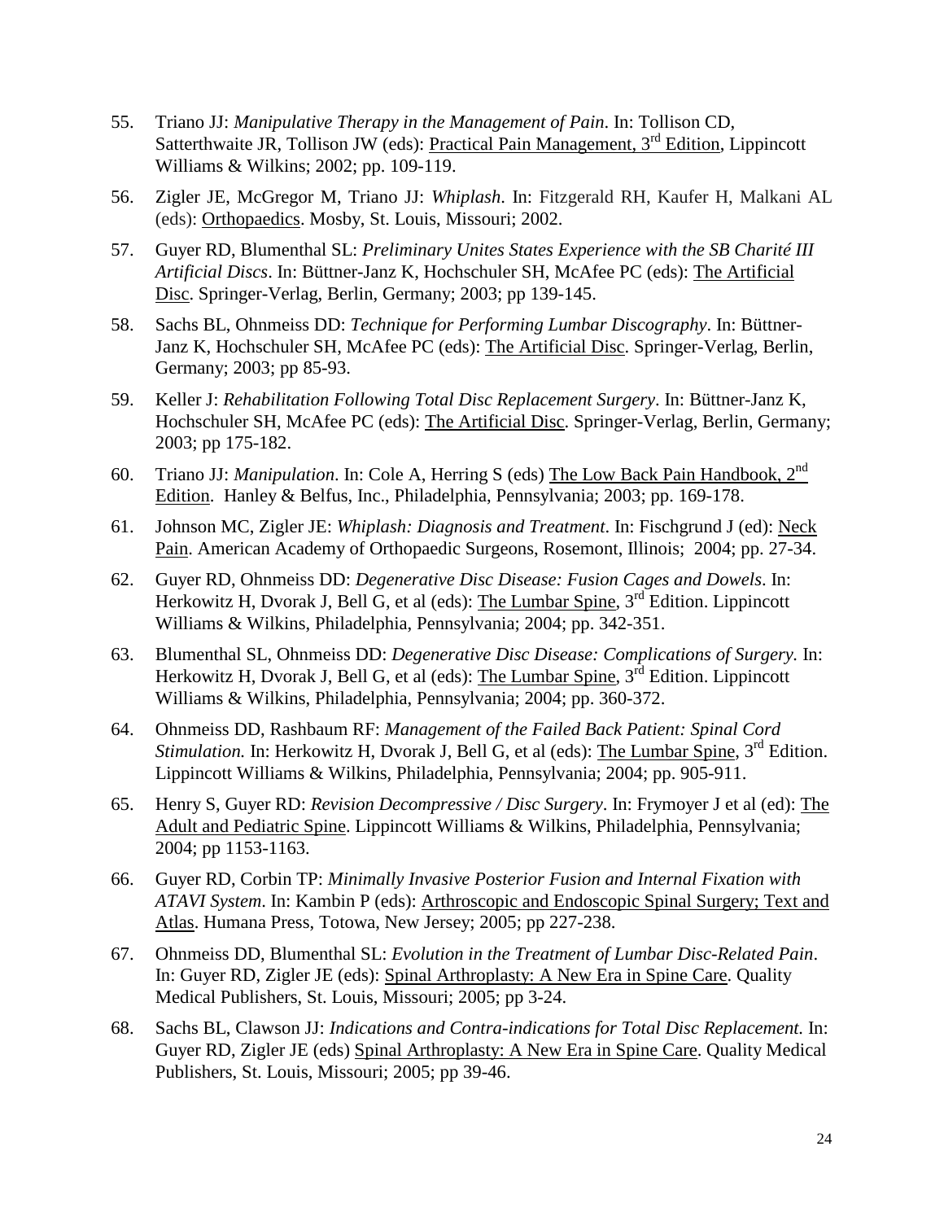55. Triano JJ: *Manipulative Therapy in the Management of Pain*. In: Tollison CD, Satterthwaite JR, Tollison JW (eds): Practical Pain Management, 3rd Edition, Lippincott Williams & Wilkins; 2002; pp. 109-119.

56. Zigler JE, McGregor M, Triano JJ: *Whiplash*. In: Fitzgerald RH, Kaufer H, Malkani AL (eds): Orthopaedics. Mosby, St. Louis, Missouri; 2002.

57. Guyer RD, Blumenthal SL: *Preliminary Unites States Experience with the SB Charité III Artificial Discs*. In: Büttner-Janz K, Hochschuler SH, McAfee PC (eds): The Artificial Disc. Springer-Verlag, Berlin, Germany; 2003; pp 139-145.

58. Sachs BL, Ohnmeiss DD: *Technique for Performing Lumbar Discography*. In: Büttner-Janz K, Hochschuler SH, McAfee PC (eds): The Artificial Disc. Springer-Verlag, Berlin, Germany; 2003; pp 85-93.

59. Keller J: *Rehabilitation Following Total Disc Replacement Surgery*. In: Büttner-Janz K, Hochschuler SH, McAfee PC (eds): The Artificial Disc. Springer-Verlag, Berlin, Germany; 2003; pp 175-182.

60. Triano JJ: *Manipulation*. In: Cole A, Herring S (eds) The Low Back Pain Handbook, 2nd Edition. Hanley & Belfus, Inc., Philadelphia, Pennsylvania; 2003; pp. 169-178.

61. Johnson MC, Zigler JE: *Whiplash: Diagnosis and Treatment*. In: Fischgrund J (ed): Neck Pain. American Academy of Orthopaedic Surgeons, Rosemont, Illinois; 2004; pp. 27-34.

62. Guyer RD, Ohnmeiss DD: *Degenerative Disc Disease: Fusion Cages and Dowels*. In: Herkowitz H, Dvorak J, Bell G, et al (eds): The Lumbar Spine, 3rd Edition. Lippincott Williams & Wilkins, Philadelphia, Pennsylvania; 2004; pp. 342-351.

63. Blumenthal SL, Ohnmeiss DD: *Degenerative Disc Disease: Complications of Surgery.* In: Herkowitz H, Dvorak J, Bell G, et al (eds): The Lumbar Spine, 3rd Edition. Lippincott Williams & Wilkins, Philadelphia, Pennsylvania; 2004; pp. 360-372.

64. Ohnmeiss DD, Rashbaum RF: *Management of the Failed Back Patient: Spinal Cord Stimulation.* In: Herkowitz H, Dvorak J, Bell G, et al (eds): The Lumbar Spine, 3rd Edition. Lippincott Williams & Wilkins, Philadelphia, Pennsylvania; 2004; pp. 905-911.

65. Henry S, Guyer RD: *Revision Decompressive / Disc Surgery*. In: Frymoyer J et al (ed): The Adult and Pediatric Spine. Lippincott Williams & Wilkins, Philadelphia, Pennsylvania; 2004; pp 1153-1163.

66. Guyer RD, Corbin TP: *Minimally Invasive Posterior Fusion and Internal Fixation with ATAVI System*. In: Kambin P (eds): Arthroscopic and Endoscopic Spinal Surgery; Text and Atlas. Humana Press, Totowa, New Jersey; 2005; pp 227-238.

67. Ohnmeiss DD, Blumenthal SL: *Evolution in the Treatment of Lumbar Disc-Related Pain*. In: Guyer RD, Zigler JE (eds): Spinal Arthroplasty: A New Era in Spine Care. Quality Medical Publishers, St. Louis, Missouri; 2005; pp 3-24.

68. Sachs BL, Clawson JJ: *Indications and Contra-indications for Total Disc Replacement.* In: Guyer RD, Zigler JE (eds) Spinal Arthroplasty: A New Era in Spine Care. Quality Medical Publishers, St. Louis, Missouri; 2005; pp 39-46.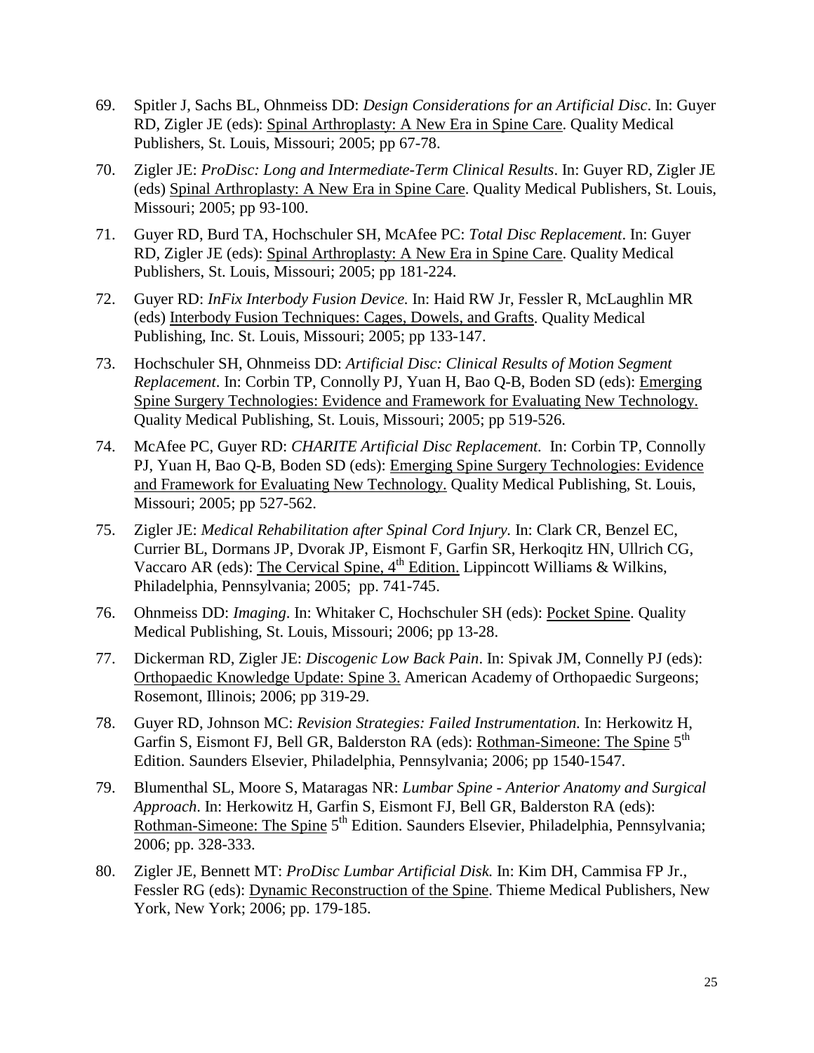69. Spitler J, Sachs BL, Ohnmeiss DD: *Design Considerations for an Artificial Disc*. In: Guyer RD, Zigler JE (eds): Spinal Arthroplasty: A New Era in Spine Care. Quality Medical Publishers, St. Louis, Missouri; 2005; pp 67-78.

70. Zigler JE: *ProDisc: Long and Intermediate-Term Clinical Results*. In: Guyer RD, Zigler JE (eds) Spinal Arthroplasty: A New Era in Spine Care. Quality Medical Publishers, St. Louis, Missouri; 2005; pp 93-100.

71. Guyer RD, Burd TA, Hochschuler SH, McAfee PC: *Total Disc Replacement*. In: Guyer RD, Zigler JE (eds): Spinal Arthroplasty: A New Era in Spine Care. Quality Medical Publishers, St. Louis, Missouri; 2005; pp 181-224.

72. Guyer RD: *InFix Interbody Fusion Device.* In: Haid RW Jr, Fessler R, McLaughlin MR (eds) Interbody Fusion Techniques: Cages, Dowels, and Grafts. Quality Medical Publishing, Inc. St. Louis, Missouri; 2005; pp 133-147.

73. Hochschuler SH, Ohnmeiss DD: *Artificial Disc: Clinical Results of Motion Segment Replacement*. In: Corbin TP, Connolly PJ, Yuan H, Bao Q-B, Boden SD (eds): Emerging Spine Surgery Technologies: Evidence and Framework for Evaluating New Technology. Quality Medical Publishing, St. Louis, Missouri; 2005; pp 519-526.

74. McAfee PC, Guyer RD: *CHARITE Artificial Disc Replacement.* In: Corbin TP, Connolly PJ, Yuan H, Bao Q-B, Boden SD (eds): Emerging Spine Surgery Technologies: Evidence and Framework for Evaluating New Technology. Quality Medical Publishing, St. Louis, Missouri; 2005; pp 527-562.

75. Zigler JE: *Medical Rehabilitation after Spinal Cord Injury.* In: Clark CR, Benzel EC, Currier BL, Dormans JP, Dvorak JP, Eismont F, Garfin SR, Herkoqitz HN, Ullrich CG, Vaccaro AR (eds): The Cervical Spine, 4th Edition. Lippincott Williams & Wilkins, Philadelphia, Pennsylvania; 2005; pp. 741-745.

76. Ohnmeiss DD: *Imaging*. In: Whitaker C, Hochschuler SH (eds): Pocket Spine. Quality Medical Publishing, St. Louis, Missouri; 2006; pp 13-28.

77. Dickerman RD, Zigler JE: *Discogenic Low Back Pain*. In: Spivak JM, Connelly PJ (eds): Orthopaedic Knowledge Update: Spine 3. American Academy of Orthopaedic Surgeons; Rosemont, Illinois; 2006; pp 319-29.

78. Guyer RD, Johnson MC: *Revision Strategies: Failed Instrumentation.* In: Herkowitz H, Garfin S, Eismont FJ, Bell GR, Balderston RA (eds): Rothman-Simeone: The Spine 5th Edition. Saunders Elsevier, Philadelphia, Pennsylvania; 2006; pp 1540-1547.

79. Blumenthal SL, Moore S, Mataragas NR: *Lumbar Spine - Anterior Anatomy and Surgical Approach*. In: Herkowitz H, Garfin S, Eismont FJ, Bell GR, Balderston RA (eds): Rothman-Simeone: The Spine 5th Edition. Saunders Elsevier, Philadelphia, Pennsylvania; 2006; pp. 328-333.

80. Zigler JE, Bennett MT: *ProDisc Lumbar Artificial Disk.* In: Kim DH, Cammisa FP Jr., Fessler RG (eds): Dynamic Reconstruction of the Spine. Thieme Medical Publishers, New York, New York; 2006; pp. 179-185.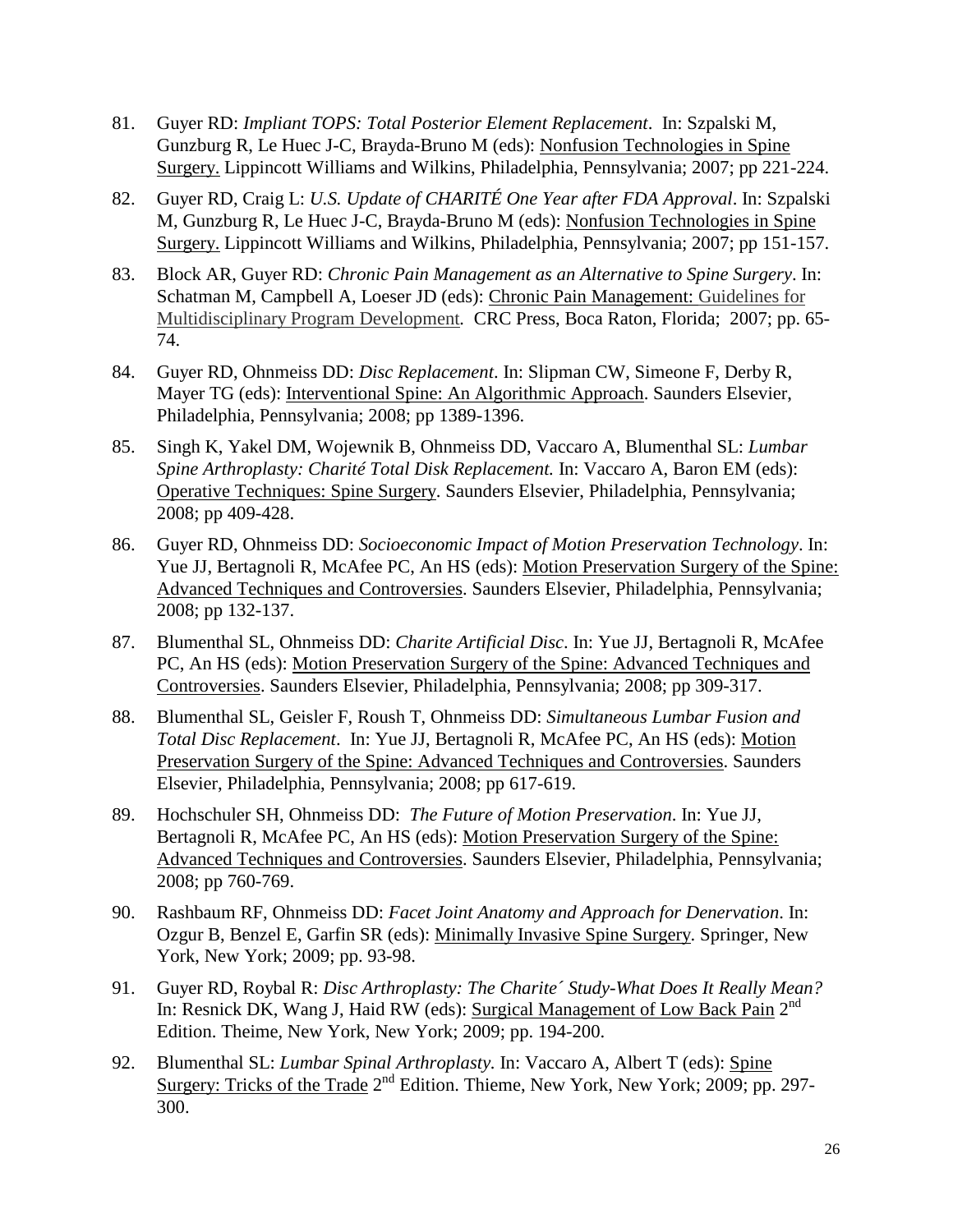81. Guyer RD: *Impliant TOPS: Total Posterior Element Replacement*. In: Szpalski M, Gunzburg R, Le Huec J-C, Brayda-Bruno M (eds): Nonfusion Technologies in Spine Surgery. Lippincott Williams and Wilkins, Philadelphia, Pennsylvania; 2007; pp 221-224.

82. Guyer RD, Craig L: *U.S. Update of CHARITÉ One Year after FDA Approval*. In: Szpalski M, Gunzburg R, Le Huec J-C, Brayda-Bruno M (eds): Nonfusion Technologies in Spine Surgery. Lippincott Williams and Wilkins, Philadelphia, Pennsylvania; 2007; pp 151-157.

83. Block AR, Guyer RD: *Chronic Pain Management as an Alternative to Spine Surgery*. In: Schatman M, Campbell A, Loeser JD (eds): Chronic Pain Management: Guidelines for Multidisciplinary Program Development. CRC Press, Boca Raton, Florida; 2007; pp. 65-74.

84. Guyer RD, Ohnmeiss DD: *Disc Replacement*. In: Slipman CW, Simeone F, Derby R, Mayer TG (eds): Interventional Spine: An Algorithmic Approach. Saunders Elsevier, Philadelphia, Pennsylvania; 2008; pp 1389-1396.

85. Singh K, Yakel DM, Wojewnik B, Ohnmeiss DD, Vaccaro A, Blumenthal SL: *Lumbar Spine Arthroplasty: Charité Total Disk Replacement.* In: Vaccaro A, Baron EM (eds): Operative Techniques: Spine Surgery. Saunders Elsevier, Philadelphia, Pennsylvania; 2008; pp 409-428.

86. Guyer RD, Ohnmeiss DD: *Socioeconomic Impact of Motion Preservation Technology*. In: Yue JJ, Bertagnoli R, McAfee PC, An HS (eds): Motion Preservation Surgery of the Spine: Advanced Techniques and Controversies. Saunders Elsevier, Philadelphia, Pennsylvania; 2008; pp 132-137.

87. Blumenthal SL, Ohnmeiss DD: *Charite Artificial Disc*. In: Yue JJ, Bertagnoli R, McAfee PC, An HS (eds): Motion Preservation Surgery of the Spine: Advanced Techniques and Controversies. Saunders Elsevier, Philadelphia, Pennsylvania; 2008; pp 309-317.

88. Blumenthal SL, Geisler F, Roush T, Ohnmeiss DD: *Simultaneous Lumbar Fusion and Total Disc Replacement*. In: Yue JJ, Bertagnoli R, McAfee PC, An HS (eds): Motion Preservation Surgery of the Spine: Advanced Techniques and Controversies. Saunders Elsevier, Philadelphia, Pennsylvania; 2008; pp 617-619.

89. Hochschuler SH, Ohnmeiss DD: *The Future of Motion Preservation*. In: Yue JJ, Bertagnoli R, McAfee PC, An HS (eds): Motion Preservation Surgery of the Spine: Advanced Techniques and Controversies. Saunders Elsevier, Philadelphia, Pennsylvania; 2008; pp 760-769.

90. Rashbaum RF, Ohnmeiss DD: *Facet Joint Anatomy and Approach for Denervation*. In: Ozgur B, Benzel E, Garfin SR (eds): Minimally Invasive Spine Surgery. Springer, New York, New York; 2009; pp. 93-98.

91. Guyer RD, Roybal R: *Disc Arthroplasty: The Charite´ Study-What Does It Really Mean?* In: Resnick DK, Wang J, Haid RW (eds): Surgical Management of Low Back Pain 2nd Edition. Theime, New York, New York; 2009; pp. 194-200.

92. Blumenthal SL: *Lumbar Spinal Arthroplasty.* In: Vaccaro A, Albert T (eds): Spine Surgery: Tricks of the Trade 2nd Edition. Thieme, New York, New York; 2009; pp. 297-300.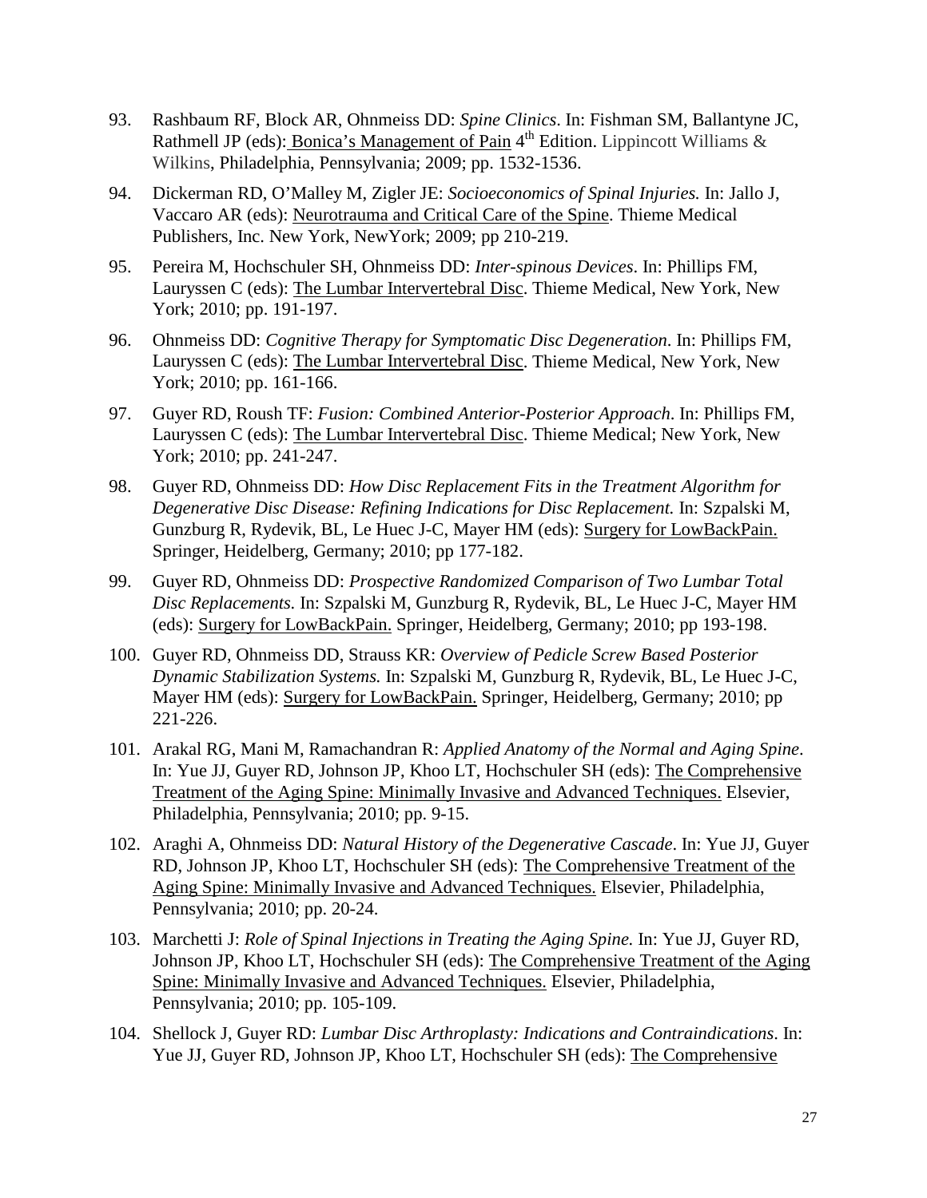93. Rashbaum RF, Block AR, Ohnmeiss DD: *Spine Clinics*. In: Fishman SM, Ballantyne JC, Rathmell JP (eds): Bonica's Management of Pain 4th Edition. Lippincott Williams & Wilkins, Philadelphia, Pennsylvania; 2009; pp. 1532-1536.

94. Dickerman RD, O'Malley M, Zigler JE: *Socioeconomics of Spinal Injuries.* In: Jallo J, Vaccaro AR (eds): Neurotrauma and Critical Care of the Spine. Thieme Medical Publishers, Inc. New York, NewYork; 2009; pp 210-219.

95. Pereira M, Hochschuler SH, Ohnmeiss DD: *Inter-spinous Devices*. In: Phillips FM, Lauryssen C (eds): The Lumbar Intervertebral Disc. Thieme Medical, New York, New York; 2010; pp. 191-197.

96. Ohnmeiss DD: *Cognitive Therapy for Symptomatic Disc Degeneration*. In: Phillips FM, Lauryssen C (eds): The Lumbar Intervertebral Disc. Thieme Medical, New York, New York; 2010; pp. 161-166.

97. Guyer RD, Roush TF: *Fusion: Combined Anterior-Posterior Approach*. In: Phillips FM, Lauryssen C (eds): The Lumbar Intervertebral Disc. Thieme Medical; New York, New York; 2010; pp. 241-247.

98. Guyer RD, Ohnmeiss DD: *How Disc Replacement Fits in the Treatment Algorithm for Degenerative Disc Disease: Refining Indications for Disc Replacement.* In: Szpalski M, Gunzburg R, Rydevik, BL, Le Huec J-C, Mayer HM (eds): Surgery for LowBackPain. Springer, Heidelberg, Germany; 2010; pp 177-182.

99. Guyer RD, Ohnmeiss DD: *Prospective Randomized Comparison of Two Lumbar Total Disc Replacements.* In: Szpalski M, Gunzburg R, Rydevik, BL, Le Huec J-C, Mayer HM (eds): Surgery for LowBackPain. Springer, Heidelberg, Germany; 2010; pp 193-198.

100. Guyer RD, Ohnmeiss DD, Strauss KR: *Overview of Pedicle Screw Based Posterior Dynamic Stabilization Systems.* In: Szpalski M, Gunzburg R, Rydevik, BL, Le Huec J-C, Mayer HM (eds): Surgery for LowBackPain. Springer, Heidelberg, Germany; 2010; pp 221-226.

101. Arakal RG, Mani M, Ramachandran R: *Applied Anatomy of the Normal and Aging Spine*. In: Yue JJ, Guyer RD, Johnson JP, Khoo LT, Hochschuler SH (eds): The Comprehensive Treatment of the Aging Spine: Minimally Invasive and Advanced Techniques. Elsevier, Philadelphia, Pennsylvania; 2010; pp. 9-15.

102. Araghi A, Ohnmeiss DD: *Natural History of the Degenerative Cascade*. In: Yue JJ, Guyer RD, Johnson JP, Khoo LT, Hochschuler SH (eds): The Comprehensive Treatment of the Aging Spine: Minimally Invasive and Advanced Techniques. Elsevier, Philadelphia, Pennsylvania; 2010; pp. 20-24.

103. Marchetti J: *Role of Spinal Injections in Treating the Aging Spine.* In: Yue JJ, Guyer RD, Johnson JP, Khoo LT, Hochschuler SH (eds): The Comprehensive Treatment of the Aging Spine: Minimally Invasive and Advanced Techniques. Elsevier, Philadelphia, Pennsylvania; 2010; pp. 105-109.

104. Shellock J, Guyer RD: *Lumbar Disc Arthroplasty: Indications and Contraindications*. In: Yue JJ, Guyer RD, Johnson JP, Khoo LT, Hochschuler SH (eds): The Comprehensive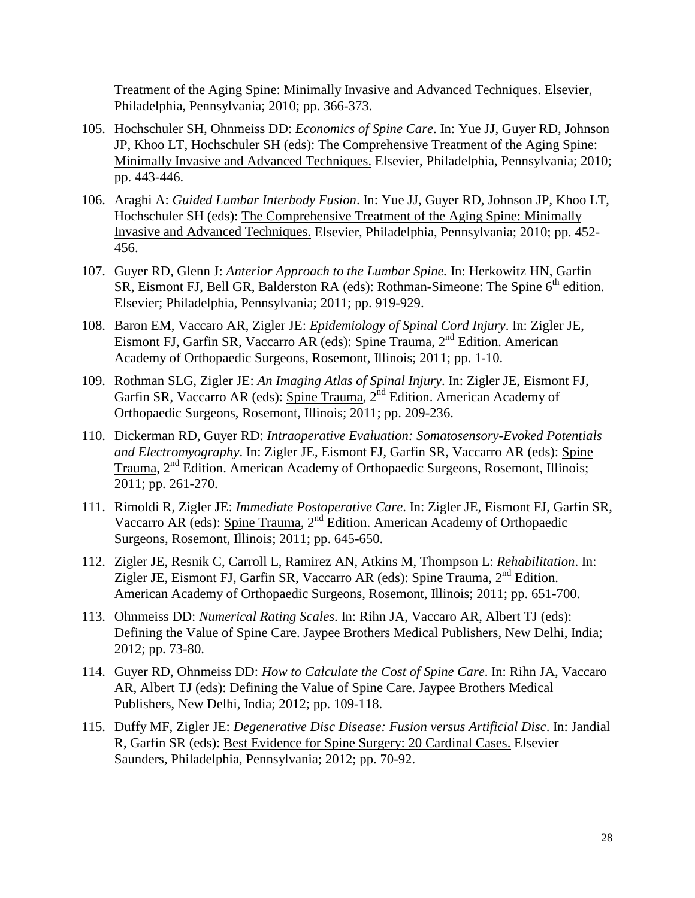Treatment of the Aging Spine: Minimally Invasive and Advanced Techniques. Elsevier, Philadelphia, Pennsylvania; 2010; pp. 366-373.

105. Hochschuler SH, Ohnmeiss DD: *Economics of Spine Care*. In: Yue JJ, Guyer RD, Johnson JP, Khoo LT, Hochschuler SH (eds): The Comprehensive Treatment of the Aging Spine: Minimally Invasive and Advanced Techniques. Elsevier, Philadelphia, Pennsylvania; 2010; pp. 443-446.

106. Araghi A: *Guided Lumbar Interbody Fusion*. In: Yue JJ, Guyer RD, Johnson JP, Khoo LT, Hochschuler SH (eds): The Comprehensive Treatment of the Aging Spine: Minimally Invasive and Advanced Techniques. Elsevier, Philadelphia, Pennsylvania; 2010; pp. 452-456.

107. Guyer RD, Glenn J: *Anterior Approach to the Lumbar Spine.* In: Herkowitz HN, Garfin SR, Eismont FJ, Bell GR, Balderston RA (eds): Rothman-Simeone: The Spine 6th edition. Elsevier; Philadelphia, Pennsylvania; 2011; pp. 919-929.

108. Baron EM, Vaccaro AR, Zigler JE: *Epidemiology of Spinal Cord Injury*. In: Zigler JE, Eismont FJ, Garfin SR, Vaccarro AR (eds): Spine Trauma, 2nd Edition. American Academy of Orthopaedic Surgeons, Rosemont, Illinois; 2011; pp. 1-10.

109. Rothman SLG, Zigler JE: *An Imaging Atlas of Spinal Injury*. In: Zigler JE, Eismont FJ, Garfin SR, Vaccarro AR (eds): Spine Trauma, 2nd Edition. American Academy of Orthopaedic Surgeons, Rosemont, Illinois; 2011; pp. 209-236.

110. Dickerman RD, Guyer RD: *Intraoperative Evaluation: Somatosensory-Evoked Potentials and Electromyography*. In: Zigler JE, Eismont FJ, Garfin SR, Vaccarro AR (eds): Spine Trauma, 2nd Edition. American Academy of Orthopaedic Surgeons, Rosemont, Illinois; 2011; pp. 261-270.

111. Rimoldi R, Zigler JE: *Immediate Postoperative Care*. In: Zigler JE, Eismont FJ, Garfin SR, Vaccarro AR (eds): Spine Trauma, 2nd Edition. American Academy of Orthopaedic Surgeons, Rosemont, Illinois; 2011; pp. 645-650.

112. Zigler JE, Resnik C, Carroll L, Ramirez AN, Atkins M, Thompson L: *Rehabilitation*. In: Zigler JE, Eismont FJ, Garfin SR, Vaccarro AR (eds): Spine Trauma, 2nd Edition. American Academy of Orthopaedic Surgeons, Rosemont, Illinois; 2011; pp. 651-700.

113. Ohnmeiss DD: *Numerical Rating Scales*. In: Rihn JA, Vaccaro AR, Albert TJ (eds): Defining the Value of Spine Care. Jaypee Brothers Medical Publishers, New Delhi, India; 2012; pp. 73-80.

114. Guyer RD, Ohnmeiss DD: *How to Calculate the Cost of Spine Care*. In: Rihn JA, Vaccaro AR, Albert TJ (eds): Defining the Value of Spine Care. Jaypee Brothers Medical Publishers, New Delhi, India; 2012; pp. 109-118.

115. Duffy MF, Zigler JE: *Degenerative Disc Disease: Fusion versus Artificial Disc*. In: Jandial R, Garfin SR (eds): Best Evidence for Spine Surgery: 20 Cardinal Cases. Elsevier Saunders, Philadelphia, Pennsylvania; 2012; pp. 70-92.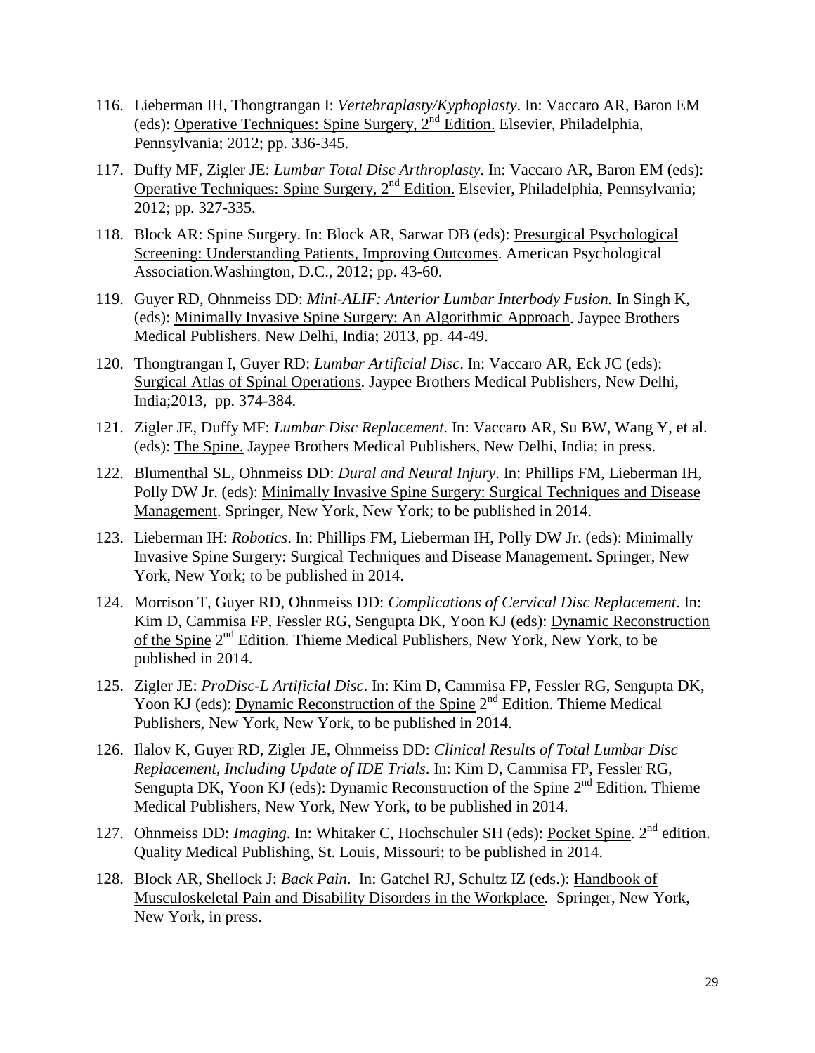116. Lieberman IH, Thongtrangan I: *Vertebraplasty/Kyphoplasty*. In: Vaccaro AR, Baron EM (eds): Operative Techniques: Spine Surgery, 2nd Edition. Elsevier, Philadelphia, Pennsylvania; 2012; pp. 336-345.

117. Duffy MF, Zigler JE: *Lumbar Total Disc Arthroplasty*. In: Vaccaro AR, Baron EM (eds): Operative Techniques: Spine Surgery, 2nd Edition. Elsevier, Philadelphia, Pennsylvania; 2012; pp. 327-335.

118. Block AR: Spine Surgery. In: Block AR, Sarwar DB (eds): Presurgical Psychological Screening: Understanding Patients, Improving Outcomes. American Psychological Association.Washington, D.C., 2012; pp. 43-60.

119. Guyer RD, Ohnmeiss DD: *Mini-ALIF: Anterior Lumbar Interbody Fusion.* In Singh K, (eds): Minimally Invasive Spine Surgery: An Algorithmic Approach. Jaypee Brothers Medical Publishers. New Delhi, India; 2013, pp. 44-49.

120. Thongtrangan I, Guyer RD: *Lumbar Artificial Disc*. In: Vaccaro AR, Eck JC (eds): Surgical Atlas of Spinal Operations. Jaypee Brothers Medical Publishers, New Delhi, India;2013, pp. 374-384.

121. Zigler JE, Duffy MF: *Lumbar Disc Replacement.* In: Vaccaro AR, Su BW, Wang Y, et al. (eds): The Spine. Jaypee Brothers Medical Publishers, New Delhi, India; in press.

122. Blumenthal SL, Ohnmeiss DD: *Dural and Neural Injury*. In: Phillips FM, Lieberman IH, Polly DW Jr. (eds): Minimally Invasive Spine Surgery: Surgical Techniques and Disease Management. Springer, New York, New York; to be published in 2014.

123. Lieberman IH: *Robotics*. In: Phillips FM, Lieberman IH, Polly DW Jr. (eds): Minimally Invasive Spine Surgery: Surgical Techniques and Disease Management. Springer, New York, New York; to be published in 2014.

124. Morrison T, Guyer RD, Ohnmeiss DD: *Complications of Cervical Disc Replacement*. In: Kim D, Cammisa FP, Fessler RG, Sengupta DK, Yoon KJ (eds): Dynamic Reconstruction of the Spine 2nd Edition. Thieme Medical Publishers, New York, New York, to be published in 2014.

125. Zigler JE: *ProDisc-L Artificial Disc*. In: Kim D, Cammisa FP, Fessler RG, Sengupta DK, Yoon KJ (eds): Dynamic Reconstruction of the Spine 2nd Edition. Thieme Medical Publishers, New York, New York, to be published in 2014.

126. Ilalov K, Guyer RD, Zigler JE, Ohnmeiss DD: *Clinical Results of Total Lumbar Disc Replacement, Including Update of IDE Trials*. In: Kim D, Cammisa FP, Fessler RG, Sengupta DK, Yoon KJ (eds): Dynamic Reconstruction of the Spine 2nd Edition. Thieme Medical Publishers, New York, New York, to be published in 2014.

127. Ohnmeiss DD: *Imaging*. In: Whitaker C, Hochschuler SH (eds): Pocket Spine. 2nd edition. Quality Medical Publishing, St. Louis, Missouri; to be published in 2014.

128. Block AR, Shellock J: *Back Pain*. In: Gatchel RJ, Schultz IZ (eds.): Handbook of Musculoskeletal Pain and Disability Disorders in the Workplace. Springer, New York, New York, in press.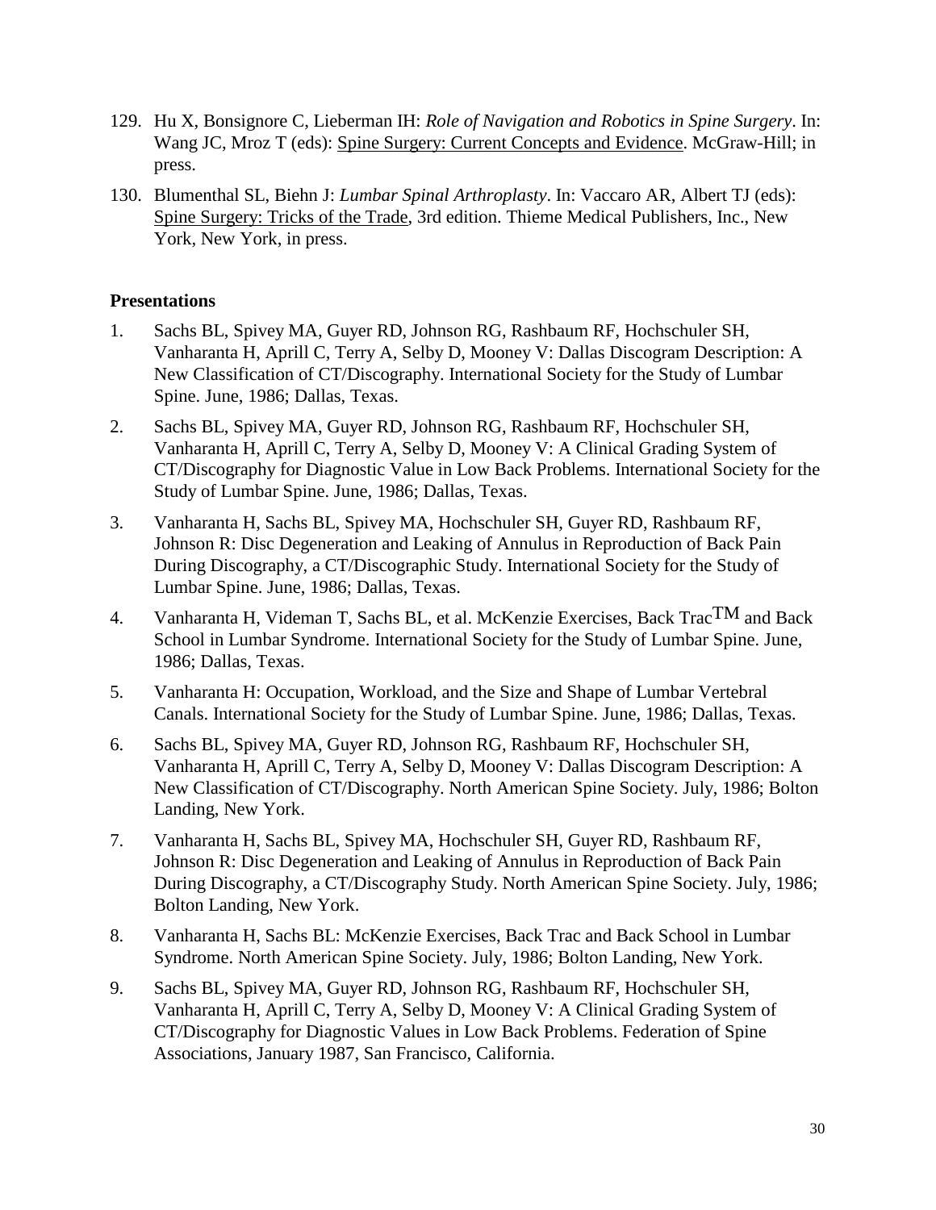129. Hu X, Bonsignore C, Lieberman IH: *Role of Navigation and Robotics in Spine Surgery*. In: Wang JC, Mroz T (eds): Spine Surgery: Current Concepts and Evidence. McGraw-Hill; in press.

130. Blumenthal SL, Biehn J: *Lumbar Spinal Arthroplasty*. In: Vaccaro AR, Albert TJ (eds): Spine Surgery: Tricks of the Trade, 3rd edition. Thieme Medical Publishers, Inc., New York, New York, in press.

**Presentations**

1. Sachs BL, Spivey MA, Guyer RD, Johnson RG, Rashbaum RF, Hochschuler SH, Vanharanta H, Aprill C, Terry A, Selby D, Mooney V: Dallas Discogram Description: A New Classification of CT/Discography. International Society for the Study of Lumbar Spine. June, 1986; Dallas, Texas.

2. Sachs BL, Spivey MA, Guyer RD, Johnson RG, Rashbaum RF, Hochschuler SH, Vanharanta H, Aprill C, Terry A, Selby D, Mooney V: A Clinical Grading System of CT/Discography for Diagnostic Value in Low Back Problems. International Society for the Study of Lumbar Spine. June, 1986; Dallas, Texas.

3. Vanharanta H, Sachs BL, Spivey MA, Hochschuler SH, Guyer RD, Rashbaum RF, Johnson R: Disc Degeneration and Leaking of Annulus in Reproduction of Back Pain During Discography, a CT/Discographic Study. International Society for the Study of Lumbar Spine. June, 1986; Dallas, Texas.

4. Vanharanta H, Videman T, Sachs BL, et al. McKenzie Exercises, Back Trac™ and Back School in Lumbar Syndrome. International Society for the Study of Lumbar Spine. June, 1986; Dallas, Texas.

5. Vanharanta H: Occupation, Workload, and the Size and Shape of Lumbar Vertebral Canals. International Society for the Study of Lumbar Spine. June, 1986; Dallas, Texas.

6. Sachs BL, Spivey MA, Guyer RD, Johnson RG, Rashbaum RF, Hochschuler SH, Vanharanta H, Aprill C, Terry A, Selby D, Mooney V: Dallas Discogram Description: A New Classification of CT/Discography. North American Spine Society. July, 1986; Bolton Landing, New York.

7. Vanharanta H, Sachs BL, Spivey MA, Hochschuler SH, Guyer RD, Rashbaum RF, Johnson R: Disc Degeneration and Leaking of Annulus in Reproduction of Back Pain During Discography, a CT/Discography Study. North American Spine Society. July, 1986; Bolton Landing, New York.

8. Vanharanta H, Sachs BL: McKenzie Exercises, Back Trac and Back School in Lumbar Syndrome. North American Spine Society. July, 1986; Bolton Landing, New York.

9. Sachs BL, Spivey MA, Guyer RD, Johnson RG, Rashbaum RF, Hochschuler SH, Vanharanta H, Aprill C, Terry A, Selby D, Mooney V: A Clinical Grading System of CT/Discography for Diagnostic Values in Low Back Problems. Federation of Spine Associations, January 1987, San Francisco, California.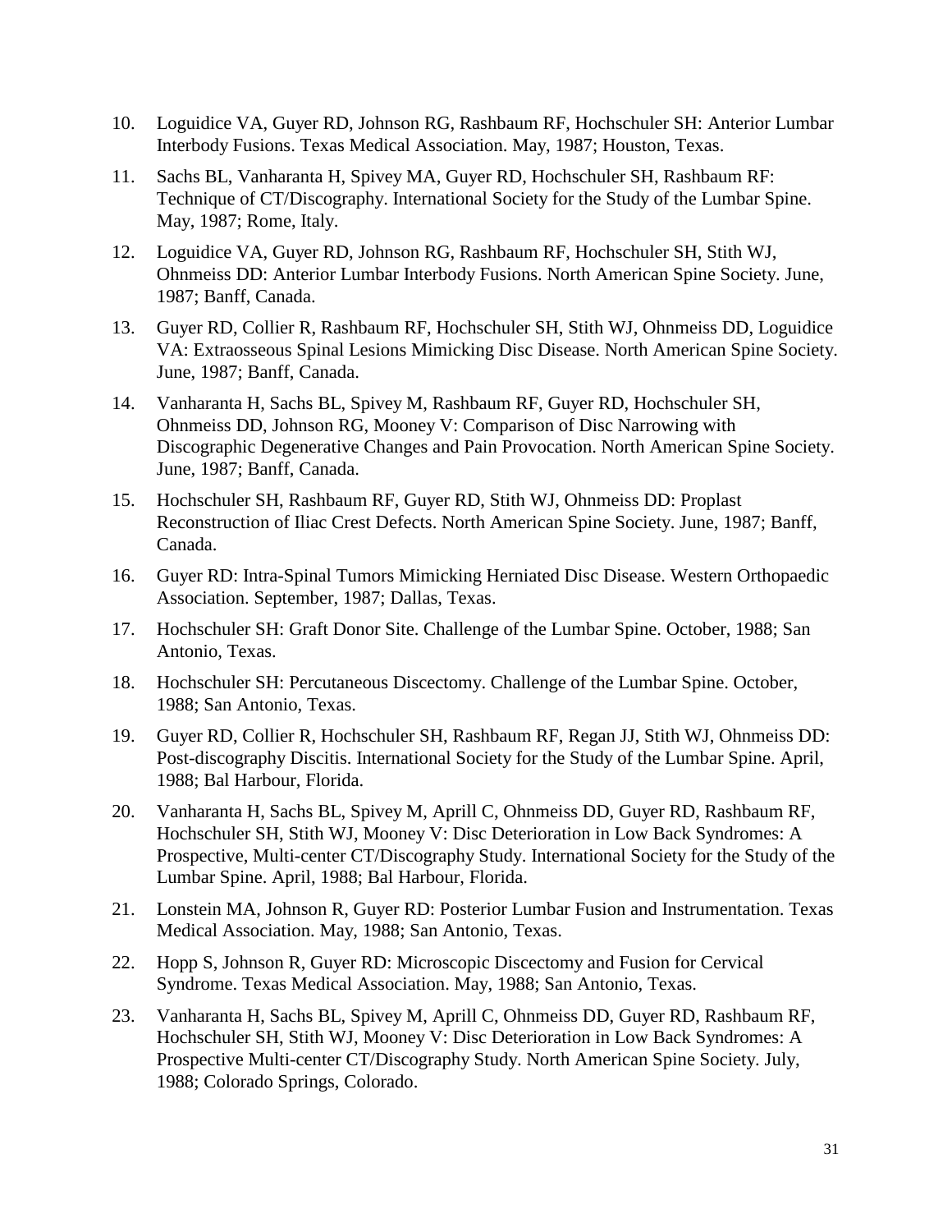10. Loguidice VA, Guyer RD, Johnson RG, Rashbaum RF, Hochschuler SH: Anterior Lumbar Interbody Fusions. Texas Medical Association. May, 1987; Houston, Texas.

11. Sachs BL, Vanharanta H, Spivey MA, Guyer RD, Hochschuler SH, Rashbaum RF: Technique of CT/Discography. International Society for the Study of the Lumbar Spine. May, 1987; Rome, Italy.

12. Loguidice VA, Guyer RD, Johnson RG, Rashbaum RF, Hochschuler SH, Stith WJ, Ohnmeiss DD: Anterior Lumbar Interbody Fusions. North American Spine Society. June, 1987; Banff, Canada.

13. Guyer RD, Collier R, Rashbaum RF, Hochschuler SH, Stith WJ, Ohnmeiss DD, Loguidice VA: Extraosseous Spinal Lesions Mimicking Disc Disease. North American Spine Society. June, 1987; Banff, Canada.

14. Vanharanta H, Sachs BL, Spivey M, Rashbaum RF, Guyer RD, Hochschuler SH, Ohnmeiss DD, Johnson RG, Mooney V: Comparison of Disc Narrowing with Discographic Degenerative Changes and Pain Provocation. North American Spine Society. June, 1987; Banff, Canada.

15. Hochschuler SH, Rashbaum RF, Guyer RD, Stith WJ, Ohnmeiss DD: Proplast Reconstruction of Iliac Crest Defects. North American Spine Society. June, 1987; Banff, Canada.

16. Guyer RD: Intra-Spinal Tumors Mimicking Herniated Disc Disease. Western Orthopaedic Association. September, 1987; Dallas, Texas.

17. Hochschuler SH: Graft Donor Site. Challenge of the Lumbar Spine. October, 1988; San Antonio, Texas.

18. Hochschuler SH: Percutaneous Discectomy. Challenge of the Lumbar Spine. October, 1988; San Antonio, Texas.

19. Guyer RD, Collier R, Hochschuler SH, Rashbaum RF, Regan JJ, Stith WJ, Ohnmeiss DD: Post-discography Discitis. International Society for the Study of the Lumbar Spine. April, 1988; Bal Harbour, Florida.

20. Vanharanta H, Sachs BL, Spivey M, Aprill C, Ohnmeiss DD, Guyer RD, Rashbaum RF, Hochschuler SH, Stith WJ, Mooney V: Disc Deterioration in Low Back Syndromes: A Prospective, Multi-center CT/Discography Study. International Society for the Study of the Lumbar Spine. April, 1988; Bal Harbour, Florida.

21. Lonstein MA, Johnson R, Guyer RD: Posterior Lumbar Fusion and Instrumentation. Texas Medical Association. May, 1988; San Antonio, Texas.

22. Hopp S, Johnson R, Guyer RD: Microscopic Discectomy and Fusion for Cervical Syndrome. Texas Medical Association. May, 1988; San Antonio, Texas.

23. Vanharanta H, Sachs BL, Spivey M, Aprill C, Ohnmeiss DD, Guyer RD, Rashbaum RF, Hochschuler SH, Stith WJ, Mooney V: Disc Deterioration in Low Back Syndromes: A Prospective Multi-center CT/Discography Study. North American Spine Society. July, 1988; Colorado Springs, Colorado.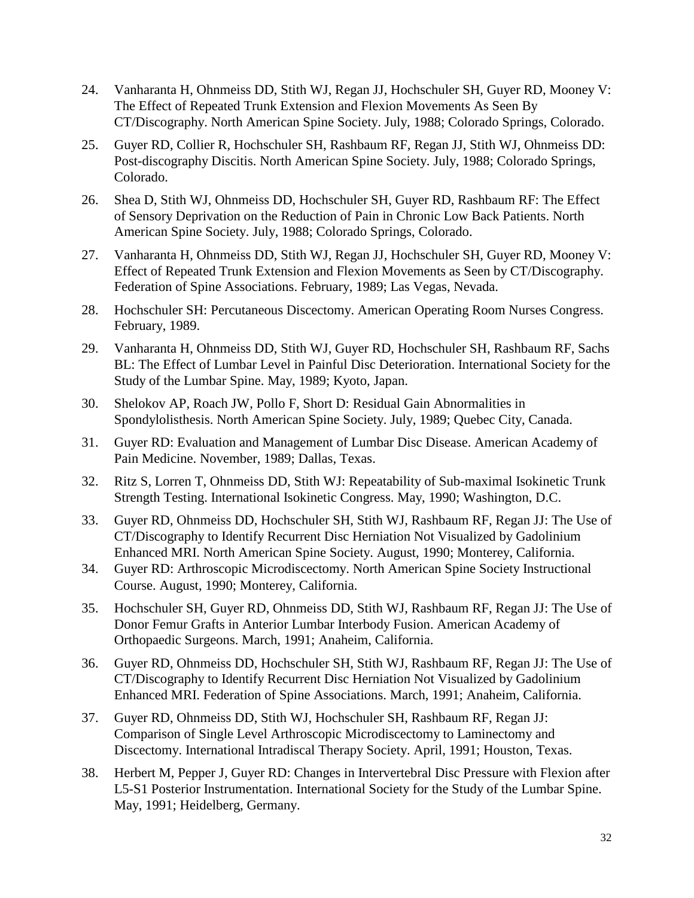24. Vanharanta H, Ohnmeiss DD, Stith WJ, Regan JJ, Hochschuler SH, Guyer RD, Mooney V: The Effect of Repeated Trunk Extension and Flexion Movements As Seen By CT/Discography. North American Spine Society. July, 1988; Colorado Springs, Colorado.

25. Guyer RD, Collier R, Hochschuler SH, Rashbaum RF, Regan JJ, Stith WJ, Ohnmeiss DD: Post-discography Discitis. North American Spine Society. July, 1988; Colorado Springs, Colorado.

26. Shea D, Stith WJ, Ohnmeiss DD, Hochschuler SH, Guyer RD, Rashbaum RF: The Effect of Sensory Deprivation on the Reduction of Pain in Chronic Low Back Patients. North American Spine Society. July, 1988; Colorado Springs, Colorado.

27. Vanharanta H, Ohnmeiss DD, Stith WJ, Regan JJ, Hochschuler SH, Guyer RD, Mooney V: Effect of Repeated Trunk Extension and Flexion Movements as Seen by CT/Discography. Federation of Spine Associations. February, 1989; Las Vegas, Nevada.

28. Hochschuler SH: Percutaneous Discectomy. American Operating Room Nurses Congress. February, 1989.

29. Vanharanta H, Ohnmeiss DD, Stith WJ, Guyer RD, Hochschuler SH, Rashbaum RF, Sachs BL: The Effect of Lumbar Level in Painful Disc Deterioration. International Society for the Study of the Lumbar Spine. May, 1989; Kyoto, Japan.

30. Shelokov AP, Roach JW, Pollo F, Short D: Residual Gain Abnormalities in Spondylolisthesis. North American Spine Society. July, 1989; Quebec City, Canada.

31. Guyer RD: Evaluation and Management of Lumbar Disc Disease. American Academy of Pain Medicine. November, 1989; Dallas, Texas.

32. Ritz S, Lorren T, Ohnmeiss DD, Stith WJ: Repeatability of Sub-maximal Isokinetic Trunk Strength Testing. International Isokinetic Congress. May, 1990; Washington, D.C.

33. Guyer RD, Ohnmeiss DD, Hochschuler SH, Stith WJ, Rashbaum RF, Regan JJ: The Use of CT/Discography to Identify Recurrent Disc Herniation Not Visualized by Gadolinium Enhanced MRI. North American Spine Society. August, 1990; Monterey, California.

34. Guyer RD: Arthroscopic Microdiscectomy. North American Spine Society Instructional Course. August, 1990; Monterey, California.

35. Hochschuler SH, Guyer RD, Ohnmeiss DD, Stith WJ, Rashbaum RF, Regan JJ: The Use of Donor Femur Grafts in Anterior Lumbar Interbody Fusion. American Academy of Orthopaedic Surgeons. March, 1991; Anaheim, California.

36. Guyer RD, Ohnmeiss DD, Hochschuler SH, Stith WJ, Rashbaum RF, Regan JJ: The Use of CT/Discography to Identify Recurrent Disc Herniation Not Visualized by Gadolinium Enhanced MRI. Federation of Spine Associations. March, 1991; Anaheim, California.

37. Guyer RD, Ohnmeiss DD, Stith WJ, Hochschuler SH, Rashbaum RF, Regan JJ: Comparison of Single Level Arthroscopic Microdiscectomy to Laminectomy and Discectomy. International Intradiscal Therapy Society. April, 1991; Houston, Texas.

38. Herbert M, Pepper J, Guyer RD: Changes in Intervertebral Disc Pressure with Flexion after L5-S1 Posterior Instrumentation. International Society for the Study of the Lumbar Spine. May, 1991; Heidelberg, Germany.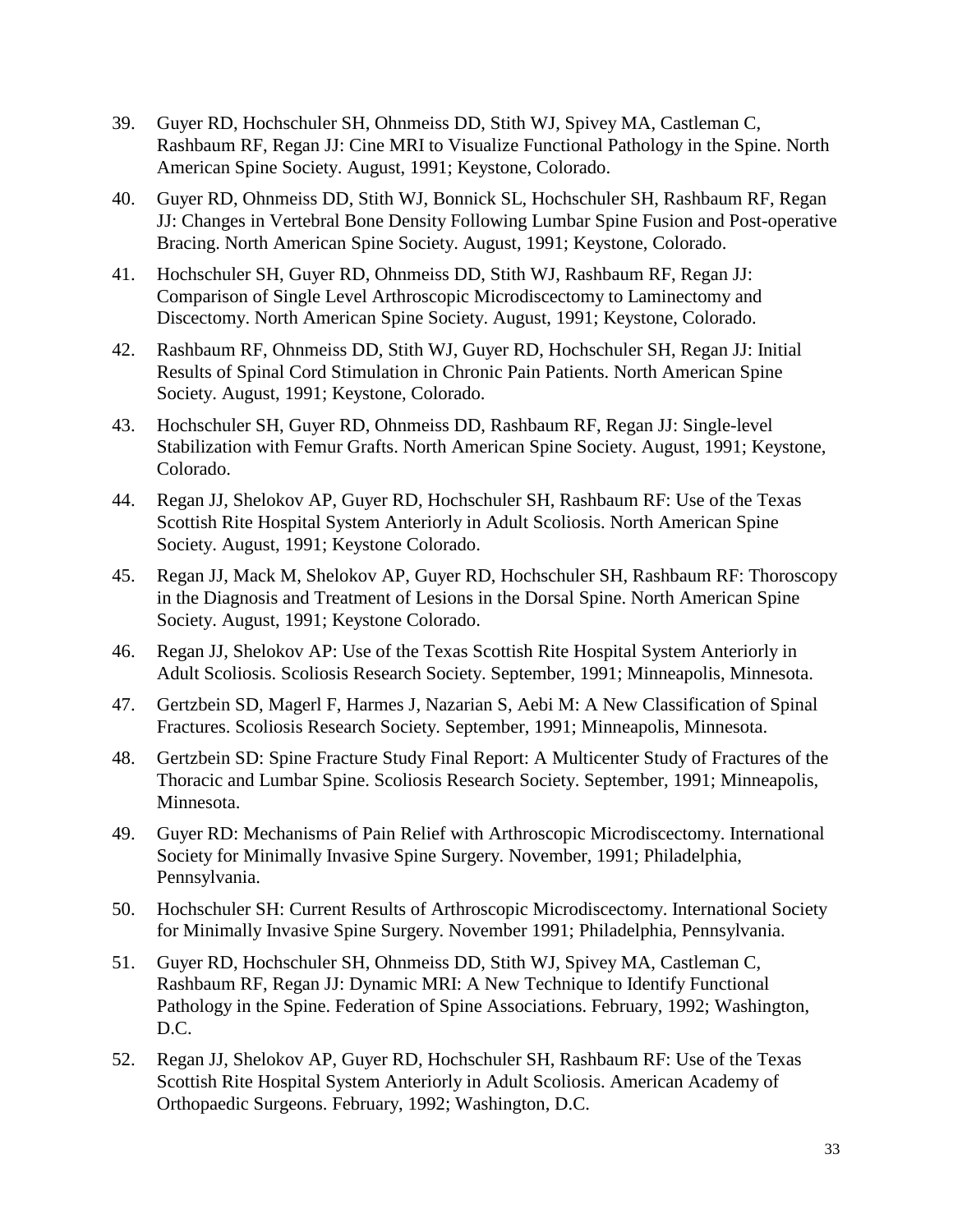39. Guyer RD, Hochschuler SH, Ohnmeiss DD, Stith WJ, Spivey MA, Castleman C, Rashbaum RF, Regan JJ: Cine MRI to Visualize Functional Pathology in the Spine. North American Spine Society. August, 1991; Keystone, Colorado.

40. Guyer RD, Ohnmeiss DD, Stith WJ, Bonnick SL, Hochschuler SH, Rashbaum RF, Regan JJ: Changes in Vertebral Bone Density Following Lumbar Spine Fusion and Post-operative Bracing. North American Spine Society. August, 1991; Keystone, Colorado.

41. Hochschuler SH, Guyer RD, Ohnmeiss DD, Stith WJ, Rashbaum RF, Regan JJ: Comparison of Single Level Arthroscopic Microdiscectomy to Laminectomy and Discectomy. North American Spine Society. August, 1991; Keystone, Colorado.

42. Rashbaum RF, Ohnmeiss DD, Stith WJ, Guyer RD, Hochschuler SH, Regan JJ: Initial Results of Spinal Cord Stimulation in Chronic Pain Patients. North American Spine Society. August, 1991; Keystone, Colorado.

43. Hochschuler SH, Guyer RD, Ohnmeiss DD, Rashbaum RF, Regan JJ: Single-level Stabilization with Femur Grafts. North American Spine Society. August, 1991; Keystone, Colorado.

44. Regan JJ, Shelokov AP, Guyer RD, Hochschuler SH, Rashbaum RF: Use of the Texas Scottish Rite Hospital System Anteriorly in Adult Scoliosis. North American Spine Society. August, 1991; Keystone Colorado.

45. Regan JJ, Mack M, Shelokov AP, Guyer RD, Hochschuler SH, Rashbaum RF: Thoroscopy in the Diagnosis and Treatment of Lesions in the Dorsal Spine. North American Spine Society. August, 1991; Keystone Colorado.

46. Regan JJ, Shelokov AP: Use of the Texas Scottish Rite Hospital System Anteriorly in Adult Scoliosis. Scoliosis Research Society. September, 1991; Minneapolis, Minnesota.

47. Gertzbein SD, Magerl F, Harmes J, Nazarian S, Aebi M: A New Classification of Spinal Fractures. Scoliosis Research Society. September, 1991; Minneapolis, Minnesota.

48. Gertzbein SD: Spine Fracture Study Final Report: A Multicenter Study of Fractures of the Thoracic and Lumbar Spine. Scoliosis Research Society. September, 1991; Minneapolis, Minnesota.

49. Guyer RD: Mechanisms of Pain Relief with Arthroscopic Microdiscectomy. International Society for Minimally Invasive Spine Surgery. November, 1991; Philadelphia, Pennsylvania.

50. Hochschuler SH: Current Results of Arthroscopic Microdiscectomy. International Society for Minimally Invasive Spine Surgery. November 1991; Philadelphia, Pennsylvania.

51. Guyer RD, Hochschuler SH, Ohnmeiss DD, Stith WJ, Spivey MA, Castleman C, Rashbaum RF, Regan JJ: Dynamic MRI: A New Technique to Identify Functional Pathology in the Spine. Federation of Spine Associations. February, 1992; Washington, D.C.

52. Regan JJ, Shelokov AP, Guyer RD, Hochschuler SH, Rashbaum RF: Use of the Texas Scottish Rite Hospital System Anteriorly in Adult Scoliosis. American Academy of Orthopaedic Surgeons. February, 1992; Washington, D.C.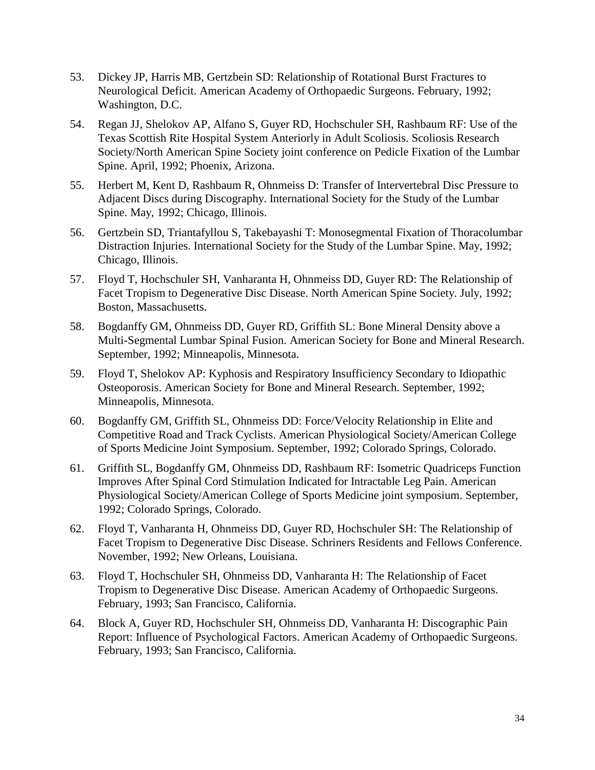53. Dickey JP, Harris MB, Gertzbein SD: Relationship of Rotational Burst Fractures to Neurological Deficit. American Academy of Orthopaedic Surgeons. February, 1992; Washington, D.C.

54. Regan JJ, Shelokov AP, Alfano S, Guyer RD, Hochschuler SH, Rashbaum RF: Use of the Texas Scottish Rite Hospital System Anteriorly in Adult Scoliosis. Scoliosis Research Society/North American Spine Society joint conference on Pedicle Fixation of the Lumbar Spine. April, 1992; Phoenix, Arizona.

55. Herbert M, Kent D, Rashbaum R, Ohnmeiss D: Transfer of Intervertebral Disc Pressure to Adjacent Discs during Discography. International Society for the Study of the Lumbar Spine. May, 1992; Chicago, Illinois.

56. Gertzbein SD, Triantafyllou S, Takebayashi T: Monosegmental Fixation of Thoracolumbar Distraction Injuries. International Society for the Study of the Lumbar Spine. May, 1992; Chicago, Illinois.

57. Floyd T, Hochschuler SH, Vanharanta H, Ohnmeiss DD, Guyer RD: The Relationship of Facet Tropism to Degenerative Disc Disease. North American Spine Society. July, 1992; Boston, Massachusetts.

58. Bogdanffy GM, Ohnmeiss DD, Guyer RD, Griffith SL: Bone Mineral Density above a Multi-Segmental Lumbar Spinal Fusion. American Society for Bone and Mineral Research. September, 1992; Minneapolis, Minnesota.

59. Floyd T, Shelokov AP: Kyphosis and Respiratory Insufficiency Secondary to Idiopathic Osteoporosis. American Society for Bone and Mineral Research. September, 1992; Minneapolis, Minnesota.

60. Bogdanffy GM, Griffith SL, Ohnmeiss DD: Force/Velocity Relationship in Elite and Competitive Road and Track Cyclists. American Physiological Society/American College of Sports Medicine Joint Symposium. September, 1992; Colorado Springs, Colorado.

61. Griffith SL, Bogdanffy GM, Ohnmeiss DD, Rashbaum RF: Isometric Quadriceps Function Improves After Spinal Cord Stimulation Indicated for Intractable Leg Pain. American Physiological Society/American College of Sports Medicine joint symposium. September, 1992; Colorado Springs, Colorado.

62. Floyd T, Vanharanta H, Ohnmeiss DD, Guyer RD, Hochschuler SH: The Relationship of Facet Tropism to Degenerative Disc Disease. Schriners Residents and Fellows Conference. November, 1992; New Orleans, Louisiana.

63. Floyd T, Hochschuler SH, Ohnmeiss DD, Vanharanta H: The Relationship of Facet Tropism to Degenerative Disc Disease. American Academy of Orthopaedic Surgeons. February, 1993; San Francisco, California.

64. Block A, Guyer RD, Hochschuler SH, Ohnmeiss DD, Vanharanta H: Discographic Pain Report: Influence of Psychological Factors. American Academy of Orthopaedic Surgeons. February, 1993; San Francisco, California.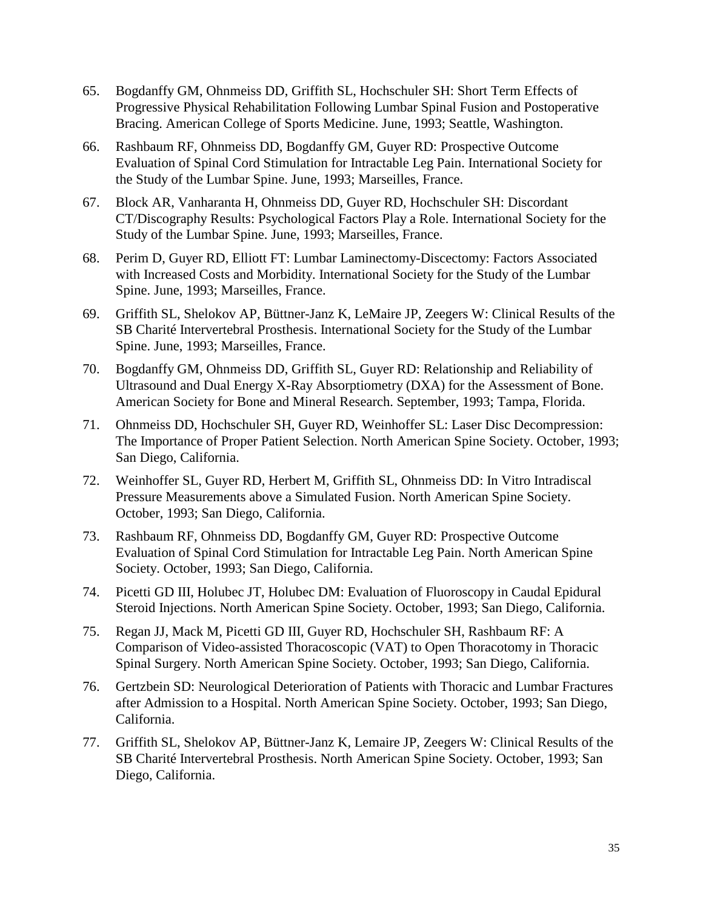65. Bogdanffy GM, Ohnmeiss DD, Griffith SL, Hochschuler SH: Short Term Effects of Progressive Physical Rehabilitation Following Lumbar Spinal Fusion and Postoperative Bracing. American College of Sports Medicine. June, 1993; Seattle, Washington.

66. Rashbaum RF, Ohnmeiss DD, Bogdanffy GM, Guyer RD: Prospective Outcome Evaluation of Spinal Cord Stimulation for Intractable Leg Pain. International Society for the Study of the Lumbar Spine. June, 1993; Marseilles, France.

67. Block AR, Vanharanta H, Ohnmeiss DD, Guyer RD, Hochschuler SH: Discordant CT/Discography Results: Psychological Factors Play a Role. International Society for the Study of the Lumbar Spine. June, 1993; Marseilles, France.

68. Perim D, Guyer RD, Elliott FT: Lumbar Laminectomy-Discectomy: Factors Associated with Increased Costs and Morbidity. International Society for the Study of the Lumbar Spine. June, 1993; Marseilles, France.

69. Griffith SL, Shelokov AP, Büttner-Janz K, LeMaire JP, Zeegers W: Clinical Results of the SB Charité Intervertebral Prosthesis. International Society for the Study of the Lumbar Spine. June, 1993; Marseilles, France.

70. Bogdanffy GM, Ohnmeiss DD, Griffith SL, Guyer RD: Relationship and Reliability of Ultrasound and Dual Energy X-Ray Absorptiometry (DXA) for the Assessment of Bone. American Society for Bone and Mineral Research. September, 1993; Tampa, Florida.

71. Ohnmeiss DD, Hochschuler SH, Guyer RD, Weinhoffer SL: Laser Disc Decompression: The Importance of Proper Patient Selection. North American Spine Society. October, 1993; San Diego, California.

72. Weinhoffer SL, Guyer RD, Herbert M, Griffith SL, Ohnmeiss DD: In Vitro Intradiscal Pressure Measurements above a Simulated Fusion. North American Spine Society. October, 1993; San Diego, California.

73. Rashbaum RF, Ohnmeiss DD, Bogdanffy GM, Guyer RD: Prospective Outcome Evaluation of Spinal Cord Stimulation for Intractable Leg Pain. North American Spine Society. October, 1993; San Diego, California.

74. Picetti GD III, Holubec JT, Holubec DM: Evaluation of Fluoroscopy in Caudal Epidural Steroid Injections. North American Spine Society. October, 1993; San Diego, California.

75. Regan JJ, Mack M, Picetti GD III, Guyer RD, Hochschuler SH, Rashbaum RF: A Comparison of Video-assisted Thoracoscopic (VAT) to Open Thoracotomy in Thoracic Spinal Surgery. North American Spine Society. October, 1993; San Diego, California.

76. Gertzbein SD: Neurological Deterioration of Patients with Thoracic and Lumbar Fractures after Admission to a Hospital. North American Spine Society. October, 1993; San Diego, California.

77. Griffith SL, Shelokov AP, Büttner-Janz K, Lemaire JP, Zeegers W: Clinical Results of the SB Charité Intervertebral Prosthesis. North American Spine Society. October, 1993; San Diego, California.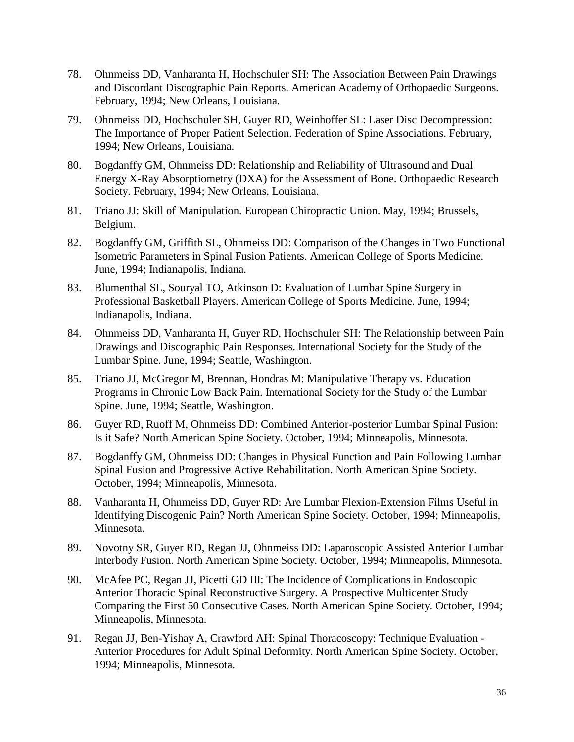78. Ohnmeiss DD, Vanharanta H, Hochschuler SH: The Association Between Pain Drawings and Discordant Discographic Pain Reports. American Academy of Orthopaedic Surgeons. February, 1994; New Orleans, Louisiana.

79. Ohnmeiss DD, Hochschuler SH, Guyer RD, Weinhoffer SL: Laser Disc Decompression: The Importance of Proper Patient Selection. Federation of Spine Associations. February, 1994; New Orleans, Louisiana.

80. Bogdanffy GM, Ohnmeiss DD: Relationship and Reliability of Ultrasound and Dual Energy X-Ray Absorptiometry (DXA) for the Assessment of Bone. Orthopaedic Research Society. February, 1994; New Orleans, Louisiana.

81. Triano JJ: Skill of Manipulation. European Chiropractic Union. May, 1994; Brussels, Belgium.

82. Bogdanffy GM, Griffith SL, Ohnmeiss DD: Comparison of the Changes in Two Functional Isometric Parameters in Spinal Fusion Patients. American College of Sports Medicine. June, 1994; Indianapolis, Indiana.

83. Blumenthal SL, Souryal TO, Atkinson D: Evaluation of Lumbar Spine Surgery in Professional Basketball Players. American College of Sports Medicine. June, 1994; Indianapolis, Indiana.

84. Ohnmeiss DD, Vanharanta H, Guyer RD, Hochschuler SH: The Relationship between Pain Drawings and Discographic Pain Responses. International Society for the Study of the Lumbar Spine. June, 1994; Seattle, Washington.

85. Triano JJ, McGregor M, Brennan, Hondras M: Manipulative Therapy vs. Education Programs in Chronic Low Back Pain. International Society for the Study of the Lumbar Spine. June, 1994; Seattle, Washington.

86. Guyer RD, Ruoff M, Ohnmeiss DD: Combined Anterior-posterior Lumbar Spinal Fusion: Is it Safe? North American Spine Society. October, 1994; Minneapolis, Minnesota.

87. Bogdanffy GM, Ohnmeiss DD: Changes in Physical Function and Pain Following Lumbar Spinal Fusion and Progressive Active Rehabilitation. North American Spine Society. October, 1994; Minneapolis, Minnesota.

88. Vanharanta H, Ohnmeiss DD, Guyer RD: Are Lumbar Flexion-Extension Films Useful in Identifying Discogenic Pain? North American Spine Society. October, 1994; Minneapolis, Minnesota.

89. Novotny SR, Guyer RD, Regan JJ, Ohnmeiss DD: Laparoscopic Assisted Anterior Lumbar Interbody Fusion. North American Spine Society. October, 1994; Minneapolis, Minnesota.

90. McAfee PC, Regan JJ, Picetti GD III: The Incidence of Complications in Endoscopic Anterior Thoracic Spinal Reconstructive Surgery. A Prospective Multicenter Study Comparing the First 50 Consecutive Cases. North American Spine Society. October, 1994; Minneapolis, Minnesota.

91. Regan JJ, Ben-Yishay A, Crawford AH: Spinal Thoracoscopy: Technique Evaluation - Anterior Procedures for Adult Spinal Deformity. North American Spine Society. October, 1994; Minneapolis, Minnesota.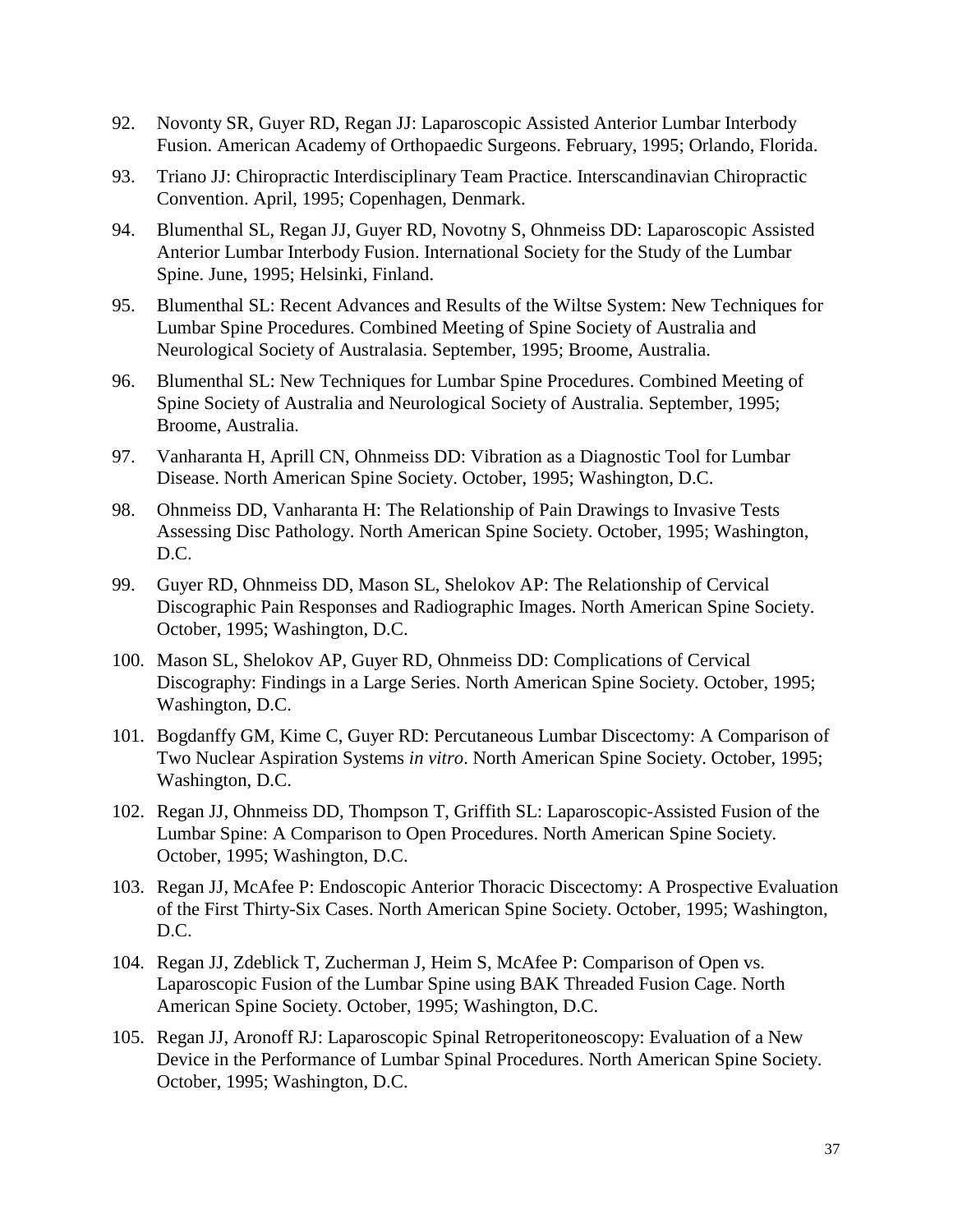92. Novonty SR, Guyer RD, Regan JJ: Laparoscopic Assisted Anterior Lumbar Interbody Fusion. American Academy of Orthopaedic Surgeons. February, 1995; Orlando, Florida.

93. Triano JJ: Chiropractic Interdisciplinary Team Practice. Interscandinavian Chiropractic Convention. April, 1995; Copenhagen, Denmark.

94. Blumenthal SL, Regan JJ, Guyer RD, Novotny S, Ohnmeiss DD: Laparoscopic Assisted Anterior Lumbar Interbody Fusion. International Society for the Study of the Lumbar Spine. June, 1995; Helsinki, Finland.

95. Blumenthal SL: Recent Advances and Results of the Wiltse System: New Techniques for Lumbar Spine Procedures. Combined Meeting of Spine Society of Australia and Neurological Society of Australasia. September, 1995; Broome, Australia.

96. Blumenthal SL: New Techniques for Lumbar Spine Procedures. Combined Meeting of Spine Society of Australia and Neurological Society of Australia. September, 1995; Broome, Australia.

97. Vanharanta H, Aprill CN, Ohnmeiss DD: Vibration as a Diagnostic Tool for Lumbar Disease. North American Spine Society. October, 1995; Washington, D.C.

98. Ohnmeiss DD, Vanharanta H: The Relationship of Pain Drawings to Invasive Tests Assessing Disc Pathology. North American Spine Society. October, 1995; Washington, D.C.

99. Guyer RD, Ohnmeiss DD, Mason SL, Shelokov AP: The Relationship of Cervical Discographic Pain Responses and Radiographic Images. North American Spine Society. October, 1995; Washington, D.C.

100. Mason SL, Shelokov AP, Guyer RD, Ohnmeiss DD: Complications of Cervical Discography: Findings in a Large Series. North American Spine Society. October, 1995; Washington, D.C.

101. Bogdanffy GM, Kime C, Guyer RD: Percutaneous Lumbar Discectomy: A Comparison of Two Nuclear Aspiration Systems *in vitro*. North American Spine Society. October, 1995; Washington, D.C.

102. Regan JJ, Ohnmeiss DD, Thompson T, Griffith SL: Laparoscopic-Assisted Fusion of the Lumbar Spine: A Comparison to Open Procedures. North American Spine Society. October, 1995; Washington, D.C.

103. Regan JJ, McAfee P: Endoscopic Anterior Thoracic Discectomy: A Prospective Evaluation of the First Thirty-Six Cases. North American Spine Society. October, 1995; Washington, D.C.

104. Regan JJ, Zdeblick T, Zucherman J, Heim S, McAfee P: Comparison of Open vs. Laparoscopic Fusion of the Lumbar Spine using BAK Threaded Fusion Cage. North American Spine Society. October, 1995; Washington, D.C.

105. Regan JJ, Aronoff RJ: Laparoscopic Spinal Retroperitoneoscopy: Evaluation of a New Device in the Performance of Lumbar Spinal Procedures. North American Spine Society. October, 1995; Washington, D.C.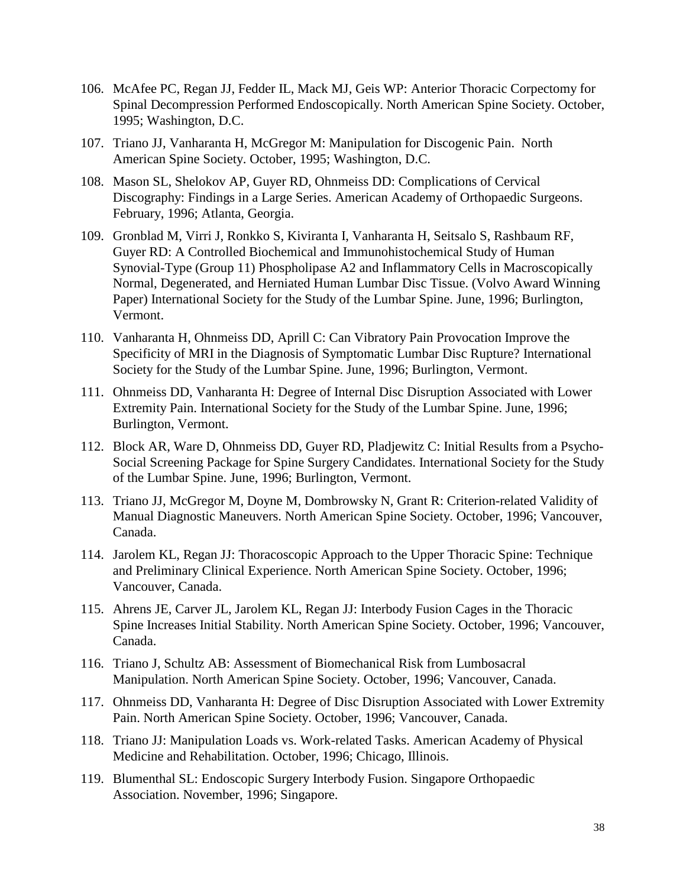106. McAfee PC, Regan JJ, Fedder IL, Mack MJ, Geis WP: Anterior Thoracic Corpectomy for Spinal Decompression Performed Endoscopically. North American Spine Society. October, 1995; Washington, D.C.

107. Triano JJ, Vanharanta H, McGregor M: Manipulation for Discogenic Pain. North American Spine Society. October, 1995; Washington, D.C.

108. Mason SL, Shelokov AP, Guyer RD, Ohnmeiss DD: Complications of Cervical Discography: Findings in a Large Series. American Academy of Orthopaedic Surgeons. February, 1996; Atlanta, Georgia.

109. Gronblad M, Virri J, Ronkko S, Kiviranta I, Vanharanta H, Seitsalo S, Rashbaum RF, Guyer RD: A Controlled Biochemical and Immunohistochemical Study of Human Synovial-Type (Group 11) Phospholipase A2 and Inflammatory Cells in Macroscopically Normal, Degenerated, and Herniated Human Lumbar Disc Tissue. (Volvo Award Winning Paper) International Society for the Study of the Lumbar Spine. June, 1996; Burlington, Vermont.

110. Vanharanta H, Ohnmeiss DD, Aprill C: Can Vibratory Pain Provocation Improve the Specificity of MRI in the Diagnosis of Symptomatic Lumbar Disc Rupture? International Society for the Study of the Lumbar Spine. June, 1996; Burlington, Vermont.

111. Ohnmeiss DD, Vanharanta H: Degree of Internal Disc Disruption Associated with Lower Extremity Pain. International Society for the Study of the Lumbar Spine. June, 1996; Burlington, Vermont.

112. Block AR, Ware D, Ohnmeiss DD, Guyer RD, Pladjewitz C: Initial Results from a Psycho-Social Screening Package for Spine Surgery Candidates. International Society for the Study of the Lumbar Spine. June, 1996; Burlington, Vermont.

113. Triano JJ, McGregor M, Doyne M, Dombrowsky N, Grant R: Criterion-related Validity of Manual Diagnostic Maneuvers. North American Spine Society. October, 1996; Vancouver, Canada.

114. Jarolem KL, Regan JJ: Thoracoscopic Approach to the Upper Thoracic Spine: Technique and Preliminary Clinical Experience. North American Spine Society. October, 1996; Vancouver, Canada.

115. Ahrens JE, Carver JL, Jarolem KL, Regan JJ: Interbody Fusion Cages in the Thoracic Spine Increases Initial Stability. North American Spine Society. October, 1996; Vancouver, Canada.

116. Triano J, Schultz AB: Assessment of Biomechanical Risk from Lumbosacral Manipulation. North American Spine Society. October, 1996; Vancouver, Canada.

117. Ohnmeiss DD, Vanharanta H: Degree of Disc Disruption Associated with Lower Extremity Pain. North American Spine Society. October, 1996; Vancouver, Canada.

118. Triano JJ: Manipulation Loads vs. Work-related Tasks. American Academy of Physical Medicine and Rehabilitation. October, 1996; Chicago, Illinois.

119. Blumenthal SL: Endoscopic Surgery Interbody Fusion. Singapore Orthopaedic Association. November, 1996; Singapore.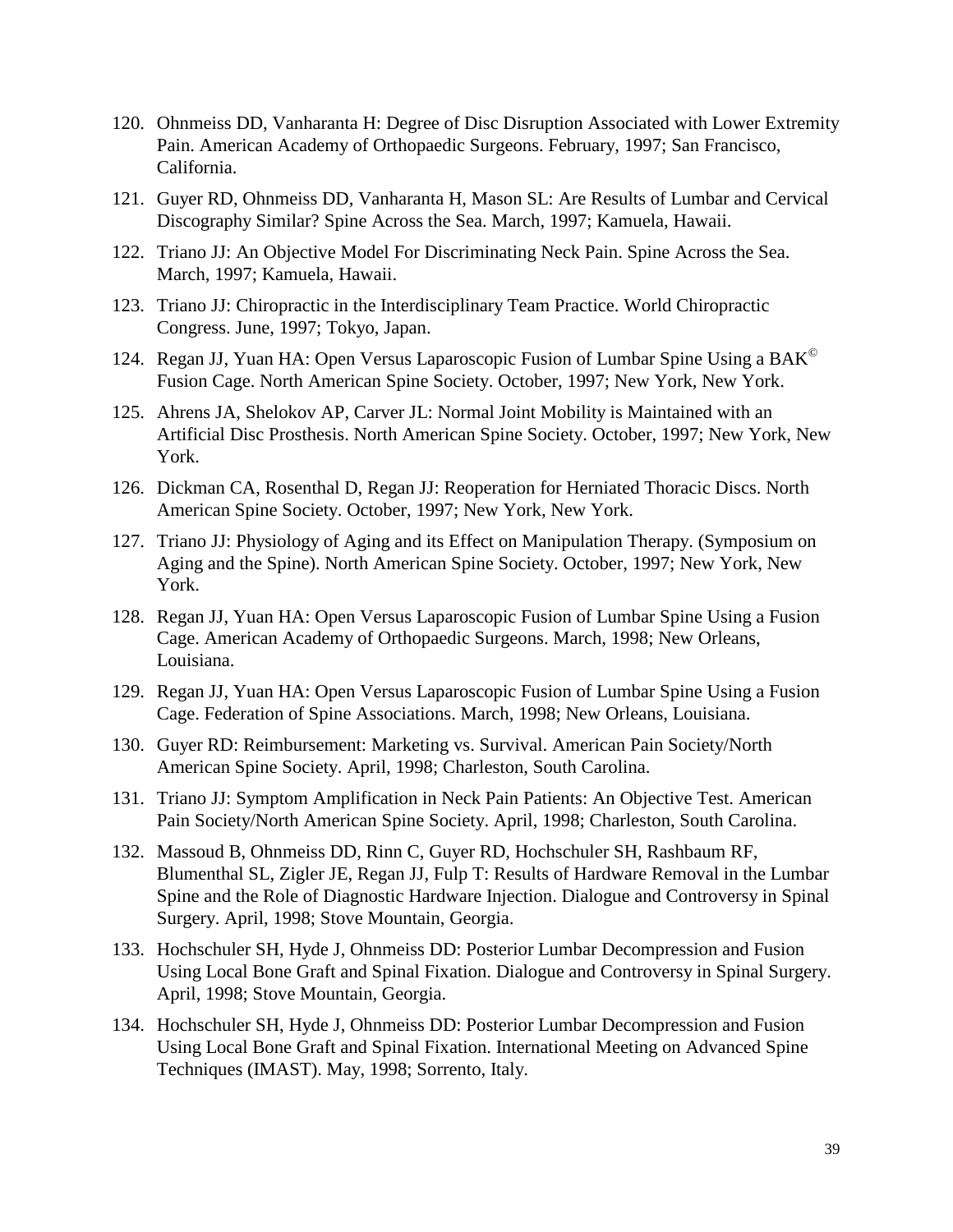120. Ohnmeiss DD, Vanharanta H: Degree of Disc Disruption Associated with Lower Extremity Pain. American Academy of Orthopaedic Surgeons. February, 1997; San Francisco, California.

121. Guyer RD, Ohnmeiss DD, Vanharanta H, Mason SL: Are Results of Lumbar and Cervical Discography Similar? Spine Across the Sea. March, 1997; Kamuela, Hawaii.

122. Triano JJ: An Objective Model For Discriminating Neck Pain. Spine Across the Sea. March, 1997; Kamuela, Hawaii.

123. Triano JJ: Chiropractic in the Interdisciplinary Team Practice. World Chiropractic Congress. June, 1997; Tokyo, Japan.

124. Regan JJ, Yuan HA: Open Versus Laparoscopic Fusion of Lumbar Spine Using a BAK© Fusion Cage. North American Spine Society. October, 1997; New York, New York.

125. Ahrens JA, Shelokov AP, Carver JL: Normal Joint Mobility is Maintained with an Artificial Disc Prosthesis. North American Spine Society. October, 1997; New York, New York.

126. Dickman CA, Rosenthal D, Regan JJ: Reoperation for Herniated Thoracic Discs. North American Spine Society. October, 1997; New York, New York.

127. Triano JJ: Physiology of Aging and its Effect on Manipulation Therapy. (Symposium on Aging and the Spine). North American Spine Society. October, 1997; New York, New York.

128. Regan JJ, Yuan HA: Open Versus Laparoscopic Fusion of Lumbar Spine Using a Fusion Cage. American Academy of Orthopaedic Surgeons. March, 1998; New Orleans, Louisiana.

129. Regan JJ, Yuan HA: Open Versus Laparoscopic Fusion of Lumbar Spine Using a Fusion Cage. Federation of Spine Associations. March, 1998; New Orleans, Louisiana.

130. Guyer RD: Reimbursement: Marketing vs. Survival. American Pain Society/North American Spine Society. April, 1998; Charleston, South Carolina.

131. Triano JJ: Symptom Amplification in Neck Pain Patients: An Objective Test. American Pain Society/North American Spine Society. April, 1998; Charleston, South Carolina.

132. Massoud B, Ohnmeiss DD, Rinn C, Guyer RD, Hochschuler SH, Rashbaum RF, Blumenthal SL, Zigler JE, Regan JJ, Fulp T: Results of Hardware Removal in the Lumbar Spine and the Role of Diagnostic Hardware Injection. Dialogue and Controversy in Spinal Surgery. April, 1998; Stove Mountain, Georgia.

133. Hochschuler SH, Hyde J, Ohnmeiss DD: Posterior Lumbar Decompression and Fusion Using Local Bone Graft and Spinal Fixation. Dialogue and Controversy in Spinal Surgery. April, 1998; Stove Mountain, Georgia.

134. Hochschuler SH, Hyde J, Ohnmeiss DD: Posterior Lumbar Decompression and Fusion Using Local Bone Graft and Spinal Fixation. International Meeting on Advanced Spine Techniques (IMAST). May, 1998; Sorrento, Italy.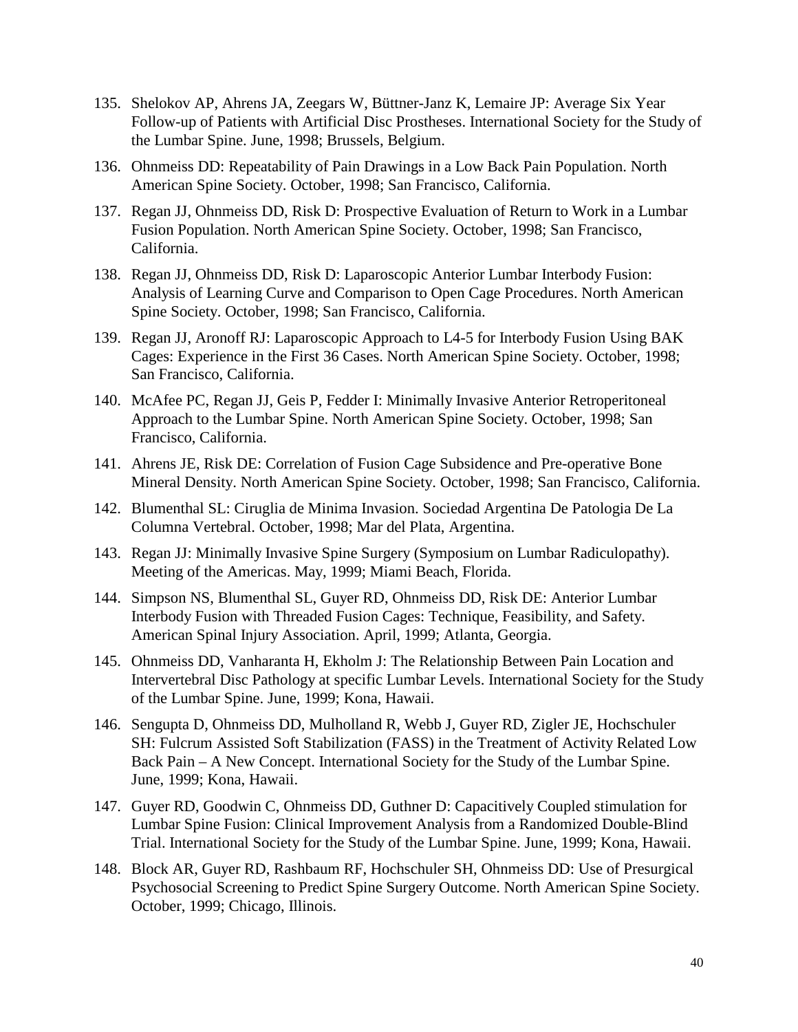135. Shelokov AP, Ahrens JA, Zeegars W, Büttner-Janz K, Lemaire JP: Average Six Year Follow-up of Patients with Artificial Disc Prostheses. International Society for the Study of the Lumbar Spine. June, 1998; Brussels, Belgium.

136. Ohnmeiss DD: Repeatability of Pain Drawings in a Low Back Pain Population. North American Spine Society. October, 1998; San Francisco, California.

137. Regan JJ, Ohnmeiss DD, Risk D: Prospective Evaluation of Return to Work in a Lumbar Fusion Population. North American Spine Society. October, 1998; San Francisco, California.

138. Regan JJ, Ohnmeiss DD, Risk D: Laparoscopic Anterior Lumbar Interbody Fusion: Analysis of Learning Curve and Comparison to Open Cage Procedures. North American Spine Society. October, 1998; San Francisco, California.

139. Regan JJ, Aronoff RJ: Laparoscopic Approach to L4-5 for Interbody Fusion Using BAK Cages: Experience in the First 36 Cases. North American Spine Society. October, 1998; San Francisco, California.

140. McAfee PC, Regan JJ, Geis P, Fedder I: Minimally Invasive Anterior Retroperitoneal Approach to the Lumbar Spine. North American Spine Society. October, 1998; San Francisco, California.

141. Ahrens JE, Risk DE: Correlation of Fusion Cage Subsidence and Pre-operative Bone Mineral Density. North American Spine Society. October, 1998; San Francisco, California.

142. Blumenthal SL: Ciruglia de Minima Invasion. Sociedad Argentina De Patologia De La Columna Vertebral. October, 1998; Mar del Plata, Argentina.

143. Regan JJ: Minimally Invasive Spine Surgery (Symposium on Lumbar Radiculopathy). Meeting of the Americas. May, 1999; Miami Beach, Florida.

144. Simpson NS, Blumenthal SL, Guyer RD, Ohnmeiss DD, Risk DE: Anterior Lumbar Interbody Fusion with Threaded Fusion Cages: Technique, Feasibility, and Safety. American Spinal Injury Association. April, 1999; Atlanta, Georgia.

145. Ohnmeiss DD, Vanharanta H, Ekholm J: The Relationship Between Pain Location and Intervertebral Disc Pathology at specific Lumbar Levels. International Society for the Study of the Lumbar Spine. June, 1999; Kona, Hawaii.

146. Sengupta D, Ohnmeiss DD, Mulholland R, Webb J, Guyer RD, Zigler JE, Hochschuler SH: Fulcrum Assisted Soft Stabilization (FASS) in the Treatment of Activity Related Low Back Pain – A New Concept. International Society for the Study of the Lumbar Spine. June, 1999; Kona, Hawaii.

147. Guyer RD, Goodwin C, Ohnmeiss DD, Guthner D: Capacitively Coupled stimulation for Lumbar Spine Fusion: Clinical Improvement Analysis from a Randomized Double-Blind Trial. International Society for the Study of the Lumbar Spine. June, 1999; Kona, Hawaii.

148. Block AR, Guyer RD, Rashbaum RF, Hochschuler SH, Ohnmeiss DD: Use of Presurgical Psychosocial Screening to Predict Spine Surgery Outcome. North American Spine Society. October, 1999; Chicago, Illinois.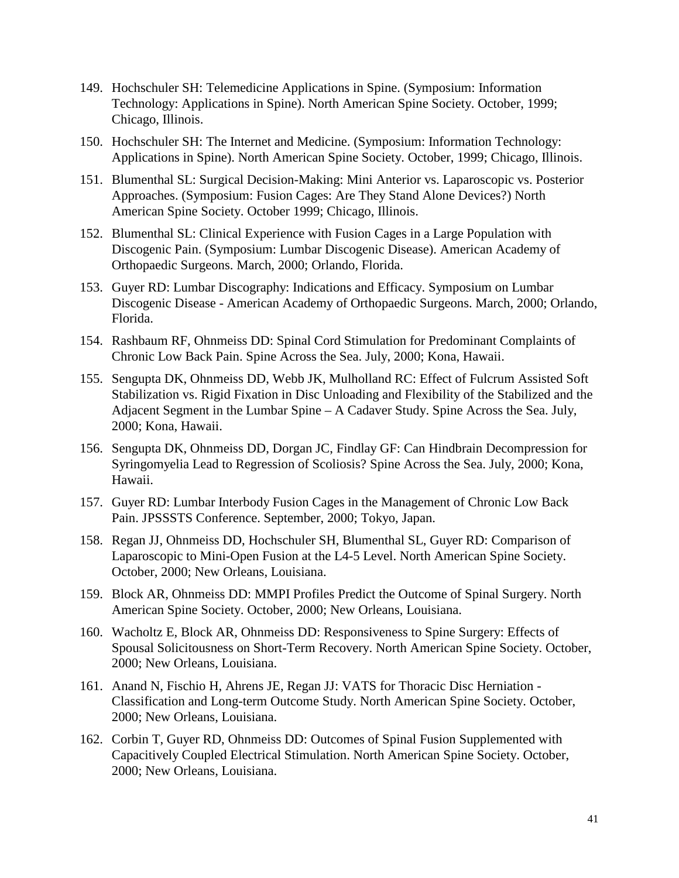149. Hochschuler SH: Telemedicine Applications in Spine. (Symposium: Information Technology: Applications in Spine). North American Spine Society. October, 1999; Chicago, Illinois.

150. Hochschuler SH: The Internet and Medicine. (Symposium: Information Technology: Applications in Spine). North American Spine Society. October, 1999; Chicago, Illinois.

151. Blumenthal SL: Surgical Decision-Making: Mini Anterior vs. Laparoscopic vs. Posterior Approaches. (Symposium: Fusion Cages: Are They Stand Alone Devices?) North American Spine Society. October 1999; Chicago, Illinois.

152. Blumenthal SL: Clinical Experience with Fusion Cages in a Large Population with Discogenic Pain. (Symposium: Lumbar Discogenic Disease). American Academy of Orthopaedic Surgeons. March, 2000; Orlando, Florida.

153. Guyer RD: Lumbar Discography: Indications and Efficacy. Symposium on Lumbar Discogenic Disease - American Academy of Orthopaedic Surgeons. March, 2000; Orlando, Florida.

154. Rashbaum RF, Ohnmeiss DD: Spinal Cord Stimulation for Predominant Complaints of Chronic Low Back Pain. Spine Across the Sea. July, 2000; Kona, Hawaii.

155. Sengupta DK, Ohnmeiss DD, Webb JK, Mulholland RC: Effect of Fulcrum Assisted Soft Stabilization vs. Rigid Fixation in Disc Unloading and Flexibility of the Stabilized and the Adjacent Segment in the Lumbar Spine – A Cadaver Study. Spine Across the Sea. July, 2000; Kona, Hawaii.

156. Sengupta DK, Ohnmeiss DD, Dorgan JC, Findlay GF: Can Hindbrain Decompression for Syringomyelia Lead to Regression of Scoliosis? Spine Across the Sea. July, 2000; Kona, Hawaii.

157. Guyer RD: Lumbar Interbody Fusion Cages in the Management of Chronic Low Back Pain. JPSSSTS Conference. September, 2000; Tokyo, Japan.

158. Regan JJ, Ohnmeiss DD, Hochschuler SH, Blumenthal SL, Guyer RD: Comparison of Laparoscopic to Mini-Open Fusion at the L4-5 Level. North American Spine Society. October, 2000; New Orleans, Louisiana.

159. Block AR, Ohnmeiss DD: MMPI Profiles Predict the Outcome of Spinal Surgery. North American Spine Society. October, 2000; New Orleans, Louisiana.

160. Wacholtz E, Block AR, Ohnmeiss DD: Responsiveness to Spine Surgery: Effects of Spousal Solicitousness on Short-Term Recovery. North American Spine Society. October, 2000; New Orleans, Louisiana.

161. Anand N, Fischio H, Ahrens JE, Regan JJ: VATS for Thoracic Disc Herniation - Classification and Long-term Outcome Study. North American Spine Society. October, 2000; New Orleans, Louisiana.

162. Corbin T, Guyer RD, Ohnmeiss DD: Outcomes of Spinal Fusion Supplemented with Capacitively Coupled Electrical Stimulation. North American Spine Society. October, 2000; New Orleans, Louisiana.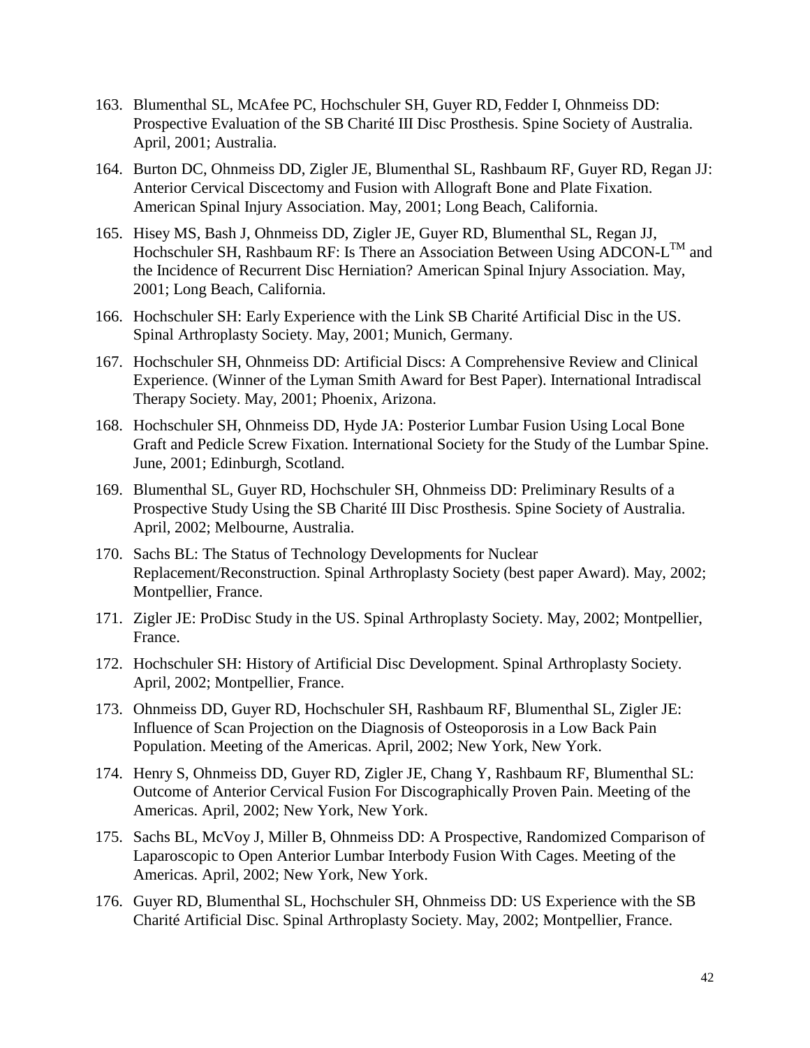163. Blumenthal SL, McAfee PC, Hochschuler SH, Guyer RD, Fedder I, Ohnmeiss DD: Prospective Evaluation of the SB Charité III Disc Prosthesis. Spine Society of Australia. April, 2001; Australia.
164. Burton DC, Ohnmeiss DD, Zigler JE, Blumenthal SL, Rashbaum RF, Guyer RD, Regan JJ: Anterior Cervical Discectomy and Fusion with Allograft Bone and Plate Fixation. American Spinal Injury Association. May, 2001; Long Beach, California.
165. Hisey MS, Bash J, Ohnmeiss DD, Zigler JE, Guyer RD, Blumenthal SL, Regan JJ, Hochschuler SH, Rashbaum RF: Is There an Association Between Using ADCON-L™ and the Incidence of Recurrent Disc Herniation? American Spinal Injury Association. May, 2001; Long Beach, California.
166. Hochschuler SH: Early Experience with the Link SB Charité Artificial Disc in the US. Spinal Arthroplasty Society. May, 2001; Munich, Germany.
167. Hochschuler SH, Ohnmeiss DD: Artificial Discs: A Comprehensive Review and Clinical Experience. (Winner of the Lyman Smith Award for Best Paper). International Intradiscal Therapy Society. May, 2001; Phoenix, Arizona.
168. Hochschuler SH, Ohnmeiss DD, Hyde JA: Posterior Lumbar Fusion Using Local Bone Graft and Pedicle Screw Fixation. International Society for the Study of the Lumbar Spine. June, 2001; Edinburgh, Scotland.
169. Blumenthal SL, Guyer RD, Hochschuler SH, Ohnmeiss DD: Preliminary Results of a Prospective Study Using the SB Charité III Disc Prosthesis. Spine Society of Australia. April, 2002; Melbourne, Australia.
170. Sachs BL: The Status of Technology Developments for Nuclear Replacement/Reconstruction. Spinal Arthroplasty Society (best paper Award). May, 2002; Montpellier, France.
171. Zigler JE: ProDisc Study in the US. Spinal Arthroplasty Society. May, 2002; Montpellier, France.
172. Hochschuler SH: History of Artificial Disc Development. Spinal Arthroplasty Society. April, 2002; Montpellier, France.
173. Ohnmeiss DD, Guyer RD, Hochschuler SH, Rashbaum RF, Blumenthal SL, Zigler JE: Influence of Scan Projection on the Diagnosis of Osteoporosis in a Low Back Pain Population. Meeting of the Americas. April, 2002; New York, New York.
174. Henry S, Ohnmeiss DD, Guyer RD, Zigler JE, Chang Y, Rashbaum RF, Blumenthal SL: Outcome of Anterior Cervical Fusion For Discographically Proven Pain. Meeting of the Americas. April, 2002; New York, New York.
175. Sachs BL, McVoy J, Miller B, Ohnmeiss DD: A Prospective, Randomized Comparison of Laparoscopic to Open Anterior Lumbar Interbody Fusion With Cages. Meeting of the Americas. April, 2002; New York, New York.
176. Guyer RD, Blumenthal SL, Hochschuler SH, Ohnmeiss DD: US Experience with the SB Charité Artificial Disc. Spinal Arthroplasty Society. May, 2002; Montpellier, France.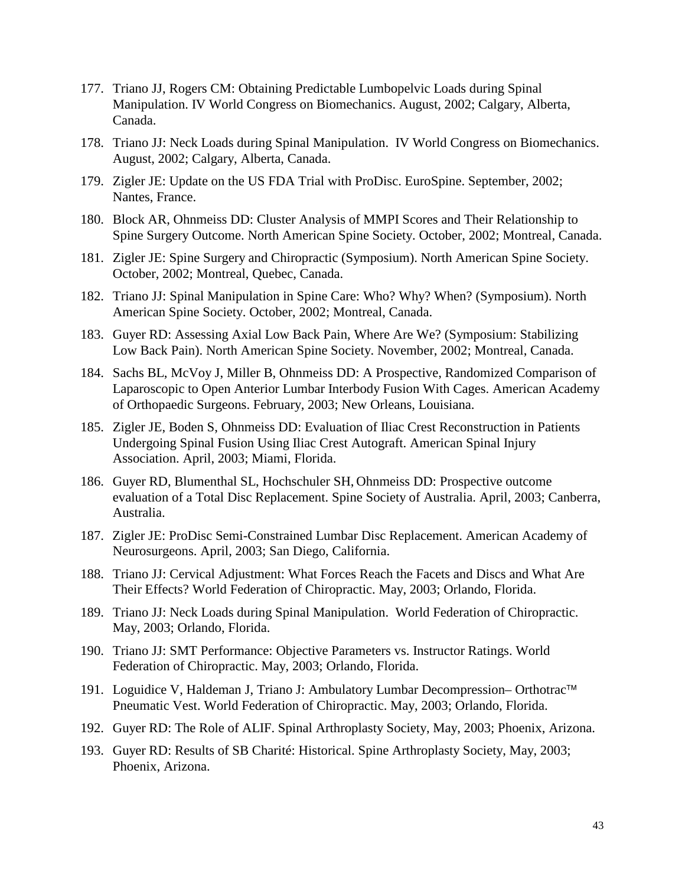177. Triano JJ, Rogers CM: Obtaining Predictable Lumbopelvic Loads during Spinal Manipulation. IV World Congress on Biomechanics. August, 2002; Calgary, Alberta, Canada.

178. Triano JJ: Neck Loads during Spinal Manipulation. IV World Congress on Biomechanics. August, 2002; Calgary, Alberta, Canada.

179. Zigler JE: Update on the US FDA Trial with ProDisc. EuroSpine. September, 2002; Nantes, France.

180. Block AR, Ohnmeiss DD: Cluster Analysis of MMPI Scores and Their Relationship to Spine Surgery Outcome. North American Spine Society. October, 2002; Montreal, Canada.

181. Zigler JE: Spine Surgery and Chiropractic (Symposium). North American Spine Society. October, 2002; Montreal, Quebec, Canada.

182. Triano JJ: Spinal Manipulation in Spine Care: Who? Why? When? (Symposium). North American Spine Society. October, 2002; Montreal, Canada.

183. Guyer RD: Assessing Axial Low Back Pain, Where Are We? (Symposium: Stabilizing Low Back Pain). North American Spine Society. November, 2002; Montreal, Canada.

184. Sachs BL, McVoy J, Miller B, Ohnmeiss DD: A Prospective, Randomized Comparison of Laparoscopic to Open Anterior Lumbar Interbody Fusion With Cages. American Academy of Orthopaedic Surgeons. February, 2003; New Orleans, Louisiana.

185. Zigler JE, Boden S, Ohnmeiss DD: Evaluation of Iliac Crest Reconstruction in Patients Undergoing Spinal Fusion Using Iliac Crest Autograft. American Spinal Injury Association. April, 2003; Miami, Florida.

186. Guyer RD, Blumenthal SL, Hochschuler SH, Ohnmeiss DD: Prospective outcome evaluation of a Total Disc Replacement. Spine Society of Australia. April, 2003; Canberra, Australia.

187. Zigler JE: ProDisc Semi-Constrained Lumbar Disc Replacement. American Academy of Neurosurgeons. April, 2003; San Diego, California.

188. Triano JJ: Cervical Adjustment: What Forces Reach the Facets and Discs and What Are Their Effects? World Federation of Chiropractic. May, 2003; Orlando, Florida.

189. Triano JJ: Neck Loads during Spinal Manipulation. World Federation of Chiropractic. May, 2003; Orlando, Florida.

190. Triano JJ: SMT Performance: Objective Parameters vs. Instructor Ratings. World Federation of Chiropractic. May, 2003; Orlando, Florida.

191. Loguidice V, Haldeman J, Triano J: Ambulatory Lumbar Decompression– Orthotrac™ Pneumatic Vest. World Federation of Chiropractic. May, 2003; Orlando, Florida.

192. Guyer RD: The Role of ALIF. Spinal Arthroplasty Society, May, 2003; Phoenix, Arizona.

193. Guyer RD: Results of SB Charité: Historical. Spine Arthroplasty Society, May, 2003; Phoenix, Arizona.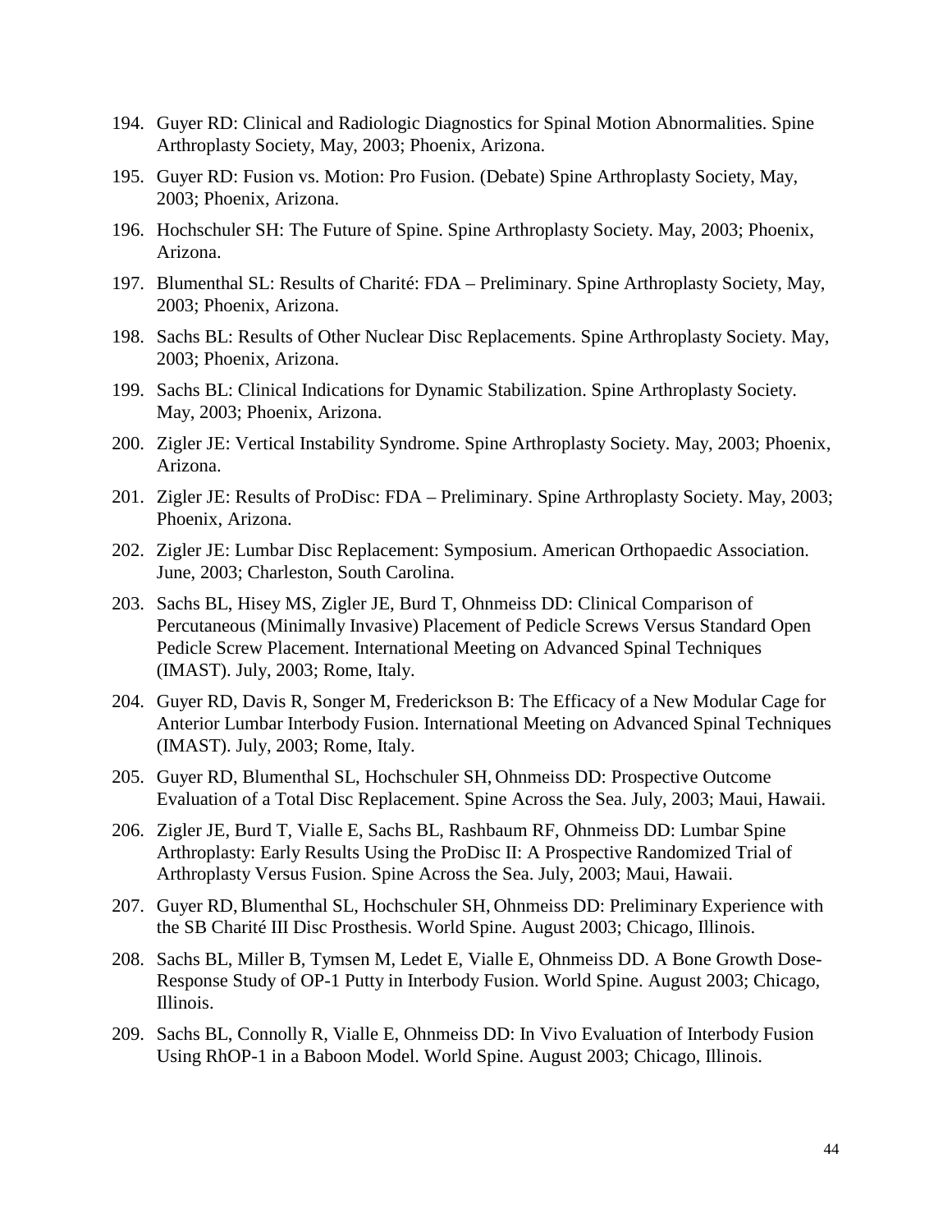194. Guyer RD: Clinical and Radiologic Diagnostics for Spinal Motion Abnormalities. Spine Arthroplasty Society, May, 2003; Phoenix, Arizona.

195. Guyer RD: Fusion vs. Motion: Pro Fusion. (Debate) Spine Arthroplasty Society, May, 2003; Phoenix, Arizona.

196. Hochschuler SH: The Future of Spine. Spine Arthroplasty Society. May, 2003; Phoenix, Arizona.

197. Blumenthal SL: Results of Charité: FDA – Preliminary. Spine Arthroplasty Society, May, 2003; Phoenix, Arizona.

198. Sachs BL: Results of Other Nuclear Disc Replacements. Spine Arthroplasty Society. May, 2003; Phoenix, Arizona.

199. Sachs BL: Clinical Indications for Dynamic Stabilization. Spine Arthroplasty Society. May, 2003; Phoenix, Arizona.

200. Zigler JE: Vertical Instability Syndrome. Spine Arthroplasty Society. May, 2003; Phoenix, Arizona.

201. Zigler JE: Results of ProDisc: FDA – Preliminary. Spine Arthroplasty Society. May, 2003; Phoenix, Arizona.

202. Zigler JE: Lumbar Disc Replacement: Symposium. American Orthopaedic Association. June, 2003; Charleston, South Carolina.

203. Sachs BL, Hisey MS, Zigler JE, Burd T, Ohnmeiss DD: Clinical Comparison of Percutaneous (Minimally Invasive) Placement of Pedicle Screws Versus Standard Open Pedicle Screw Placement. International Meeting on Advanced Spinal Techniques (IMAST). July, 2003; Rome, Italy.

204. Guyer RD, Davis R, Songer M, Frederickson B: The Efficacy of a New Modular Cage for Anterior Lumbar Interbody Fusion. International Meeting on Advanced Spinal Techniques (IMAST). July, 2003; Rome, Italy.

205. Guyer RD, Blumenthal SL, Hochschuler SH, Ohnmeiss DD: Prospective Outcome Evaluation of a Total Disc Replacement. Spine Across the Sea. July, 2003; Maui, Hawaii.

206. Zigler JE, Burd T, Vialle E, Sachs BL, Rashbaum RF, Ohnmeiss DD: Lumbar Spine Arthroplasty: Early Results Using the ProDisc II: A Prospective Randomized Trial of Arthroplasty Versus Fusion. Spine Across the Sea. July, 2003; Maui, Hawaii.

207. Guyer RD, Blumenthal SL, Hochschuler SH, Ohnmeiss DD: Preliminary Experience with the SB Charité III Disc Prosthesis. World Spine. August 2003; Chicago, Illinois.

208. Sachs BL, Miller B, Tymsen M, Ledet E, Vialle E, Ohnmeiss DD. A Bone Growth Dose-Response Study of OP-1 Putty in Interbody Fusion. World Spine. August 2003; Chicago, Illinois.

209. Sachs BL, Connolly R, Vialle E, Ohnmeiss DD: In Vivo Evaluation of Interbody Fusion Using RhOP-1 in a Baboon Model. World Spine. August 2003; Chicago, Illinois.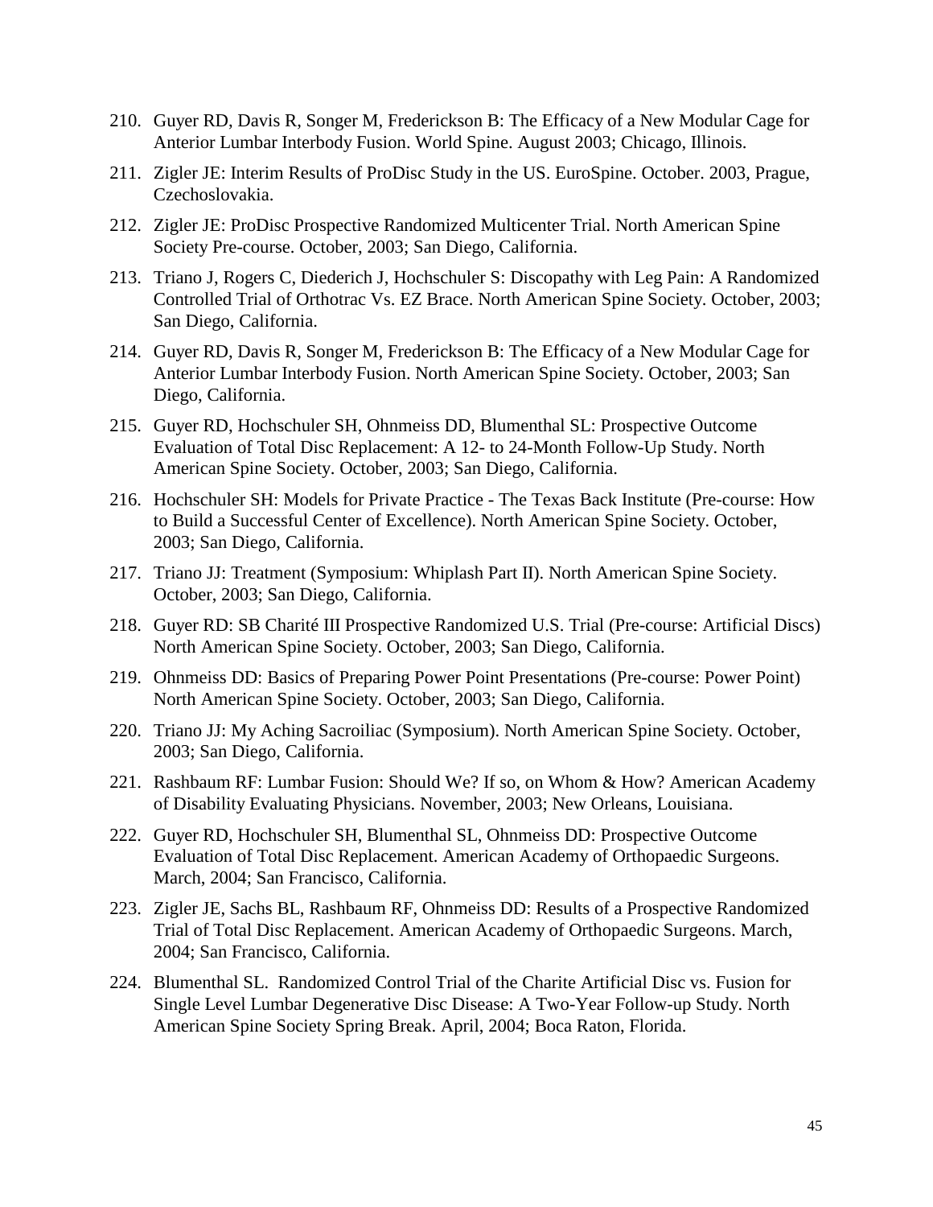210. Guyer RD, Davis R, Songer M, Frederickson B: The Efficacy of a New Modular Cage for Anterior Lumbar Interbody Fusion. World Spine. August 2003; Chicago, Illinois.

211. Zigler JE: Interim Results of ProDisc Study in the US. EuroSpine. October. 2003, Prague, Czechoslovakia.

212. Zigler JE: ProDisc Prospective Randomized Multicenter Trial. North American Spine Society Pre-course. October, 2003; San Diego, California.

213. Triano J, Rogers C, Diederich J, Hochschuler S: Discopathy with Leg Pain: A Randomized Controlled Trial of Orthotrac Vs. EZ Brace. North American Spine Society. October, 2003; San Diego, California.

214. Guyer RD, Davis R, Songer M, Frederickson B: The Efficacy of a New Modular Cage for Anterior Lumbar Interbody Fusion. North American Spine Society. October, 2003; San Diego, California.

215. Guyer RD, Hochschuler SH, Ohnmeiss DD, Blumenthal SL: Prospective Outcome Evaluation of Total Disc Replacement: A 12- to 24-Month Follow-Up Study. North American Spine Society. October, 2003; San Diego, California.

216. Hochschuler SH: Models for Private Practice - The Texas Back Institute (Pre-course: How to Build a Successful Center of Excellence). North American Spine Society. October, 2003; San Diego, California.

217. Triano JJ: Treatment (Symposium: Whiplash Part II). North American Spine Society. October, 2003; San Diego, California.

218. Guyer RD: SB Charité III Prospective Randomized U.S. Trial (Pre-course: Artificial Discs) North American Spine Society. October, 2003; San Diego, California.

219. Ohnmeiss DD: Basics of Preparing Power Point Presentations (Pre-course: Power Point) North American Spine Society. October, 2003; San Diego, California.

220. Triano JJ: My Aching Sacroiliac (Symposium). North American Spine Society. October, 2003; San Diego, California.

221. Rashbaum RF: Lumbar Fusion: Should We? If so, on Whom & How? American Academy of Disability Evaluating Physicians. November, 2003; New Orleans, Louisiana.

222. Guyer RD, Hochschuler SH, Blumenthal SL, Ohnmeiss DD: Prospective Outcome Evaluation of Total Disc Replacement. American Academy of Orthopaedic Surgeons. March, 2004; San Francisco, California.

223. Zigler JE, Sachs BL, Rashbaum RF, Ohnmeiss DD: Results of a Prospective Randomized Trial of Total Disc Replacement. American Academy of Orthopaedic Surgeons. March, 2004; San Francisco, California.

224. Blumenthal SL. Randomized Control Trial of the Charite Artificial Disc vs. Fusion for Single Level Lumbar Degenerative Disc Disease: A Two-Year Follow-up Study. North American Spine Society Spring Break. April, 2004; Boca Raton, Florida.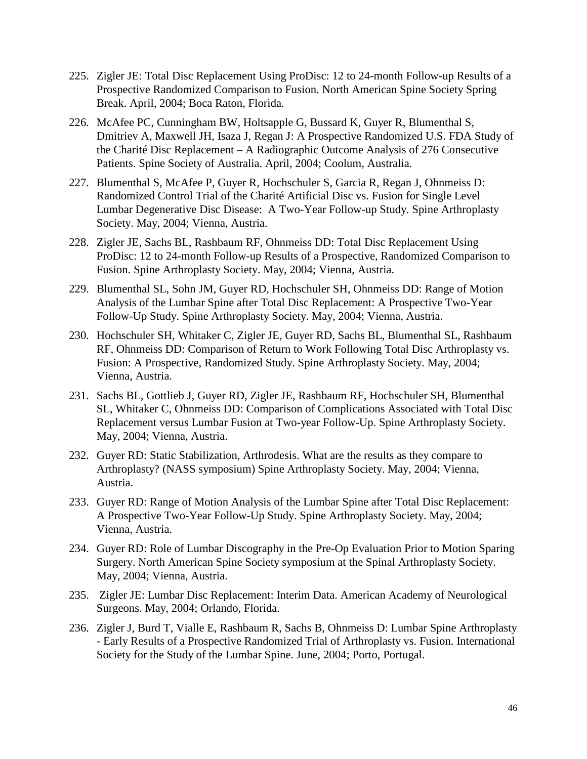225. Zigler JE: Total Disc Replacement Using ProDisc: 12 to 24-month Follow-up Results of a Prospective Randomized Comparison to Fusion. North American Spine Society Spring Break. April, 2004; Boca Raton, Florida.

226. McAfee PC, Cunningham BW, Holtsapple G, Bussard K, Guyer R, Blumenthal S, Dmitriev A, Maxwell JH, Isaza J, Regan J: A Prospective Randomized U.S. FDA Study of the Charité Disc Replacement – A Radiographic Outcome Analysis of 276 Consecutive Patients. Spine Society of Australia. April, 2004; Coolum, Australia.

227. Blumenthal S, McAfee P, Guyer R, Hochschuler S, Garcia R, Regan J, Ohnmeiss D: Randomized Control Trial of the Charité Artificial Disc vs. Fusion for Single Level Lumbar Degenerative Disc Disease: A Two-Year Follow-up Study. Spine Arthroplasty Society. May, 2004; Vienna, Austria.

228. Zigler JE, Sachs BL, Rashbaum RF, Ohnmeiss DD: Total Disc Replacement Using ProDisc: 12 to 24-month Follow-up Results of a Prospective, Randomized Comparison to Fusion. Spine Arthroplasty Society. May, 2004; Vienna, Austria.

229. Blumenthal SL, Sohn JM, Guyer RD, Hochschuler SH, Ohnmeiss DD: Range of Motion Analysis of the Lumbar Spine after Total Disc Replacement: A Prospective Two-Year Follow-Up Study. Spine Arthroplasty Society. May, 2004; Vienna, Austria.

230. Hochschuler SH, Whitaker C, Zigler JE, Guyer RD, Sachs BL, Blumenthal SL, Rashbaum RF, Ohnmeiss DD: Comparison of Return to Work Following Total Disc Arthroplasty vs. Fusion: A Prospective, Randomized Study. Spine Arthroplasty Society. May, 2004; Vienna, Austria.

231. Sachs BL, Gottlieb J, Guyer RD, Zigler JE, Rashbaum RF, Hochschuler SH, Blumenthal SL, Whitaker C, Ohnmeiss DD: Comparison of Complications Associated with Total Disc Replacement versus Lumbar Fusion at Two-year Follow-Up. Spine Arthroplasty Society. May, 2004; Vienna, Austria.

232. Guyer RD: Static Stabilization, Arthrodesis. What are the results as they compare to Arthroplasty? (NASS symposium) Spine Arthroplasty Society. May, 2004; Vienna, Austria.

233. Guyer RD: Range of Motion Analysis of the Lumbar Spine after Total Disc Replacement: A Prospective Two-Year Follow-Up Study. Spine Arthroplasty Society. May, 2004; Vienna, Austria.

234. Guyer RD: Role of Lumbar Discography in the Pre-Op Evaluation Prior to Motion Sparing Surgery. North American Spine Society symposium at the Spinal Arthroplasty Society. May, 2004; Vienna, Austria.

235. Zigler JE: Lumbar Disc Replacement: Interim Data. American Academy of Neurological Surgeons. May, 2004; Orlando, Florida.

236. Zigler J, Burd T, Vialle E, Rashbaum R, Sachs B, Ohnmeiss D: Lumbar Spine Arthroplasty - Early Results of a Prospective Randomized Trial of Arthroplasty vs. Fusion. International Society for the Study of the Lumbar Spine. June, 2004; Porto, Portugal.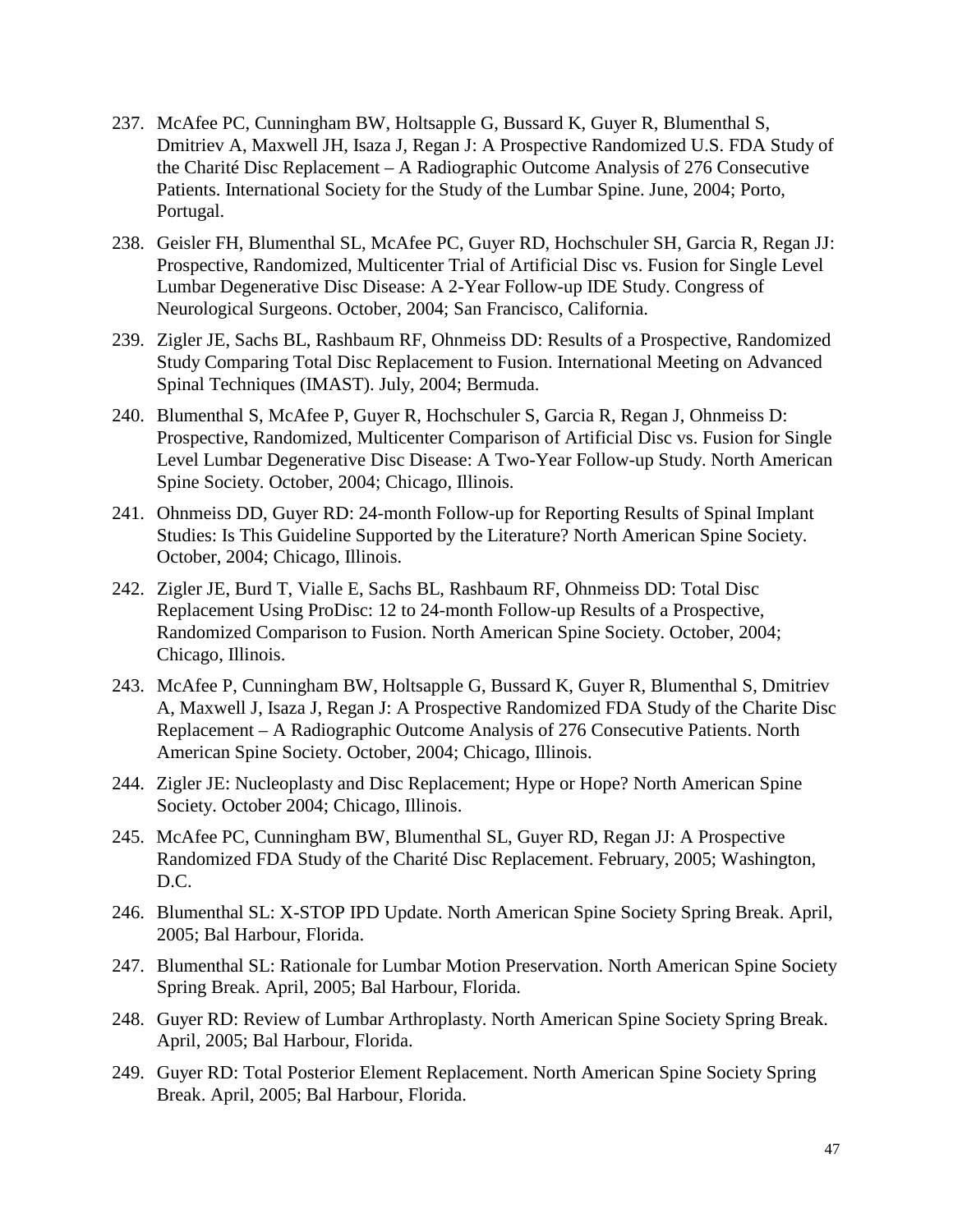237. McAfee PC, Cunningham BW, Holtsapple G, Bussard K, Guyer R, Blumenthal S, Dmitriev A, Maxwell JH, Isaza J, Regan J: A Prospective Randomized U.S. FDA Study of the Charité Disc Replacement – A Radiographic Outcome Analysis of 276 Consecutive Patients. International Society for the Study of the Lumbar Spine. June, 2004; Porto, Portugal.

238. Geisler FH, Blumenthal SL, McAfee PC, Guyer RD, Hochschuler SH, Garcia R, Regan JJ: Prospective, Randomized, Multicenter Trial of Artificial Disc vs. Fusion for Single Level Lumbar Degenerative Disc Disease: A 2-Year Follow-up IDE Study. Congress of Neurological Surgeons. October, 2004; San Francisco, California.

239. Zigler JE, Sachs BL, Rashbaum RF, Ohnmeiss DD: Results of a Prospective, Randomized Study Comparing Total Disc Replacement to Fusion. International Meeting on Advanced Spinal Techniques (IMAST). July, 2004; Bermuda.

240. Blumenthal S, McAfee P, Guyer R, Hochschuler S, Garcia R, Regan J, Ohnmeiss D: Prospective, Randomized, Multicenter Comparison of Artificial Disc vs. Fusion for Single Level Lumbar Degenerative Disc Disease: A Two-Year Follow-up Study. North American Spine Society. October, 2004; Chicago, Illinois.

241. Ohnmeiss DD, Guyer RD: 24-month Follow-up for Reporting Results of Spinal Implant Studies: Is This Guideline Supported by the Literature? North American Spine Society. October, 2004; Chicago, Illinois.

242. Zigler JE, Burd T, Vialle E, Sachs BL, Rashbaum RF, Ohnmeiss DD: Total Disc Replacement Using ProDisc: 12 to 24-month Follow-up Results of a Prospective, Randomized Comparison to Fusion. North American Spine Society. October, 2004; Chicago, Illinois.

243. McAfee P, Cunningham BW, Holtsapple G, Bussard K, Guyer R, Blumenthal S, Dmitriev A, Maxwell J, Isaza J, Regan J: A Prospective Randomized FDA Study of the Charite Disc Replacement – A Radiographic Outcome Analysis of 276 Consecutive Patients. North American Spine Society. October, 2004; Chicago, Illinois.

244. Zigler JE: Nucleoplasty and Disc Replacement; Hype or Hope? North American Spine Society. October 2004; Chicago, Illinois.

245. McAfee PC, Cunningham BW, Blumenthal SL, Guyer RD, Regan JJ: A Prospective Randomized FDA Study of the Charité Disc Replacement. February, 2005; Washington, D.C.

246. Blumenthal SL: X-STOP IPD Update. North American Spine Society Spring Break. April, 2005; Bal Harbour, Florida.

247. Blumenthal SL: Rationale for Lumbar Motion Preservation. North American Spine Society Spring Break. April, 2005; Bal Harbour, Florida.

248. Guyer RD: Review of Lumbar Arthroplasty. North American Spine Society Spring Break. April, 2005; Bal Harbour, Florida.

249. Guyer RD: Total Posterior Element Replacement. North American Spine Society Spring Break. April, 2005; Bal Harbour, Florida.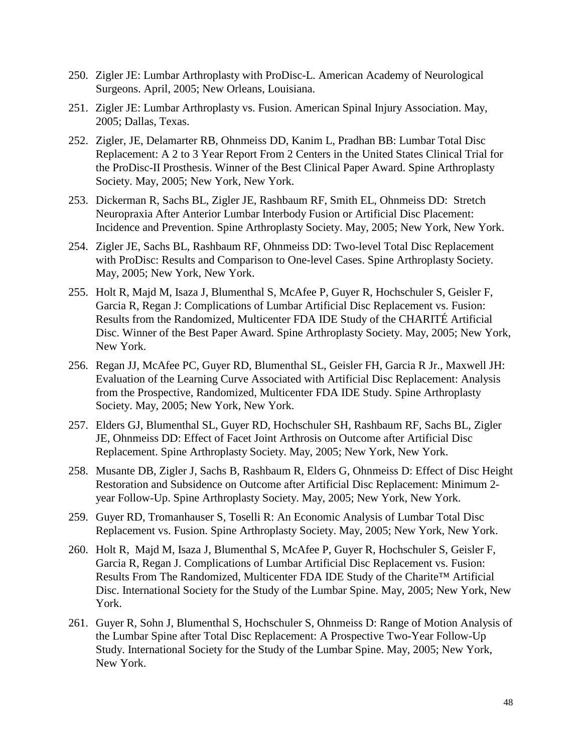250. Zigler JE: Lumbar Arthroplasty with ProDisc-L. American Academy of Neurological Surgeons. April, 2005; New Orleans, Louisiana.

251. Zigler JE: Lumbar Arthroplasty vs. Fusion. American Spinal Injury Association. May, 2005; Dallas, Texas.

252. Zigler, JE, Delamarter RB, Ohnmeiss DD, Kanim L, Pradhan BB: Lumbar Total Disc Replacement: A 2 to 3 Year Report From 2 Centers in the United States Clinical Trial for the ProDisc-II Prosthesis. Winner of the Best Clinical Paper Award. Spine Arthroplasty Society. May, 2005; New York, New York.

253. Dickerman R, Sachs BL, Zigler JE, Rashbaum RF, Smith EL, Ohnmeiss DD: Stretch Neuropraxia After Anterior Lumbar Interbody Fusion or Artificial Disc Placement: Incidence and Prevention. Spine Arthroplasty Society. May, 2005; New York, New York.

254. Zigler JE, Sachs BL, Rashbaum RF, Ohnmeiss DD: Two-level Total Disc Replacement with ProDisc: Results and Comparison to One-level Cases. Spine Arthroplasty Society. May, 2005; New York, New York.

255. Holt R, Majd M, Isaza J, Blumenthal S, McAfee P, Guyer R, Hochschuler S, Geisler F, Garcia R, Regan J: Complications of Lumbar Artificial Disc Replacement vs. Fusion: Results from the Randomized, Multicenter FDA IDE Study of the CHARITÉ Artificial Disc. Winner of the Best Paper Award. Spine Arthroplasty Society. May, 2005; New York, New York.

256. Regan JJ, McAfee PC, Guyer RD, Blumenthal SL, Geisler FH, Garcia R Jr., Maxwell JH: Evaluation of the Learning Curve Associated with Artificial Disc Replacement: Analysis from the Prospective, Randomized, Multicenter FDA IDE Study. Spine Arthroplasty Society. May, 2005; New York, New York.

257. Elders GJ, Blumenthal SL, Guyer RD, Hochschuler SH, Rashbaum RF, Sachs BL, Zigler JE, Ohnmeiss DD: Effect of Facet Joint Arthrosis on Outcome after Artificial Disc Replacement. Spine Arthroplasty Society. May, 2005; New York, New York.

258. Musante DB, Zigler J, Sachs B, Rashbaum R, Elders G, Ohnmeiss D: Effect of Disc Height Restoration and Subsidence on Outcome after Artificial Disc Replacement: Minimum 2-year Follow-Up. Spine Arthroplasty Society. May, 2005; New York, New York.

259. Guyer RD, Tromanhauser S, Toselli R: An Economic Analysis of Lumbar Total Disc Replacement vs. Fusion. Spine Arthroplasty Society. May, 2005; New York, New York.

260. Holt R, Majd M, Isaza J, Blumenthal S, McAfee P, Guyer R, Hochschuler S, Geisler F, Garcia R, Regan J. Complications of Lumbar Artificial Disc Replacement vs. Fusion: Results From The Randomized, Multicenter FDA IDE Study of the Charite™ Artificial Disc. International Society for the Study of the Lumbar Spine. May, 2005; New York, New York.

261. Guyer R, Sohn J, Blumenthal S, Hochschuler S, Ohnmeiss D: Range of Motion Analysis of the Lumbar Spine after Total Disc Replacement: A Prospective Two-Year Follow-Up Study. International Society for the Study of the Lumbar Spine. May, 2005; New York, New York.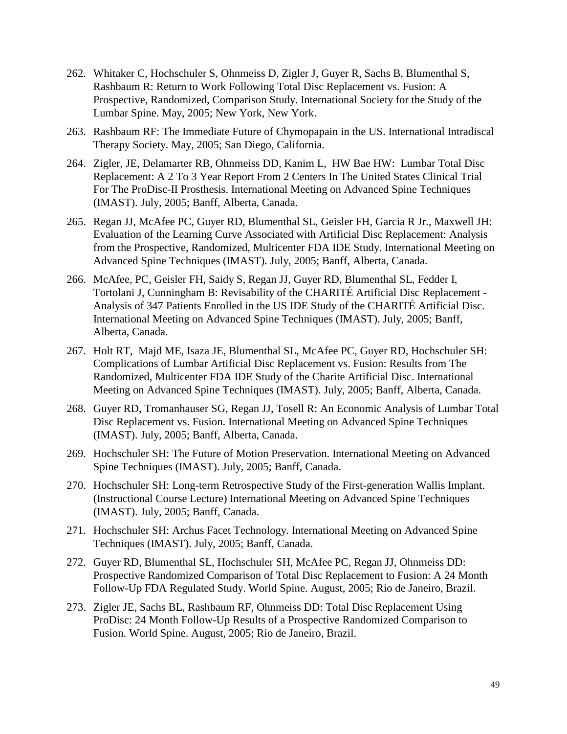262. Whitaker C, Hochschuler S, Ohnmeiss D, Zigler J, Guyer R, Sachs B, Blumenthal S, Rashbaum R: Return to Work Following Total Disc Replacement vs. Fusion: A Prospective, Randomized, Comparison Study. International Society for the Study of the Lumbar Spine. May, 2005; New York, New York.

263. Rashbaum RF: The Immediate Future of Chymopapain in the US. International Intradiscal Therapy Society. May, 2005; San Diego, California.

264. Zigler, JE, Delamarter RB, Ohnmeiss DD, Kanim L, HW Bae HW: Lumbar Total Disc Replacement: A 2 To 3 Year Report From 2 Centers In The United States Clinical Trial For The ProDisc-II Prosthesis. International Meeting on Advanced Spine Techniques (IMAST). July, 2005; Banff, Alberta, Canada.

265. Regan JJ, McAfee PC, Guyer RD, Blumenthal SL, Geisler FH, Garcia R Jr., Maxwell JH: Evaluation of the Learning Curve Associated with Artificial Disc Replacement: Analysis from the Prospective, Randomized, Multicenter FDA IDE Study. International Meeting on Advanced Spine Techniques (IMAST). July, 2005; Banff, Alberta, Canada.

266. McAfee, PC, Geisler FH, Saidy S, Regan JJ, Guyer RD, Blumenthal SL, Fedder I, Tortolani J, Cunningham B: Revisability of the CHARITÉ Artificial Disc Replacement - Analysis of 347 Patients Enrolled in the US IDE Study of the CHARITÉ Artificial Disc. International Meeting on Advanced Spine Techniques (IMAST). July, 2005; Banff, Alberta, Canada.

267. Holt RT, Majd ME, Isaza JE, Blumenthal SL, McAfee PC, Guyer RD, Hochschuler SH: Complications of Lumbar Artificial Disc Replacement vs. Fusion: Results from The Randomized, Multicenter FDA IDE Study of the Charite Artificial Disc. International Meeting on Advanced Spine Techniques (IMAST). July, 2005; Banff, Alberta, Canada.

268. Guyer RD, Tromanhauser SG, Regan JJ, Tosell R: An Economic Analysis of Lumbar Total Disc Replacement vs. Fusion. International Meeting on Advanced Spine Techniques (IMAST). July, 2005; Banff, Alberta, Canada.

269. Hochschuler SH: The Future of Motion Preservation. International Meeting on Advanced Spine Techniques (IMAST). July, 2005; Banff, Canada.

270. Hochschuler SH: Long-term Retrospective Study of the First-generation Wallis Implant. (Instructional Course Lecture) International Meeting on Advanced Spine Techniques (IMAST). July, 2005; Banff, Canada.

271. Hochschuler SH: Archus Facet Technology. International Meeting on Advanced Spine Techniques (IMAST). July, 2005; Banff, Canada.

272. Guyer RD, Blumenthal SL, Hochschuler SH, McAfee PC, Regan JJ, Ohnmeiss DD: Prospective Randomized Comparison of Total Disc Replacement to Fusion: A 24 Month Follow-Up FDA Regulated Study. World Spine. August, 2005; Rio de Janeiro, Brazil.

273. Zigler JE, Sachs BL, Rashbaum RF, Ohnmeiss DD: Total Disc Replacement Using ProDisc: 24 Month Follow-Up Results of a Prospective Randomized Comparison to Fusion. World Spine. August, 2005; Rio de Janeiro, Brazil.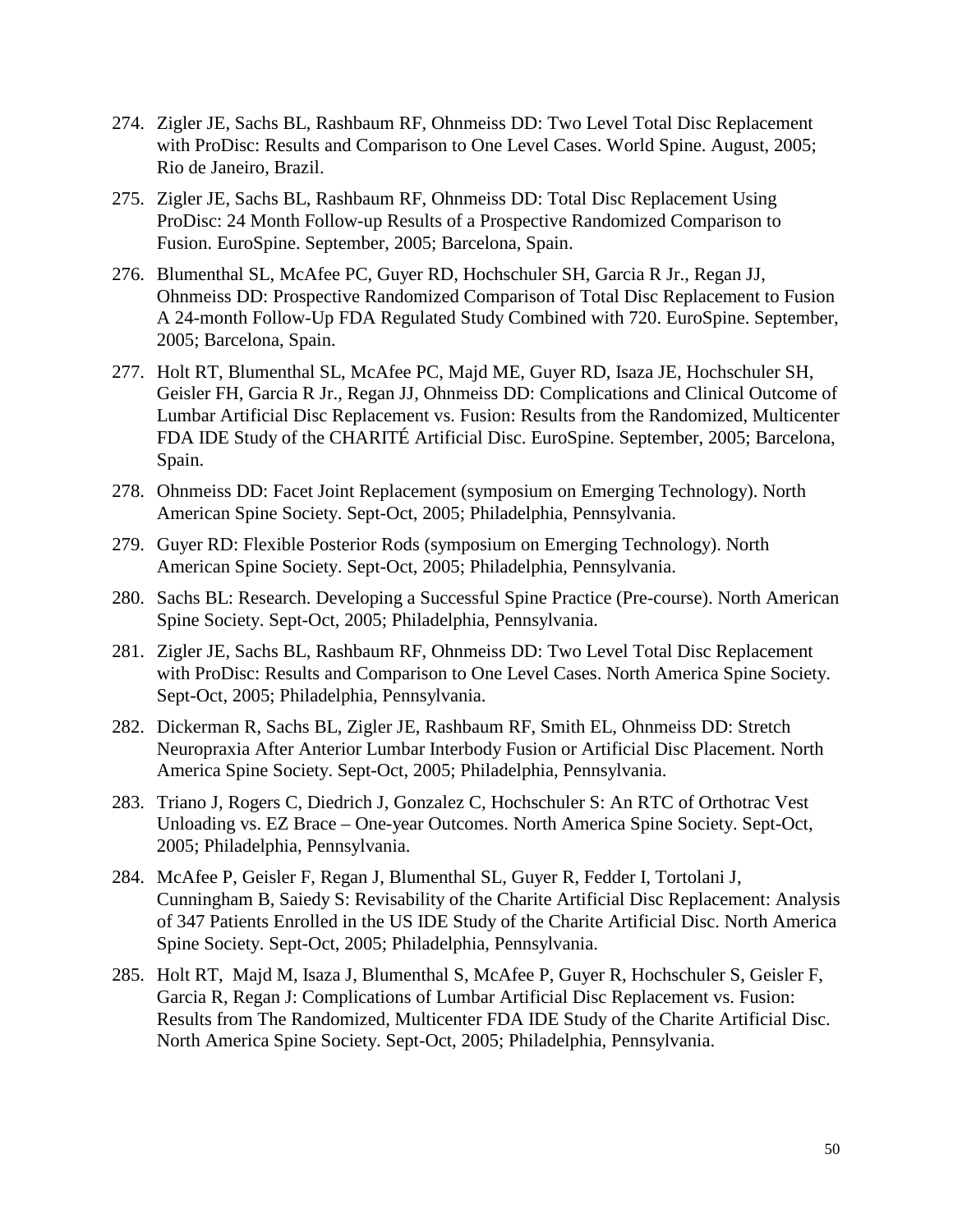274. Zigler JE, Sachs BL, Rashbaum RF, Ohnmeiss DD: Two Level Total Disc Replacement with ProDisc: Results and Comparison to One Level Cases. World Spine. August, 2005; Rio de Janeiro, Brazil.

275. Zigler JE, Sachs BL, Rashbaum RF, Ohnmeiss DD: Total Disc Replacement Using ProDisc: 24 Month Follow-up Results of a Prospective Randomized Comparison to Fusion. EuroSpine. September, 2005; Barcelona, Spain.

276. Blumenthal SL, McAfee PC, Guyer RD, Hochschuler SH, Garcia R Jr., Regan JJ, Ohnmeiss DD: Prospective Randomized Comparison of Total Disc Replacement to Fusion A 24-month Follow-Up FDA Regulated Study Combined with 720. EuroSpine. September, 2005; Barcelona, Spain.

277. Holt RT, Blumenthal SL, McAfee PC, Majd ME, Guyer RD, Isaza JE, Hochschuler SH, Geisler FH, Garcia R Jr., Regan JJ, Ohnmeiss DD: Complications and Clinical Outcome of Lumbar Artificial Disc Replacement vs. Fusion: Results from the Randomized, Multicenter FDA IDE Study of the CHARITÉ Artificial Disc. EuroSpine. September, 2005; Barcelona, Spain.

278. Ohnmeiss DD: Facet Joint Replacement (symposium on Emerging Technology). North American Spine Society. Sept-Oct, 2005; Philadelphia, Pennsylvania.

279. Guyer RD: Flexible Posterior Rods (symposium on Emerging Technology). North American Spine Society. Sept-Oct, 2005; Philadelphia, Pennsylvania.

280. Sachs BL: Research. Developing a Successful Spine Practice (Pre-course). North American Spine Society. Sept-Oct, 2005; Philadelphia, Pennsylvania.

281. Zigler JE, Sachs BL, Rashbaum RF, Ohnmeiss DD: Two Level Total Disc Replacement with ProDisc: Results and Comparison to One Level Cases. North America Spine Society. Sept-Oct, 2005; Philadelphia, Pennsylvania.

282. Dickerman R, Sachs BL, Zigler JE, Rashbaum RF, Smith EL, Ohnmeiss DD: Stretch Neuropraxia After Anterior Lumbar Interbody Fusion or Artificial Disc Placement. North America Spine Society. Sept-Oct, 2005; Philadelphia, Pennsylvania.

283. Triano J, Rogers C, Diedrich J, Gonzalez C, Hochschuler S: An RTC of Orthotrac Vest Unloading vs. EZ Brace – One-year Outcomes. North America Spine Society. Sept-Oct, 2005; Philadelphia, Pennsylvania.

284. McAfee P, Geisler F, Regan J, Blumenthal SL, Guyer R, Fedder I, Tortolani J, Cunningham B, Saiedy S: Revisability of the Charite Artificial Disc Replacement: Analysis of 347 Patients Enrolled in the US IDE Study of the Charite Artificial Disc. North America Spine Society. Sept-Oct, 2005; Philadelphia, Pennsylvania.

285. Holt RT, Majd M, Isaza J, Blumenthal S, McAfee P, Guyer R, Hochschuler S, Geisler F, Garcia R, Regan J: Complications of Lumbar Artificial Disc Replacement vs. Fusion: Results from The Randomized, Multicenter FDA IDE Study of the Charite Artificial Disc. North America Spine Society. Sept-Oct, 2005; Philadelphia, Pennsylvania.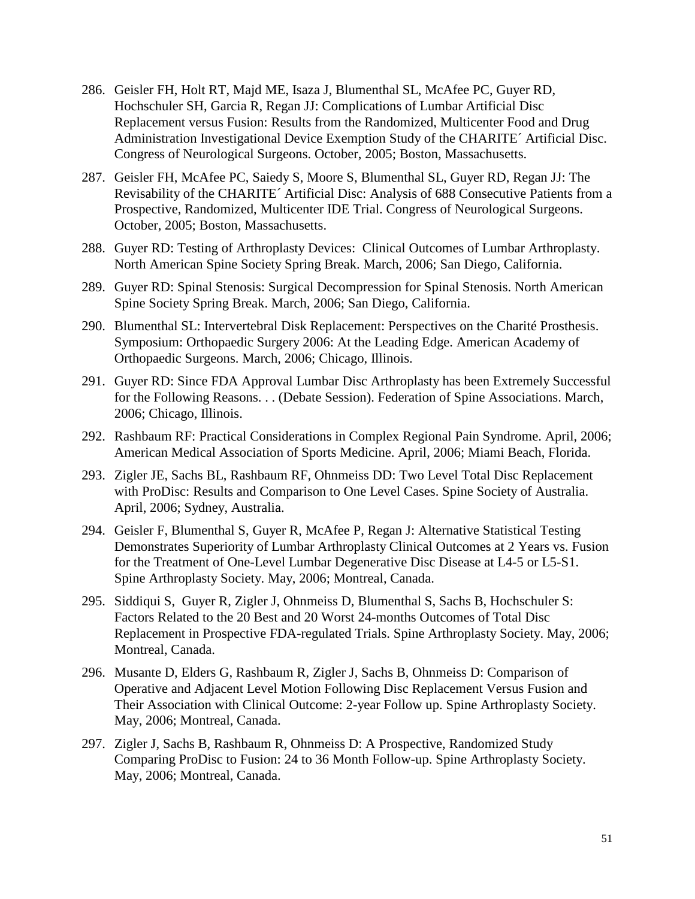286. Geisler FH, Holt RT, Majd ME, Isaza J, Blumenthal SL, McAfee PC, Guyer RD, Hochschuler SH, Garcia R, Regan JJ: Complications of Lumbar Artificial Disc Replacement versus Fusion: Results from the Randomized, Multicenter Food and Drug Administration Investigational Device Exemption Study of the CHARITE´ Artificial Disc. Congress of Neurological Surgeons. October, 2005; Boston, Massachusetts.

287. Geisler FH, McAfee PC, Saiedy S, Moore S, Blumenthal SL, Guyer RD, Regan JJ: The Revisability of the CHARITE´ Artificial Disc: Analysis of 688 Consecutive Patients from a Prospective, Randomized, Multicenter IDE Trial. Congress of Neurological Surgeons. October, 2005; Boston, Massachusetts.

288. Guyer RD: Testing of Arthroplasty Devices: Clinical Outcomes of Lumbar Arthroplasty. North American Spine Society Spring Break. March, 2006; San Diego, California.

289. Guyer RD: Spinal Stenosis: Surgical Decompression for Spinal Stenosis. North American Spine Society Spring Break. March, 2006; San Diego, California.

290. Blumenthal SL: Intervertebral Disk Replacement: Perspectives on the Charité Prosthesis. Symposium: Orthopaedic Surgery 2006: At the Leading Edge. American Academy of Orthopaedic Surgeons. March, 2006; Chicago, Illinois.

291. Guyer RD: Since FDA Approval Lumbar Disc Arthroplasty has been Extremely Successful for the Following Reasons. . . (Debate Session). Federation of Spine Associations. March, 2006; Chicago, Illinois.

292. Rashbaum RF: Practical Considerations in Complex Regional Pain Syndrome. April, 2006; American Medical Association of Sports Medicine. April, 2006; Miami Beach, Florida.

293. Zigler JE, Sachs BL, Rashbaum RF, Ohnmeiss DD: Two Level Total Disc Replacement with ProDisc: Results and Comparison to One Level Cases. Spine Society of Australia. April, 2006; Sydney, Australia.

294. Geisler F, Blumenthal S, Guyer R, McAfee P, Regan J: Alternative Statistical Testing Demonstrates Superiority of Lumbar Arthroplasty Clinical Outcomes at 2 Years vs. Fusion for the Treatment of One-Level Lumbar Degenerative Disc Disease at L4-5 or L5-S1. Spine Arthroplasty Society. May, 2006; Montreal, Canada.

295. Siddiqui S, Guyer R, Zigler J, Ohnmeiss D, Blumenthal S, Sachs B, Hochschuler S: Factors Related to the 20 Best and 20 Worst 24-months Outcomes of Total Disc Replacement in Prospective FDA-regulated Trials. Spine Arthroplasty Society. May, 2006; Montreal, Canada.

296. Musante D, Elders G, Rashbaum R, Zigler J, Sachs B, Ohnmeiss D: Comparison of Operative and Adjacent Level Motion Following Disc Replacement Versus Fusion and Their Association with Clinical Outcome: 2-year Follow up. Spine Arthroplasty Society. May, 2006; Montreal, Canada.

297. Zigler J, Sachs B, Rashbaum R, Ohnmeiss D: A Prospective, Randomized Study Comparing ProDisc to Fusion: 24 to 36 Month Follow-up. Spine Arthroplasty Society. May, 2006; Montreal, Canada.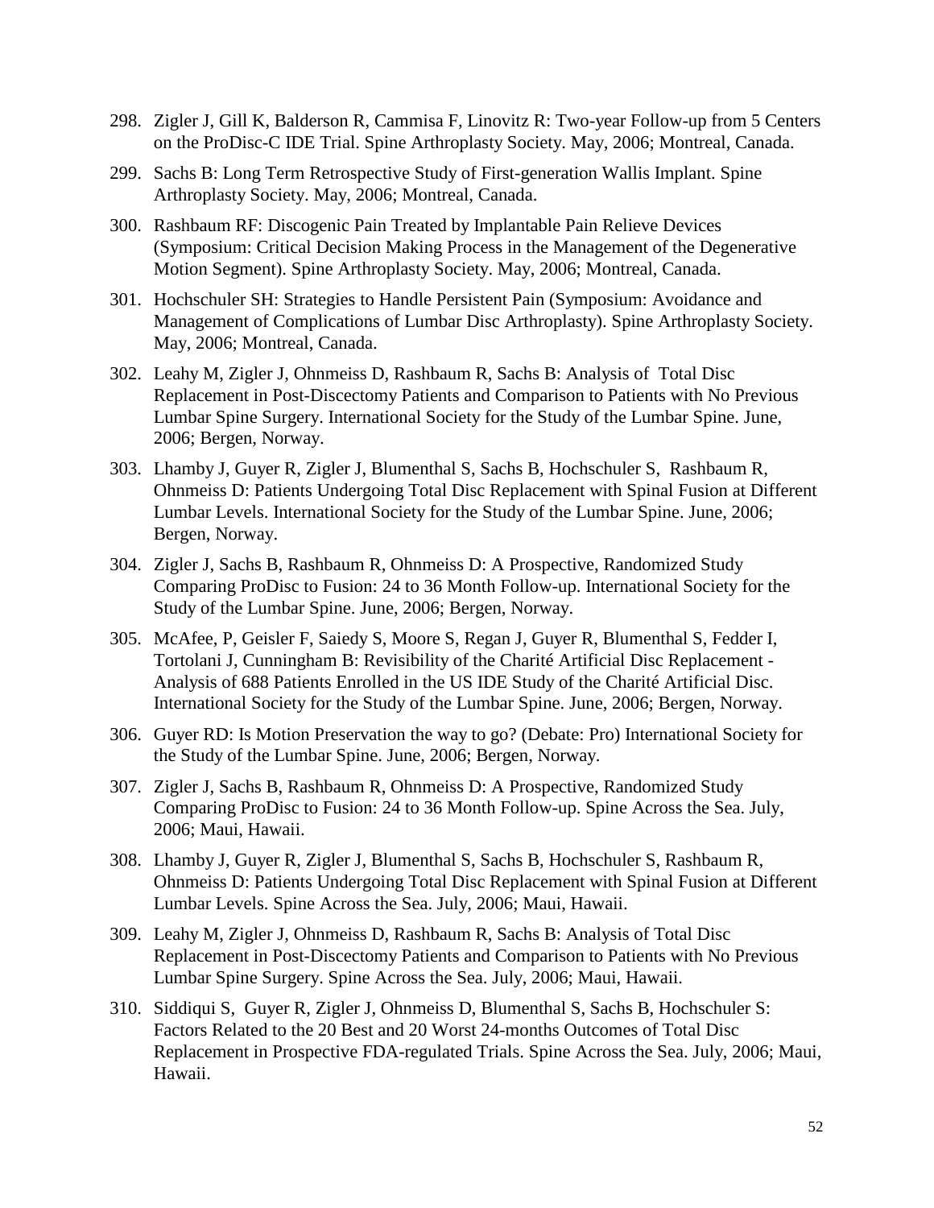298. Zigler J, Gill K, Balderson R, Cammisa F, Linovitz R: Two-year Follow-up from 5 Centers on the ProDisc-C IDE Trial. Spine Arthroplasty Society. May, 2006; Montreal, Canada.

299. Sachs B: Long Term Retrospective Study of First-generation Wallis Implant. Spine Arthroplasty Society. May, 2006; Montreal, Canada.

300. Rashbaum RF: Discogenic Pain Treated by Implantable Pain Relieve Devices (Symposium: Critical Decision Making Process in the Management of the Degenerative Motion Segment). Spine Arthroplasty Society. May, 2006; Montreal, Canada.

301. Hochschuler SH: Strategies to Handle Persistent Pain (Symposium: Avoidance and Management of Complications of Lumbar Disc Arthroplasty). Spine Arthroplasty Society. May, 2006; Montreal, Canada.

302. Leahy M, Zigler J, Ohnmeiss D, Rashbaum R, Sachs B: Analysis of Total Disc Replacement in Post-Discectomy Patients and Comparison to Patients with No Previous Lumbar Spine Surgery. International Society for the Study of the Lumbar Spine. June, 2006; Bergen, Norway.

303. Lhamby J, Guyer R, Zigler J, Blumenthal S, Sachs B, Hochschuler S, Rashbaum R, Ohnmeiss D: Patients Undergoing Total Disc Replacement with Spinal Fusion at Different Lumbar Levels. International Society for the Study of the Lumbar Spine. June, 2006; Bergen, Norway.

304. Zigler J, Sachs B, Rashbaum R, Ohnmeiss D: A Prospective, Randomized Study Comparing ProDisc to Fusion: 24 to 36 Month Follow-up. International Society for the Study of the Lumbar Spine. June, 2006; Bergen, Norway.

305. McAfee, P, Geisler F, Saiedy S, Moore S, Regan J, Guyer R, Blumenthal S, Fedder I, Tortolani J, Cunningham B: Revisibility of the Charité Artificial Disc Replacement - Analysis of 688 Patients Enrolled in the US IDE Study of the Charité Artificial Disc. International Society for the Study of the Lumbar Spine. June, 2006; Bergen, Norway.

306. Guyer RD: Is Motion Preservation the way to go? (Debate: Pro) International Society for the Study of the Lumbar Spine. June, 2006; Bergen, Norway.

307. Zigler J, Sachs B, Rashbaum R, Ohnmeiss D: A Prospective, Randomized Study Comparing ProDisc to Fusion: 24 to 36 Month Follow-up. Spine Across the Sea. July, 2006; Maui, Hawaii.

308. Lhamby J, Guyer R, Zigler J, Blumenthal S, Sachs B, Hochschuler S, Rashbaum R, Ohnmeiss D: Patients Undergoing Total Disc Replacement with Spinal Fusion at Different Lumbar Levels. Spine Across the Sea. July, 2006; Maui, Hawaii.

309. Leahy M, Zigler J, Ohnmeiss D, Rashbaum R, Sachs B: Analysis of Total Disc Replacement in Post-Discectomy Patients and Comparison to Patients with No Previous Lumbar Spine Surgery. Spine Across the Sea. July, 2006; Maui, Hawaii.

310. Siddiqui S, Guyer R, Zigler J, Ohnmeiss D, Blumenthal S, Sachs B, Hochschuler S: Factors Related to the 20 Best and 20 Worst 24-months Outcomes of Total Disc Replacement in Prospective FDA-regulated Trials. Spine Across the Sea. July, 2006; Maui, Hawaii.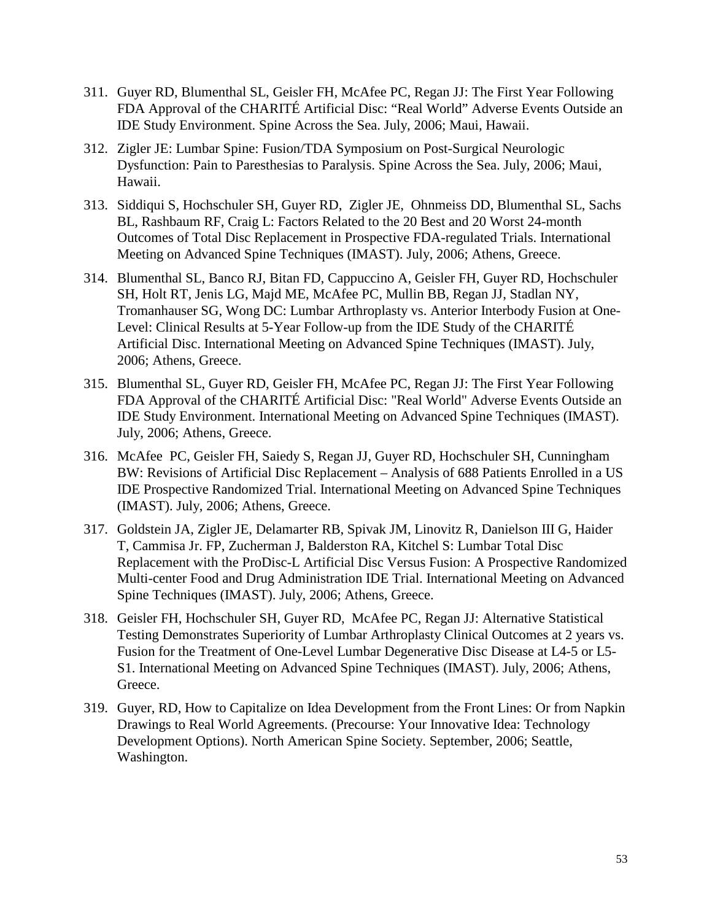311. Guyer RD, Blumenthal SL, Geisler FH, McAfee PC, Regan JJ: The First Year Following FDA Approval of the CHARITÉ Artificial Disc: “Real World” Adverse Events Outside an IDE Study Environment. Spine Across the Sea. July, 2006; Maui, Hawaii.

312. Zigler JE: Lumbar Spine: Fusion/TDA Symposium on Post-Surgical Neurologic Dysfunction: Pain to Paresthesias to Paralysis. Spine Across the Sea. July, 2006; Maui, Hawaii.

313. Siddiqui S, Hochschuler SH, Guyer RD, Zigler JE, Ohnmeiss DD, Blumenthal SL, Sachs BL, Rashbaum RF, Craig L: Factors Related to the 20 Best and 20 Worst 24-month Outcomes of Total Disc Replacement in Prospective FDA-regulated Trials. International Meeting on Advanced Spine Techniques (IMAST). July, 2006; Athens, Greece.

314. Blumenthal SL, Banco RJ, Bitan FD, Cappuccino A, Geisler FH, Guyer RD, Hochschuler SH, Holt RT, Jenis LG, Majd ME, McAfee PC, Mullin BB, Regan JJ, Stadlan NY, Tromanhauser SG, Wong DC: Lumbar Arthroplasty vs. Anterior Interbody Fusion at One-Level: Clinical Results at 5-Year Follow-up from the IDE Study of the CHARITÉ Artificial Disc. International Meeting on Advanced Spine Techniques (IMAST). July, 2006; Athens, Greece.

315. Blumenthal SL, Guyer RD, Geisler FH, McAfee PC, Regan JJ: The First Year Following FDA Approval of the CHARITÉ Artificial Disc: "Real World" Adverse Events Outside an IDE Study Environment. International Meeting on Advanced Spine Techniques (IMAST). July, 2006; Athens, Greece.

316. McAfee PC, Geisler FH, Saiedy S, Regan JJ, Guyer RD, Hochschuler SH, Cunningham BW: Revisions of Artificial Disc Replacement – Analysis of 688 Patients Enrolled in a US IDE Prospective Randomized Trial. International Meeting on Advanced Spine Techniques (IMAST). July, 2006; Athens, Greece.

317. Goldstein JA, Zigler JE, Delamarter RB, Spivak JM, Linovitz R, Danielson III G, Haider T, Cammisa Jr. FP, Zucherman J, Balderston RA, Kitchel S: Lumbar Total Disc Replacement with the ProDisc-L Artificial Disc Versus Fusion: A Prospective Randomized Multi-center Food and Drug Administration IDE Trial. International Meeting on Advanced Spine Techniques (IMAST). July, 2006; Athens, Greece.

318. Geisler FH, Hochschuler SH, Guyer RD, McAfee PC, Regan JJ: Alternative Statistical Testing Demonstrates Superiority of Lumbar Arthroplasty Clinical Outcomes at 2 years vs. Fusion for the Treatment of One-Level Lumbar Degenerative Disc Disease at L4-5 or L5-S1. International Meeting on Advanced Spine Techniques (IMAST). July, 2006; Athens, Greece.

319. Guyer, RD, How to Capitalize on Idea Development from the Front Lines: Or from Napkin Drawings to Real World Agreements. (Precourse: Your Innovative Idea: Technology Development Options). North American Spine Society. September, 2006; Seattle, Washington.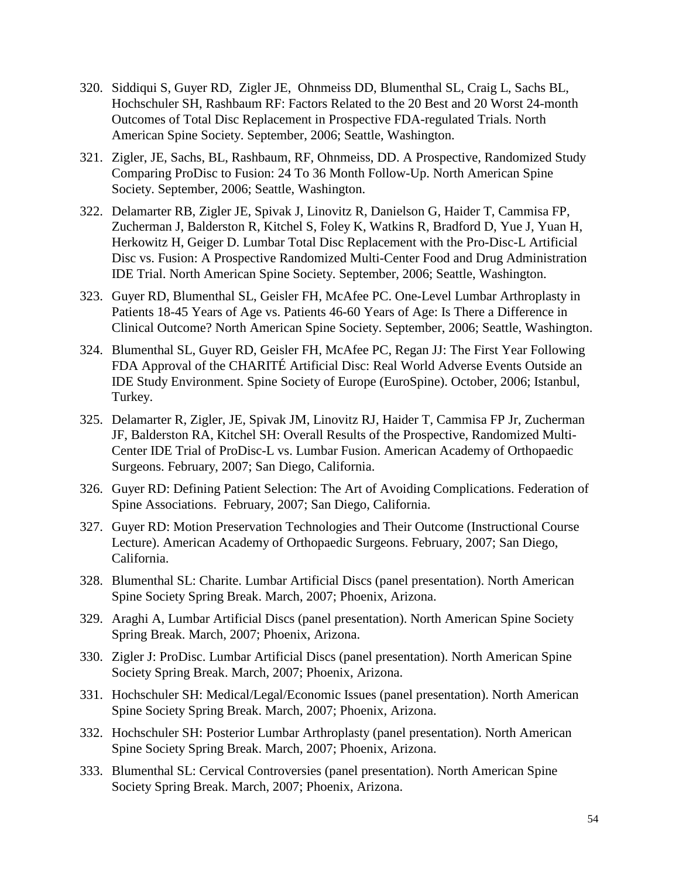320. Siddiqui S, Guyer RD, Zigler JE, Ohnmeiss DD, Blumenthal SL, Craig L, Sachs BL, Hochschuler SH, Rashbaum RF: Factors Related to the 20 Best and 20 Worst 24-month Outcomes of Total Disc Replacement in Prospective FDA-regulated Trials. North American Spine Society. September, 2006; Seattle, Washington.

321. Zigler, JE, Sachs, BL, Rashbaum, RF, Ohnmeiss, DD. A Prospective, Randomized Study Comparing ProDisc to Fusion: 24 To 36 Month Follow-Up. North American Spine Society. September, 2006; Seattle, Washington.

322. Delamarter RB, Zigler JE, Spivak J, Linovitz R, Danielson G, Haider T, Cammisa FP, Zucherman J, Balderston R, Kitchel S, Foley K, Watkins R, Bradford D, Yue J, Yuan H, Herkowitz H, Geiger D. Lumbar Total Disc Replacement with the Pro-Disc-L Artificial Disc vs. Fusion: A Prospective Randomized Multi-Center Food and Drug Administration IDE Trial. North American Spine Society. September, 2006; Seattle, Washington.

323. Guyer RD, Blumenthal SL, Geisler FH, McAfee PC. One-Level Lumbar Arthroplasty in Patients 18-45 Years of Age vs. Patients 46-60 Years of Age: Is There a Difference in Clinical Outcome? North American Spine Society. September, 2006; Seattle, Washington.

324. Blumenthal SL, Guyer RD, Geisler FH, McAfee PC, Regan JJ: The First Year Following FDA Approval of the CHARITÉ Artificial Disc: Real World Adverse Events Outside an IDE Study Environment. Spine Society of Europe (EuroSpine). October, 2006; Istanbul, Turkey.

325. Delamarter R, Zigler, JE, Spivak JM, Linovitz RJ, Haider T, Cammisa FP Jr, Zucherman JF, Balderston RA, Kitchel SH: Overall Results of the Prospective, Randomized Multi-Center IDE Trial of ProDisc-L vs. Lumbar Fusion. American Academy of Orthopaedic Surgeons. February, 2007; San Diego, California.

326. Guyer RD: Defining Patient Selection: The Art of Avoiding Complications. Federation of Spine Associations. February, 2007; San Diego, California.

327. Guyer RD: Motion Preservation Technologies and Their Outcome (Instructional Course Lecture). American Academy of Orthopaedic Surgeons. February, 2007; San Diego, California.

328. Blumenthal SL: Charite. Lumbar Artificial Discs (panel presentation). North American Spine Society Spring Break. March, 2007; Phoenix, Arizona.

329. Araghi A, Lumbar Artificial Discs (panel presentation). North American Spine Society Spring Break. March, 2007; Phoenix, Arizona.

330. Zigler J: ProDisc. Lumbar Artificial Discs (panel presentation). North American Spine Society Spring Break. March, 2007; Phoenix, Arizona.

331. Hochschuler SH: Medical/Legal/Economic Issues (panel presentation). North American Spine Society Spring Break. March, 2007; Phoenix, Arizona.

332. Hochschuler SH: Posterior Lumbar Arthroplasty (panel presentation). North American Spine Society Spring Break. March, 2007; Phoenix, Arizona.

333. Blumenthal SL: Cervical Controversies (panel presentation). North American Spine Society Spring Break. March, 2007; Phoenix, Arizona.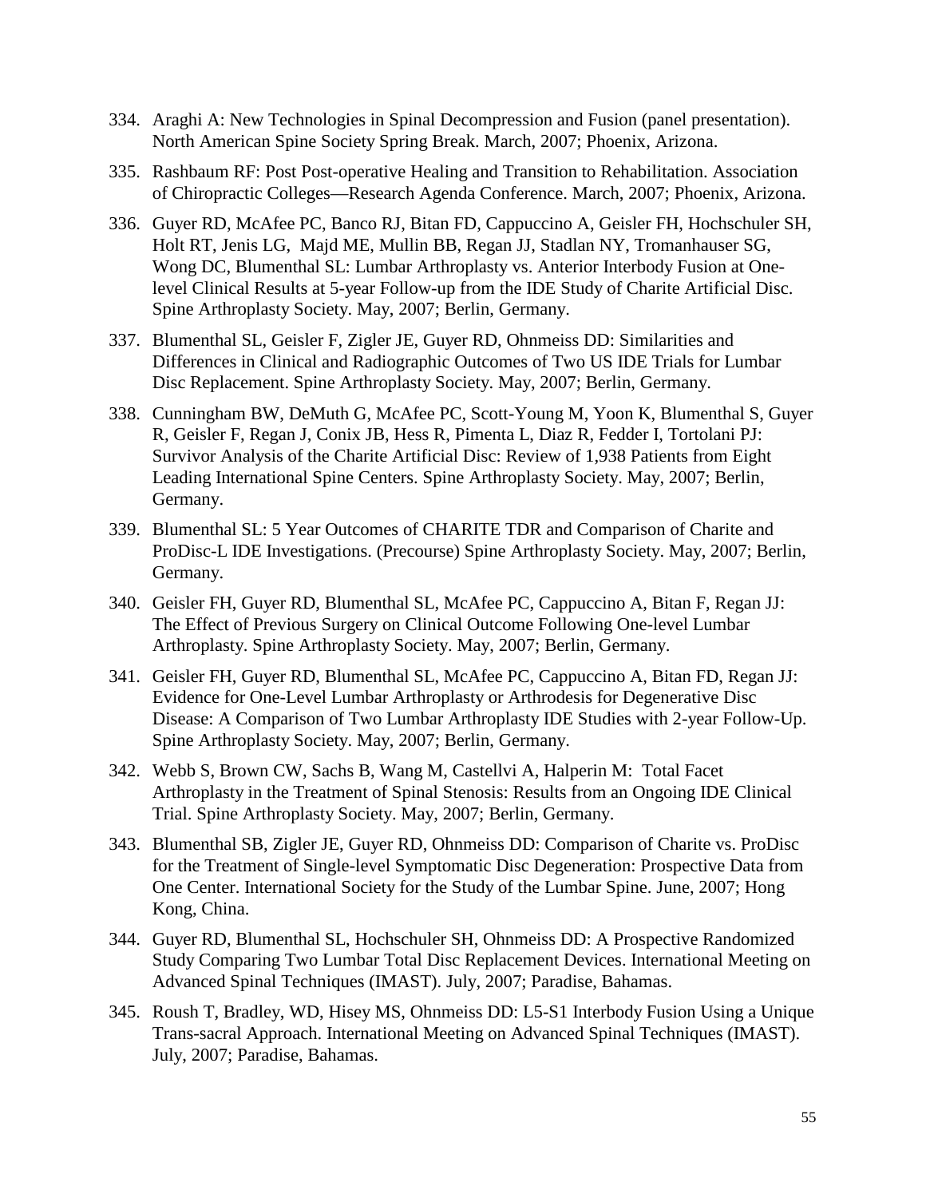334. Araghi A: New Technologies in Spinal Decompression and Fusion (panel presentation). North American Spine Society Spring Break. March, 2007; Phoenix, Arizona.

335. Rashbaum RF: Post Post-operative Healing and Transition to Rehabilitation. Association of Chiropractic Colleges—Research Agenda Conference. March, 2007; Phoenix, Arizona.

336. Guyer RD, McAfee PC, Banco RJ, Bitan FD, Cappuccino A, Geisler FH, Hochschuler SH, Holt RT, Jenis LG, Majd ME, Mullin BB, Regan JJ, Stadlan NY, Tromanhauser SG, Wong DC, Blumenthal SL: Lumbar Arthroplasty vs. Anterior Interbody Fusion at One-level Clinical Results at 5-year Follow-up from the IDE Study of Charite Artificial Disc. Spine Arthroplasty Society. May, 2007; Berlin, Germany.

337. Blumenthal SL, Geisler F, Zigler JE, Guyer RD, Ohnmeiss DD: Similarities and Differences in Clinical and Radiographic Outcomes of Two US IDE Trials for Lumbar Disc Replacement. Spine Arthroplasty Society. May, 2007; Berlin, Germany.

338. Cunningham BW, DeMuth G, McAfee PC, Scott-Young M, Yoon K, Blumenthal S, Guyer R, Geisler F, Regan J, Conix JB, Hess R, Pimenta L, Diaz R, Fedder I, Tortolani PJ: Survivor Analysis of the Charite Artificial Disc: Review of 1,938 Patients from Eight Leading International Spine Centers. Spine Arthroplasty Society. May, 2007; Berlin, Germany.

339. Blumenthal SL: 5 Year Outcomes of CHARITE TDR and Comparison of Charite and ProDisc-L IDE Investigations. (Precourse) Spine Arthroplasty Society. May, 2007; Berlin, Germany.

340. Geisler FH, Guyer RD, Blumenthal SL, McAfee PC, Cappuccino A, Bitan F, Regan JJ: The Effect of Previous Surgery on Clinical Outcome Following One-level Lumbar Arthroplasty. Spine Arthroplasty Society. May, 2007; Berlin, Germany.

341. Geisler FH, Guyer RD, Blumenthal SL, McAfee PC, Cappuccino A, Bitan FD, Regan JJ: Evidence for One-Level Lumbar Arthroplasty or Arthrodesis for Degenerative Disc Disease: A Comparison of Two Lumbar Arthroplasty IDE Studies with 2-year Follow-Up. Spine Arthroplasty Society. May, 2007; Berlin, Germany.

342. Webb S, Brown CW, Sachs B, Wang M, Castellvi A, Halperin M: Total Facet Arthroplasty in the Treatment of Spinal Stenosis: Results from an Ongoing IDE Clinical Trial. Spine Arthroplasty Society. May, 2007; Berlin, Germany.

343. Blumenthal SB, Zigler JE, Guyer RD, Ohnmeiss DD: Comparison of Charite vs. ProDisc for the Treatment of Single-level Symptomatic Disc Degeneration: Prospective Data from One Center. International Society for the Study of the Lumbar Spine. June, 2007; Hong Kong, China.

344. Guyer RD, Blumenthal SL, Hochschuler SH, Ohnmeiss DD: A Prospective Randomized Study Comparing Two Lumbar Total Disc Replacement Devices. International Meeting on Advanced Spinal Techniques (IMAST). July, 2007; Paradise, Bahamas.

345. Roush T, Bradley, WD, Hisey MS, Ohnmeiss DD: L5-S1 Interbody Fusion Using a Unique Trans-sacral Approach. International Meeting on Advanced Spinal Techniques (IMAST). July, 2007; Paradise, Bahamas.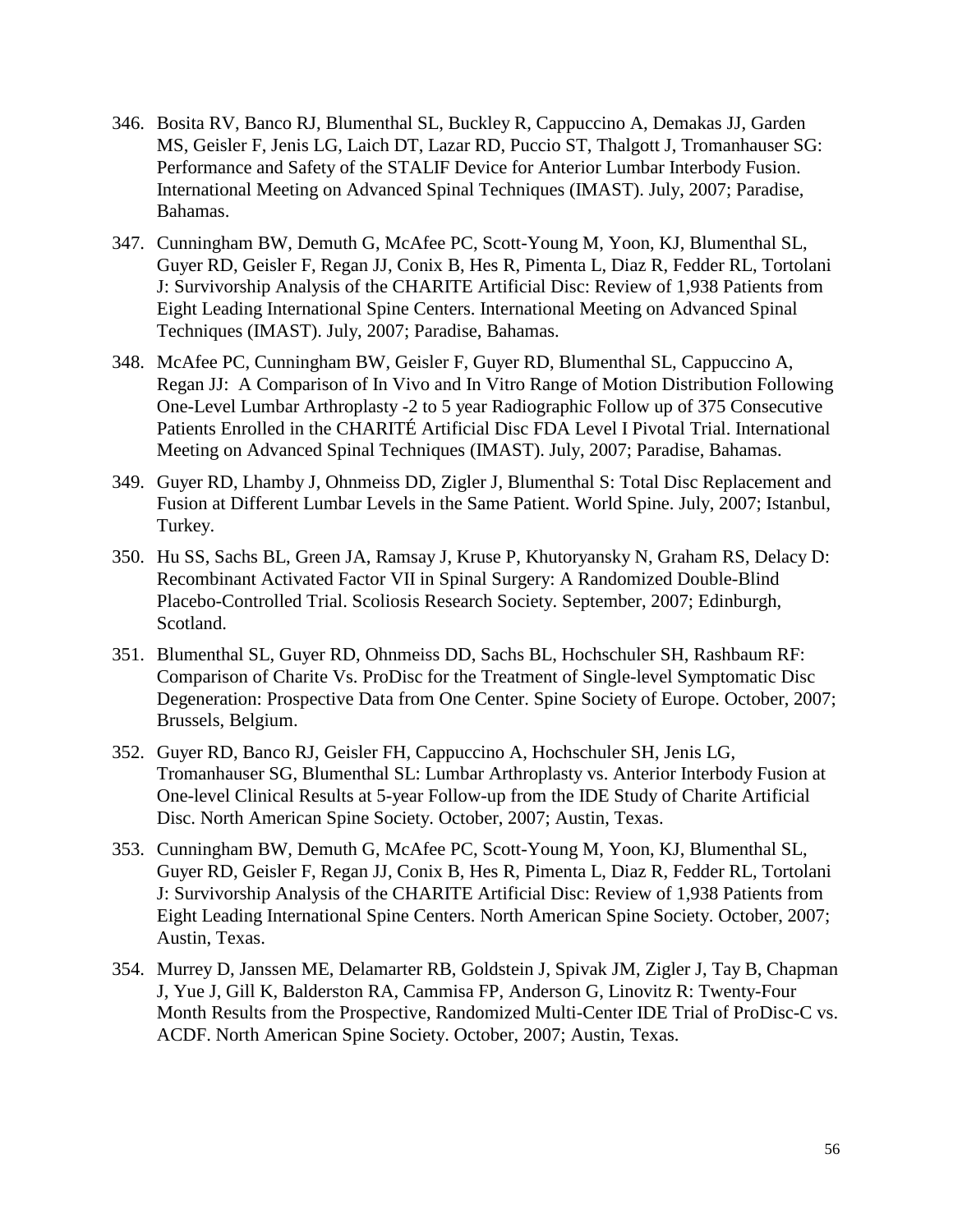346. Bosita RV, Banco RJ, Blumenthal SL, Buckley R, Cappuccino A, Demakas JJ, Garden MS, Geisler F, Jenis LG, Laich DT, Lazar RD, Puccio ST, Thalgott J, Tromanhauser SG: Performance and Safety of the STALIF Device for Anterior Lumbar Interbody Fusion. International Meeting on Advanced Spinal Techniques (IMAST). July, 2007; Paradise, Bahamas.

347. Cunningham BW, Demuth G, McAfee PC, Scott-Young M, Yoon, KJ, Blumenthal SL, Guyer RD, Geisler F, Regan JJ, Conix B, Hes R, Pimenta L, Diaz R, Fedder RL, Tortolani J: Survivorship Analysis of the CHARITE Artificial Disc: Review of 1,938 Patients from Eight Leading International Spine Centers. International Meeting on Advanced Spinal Techniques (IMAST). July, 2007; Paradise, Bahamas.

348. McAfee PC, Cunningham BW, Geisler F, Guyer RD, Blumenthal SL, Cappuccino A, Regan JJ: A Comparison of In Vivo and In Vitro Range of Motion Distribution Following One-Level Lumbar Arthroplasty -2 to 5 year Radiographic Follow up of 375 Consecutive Patients Enrolled in the CHARITÉ Artificial Disc FDA Level I Pivotal Trial. International Meeting on Advanced Spinal Techniques (IMAST). July, 2007; Paradise, Bahamas.

349. Guyer RD, Lhamby J, Ohnmeiss DD, Zigler J, Blumenthal S: Total Disc Replacement and Fusion at Different Lumbar Levels in the Same Patient. World Spine. July, 2007; Istanbul, Turkey.

350. Hu SS, Sachs BL, Green JA, Ramsay J, Kruse P, Khutoryansky N, Graham RS, Delacy D: Recombinant Activated Factor VII in Spinal Surgery: A Randomized Double-Blind Placebo-Controlled Trial. Scoliosis Research Society. September, 2007; Edinburgh, Scotland.

351. Blumenthal SL, Guyer RD, Ohnmeiss DD, Sachs BL, Hochschuler SH, Rashbaum RF: Comparison of Charite Vs. ProDisc for the Treatment of Single-level Symptomatic Disc Degeneration: Prospective Data from One Center. Spine Society of Europe. October, 2007; Brussels, Belgium.

352. Guyer RD, Banco RJ, Geisler FH, Cappuccino A, Hochschuler SH, Jenis LG, Tromanhauser SG, Blumenthal SL: Lumbar Arthroplasty vs. Anterior Interbody Fusion at One-level Clinical Results at 5-year Follow-up from the IDE Study of Charite Artificial Disc. North American Spine Society. October, 2007; Austin, Texas.

353. Cunningham BW, Demuth G, McAfee PC, Scott-Young M, Yoon, KJ, Blumenthal SL, Guyer RD, Geisler F, Regan JJ, Conix B, Hes R, Pimenta L, Diaz R, Fedder RL, Tortolani J: Survivorship Analysis of the CHARITE Artificial Disc: Review of 1,938 Patients from Eight Leading International Spine Centers. North American Spine Society. October, 2007; Austin, Texas.

354. Murrey D, Janssen ME, Delamarter RB, Goldstein J, Spivak JM, Zigler J, Tay B, Chapman J, Yue J, Gill K, Balderston RA, Cammisa FP, Anderson G, Linovitz R: Twenty-Four Month Results from the Prospective, Randomized Multi-Center IDE Trial of ProDisc-C vs. ACDF. North American Spine Society. October, 2007; Austin, Texas.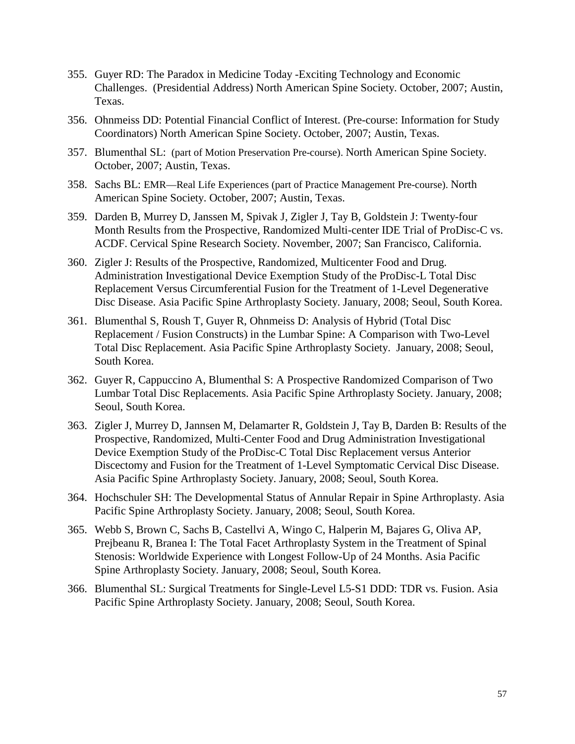355. Guyer RD: The Paradox in Medicine Today -Exciting Technology and Economic Challenges. (Presidential Address) North American Spine Society. October, 2007; Austin, Texas.

356. Ohnmeiss DD: Potential Financial Conflict of Interest. (Pre-course: Information for Study Coordinators) North American Spine Society. October, 2007; Austin, Texas.

357. Blumenthal SL: (part of Motion Preservation Pre-course). North American Spine Society. October, 2007; Austin, Texas.

358. Sachs BL: EMR—Real Life Experiences (part of Practice Management Pre-course). North American Spine Society. October, 2007; Austin, Texas.

359. Darden B, Murrey D, Janssen M, Spivak J, Zigler J, Tay B, Goldstein J: Twenty-four Month Results from the Prospective, Randomized Multi-center IDE Trial of ProDisc-C vs. ACDF. Cervical Spine Research Society. November, 2007; San Francisco, California.

360. Zigler J: Results of the Prospective, Randomized, Multicenter Food and Drug. Administration Investigational Device Exemption Study of the ProDisc-L Total Disc Replacement Versus Circumferential Fusion for the Treatment of 1-Level Degenerative Disc Disease. Asia Pacific Spine Arthroplasty Society. January, 2008; Seoul, South Korea.

361. Blumenthal S, Roush T, Guyer R, Ohnmeiss D: Analysis of Hybrid (Total Disc Replacement / Fusion Constructs) in the Lumbar Spine: A Comparison with Two-Level Total Disc Replacement. Asia Pacific Spine Arthroplasty Society. January, 2008; Seoul, South Korea.

362. Guyer R, Cappuccino A, Blumenthal S: A Prospective Randomized Comparison of Two Lumbar Total Disc Replacements. Asia Pacific Spine Arthroplasty Society. January, 2008; Seoul, South Korea.

363. Zigler J, Murrey D, Jannsen M, Delamarter R, Goldstein J, Tay B, Darden B: Results of the Prospective, Randomized, Multi-Center Food and Drug Administration Investigational Device Exemption Study of the ProDisc-C Total Disc Replacement versus Anterior Discectomy and Fusion for the Treatment of 1-Level Symptomatic Cervical Disc Disease. Asia Pacific Spine Arthroplasty Society. January, 2008; Seoul, South Korea.

364. Hochschuler SH: The Developmental Status of Annular Repair in Spine Arthroplasty. Asia Pacific Spine Arthroplasty Society. January, 2008; Seoul, South Korea.

365. Webb S, Brown C, Sachs B, Castellvi A, Wingo C, Halperin M, Bajares G, Oliva AP, Prejbeanu R, Branea I: The Total Facet Arthroplasty System in the Treatment of Spinal Stenosis: Worldwide Experience with Longest Follow-Up of 24 Months. Asia Pacific Spine Arthroplasty Society. January, 2008; Seoul, South Korea.

366. Blumenthal SL: Surgical Treatments for Single-Level L5-S1 DDD: TDR vs. Fusion. Asia Pacific Spine Arthroplasty Society. January, 2008; Seoul, South Korea.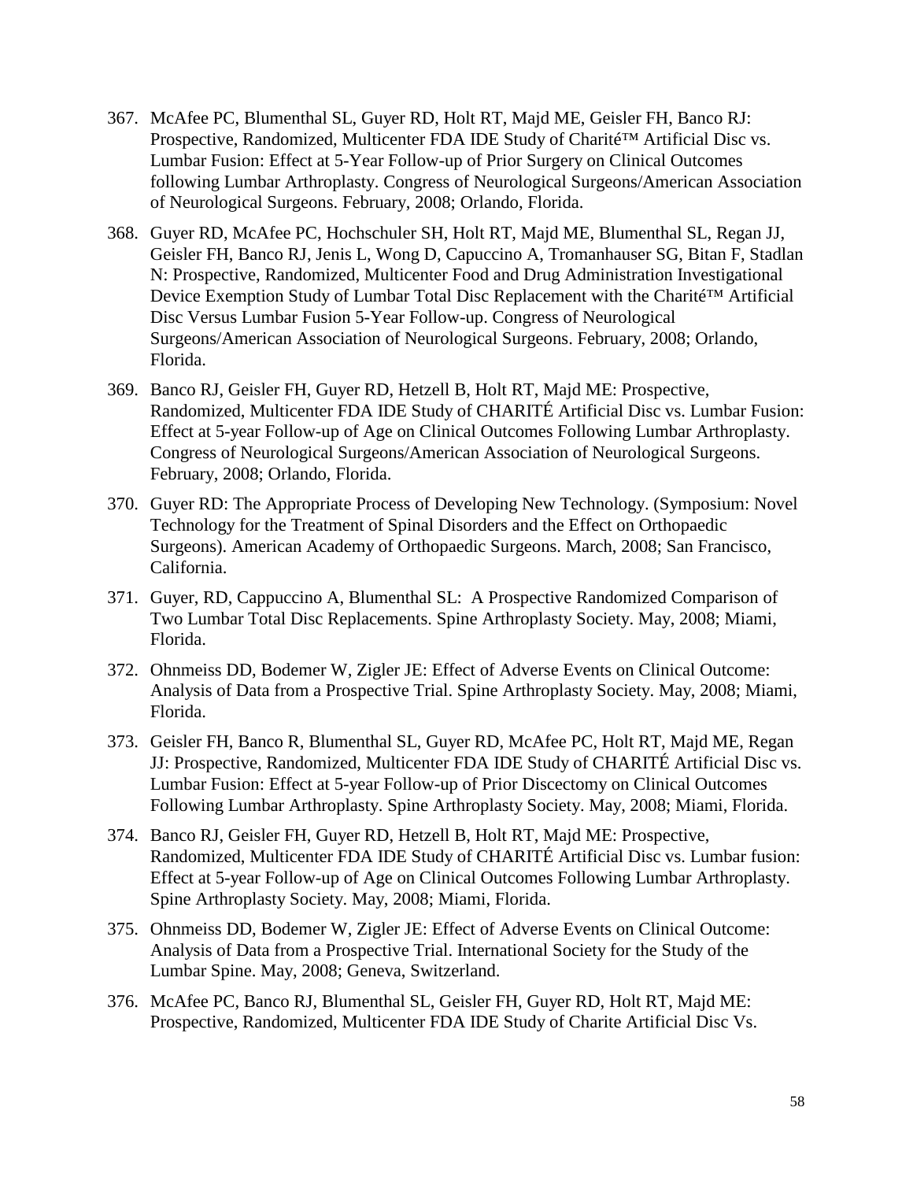367. McAfee PC, Blumenthal SL, Guyer RD, Holt RT, Majd ME, Geisler FH, Banco RJ: Prospective, Randomized, Multicenter FDA IDE Study of Charité™ Artificial Disc vs. Lumbar Fusion: Effect at 5-Year Follow-up of Prior Surgery on Clinical Outcomes following Lumbar Arthroplasty. Congress of Neurological Surgeons/American Association of Neurological Surgeons. February, 2008; Orlando, Florida.

368. Guyer RD, McAfee PC, Hochschuler SH, Holt RT, Majd ME, Blumenthal SL, Regan JJ, Geisler FH, Banco RJ, Jenis L, Wong D, Capuccino A, Tromanhauser SG, Bitan F, Stadlan N: Prospective, Randomized, Multicenter Food and Drug Administration Investigational Device Exemption Study of Lumbar Total Disc Replacement with the Charité™ Artificial Disc Versus Lumbar Fusion 5-Year Follow-up. Congress of Neurological Surgeons/American Association of Neurological Surgeons. February, 2008; Orlando, Florida.

369. Banco RJ, Geisler FH, Guyer RD, Hetzell B, Holt RT, Majd ME: Prospective, Randomized, Multicenter FDA IDE Study of CHARITÉ Artificial Disc vs. Lumbar Fusion: Effect at 5-year Follow-up of Age on Clinical Outcomes Following Lumbar Arthroplasty. Congress of Neurological Surgeons/American Association of Neurological Surgeons. February, 2008; Orlando, Florida.

370. Guyer RD: The Appropriate Process of Developing New Technology. (Symposium: Novel Technology for the Treatment of Spinal Disorders and the Effect on Orthopaedic Surgeons). American Academy of Orthopaedic Surgeons. March, 2008; San Francisco, California.

371. Guyer, RD, Cappuccino A, Blumenthal SL: A Prospective Randomized Comparison of Two Lumbar Total Disc Replacements. Spine Arthroplasty Society. May, 2008; Miami, Florida.

372. Ohnmeiss DD, Bodemer W, Zigler JE: Effect of Adverse Events on Clinical Outcome: Analysis of Data from a Prospective Trial. Spine Arthroplasty Society. May, 2008; Miami, Florida.

373. Geisler FH, Banco R, Blumenthal SL, Guyer RD, McAfee PC, Holt RT, Majd ME, Regan JJ: Prospective, Randomized, Multicenter FDA IDE Study of CHARITÉ Artificial Disc vs. Lumbar Fusion: Effect at 5-year Follow-up of Prior Discectomy on Clinical Outcomes Following Lumbar Arthroplasty. Spine Arthroplasty Society. May, 2008; Miami, Florida.

374. Banco RJ, Geisler FH, Guyer RD, Hetzell B, Holt RT, Majd ME: Prospective, Randomized, Multicenter FDA IDE Study of CHARITÉ Artificial Disc vs. Lumbar fusion: Effect at 5-year Follow-up of Age on Clinical Outcomes Following Lumbar Arthroplasty. Spine Arthroplasty Society. May, 2008; Miami, Florida.

375. Ohnmeiss DD, Bodemer W, Zigler JE: Effect of Adverse Events on Clinical Outcome: Analysis of Data from a Prospective Trial. International Society for the Study of the Lumbar Spine. May, 2008; Geneva, Switzerland.

376. McAfee PC, Banco RJ, Blumenthal SL, Geisler FH, Guyer RD, Holt RT, Majd ME: Prospective, Randomized, Multicenter FDA IDE Study of Charite Artificial Disc Vs.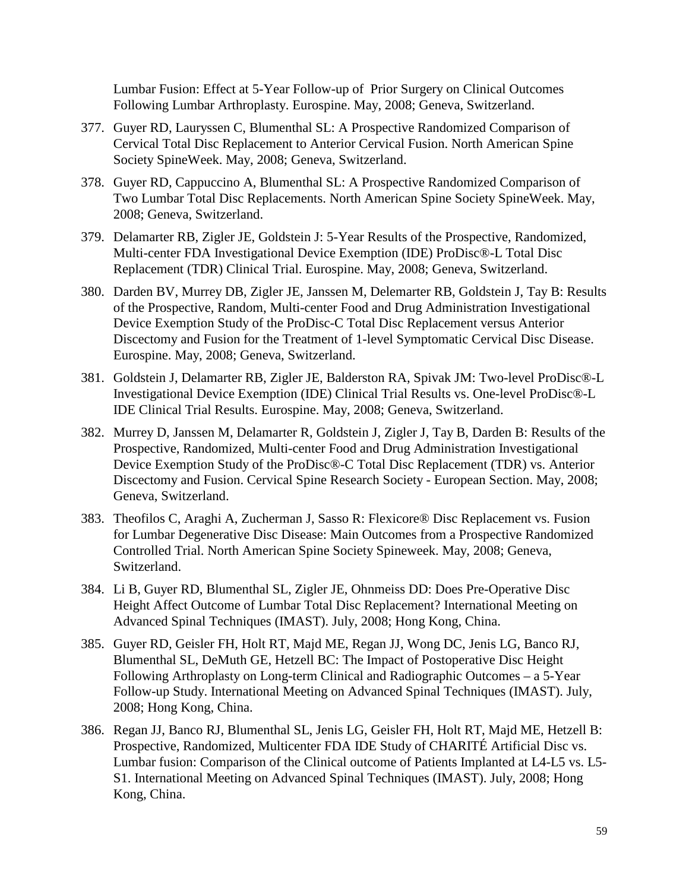Lumbar Fusion: Effect at 5-Year Follow-up of Prior Surgery on Clinical Outcomes Following Lumbar Arthroplasty. Eurospine. May, 2008; Geneva, Switzerland.

377. Guyer RD, Lauryssen C, Blumenthal SL: A Prospective Randomized Comparison of Cervical Total Disc Replacement to Anterior Cervical Fusion. North American Spine Society SpineWeek. May, 2008; Geneva, Switzerland.

378. Guyer RD, Cappuccino A, Blumenthal SL: A Prospective Randomized Comparison of Two Lumbar Total Disc Replacements. North American Spine Society SpineWeek. May, 2008; Geneva, Switzerland.

379. Delamarter RB, Zigler JE, Goldstein J: 5-Year Results of the Prospective, Randomized, Multi-center FDA Investigational Device Exemption (IDE) ProDisc®-L Total Disc Replacement (TDR) Clinical Trial. Eurospine. May, 2008; Geneva, Switzerland.

380. Darden BV, Murrey DB, Zigler JE, Janssen M, Delemarter RB, Goldstein J, Tay B: Results of the Prospective, Random, Multi-center Food and Drug Administration Investigational Device Exemption Study of the ProDisc-C Total Disc Replacement versus Anterior Discectomy and Fusion for the Treatment of 1-level Symptomatic Cervical Disc Disease. Eurospine. May, 2008; Geneva, Switzerland.

381. Goldstein J, Delamarter RB, Zigler JE, Balderston RA, Spivak JM: Two-level ProDisc®-L Investigational Device Exemption (IDE) Clinical Trial Results vs. One-level ProDisc®-L IDE Clinical Trial Results. Eurospine. May, 2008; Geneva, Switzerland.

382. Murrey D, Janssen M, Delamarter R, Goldstein J, Zigler J, Tay B, Darden B: Results of the Prospective, Randomized, Multi-center Food and Drug Administration Investigational Device Exemption Study of the ProDisc®-C Total Disc Replacement (TDR) vs. Anterior Discectomy and Fusion. Cervical Spine Research Society - European Section. May, 2008; Geneva, Switzerland.

383. Theofilos C, Araghi A, Zucherman J, Sasso R: Flexicore® Disc Replacement vs. Fusion for Lumbar Degenerative Disc Disease: Main Outcomes from a Prospective Randomized Controlled Trial. North American Spine Society Spineweek. May, 2008; Geneva, Switzerland.

384. Li B, Guyer RD, Blumenthal SL, Zigler JE, Ohnmeiss DD: Does Pre-Operative Disc Height Affect Outcome of Lumbar Total Disc Replacement? International Meeting on Advanced Spinal Techniques (IMAST). July, 2008; Hong Kong, China.

385. Guyer RD, Geisler FH, Holt RT, Majd ME, Regan JJ, Wong DC, Jenis LG, Banco RJ, Blumenthal SL, DeMuth GE, Hetzell BC: The Impact of Postoperative Disc Height Following Arthroplasty on Long-term Clinical and Radiographic Outcomes – a 5-Year Follow-up Study. International Meeting on Advanced Spinal Techniques (IMAST). July, 2008; Hong Kong, China.

386. Regan JJ, Banco RJ, Blumenthal SL, Jenis LG, Geisler FH, Holt RT, Majd ME, Hetzell B: Prospective, Randomized, Multicenter FDA IDE Study of CHARITÉ Artificial Disc vs. Lumbar fusion: Comparison of the Clinical outcome of Patients Implanted at L4-L5 vs. L5-S1. International Meeting on Advanced Spinal Techniques (IMAST). July, 2008; Hong Kong, China.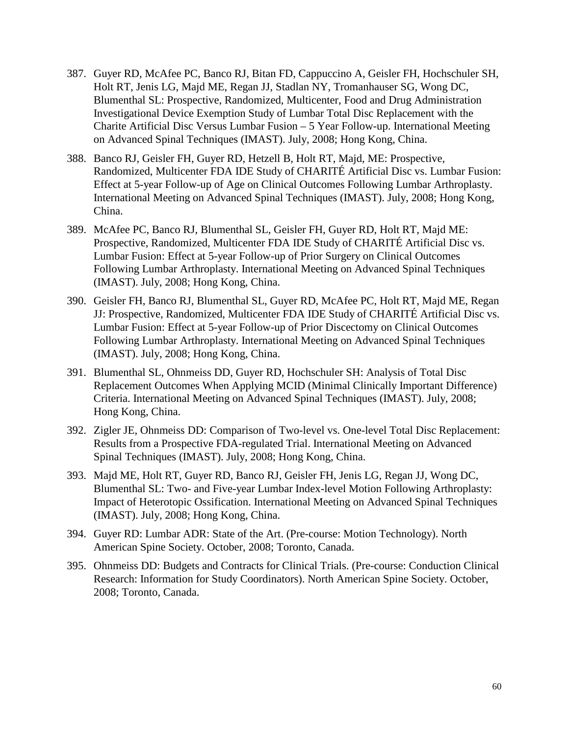387. Guyer RD, McAfee PC, Banco RJ, Bitan FD, Cappuccino A, Geisler FH, Hochschuler SH, Holt RT, Jenis LG, Majd ME, Regan JJ, Stadlan NY, Tromanhauser SG, Wong DC, Blumenthal SL: Prospective, Randomized, Multicenter, Food and Drug Administration Investigational Device Exemption Study of Lumbar Total Disc Replacement with the Charite Artificial Disc Versus Lumbar Fusion – 5 Year Follow-up. International Meeting on Advanced Spinal Techniques (IMAST). July, 2008; Hong Kong, China.

388. Banco RJ, Geisler FH, Guyer RD, Hetzell B, Holt RT, Majd, ME: Prospective, Randomized, Multicenter FDA IDE Study of CHARITÉ Artificial Disc vs. Lumbar Fusion: Effect at 5-year Follow-up of Age on Clinical Outcomes Following Lumbar Arthroplasty. International Meeting on Advanced Spinal Techniques (IMAST). July, 2008; Hong Kong, China.

389. McAfee PC, Banco RJ, Blumenthal SL, Geisler FH, Guyer RD, Holt RT, Majd ME: Prospective, Randomized, Multicenter FDA IDE Study of CHARITÉ Artificial Disc vs. Lumbar Fusion: Effect at 5-year Follow-up of Prior Surgery on Clinical Outcomes Following Lumbar Arthroplasty. International Meeting on Advanced Spinal Techniques (IMAST). July, 2008; Hong Kong, China.

390. Geisler FH, Banco RJ, Blumenthal SL, Guyer RD, McAfee PC, Holt RT, Majd ME, Regan JJ: Prospective, Randomized, Multicenter FDA IDE Study of CHARITÉ Artificial Disc vs. Lumbar Fusion: Effect at 5-year Follow-up of Prior Discectomy on Clinical Outcomes Following Lumbar Arthroplasty. International Meeting on Advanced Spinal Techniques (IMAST). July, 2008; Hong Kong, China.

391. Blumenthal SL, Ohnmeiss DD, Guyer RD, Hochschuler SH: Analysis of Total Disc Replacement Outcomes When Applying MCID (Minimal Clinically Important Difference) Criteria. International Meeting on Advanced Spinal Techniques (IMAST). July, 2008; Hong Kong, China.

392. Zigler JE, Ohnmeiss DD: Comparison of Two-level vs. One-level Total Disc Replacement: Results from a Prospective FDA-regulated Trial. International Meeting on Advanced Spinal Techniques (IMAST). July, 2008; Hong Kong, China.

393. Majd ME, Holt RT, Guyer RD, Banco RJ, Geisler FH, Jenis LG, Regan JJ, Wong DC, Blumenthal SL: Two- and Five-year Lumbar Index-level Motion Following Arthroplasty: Impact of Heterotopic Ossification. International Meeting on Advanced Spinal Techniques (IMAST). July, 2008; Hong Kong, China.

394. Guyer RD: Lumbar ADR: State of the Art. (Pre-course: Motion Technology). North American Spine Society. October, 2008; Toronto, Canada.

395. Ohnmeiss DD: Budgets and Contracts for Clinical Trials. (Pre-course: Conduction Clinical Research: Information for Study Coordinators). North American Spine Society. October, 2008; Toronto, Canada.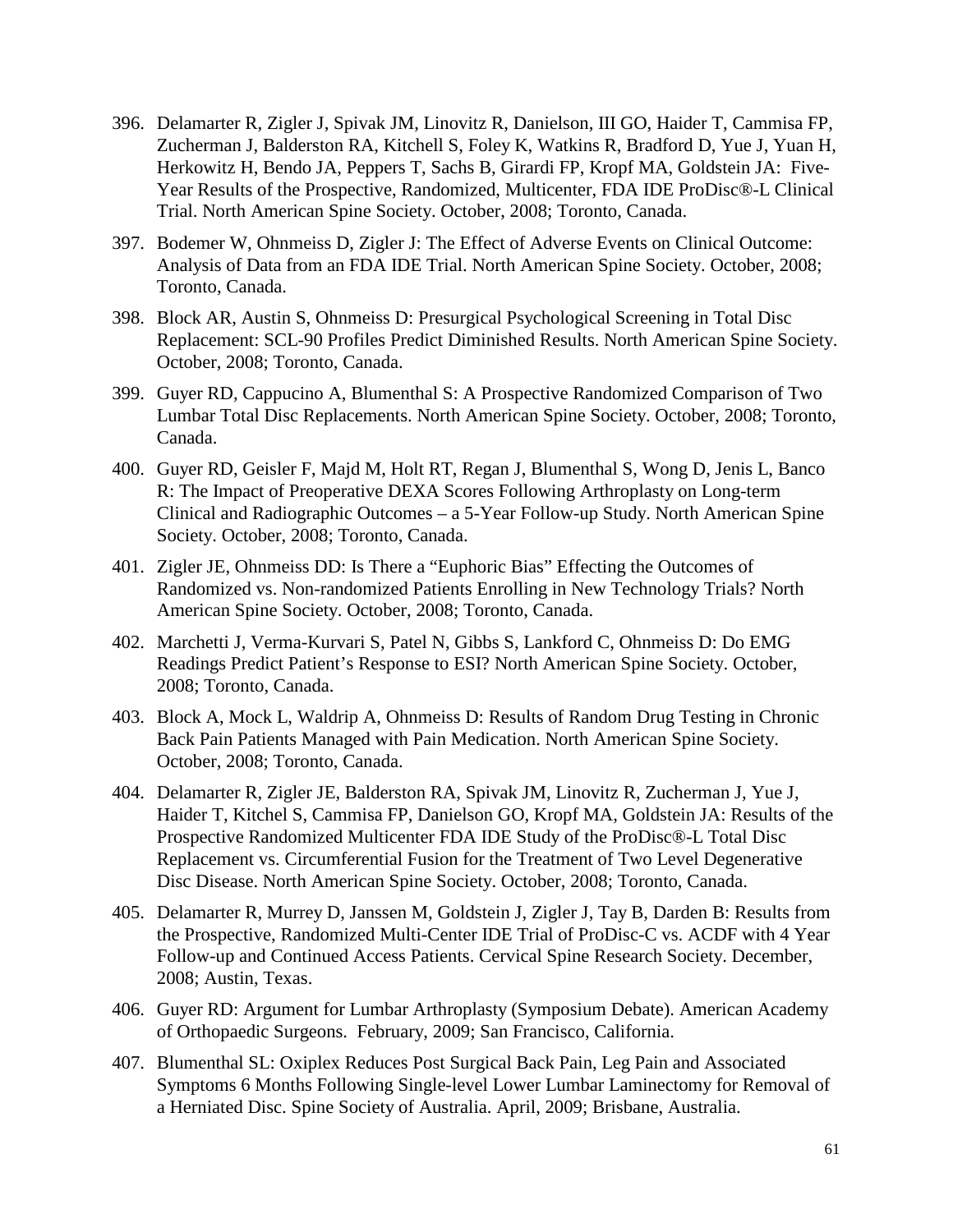396. Delamarter R, Zigler J, Spivak JM, Linovitz R, Danielson, III GO, Haider T, Cammisa FP, Zucherman J, Balderston RA, Kitchell S, Foley K, Watkins R, Bradford D, Yue J, Yuan H, Herkowitz H, Bendo JA, Peppers T, Sachs B, Girardi FP, Kropf MA, Goldstein JA: Five-Year Results of the Prospective, Randomized, Multicenter, FDA IDE ProDisc®-L Clinical Trial. North American Spine Society. October, 2008; Toronto, Canada.

397. Bodemer W, Ohnmeiss D, Zigler J: The Effect of Adverse Events on Clinical Outcome: Analysis of Data from an FDA IDE Trial. North American Spine Society. October, 2008; Toronto, Canada.

398. Block AR, Austin S, Ohnmeiss D: Presurgical Psychological Screening in Total Disc Replacement: SCL-90 Profiles Predict Diminished Results. North American Spine Society. October, 2008; Toronto, Canada.

399. Guyer RD, Cappucino A, Blumenthal S: A Prospective Randomized Comparison of Two Lumbar Total Disc Replacements. North American Spine Society. October, 2008; Toronto, Canada.

400. Guyer RD, Geisler F, Majd M, Holt RT, Regan J, Blumenthal S, Wong D, Jenis L, Banco R: The Impact of Preoperative DEXA Scores Following Arthroplasty on Long-term Clinical and Radiographic Outcomes – a 5-Year Follow-up Study. North American Spine Society. October, 2008; Toronto, Canada.

401. Zigler JE, Ohnmeiss DD: Is There a "Euphoric Bias" Effecting the Outcomes of Randomized vs. Non-randomized Patients Enrolling in New Technology Trials? North American Spine Society. October, 2008; Toronto, Canada.

402. Marchetti J, Verma-Kurvari S, Patel N, Gibbs S, Lankford C, Ohnmeiss D: Do EMG Readings Predict Patient's Response to ESI? North American Spine Society. October, 2008; Toronto, Canada.

403. Block A, Mock L, Waldrip A, Ohnmeiss D: Results of Random Drug Testing in Chronic Back Pain Patients Managed with Pain Medication. North American Spine Society. October, 2008; Toronto, Canada.

404. Delamarter R, Zigler JE, Balderston RA, Spivak JM, Linovitz R, Zucherman J, Yue J, Haider T, Kitchel S, Cammisa FP, Danielson GO, Kropf MA, Goldstein JA: Results of the Prospective Randomized Multicenter FDA IDE Study of the ProDisc®-L Total Disc Replacement vs. Circumferential Fusion for the Treatment of Two Level Degenerative Disc Disease. North American Spine Society. October, 2008; Toronto, Canada.

405. Delamarter R, Murrey D, Janssen M, Goldstein J, Zigler J, Tay B, Darden B: Results from the Prospective, Randomized Multi-Center IDE Trial of ProDisc-C vs. ACDF with 4 Year Follow-up and Continued Access Patients. Cervical Spine Research Society. December, 2008; Austin, Texas.

406. Guyer RD: Argument for Lumbar Arthroplasty (Symposium Debate). American Academy of Orthopaedic Surgeons. February, 2009; San Francisco, California.

407. Blumenthal SL: Oxiplex Reduces Post Surgical Back Pain, Leg Pain and Associated Symptoms 6 Months Following Single-level Lower Lumbar Laminectomy for Removal of a Herniated Disc. Spine Society of Australia. April, 2009; Brisbane, Australia.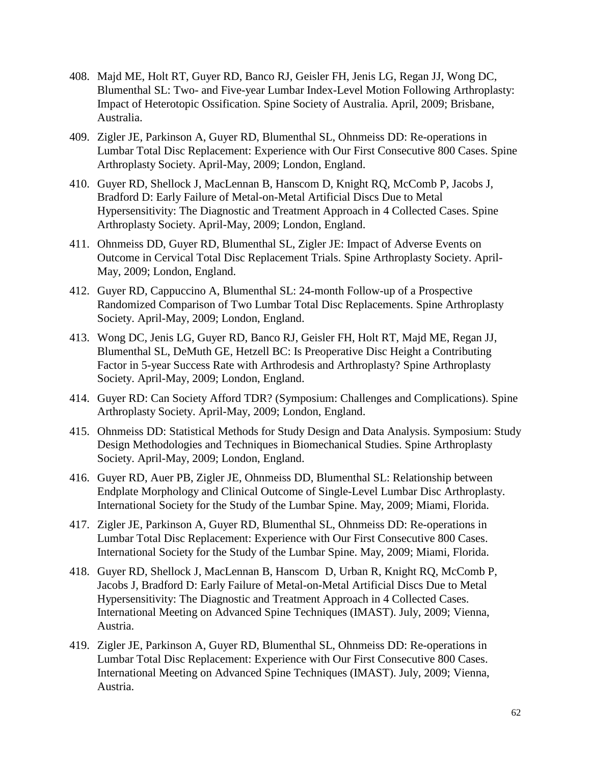408. Majd ME, Holt RT, Guyer RD, Banco RJ, Geisler FH, Jenis LG, Regan JJ, Wong DC, Blumenthal SL: Two- and Five-year Lumbar Index-Level Motion Following Arthroplasty: Impact of Heterotopic Ossification. Spine Society of Australia. April, 2009; Brisbane, Australia.

409. Zigler JE, Parkinson A, Guyer RD, Blumenthal SL, Ohnmeiss DD: Re-operations in Lumbar Total Disc Replacement: Experience with Our First Consecutive 800 Cases. Spine Arthroplasty Society. April-May, 2009; London, England.

410. Guyer RD, Shellock J, MacLennan B, Hanscom D, Knight RQ, McComb P, Jacobs J, Bradford D: Early Failure of Metal-on-Metal Artificial Discs Due to Metal Hypersensitivity: The Diagnostic and Treatment Approach in 4 Collected Cases. Spine Arthroplasty Society. April-May, 2009; London, England.

411. Ohnmeiss DD, Guyer RD, Blumenthal SL, Zigler JE: Impact of Adverse Events on Outcome in Cervical Total Disc Replacement Trials. Spine Arthroplasty Society. April-May, 2009; London, England.

412. Guyer RD, Cappuccino A, Blumenthal SL: 24-month Follow-up of a Prospective Randomized Comparison of Two Lumbar Total Disc Replacements. Spine Arthroplasty Society. April-May, 2009; London, England.

413. Wong DC, Jenis LG, Guyer RD, Banco RJ, Geisler FH, Holt RT, Majd ME, Regan JJ, Blumenthal SL, DeMuth GE, Hetzell BC: Is Preoperative Disc Height a Contributing Factor in 5-year Success Rate with Arthrodesis and Arthroplasty? Spine Arthroplasty Society. April-May, 2009; London, England.

414. Guyer RD: Can Society Afford TDR? (Symposium: Challenges and Complications). Spine Arthroplasty Society. April-May, 2009; London, England.

415. Ohnmeiss DD: Statistical Methods for Study Design and Data Analysis. Symposium: Study Design Methodologies and Techniques in Biomechanical Studies. Spine Arthroplasty Society. April-May, 2009; London, England.

416. Guyer RD, Auer PB, Zigler JE, Ohnmeiss DD, Blumenthal SL: Relationship between Endplate Morphology and Clinical Outcome of Single-Level Lumbar Disc Arthroplasty. International Society for the Study of the Lumbar Spine. May, 2009; Miami, Florida.

417. Zigler JE, Parkinson A, Guyer RD, Blumenthal SL, Ohnmeiss DD: Re-operations in Lumbar Total Disc Replacement: Experience with Our First Consecutive 800 Cases. International Society for the Study of the Lumbar Spine. May, 2009; Miami, Florida.

418. Guyer RD, Shellock J, MacLennan B, Hanscom D, Urban R, Knight RQ, McComb P, Jacobs J, Bradford D: Early Failure of Metal-on-Metal Artificial Discs Due to Metal Hypersensitivity: The Diagnostic and Treatment Approach in 4 Collected Cases. International Meeting on Advanced Spine Techniques (IMAST). July, 2009; Vienna, Austria.

419. Zigler JE, Parkinson A, Guyer RD, Blumenthal SL, Ohnmeiss DD: Re-operations in Lumbar Total Disc Replacement: Experience with Our First Consecutive 800 Cases. International Meeting on Advanced Spine Techniques (IMAST). July, 2009; Vienna, Austria.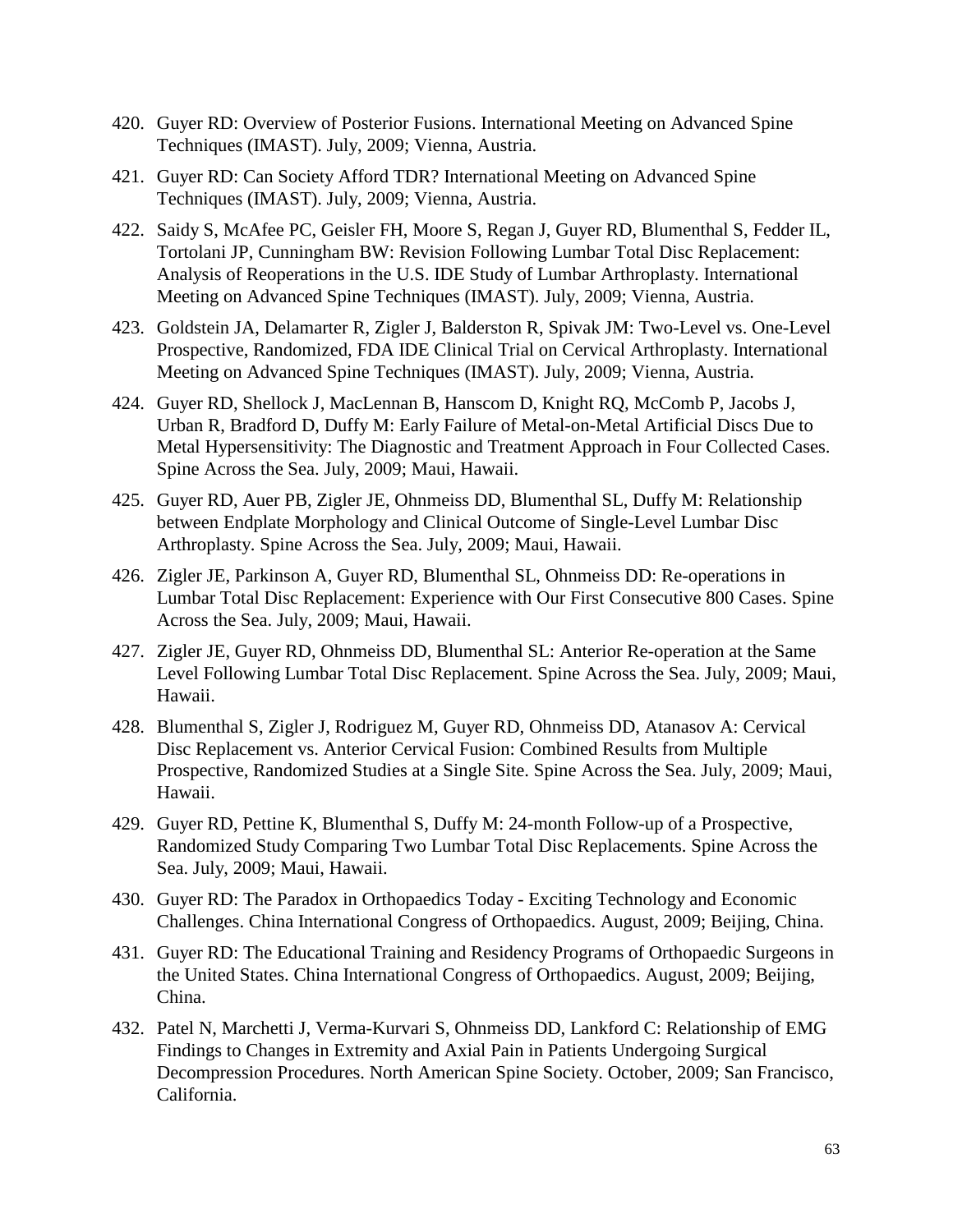420. Guyer RD: Overview of Posterior Fusions. International Meeting on Advanced Spine Techniques (IMAST). July, 2009; Vienna, Austria.

421. Guyer RD: Can Society Afford TDR? International Meeting on Advanced Spine Techniques (IMAST). July, 2009; Vienna, Austria.

422. Saidy S, McAfee PC, Geisler FH, Moore S, Regan J, Guyer RD, Blumenthal S, Fedder IL, Tortolani JP, Cunningham BW: Revision Following Lumbar Total Disc Replacement: Analysis of Reoperations in the U.S. IDE Study of Lumbar Arthroplasty. International Meeting on Advanced Spine Techniques (IMAST). July, 2009; Vienna, Austria.

423. Goldstein JA, Delamarter R, Zigler J, Balderston R, Spivak JM: Two-Level vs. One-Level Prospective, Randomized, FDA IDE Clinical Trial on Cervical Arthroplasty. International Meeting on Advanced Spine Techniques (IMAST). July, 2009; Vienna, Austria.

424. Guyer RD, Shellock J, MacLennan B, Hanscom D, Knight RQ, McComb P, Jacobs J, Urban R, Bradford D, Duffy M: Early Failure of Metal-on-Metal Artificial Discs Due to Metal Hypersensitivity: The Diagnostic and Treatment Approach in Four Collected Cases. Spine Across the Sea. July, 2009; Maui, Hawaii.

425. Guyer RD, Auer PB, Zigler JE, Ohnmeiss DD, Blumenthal SL, Duffy M: Relationship between Endplate Morphology and Clinical Outcome of Single-Level Lumbar Disc Arthroplasty. Spine Across the Sea. July, 2009; Maui, Hawaii.

426. Zigler JE, Parkinson A, Guyer RD, Blumenthal SL, Ohnmeiss DD: Re-operations in Lumbar Total Disc Replacement: Experience with Our First Consecutive 800 Cases. Spine Across the Sea. July, 2009; Maui, Hawaii.

427. Zigler JE, Guyer RD, Ohnmeiss DD, Blumenthal SL: Anterior Re-operation at the Same Level Following Lumbar Total Disc Replacement. Spine Across the Sea. July, 2009; Maui, Hawaii.

428. Blumenthal S, Zigler J, Rodriguez M, Guyer RD, Ohnmeiss DD, Atanasov A: Cervical Disc Replacement vs. Anterior Cervical Fusion: Combined Results from Multiple Prospective, Randomized Studies at a Single Site. Spine Across the Sea. July, 2009; Maui, Hawaii.

429. Guyer RD, Pettine K, Blumenthal S, Duffy M: 24-month Follow-up of a Prospective, Randomized Study Comparing Two Lumbar Total Disc Replacements. Spine Across the Sea. July, 2009; Maui, Hawaii.

430. Guyer RD: The Paradox in Orthopaedics Today - Exciting Technology and Economic Challenges. China International Congress of Orthopaedics. August, 2009; Beijing, China.

431. Guyer RD: The Educational Training and Residency Programs of Orthopaedic Surgeons in the United States. China International Congress of Orthopaedics. August, 2009; Beijing, China.

432. Patel N, Marchetti J, Verma-Kurvari S, Ohnmeiss DD, Lankford C: Relationship of EMG Findings to Changes in Extremity and Axial Pain in Patients Undergoing Surgical Decompression Procedures. North American Spine Society. October, 2009; San Francisco, California.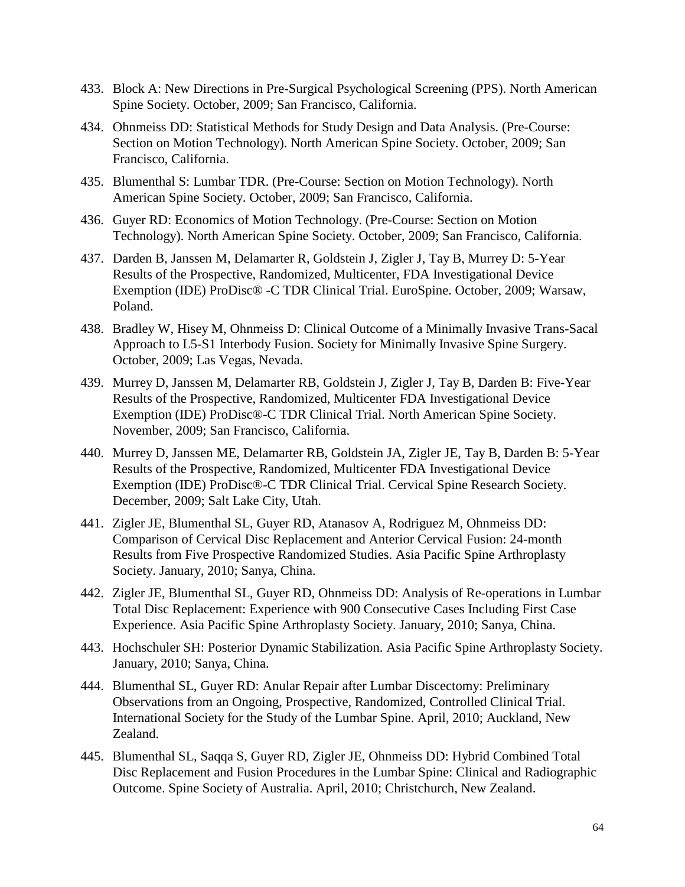433. Block A: New Directions in Pre-Surgical Psychological Screening (PPS). North American Spine Society. October, 2009; San Francisco, California.

434. Ohnmeiss DD: Statistical Methods for Study Design and Data Analysis. (Pre-Course: Section on Motion Technology). North American Spine Society. October, 2009; San Francisco, California.

435. Blumenthal S: Lumbar TDR. (Pre-Course: Section on Motion Technology). North American Spine Society. October, 2009; San Francisco, California.

436. Guyer RD: Economics of Motion Technology. (Pre-Course: Section on Motion Technology). North American Spine Society. October, 2009; San Francisco, California.

437. Darden B, Janssen M, Delamarter R, Goldstein J, Zigler J, Tay B, Murrey D: 5-Year Results of the Prospective, Randomized, Multicenter, FDA Investigational Device Exemption (IDE) ProDisc® -C TDR Clinical Trial. EuroSpine. October, 2009; Warsaw, Poland.

438. Bradley W, Hisey M, Ohnmeiss D: Clinical Outcome of a Minimally Invasive Trans-Sacal Approach to L5-S1 Interbody Fusion. Society for Minimally Invasive Spine Surgery. October, 2009; Las Vegas, Nevada.

439. Murrey D, Janssen M, Delamarter RB, Goldstein J, Zigler J, Tay B, Darden B: Five-Year Results of the Prospective, Randomized, Multicenter FDA Investigational Device Exemption (IDE) ProDisc®-C TDR Clinical Trial. North American Spine Society. November, 2009; San Francisco, California.

440. Murrey D, Janssen ME, Delamarter RB, Goldstein JA, Zigler JE, Tay B, Darden B: 5-Year Results of the Prospective, Randomized, Multicenter FDA Investigational Device Exemption (IDE) ProDisc®-C TDR Clinical Trial. Cervical Spine Research Society. December, 2009; Salt Lake City, Utah.

441. Zigler JE, Blumenthal SL, Guyer RD, Atanasov A, Rodriguez M, Ohnmeiss DD: Comparison of Cervical Disc Replacement and Anterior Cervical Fusion: 24-month Results from Five Prospective Randomized Studies. Asia Pacific Spine Arthroplasty Society. January, 2010; Sanya, China.

442. Zigler JE, Blumenthal SL, Guyer RD, Ohnmeiss DD: Analysis of Re-operations in Lumbar Total Disc Replacement: Experience with 900 Consecutive Cases Including First Case Experience. Asia Pacific Spine Arthroplasty Society. January, 2010; Sanya, China.

443. Hochschuler SH: Posterior Dynamic Stabilization. Asia Pacific Spine Arthroplasty Society. January, 2010; Sanya, China.

444. Blumenthal SL, Guyer RD: Anular Repair after Lumbar Discectomy: Preliminary Observations from an Ongoing, Prospective, Randomized, Controlled Clinical Trial. International Society for the Study of the Lumbar Spine. April, 2010; Auckland, New Zealand.

445. Blumenthal SL, Saqqa S, Guyer RD, Zigler JE, Ohnmeiss DD: Hybrid Combined Total Disc Replacement and Fusion Procedures in the Lumbar Spine: Clinical and Radiographic Outcome. Spine Society of Australia. April, 2010; Christchurch, New Zealand.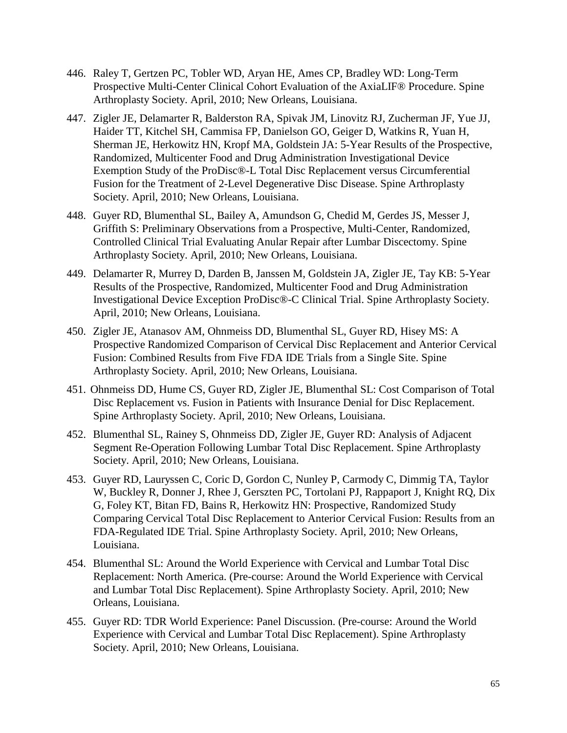446. Raley T, Gertzen PC, Tobler WD, Aryan HE, Ames CP, Bradley WD: Long-Term Prospective Multi-Center Clinical Cohort Evaluation of the AxiaLIF® Procedure. Spine Arthroplasty Society. April, 2010; New Orleans, Louisiana.

447. Zigler JE, Delamarter R, Balderston RA, Spivak JM, Linovitz RJ, Zucherman JF, Yue JJ, Haider TT, Kitchel SH, Cammisa FP, Danielson GO, Geiger D, Watkins R, Yuan H, Sherman JE, Herkowitz HN, Kropf MA, Goldstein JA: 5-Year Results of the Prospective, Randomized, Multicenter Food and Drug Administration Investigational Device Exemption Study of the ProDisc®-L Total Disc Replacement versus Circumferential Fusion for the Treatment of 2-Level Degenerative Disc Disease. Spine Arthroplasty Society. April, 2010; New Orleans, Louisiana.

448. Guyer RD, Blumenthal SL, Bailey A, Amundson G, Chedid M, Gerdes JS, Messer J, Griffith S: Preliminary Observations from a Prospective, Multi-Center, Randomized, Controlled Clinical Trial Evaluating Anular Repair after Lumbar Discectomy. Spine Arthroplasty Society. April, 2010; New Orleans, Louisiana.

449. Delamarter R, Murrey D, Darden B, Janssen M, Goldstein JA, Zigler JE, Tay KB: 5-Year Results of the Prospective, Randomized, Multicenter Food and Drug Administration Investigational Device Exception ProDisc®-C Clinical Trial. Spine Arthroplasty Society. April, 2010; New Orleans, Louisiana.

450. Zigler JE, Atanasov AM, Ohnmeiss DD, Blumenthal SL, Guyer RD, Hisey MS: A Prospective Randomized Comparison of Cervical Disc Replacement and Anterior Cervical Fusion: Combined Results from Five FDA IDE Trials from a Single Site. Spine Arthroplasty Society. April, 2010; New Orleans, Louisiana.

451. Ohnmeiss DD, Hume CS, Guyer RD, Zigler JE, Blumenthal SL: Cost Comparison of Total Disc Replacement vs. Fusion in Patients with Insurance Denial for Disc Replacement. Spine Arthroplasty Society. April, 2010; New Orleans, Louisiana.

452. Blumenthal SL, Rainey S, Ohnmeiss DD, Zigler JE, Guyer RD: Analysis of Adjacent Segment Re-Operation Following Lumbar Total Disc Replacement. Spine Arthroplasty Society. April, 2010; New Orleans, Louisiana.

453. Guyer RD, Lauryssen C, Coric D, Gordon C, Nunley P, Carmody C, Dimmig TA, Taylor W, Buckley R, Donner J, Rhee J, Gerszten PC, Tortolani PJ, Rappaport J, Knight RQ, Dix G, Foley KT, Bitan FD, Bains R, Herkowitz HN: Prospective, Randomized Study Comparing Cervical Total Disc Replacement to Anterior Cervical Fusion: Results from an FDA-Regulated IDE Trial. Spine Arthroplasty Society. April, 2010; New Orleans, Louisiana.

454. Blumenthal SL: Around the World Experience with Cervical and Lumbar Total Disc Replacement: North America. (Pre-course: Around the World Experience with Cervical and Lumbar Total Disc Replacement). Spine Arthroplasty Society. April, 2010; New Orleans, Louisiana.

455. Guyer RD: TDR World Experience: Panel Discussion. (Pre-course: Around the World Experience with Cervical and Lumbar Total Disc Replacement). Spine Arthroplasty Society. April, 2010; New Orleans, Louisiana.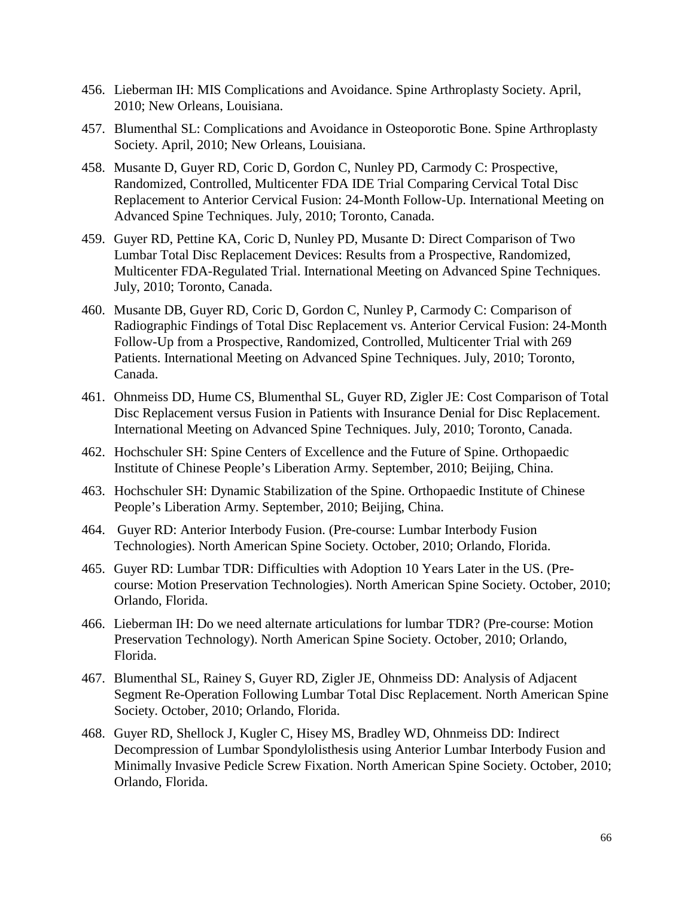456. Lieberman IH: MIS Complications and Avoidance. Spine Arthroplasty Society. April, 2010; New Orleans, Louisiana.

457. Blumenthal SL: Complications and Avoidance in Osteoporotic Bone. Spine Arthroplasty Society. April, 2010; New Orleans, Louisiana.

458. Musante D, Guyer RD, Coric D, Gordon C, Nunley PD, Carmody C: Prospective, Randomized, Controlled, Multicenter FDA IDE Trial Comparing Cervical Total Disc Replacement to Anterior Cervical Fusion: 24-Month Follow-Up. International Meeting on Advanced Spine Techniques. July, 2010; Toronto, Canada.

459. Guyer RD, Pettine KA, Coric D, Nunley PD, Musante D: Direct Comparison of Two Lumbar Total Disc Replacement Devices: Results from a Prospective, Randomized, Multicenter FDA-Regulated Trial. International Meeting on Advanced Spine Techniques. July, 2010; Toronto, Canada.

460. Musante DB, Guyer RD, Coric D, Gordon C, Nunley P, Carmody C: Comparison of Radiographic Findings of Total Disc Replacement vs. Anterior Cervical Fusion: 24-Month Follow-Up from a Prospective, Randomized, Controlled, Multicenter Trial with 269 Patients. International Meeting on Advanced Spine Techniques. July, 2010; Toronto, Canada.

461. Ohnmeiss DD, Hume CS, Blumenthal SL, Guyer RD, Zigler JE: Cost Comparison of Total Disc Replacement versus Fusion in Patients with Insurance Denial for Disc Replacement. International Meeting on Advanced Spine Techniques. July, 2010; Toronto, Canada.

462. Hochschuler SH: Spine Centers of Excellence and the Future of Spine. Orthopaedic Institute of Chinese People's Liberation Army. September, 2010; Beijing, China.

463. Hochschuler SH: Dynamic Stabilization of the Spine. Orthopaedic Institute of Chinese People's Liberation Army. September, 2010; Beijing, China.

464. Guyer RD: Anterior Interbody Fusion. (Pre-course: Lumbar Interbody Fusion Technologies). North American Spine Society. October, 2010; Orlando, Florida.

465. Guyer RD: Lumbar TDR: Difficulties with Adoption 10 Years Later in the US. (Pre-course: Motion Preservation Technologies). North American Spine Society. October, 2010; Orlando, Florida.

466. Lieberman IH: Do we need alternate articulations for lumbar TDR? (Pre-course: Motion Preservation Technology). North American Spine Society. October, 2010; Orlando, Florida.

467. Blumenthal SL, Rainey S, Guyer RD, Zigler JE, Ohnmeiss DD: Analysis of Adjacent Segment Re-Operation Following Lumbar Total Disc Replacement. North American Spine Society. October, 2010; Orlando, Florida.

468. Guyer RD, Shellock J, Kugler C, Hisey MS, Bradley WD, Ohnmeiss DD: Indirect Decompression of Lumbar Spondylolisthesis using Anterior Lumbar Interbody Fusion and Minimally Invasive Pedicle Screw Fixation. North American Spine Society. October, 2010; Orlando, Florida.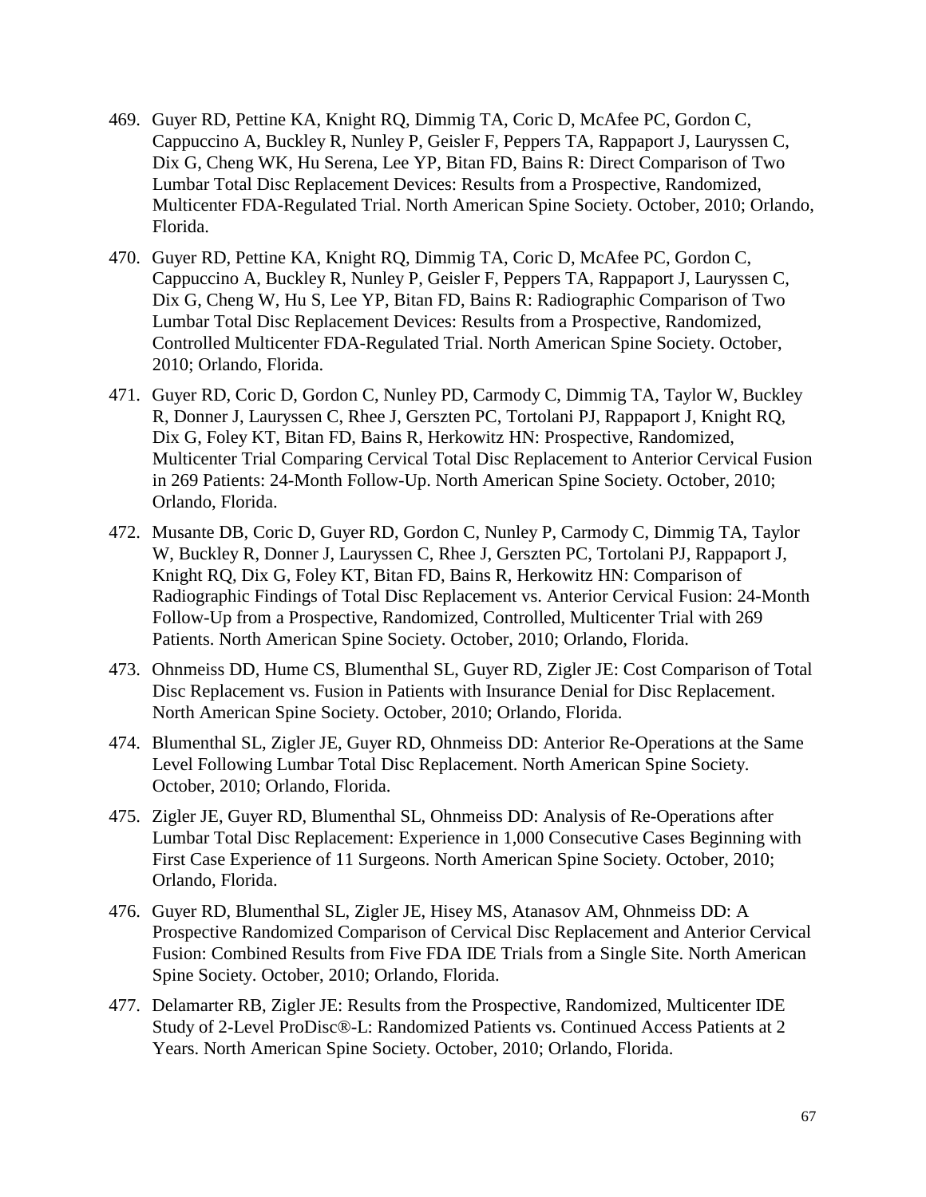469. Guyer RD, Pettine KA, Knight RQ, Dimmig TA, Coric D, McAfee PC, Gordon C, Cappuccino A, Buckley R, Nunley P, Geisler F, Peppers TA, Rappaport J, Lauryssen C, Dix G, Cheng WK, Hu Serena, Lee YP, Bitan FD, Bains R: Direct Comparison of Two Lumbar Total Disc Replacement Devices: Results from a Prospective, Randomized, Multicenter FDA-Regulated Trial. North American Spine Society. October, 2010; Orlando, Florida.

470. Guyer RD, Pettine KA, Knight RQ, Dimmig TA, Coric D, McAfee PC, Gordon C, Cappuccino A, Buckley R, Nunley P, Geisler F, Peppers TA, Rappaport J, Lauryssen C, Dix G, Cheng W, Hu S, Lee YP, Bitan FD, Bains R: Radiographic Comparison of Two Lumbar Total Disc Replacement Devices: Results from a Prospective, Randomized, Controlled Multicenter FDA-Regulated Trial. North American Spine Society. October, 2010; Orlando, Florida.

471. Guyer RD, Coric D, Gordon C, Nunley PD, Carmody C, Dimmig TA, Taylor W, Buckley R, Donner J, Lauryssen C, Rhee J, Gerszten PC, Tortolani PJ, Rappaport J, Knight RQ, Dix G, Foley KT, Bitan FD, Bains R, Herkowitz HN: Prospective, Randomized, Multicenter Trial Comparing Cervical Total Disc Replacement to Anterior Cervical Fusion in 269 Patients: 24-Month Follow-Up. North American Spine Society. October, 2010; Orlando, Florida.

472. Musante DB, Coric D, Guyer RD, Gordon C, Nunley P, Carmody C, Dimmig TA, Taylor W, Buckley R, Donner J, Lauryssen C, Rhee J, Gerszten PC, Tortolani PJ, Rappaport J, Knight RQ, Dix G, Foley KT, Bitan FD, Bains R, Herkowitz HN: Comparison of Radiographic Findings of Total Disc Replacement vs. Anterior Cervical Fusion: 24-Month Follow-Up from a Prospective, Randomized, Controlled, Multicenter Trial with 269 Patients. North American Spine Society. October, 2010; Orlando, Florida.

473. Ohnmeiss DD, Hume CS, Blumenthal SL, Guyer RD, Zigler JE: Cost Comparison of Total Disc Replacement vs. Fusion in Patients with Insurance Denial for Disc Replacement. North American Spine Society. October, 2010; Orlando, Florida.

474. Blumenthal SL, Zigler JE, Guyer RD, Ohnmeiss DD: Anterior Re-Operations at the Same Level Following Lumbar Total Disc Replacement. North American Spine Society. October, 2010; Orlando, Florida.

475. Zigler JE, Guyer RD, Blumenthal SL, Ohnmeiss DD: Analysis of Re-Operations after Lumbar Total Disc Replacement: Experience in 1,000 Consecutive Cases Beginning with First Case Experience of 11 Surgeons. North American Spine Society. October, 2010; Orlando, Florida.

476. Guyer RD, Blumenthal SL, Zigler JE, Hisey MS, Atanasov AM, Ohnmeiss DD: A Prospective Randomized Comparison of Cervical Disc Replacement and Anterior Cervical Fusion: Combined Results from Five FDA IDE Trials from a Single Site. North American Spine Society. October, 2010; Orlando, Florida.

477. Delamarter RB, Zigler JE: Results from the Prospective, Randomized, Multicenter IDE Study of 2-Level ProDisc®-L: Randomized Patients vs. Continued Access Patients at 2 Years. North American Spine Society. October, 2010; Orlando, Florida.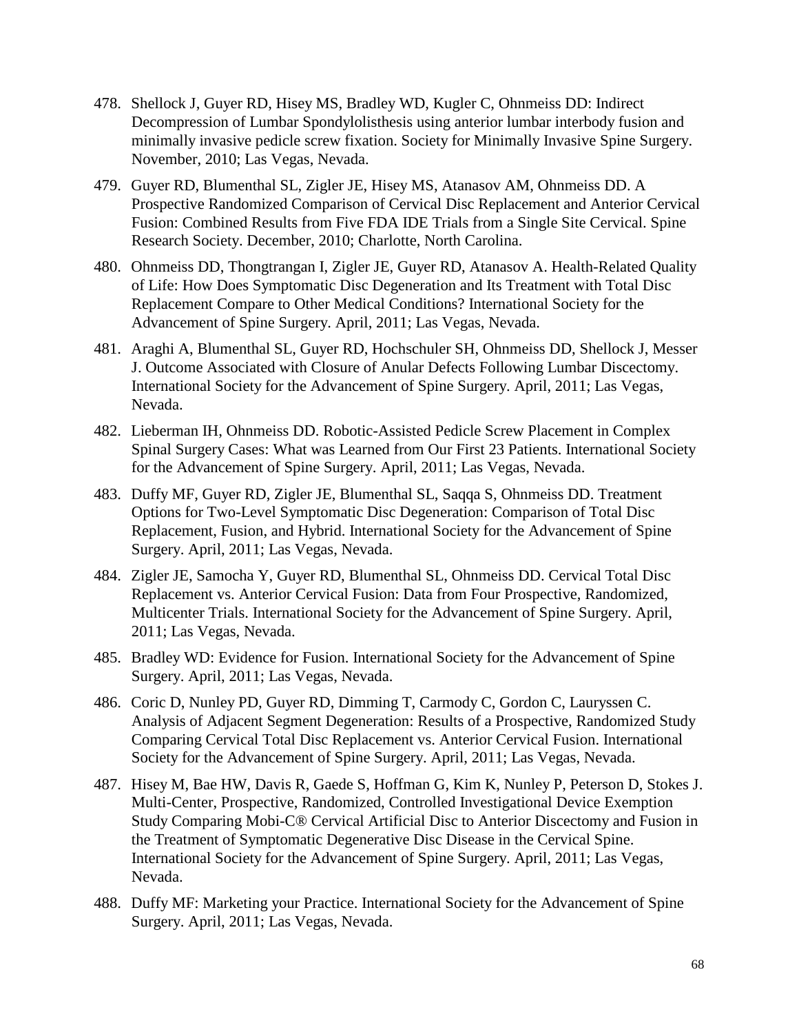478. Shellock J, Guyer RD, Hisey MS, Bradley WD, Kugler C, Ohnmeiss DD: Indirect Decompression of Lumbar Spondylolisthesis using anterior lumbar interbody fusion and minimally invasive pedicle screw fixation. Society for Minimally Invasive Spine Surgery. November, 2010; Las Vegas, Nevada.

479. Guyer RD, Blumenthal SL, Zigler JE, Hisey MS, Atanasov AM, Ohnmeiss DD. A Prospective Randomized Comparison of Cervical Disc Replacement and Anterior Cervical Fusion: Combined Results from Five FDA IDE Trials from a Single Site Cervical. Spine Research Society. December, 2010; Charlotte, North Carolina.

480. Ohnmeiss DD, Thongtrangan I, Zigler JE, Guyer RD, Atanasov A. Health-Related Quality of Life: How Does Symptomatic Disc Degeneration and Its Treatment with Total Disc Replacement Compare to Other Medical Conditions? International Society for the Advancement of Spine Surgery. April, 2011; Las Vegas, Nevada.

481. Araghi A, Blumenthal SL, Guyer RD, Hochschuler SH, Ohnmeiss DD, Shellock J, Messer J. Outcome Associated with Closure of Anular Defects Following Lumbar Discectomy. International Society for the Advancement of Spine Surgery. April, 2011; Las Vegas, Nevada.

482. Lieberman IH, Ohnmeiss DD. Robotic-Assisted Pedicle Screw Placement in Complex Spinal Surgery Cases: What was Learned from Our First 23 Patients. International Society for the Advancement of Spine Surgery. April, 2011; Las Vegas, Nevada.

483. Duffy MF, Guyer RD, Zigler JE, Blumenthal SL, Saqqa S, Ohnmeiss DD. Treatment Options for Two-Level Symptomatic Disc Degeneration: Comparison of Total Disc Replacement, Fusion, and Hybrid. International Society for the Advancement of Spine Surgery. April, 2011; Las Vegas, Nevada.

484. Zigler JE, Samocha Y, Guyer RD, Blumenthal SL, Ohnmeiss DD. Cervical Total Disc Replacement vs. Anterior Cervical Fusion: Data from Four Prospective, Randomized, Multicenter Trials. International Society for the Advancement of Spine Surgery. April, 2011; Las Vegas, Nevada.

485. Bradley WD: Evidence for Fusion. International Society for the Advancement of Spine Surgery. April, 2011; Las Vegas, Nevada.

486. Coric D, Nunley PD, Guyer RD, Dimming T, Carmody C, Gordon C, Lauryssen C. Analysis of Adjacent Segment Degeneration: Results of a Prospective, Randomized Study Comparing Cervical Total Disc Replacement vs. Anterior Cervical Fusion. International Society for the Advancement of Spine Surgery. April, 2011; Las Vegas, Nevada.

487. Hisey M, Bae HW, Davis R, Gaede S, Hoffman G, Kim K, Nunley P, Peterson D, Stokes J. Multi-Center, Prospective, Randomized, Controlled Investigational Device Exemption Study Comparing Mobi-C® Cervical Artificial Disc to Anterior Discectomy and Fusion in the Treatment of Symptomatic Degenerative Disc Disease in the Cervical Spine. International Society for the Advancement of Spine Surgery. April, 2011; Las Vegas, Nevada.

488. Duffy MF: Marketing your Practice. International Society for the Advancement of Spine Surgery. April, 2011; Las Vegas, Nevada.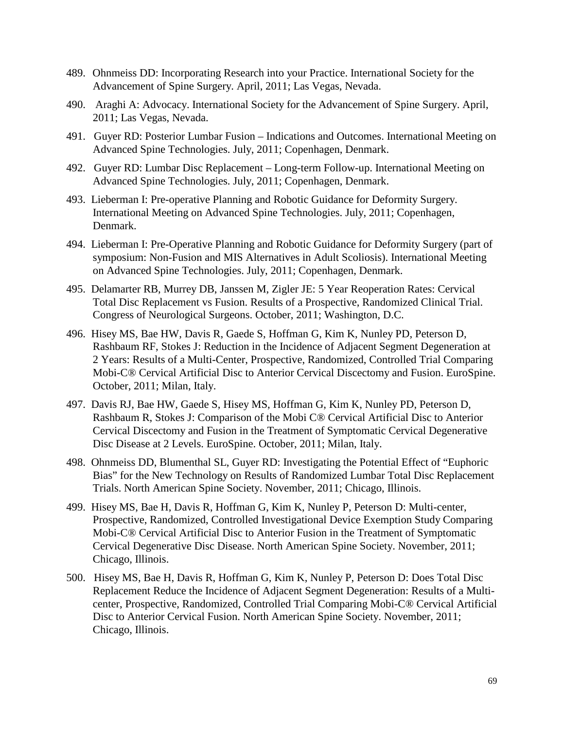489. Ohnmeiss DD: Incorporating Research into your Practice. International Society for the Advancement of Spine Surgery. April, 2011; Las Vegas, Nevada.

490. Araghi A: Advocacy. International Society for the Advancement of Spine Surgery. April, 2011; Las Vegas, Nevada.

491. Guyer RD: Posterior Lumbar Fusion – Indications and Outcomes. International Meeting on Advanced Spine Technologies. July, 2011; Copenhagen, Denmark.

492. Guyer RD: Lumbar Disc Replacement – Long-term Follow-up. International Meeting on Advanced Spine Technologies. July, 2011; Copenhagen, Denmark.

493. Lieberman I: Pre-operative Planning and Robotic Guidance for Deformity Surgery. International Meeting on Advanced Spine Technologies. July, 2011; Copenhagen, Denmark.

494. Lieberman I: Pre-Operative Planning and Robotic Guidance for Deformity Surgery (part of symposium: Non-Fusion and MIS Alternatives in Adult Scoliosis). International Meeting on Advanced Spine Technologies. July, 2011; Copenhagen, Denmark.

495. Delamarter RB, Murrey DB, Janssen M, Zigler JE: 5 Year Reoperation Rates: Cervical Total Disc Replacement vs Fusion. Results of a Prospective, Randomized Clinical Trial. Congress of Neurological Surgeons. October, 2011; Washington, D.C.

496. Hisey MS, Bae HW, Davis R, Gaede S, Hoffman G, Kim K, Nunley PD, Peterson D, Rashbaum RF, Stokes J: Reduction in the Incidence of Adjacent Segment Degeneration at 2 Years: Results of a Multi-Center, Prospective, Randomized, Controlled Trial Comparing Mobi-C® Cervical Artificial Disc to Anterior Cervical Discectomy and Fusion. EuroSpine. October, 2011; Milan, Italy.

497. Davis RJ, Bae HW, Gaede S, Hisey MS, Hoffman G, Kim K, Nunley PD, Peterson D, Rashbaum R, Stokes J: Comparison of the Mobi C® Cervical Artificial Disc to Anterior Cervical Discectomy and Fusion in the Treatment of Symptomatic Cervical Degenerative Disc Disease at 2 Levels. EuroSpine. October, 2011; Milan, Italy.

498. Ohnmeiss DD, Blumenthal SL, Guyer RD: Investigating the Potential Effect of "Euphoric Bias" for the New Technology on Results of Randomized Lumbar Total Disc Replacement Trials. North American Spine Society. November, 2011; Chicago, Illinois.

499. Hisey MS, Bae H, Davis R, Hoffman G, Kim K, Nunley P, Peterson D: Multi-center, Prospective, Randomized, Controlled Investigational Device Exemption Study Comparing Mobi-C® Cervical Artificial Disc to Anterior Fusion in the Treatment of Symptomatic Cervical Degenerative Disc Disease. North American Spine Society. November, 2011; Chicago, Illinois.

500. Hisey MS, Bae H, Davis R, Hoffman G, Kim K, Nunley P, Peterson D: Does Total Disc Replacement Reduce the Incidence of Adjacent Segment Degeneration: Results of a Multi-center, Prospective, Randomized, Controlled Trial Comparing Mobi-C® Cervical Artificial Disc to Anterior Cervical Fusion. North American Spine Society. November, 2011; Chicago, Illinois.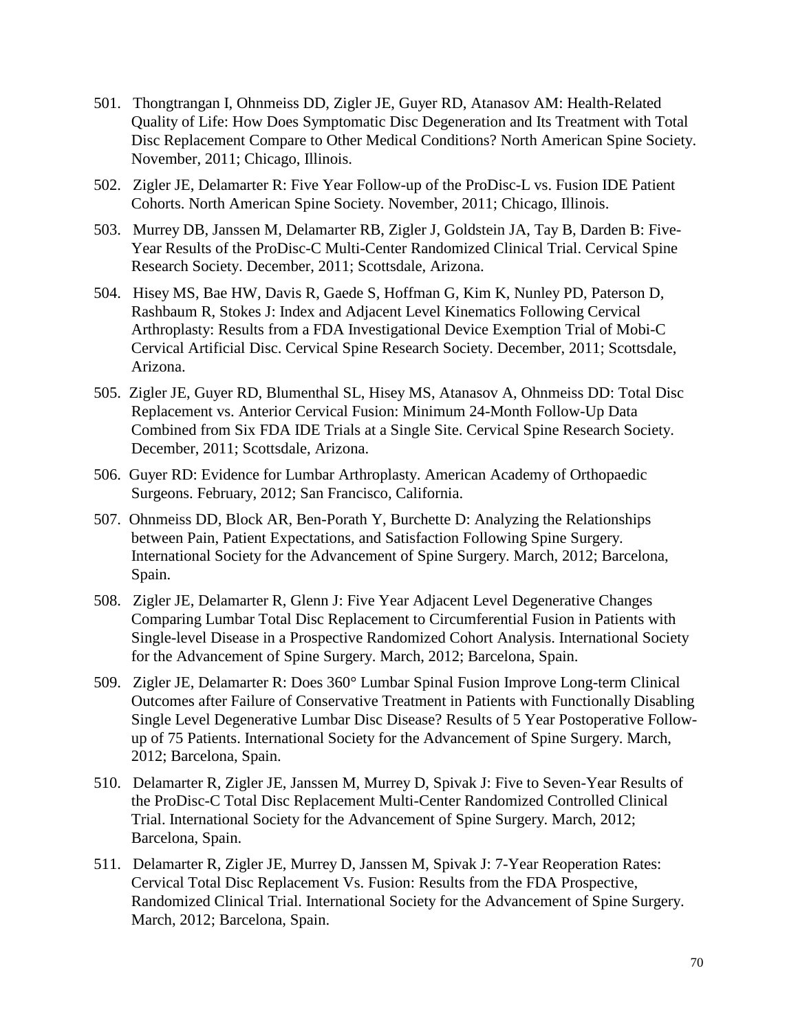501. Thongtrangan I, Ohnmeiss DD, Zigler JE, Guyer RD, Atanasov AM: Health-Related Quality of Life: How Does Symptomatic Disc Degeneration and Its Treatment with Total Disc Replacement Compare to Other Medical Conditions? North American Spine Society. November, 2011; Chicago, Illinois.

502. Zigler JE, Delamarter R: Five Year Follow-up of the ProDisc-L vs. Fusion IDE Patient Cohorts. North American Spine Society. November, 2011; Chicago, Illinois.

503. Murrey DB, Janssen M, Delamarter RB, Zigler J, Goldstein JA, Tay B, Darden B: Five-Year Results of the ProDisc-C Multi-Center Randomized Clinical Trial. Cervical Spine Research Society. December, 2011; Scottsdale, Arizona.

504. Hisey MS, Bae HW, Davis R, Gaede S, Hoffman G, Kim K, Nunley PD, Paterson D, Rashbaum R, Stokes J: Index and Adjacent Level Kinematics Following Cervical Arthroplasty: Results from a FDA Investigational Device Exemption Trial of Mobi-C Cervical Artificial Disc. Cervical Spine Research Society. December, 2011; Scottsdale, Arizona.

505. Zigler JE, Guyer RD, Blumenthal SL, Hisey MS, Atanasov A, Ohnmeiss DD: Total Disc Replacement vs. Anterior Cervical Fusion: Minimum 24-Month Follow-Up Data Combined from Six FDA IDE Trials at a Single Site. Cervical Spine Research Society. December, 2011; Scottsdale, Arizona.

506. Guyer RD: Evidence for Lumbar Arthroplasty. American Academy of Orthopaedic Surgeons. February, 2012; San Francisco, California.

507. Ohnmeiss DD, Block AR, Ben-Porath Y, Burchette D: Analyzing the Relationships between Pain, Patient Expectations, and Satisfaction Following Spine Surgery. International Society for the Advancement of Spine Surgery. March, 2012; Barcelona, Spain.

508. Zigler JE, Delamarter R, Glenn J: Five Year Adjacent Level Degenerative Changes Comparing Lumbar Total Disc Replacement to Circumferential Fusion in Patients with Single-level Disease in a Prospective Randomized Cohort Analysis. International Society for the Advancement of Spine Surgery. March, 2012; Barcelona, Spain.

509. Zigler JE, Delamarter R: Does 360° Lumbar Spinal Fusion Improve Long-term Clinical Outcomes after Failure of Conservative Treatment in Patients with Functionally Disabling Single Level Degenerative Lumbar Disc Disease? Results of 5 Year Postoperative Follow-up of 75 Patients. International Society for the Advancement of Spine Surgery. March, 2012; Barcelona, Spain.

510. Delamarter R, Zigler JE, Janssen M, Murrey D, Spivak J: Five to Seven-Year Results of the ProDisc-C Total Disc Replacement Multi-Center Randomized Controlled Clinical Trial. International Society for the Advancement of Spine Surgery. March, 2012; Barcelona, Spain.

511. Delamarter R, Zigler JE, Murrey D, Janssen M, Spivak J: 7-Year Reoperation Rates: Cervical Total Disc Replacement Vs. Fusion: Results from the FDA Prospective, Randomized Clinical Trial. International Society for the Advancement of Spine Surgery. March, 2012; Barcelona, Spain.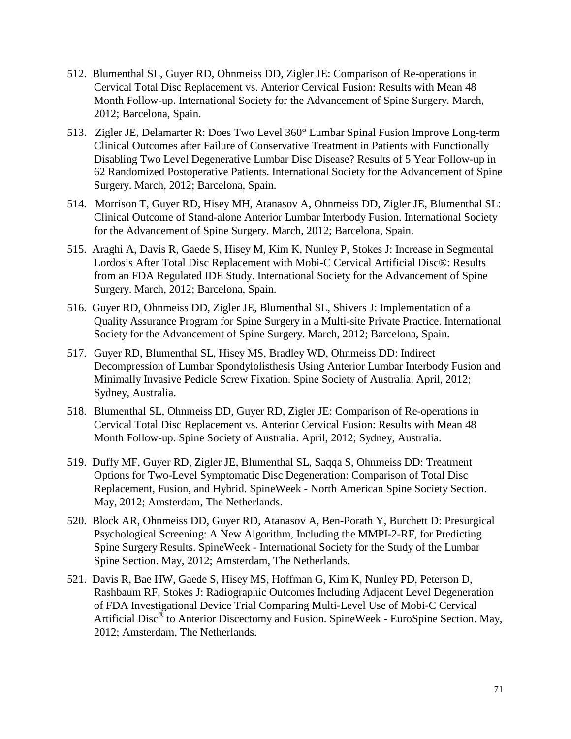512. Blumenthal SL, Guyer RD, Ohnmeiss DD, Zigler JE: Comparison of Re-operations in Cervical Total Disc Replacement vs. Anterior Cervical Fusion: Results with Mean 48 Month Follow-up. International Society for the Advancement of Spine Surgery. March, 2012; Barcelona, Spain.

513. Zigler JE, Delamarter R: Does Two Level 360° Lumbar Spinal Fusion Improve Long-term Clinical Outcomes after Failure of Conservative Treatment in Patients with Functionally Disabling Two Level Degenerative Lumbar Disc Disease? Results of 5 Year Follow-up in 62 Randomized Postoperative Patients. International Society for the Advancement of Spine Surgery. March, 2012; Barcelona, Spain.

514. Morrison T, Guyer RD, Hisey MH, Atanasov A, Ohnmeiss DD, Zigler JE, Blumenthal SL: Clinical Outcome of Stand-alone Anterior Lumbar Interbody Fusion. International Society for the Advancement of Spine Surgery. March, 2012; Barcelona, Spain.

515. Araghi A, Davis R, Gaede S, Hisey M, Kim K, Nunley P, Stokes J: Increase in Segmental Lordosis After Total Disc Replacement with Mobi-C Cervical Artificial Disc®: Results from an FDA Regulated IDE Study. International Society for the Advancement of Spine Surgery. March, 2012; Barcelona, Spain.

516. Guyer RD, Ohnmeiss DD, Zigler JE, Blumenthal SL, Shivers J: Implementation of a Quality Assurance Program for Spine Surgery in a Multi-site Private Practice. International Society for the Advancement of Spine Surgery. March, 2012; Barcelona, Spain.

517. Guyer RD, Blumenthal SL, Hisey MS, Bradley WD, Ohnmeiss DD: Indirect Decompression of Lumbar Spondylolisthesis Using Anterior Lumbar Interbody Fusion and Minimally Invasive Pedicle Screw Fixation. Spine Society of Australia. April, 2012; Sydney, Australia.

518. Blumenthal SL, Ohnmeiss DD, Guyer RD, Zigler JE: Comparison of Re-operations in Cervical Total Disc Replacement vs. Anterior Cervical Fusion: Results with Mean 48 Month Follow-up. Spine Society of Australia. April, 2012; Sydney, Australia.

519. Duffy MF, Guyer RD, Zigler JE, Blumenthal SL, Saqqa S, Ohnmeiss DD: Treatment Options for Two-Level Symptomatic Disc Degeneration: Comparison of Total Disc Replacement, Fusion, and Hybrid. SpineWeek - North American Spine Society Section. May, 2012; Amsterdam, The Netherlands.

520. Block AR, Ohnmeiss DD, Guyer RD, Atanasov A, Ben-Porath Y, Burchett D: Presurgical Psychological Screening: A New Algorithm, Including the MMPI-2-RF, for Predicting Spine Surgery Results. SpineWeek - International Society for the Study of the Lumbar Spine Section. May, 2012; Amsterdam, The Netherlands.

521. Davis R, Bae HW, Gaede S, Hisey MS, Hoffman G, Kim K, Nunley PD, Peterson D, Rashbaum RF, Stokes J: Radiographic Outcomes Including Adjacent Level Degeneration of FDA Investigational Device Trial Comparing Multi-Level Use of Mobi-C Cervical Artificial Disc® to Anterior Discectomy and Fusion. SpineWeek - EuroSpine Section. May, 2012; Amsterdam, The Netherlands.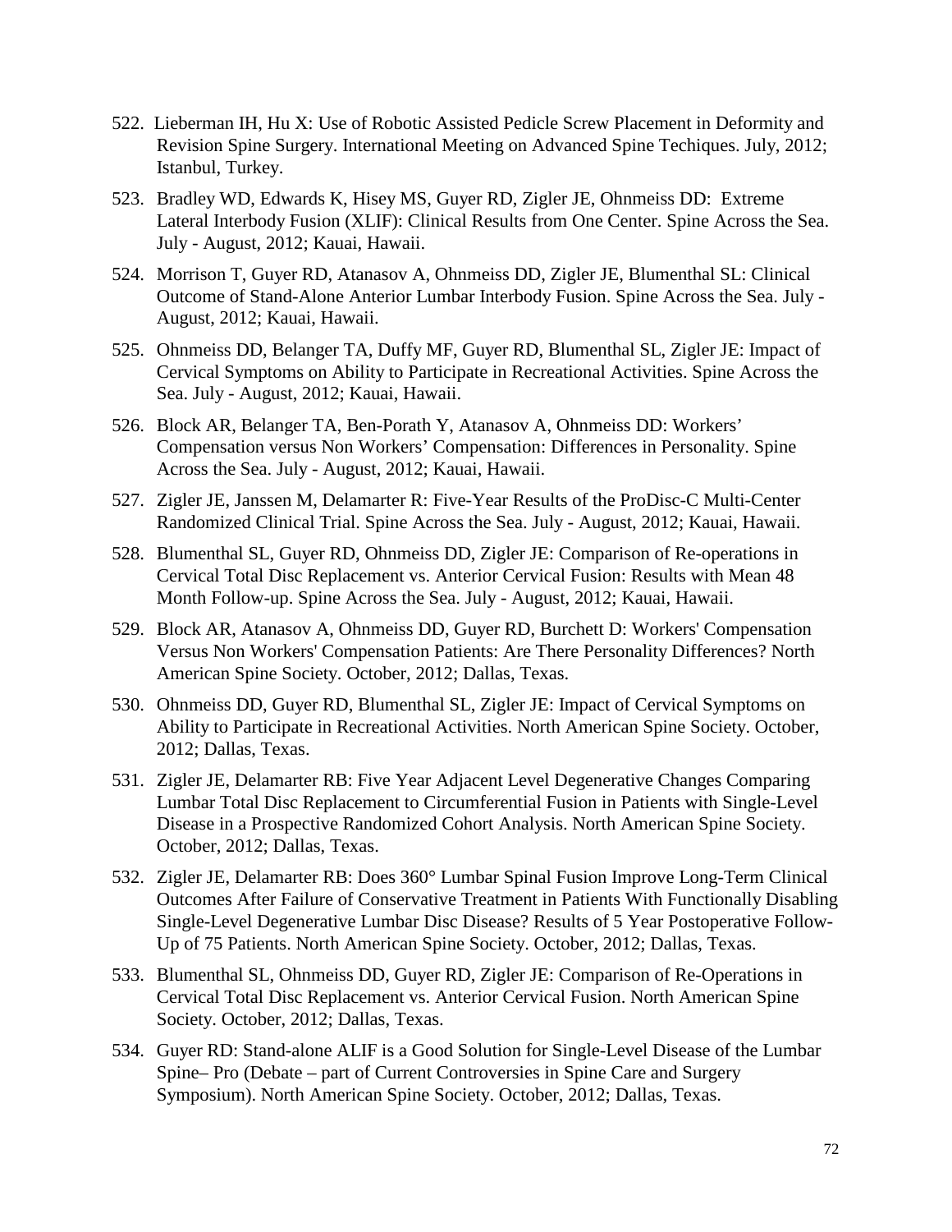522. Lieberman IH, Hu X: Use of Robotic Assisted Pedicle Screw Placement in Deformity and Revision Spine Surgery. International Meeting on Advanced Spine Techiques. July, 2012; Istanbul, Turkey.

523. Bradley WD, Edwards K, Hisey MS, Guyer RD, Zigler JE, Ohnmeiss DD: Extreme Lateral Interbody Fusion (XLIF): Clinical Results from One Center. Spine Across the Sea. July - August, 2012; Kauai, Hawaii.

524. Morrison T, Guyer RD, Atanasov A, Ohnmeiss DD, Zigler JE, Blumenthal SL: Clinical Outcome of Stand-Alone Anterior Lumbar Interbody Fusion. Spine Across the Sea. July - August, 2012; Kauai, Hawaii.

525. Ohnmeiss DD, Belanger TA, Duffy MF, Guyer RD, Blumenthal SL, Zigler JE: Impact of Cervical Symptoms on Ability to Participate in Recreational Activities. Spine Across the Sea. July - August, 2012; Kauai, Hawaii.

526. Block AR, Belanger TA, Ben-Porath Y, Atanasov A, Ohnmeiss DD: Workers' Compensation versus Non Workers' Compensation: Differences in Personality. Spine Across the Sea. July - August, 2012; Kauai, Hawaii.

527. Zigler JE, Janssen M, Delamarter R: Five-Year Results of the ProDisc-C Multi-Center Randomized Clinical Trial. Spine Across the Sea. July - August, 2012; Kauai, Hawaii.

528. Blumenthal SL, Guyer RD, Ohnmeiss DD, Zigler JE: Comparison of Re-operations in Cervical Total Disc Replacement vs. Anterior Cervical Fusion: Results with Mean 48 Month Follow-up. Spine Across the Sea. July - August, 2012; Kauai, Hawaii.

529. Block AR, Atanasov A, Ohnmeiss DD, Guyer RD, Burchett D: Workers' Compensation Versus Non Workers' Compensation Patients: Are There Personality Differences? North American Spine Society. October, 2012; Dallas, Texas.

530. Ohnmeiss DD, Guyer RD, Blumenthal SL, Zigler JE: Impact of Cervical Symptoms on Ability to Participate in Recreational Activities. North American Spine Society. October, 2012; Dallas, Texas.

531. Zigler JE, Delamarter RB: Five Year Adjacent Level Degenerative Changes Comparing Lumbar Total Disc Replacement to Circumferential Fusion in Patients with Single-Level Disease in a Prospective Randomized Cohort Analysis. North American Spine Society. October, 2012; Dallas, Texas.

532. Zigler JE, Delamarter RB: Does 360° Lumbar Spinal Fusion Improve Long-Term Clinical Outcomes After Failure of Conservative Treatment in Patients With Functionally Disabling Single-Level Degenerative Lumbar Disc Disease? Results of 5 Year Postoperative Follow-Up of 75 Patients. North American Spine Society. October, 2012; Dallas, Texas.

533. Blumenthal SL, Ohnmeiss DD, Guyer RD, Zigler JE: Comparison of Re-Operations in Cervical Total Disc Replacement vs. Anterior Cervical Fusion. North American Spine Society. October, 2012; Dallas, Texas.

534. Guyer RD: Stand-alone ALIF is a Good Solution for Single-Level Disease of the Lumbar Spine– Pro (Debate – part of Current Controversies in Spine Care and Surgery Symposium). North American Spine Society. October, 2012; Dallas, Texas.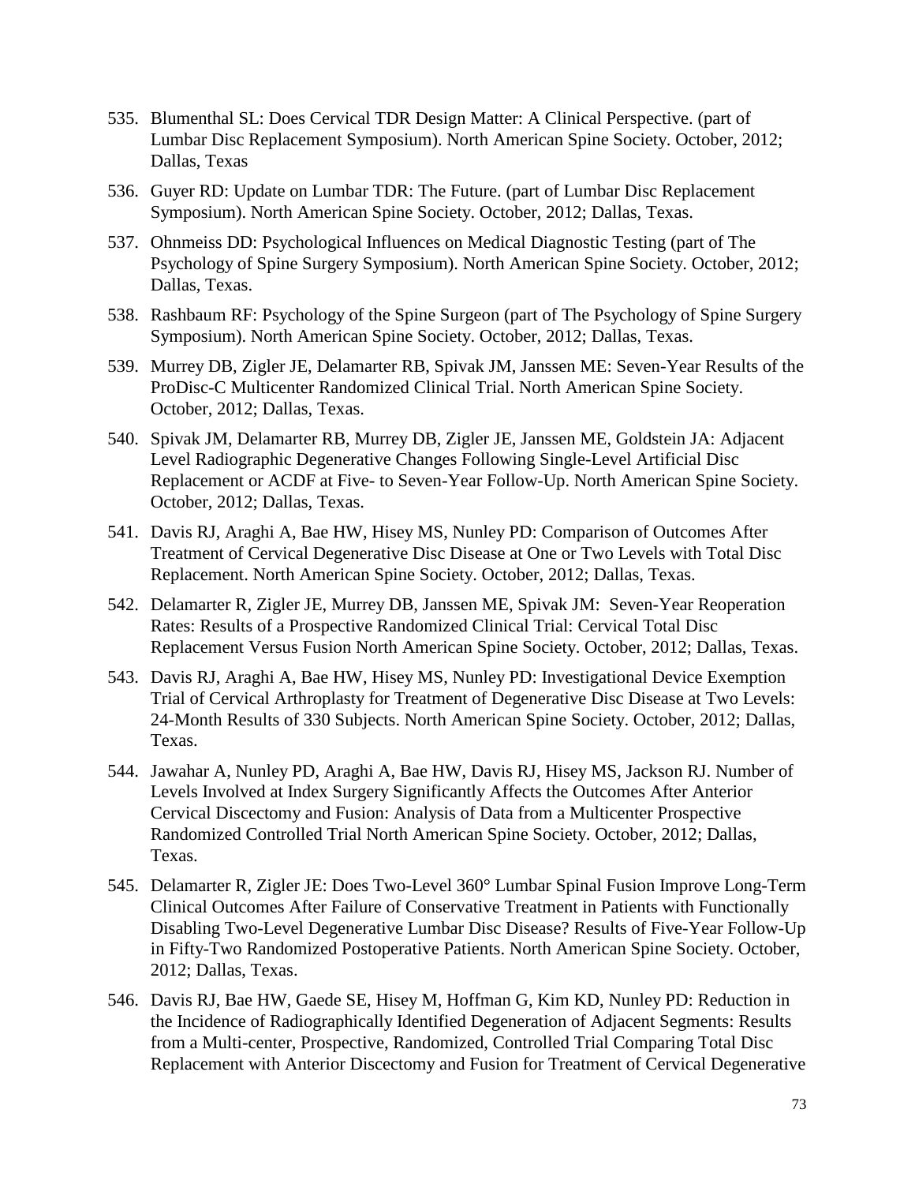535. Blumenthal SL: Does Cervical TDR Design Matter: A Clinical Perspective. (part of Lumbar Disc Replacement Symposium). North American Spine Society. October, 2012; Dallas, Texas

536. Guyer RD: Update on Lumbar TDR: The Future. (part of Lumbar Disc Replacement Symposium). North American Spine Society. October, 2012; Dallas, Texas.

537. Ohnmeiss DD: Psychological Influences on Medical Diagnostic Testing (part of The Psychology of Spine Surgery Symposium). North American Spine Society. October, 2012; Dallas, Texas.

538. Rashbaum RF: Psychology of the Spine Surgeon (part of The Psychology of Spine Surgery Symposium). North American Spine Society. October, 2012; Dallas, Texas.

539. Murrey DB, Zigler JE, Delamarter RB, Spivak JM, Janssen ME: Seven-Year Results of the ProDisc-C Multicenter Randomized Clinical Trial. North American Spine Society. October, 2012; Dallas, Texas.

540. Spivak JM, Delamarter RB, Murrey DB, Zigler JE, Janssen ME, Goldstein JA: Adjacent Level Radiographic Degenerative Changes Following Single-Level Artificial Disc Replacement or ACDF at Five- to Seven-Year Follow-Up. North American Spine Society. October, 2012; Dallas, Texas.

541. Davis RJ, Araghi A, Bae HW, Hisey MS, Nunley PD: Comparison of Outcomes After Treatment of Cervical Degenerative Disc Disease at One or Two Levels with Total Disc Replacement. North American Spine Society. October, 2012; Dallas, Texas.

542. Delamarter R, Zigler JE, Murrey DB, Janssen ME, Spivak JM: Seven-Year Reoperation Rates: Results of a Prospective Randomized Clinical Trial: Cervical Total Disc Replacement Versus Fusion North American Spine Society. October, 2012; Dallas, Texas.

543. Davis RJ, Araghi A, Bae HW, Hisey MS, Nunley PD: Investigational Device Exemption Trial of Cervical Arthroplasty for Treatment of Degenerative Disc Disease at Two Levels: 24-Month Results of 330 Subjects. North American Spine Society. October, 2012; Dallas, Texas.

544. Jawahar A, Nunley PD, Araghi A, Bae HW, Davis RJ, Hisey MS, Jackson RJ. Number of Levels Involved at Index Surgery Significantly Affects the Outcomes After Anterior Cervical Discectomy and Fusion: Analysis of Data from a Multicenter Prospective Randomized Controlled Trial North American Spine Society. October, 2012; Dallas, Texas.

545. Delamarter R, Zigler JE: Does Two-Level 360° Lumbar Spinal Fusion Improve Long-Term Clinical Outcomes After Failure of Conservative Treatment in Patients with Functionally Disabling Two-Level Degenerative Lumbar Disc Disease? Results of Five-Year Follow-Up in Fifty-Two Randomized Postoperative Patients. North American Spine Society. October, 2012; Dallas, Texas.

546. Davis RJ, Bae HW, Gaede SE, Hisey M, Hoffman G, Kim KD, Nunley PD: Reduction in the Incidence of Radiographically Identified Degeneration of Adjacent Segments: Results from a Multi-center, Prospective, Randomized, Controlled Trial Comparing Total Disc Replacement with Anterior Discectomy and Fusion for Treatment of Cervical Degenerative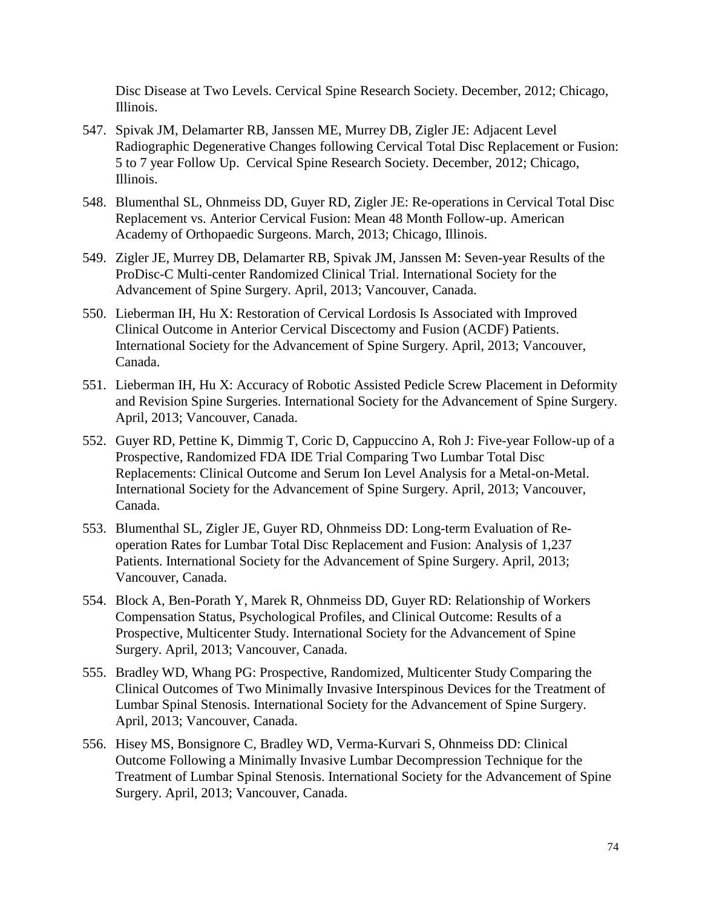Disc Disease at Two Levels. Cervical Spine Research Society. December, 2012; Chicago, Illinois.

547. Spivak JM, Delamarter RB, Janssen ME, Murrey DB, Zigler JE: Adjacent Level Radiographic Degenerative Changes following Cervical Total Disc Replacement or Fusion: 5 to 7 year Follow Up. Cervical Spine Research Society. December, 2012; Chicago, Illinois.

548. Blumenthal SL, Ohnmeiss DD, Guyer RD, Zigler JE: Re-operations in Cervical Total Disc Replacement vs. Anterior Cervical Fusion: Mean 48 Month Follow-up. American Academy of Orthopaedic Surgeons. March, 2013; Chicago, Illinois.

549. Zigler JE, Murrey DB, Delamarter RB, Spivak JM, Janssen M: Seven-year Results of the ProDisc-C Multi-center Randomized Clinical Trial. International Society for the Advancement of Spine Surgery. April, 2013; Vancouver, Canada.

550. Lieberman IH, Hu X: Restoration of Cervical Lordosis Is Associated with Improved Clinical Outcome in Anterior Cervical Discectomy and Fusion (ACDF) Patients. International Society for the Advancement of Spine Surgery. April, 2013; Vancouver, Canada.

551. Lieberman IH, Hu X: Accuracy of Robotic Assisted Pedicle Screw Placement in Deformity and Revision Spine Surgeries. International Society for the Advancement of Spine Surgery. April, 2013; Vancouver, Canada.

552. Guyer RD, Pettine K, Dimmig T, Coric D, Cappuccino A, Roh J: Five-year Follow-up of a Prospective, Randomized FDA IDE Trial Comparing Two Lumbar Total Disc Replacements: Clinical Outcome and Serum Ion Level Analysis for a Metal-on-Metal. International Society for the Advancement of Spine Surgery. April, 2013; Vancouver, Canada.

553. Blumenthal SL, Zigler JE, Guyer RD, Ohnmeiss DD: Long-term Evaluation of Re-operation Rates for Lumbar Total Disc Replacement and Fusion: Analysis of 1,237 Patients. International Society for the Advancement of Spine Surgery. April, 2013; Vancouver, Canada.

554. Block A, Ben-Porath Y, Marek R, Ohnmeiss DD, Guyer RD: Relationship of Workers Compensation Status, Psychological Profiles, and Clinical Outcome: Results of a Prospective, Multicenter Study. International Society for the Advancement of Spine Surgery. April, 2013; Vancouver, Canada.

555. Bradley WD, Whang PG: Prospective, Randomized, Multicenter Study Comparing the Clinical Outcomes of Two Minimally Invasive Interspinous Devices for the Treatment of Lumbar Spinal Stenosis. International Society for the Advancement of Spine Surgery. April, 2013; Vancouver, Canada.

556. Hisey MS, Bonsignore C, Bradley WD, Verma-Kurvari S, Ohnmeiss DD: Clinical Outcome Following a Minimally Invasive Lumbar Decompression Technique for the Treatment of Lumbar Spinal Stenosis. International Society for the Advancement of Spine Surgery. April, 2013; Vancouver, Canada.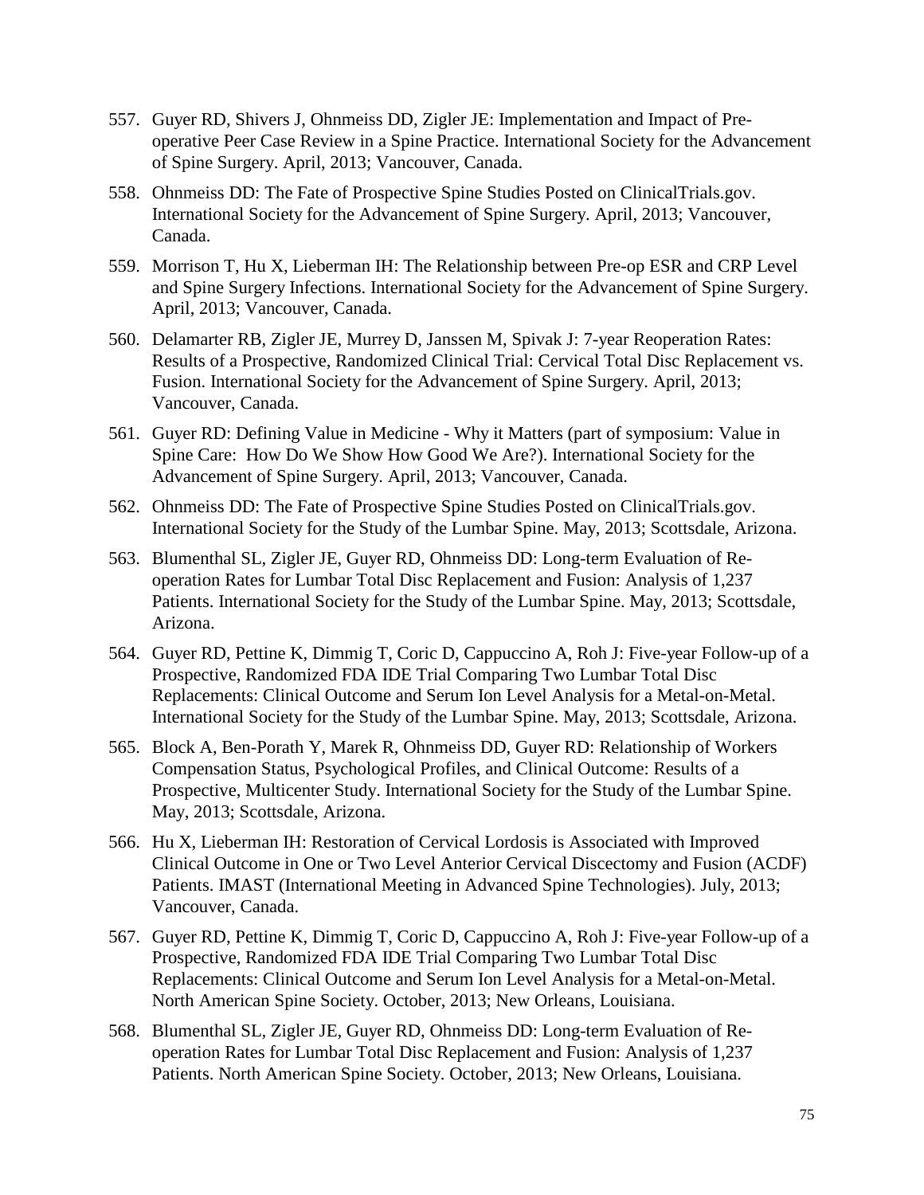557. Guyer RD, Shivers J, Ohnmeiss DD, Zigler JE: Implementation and Impact of Pre-operative Peer Case Review in a Spine Practice. International Society for the Advancement of Spine Surgery. April, 2013; Vancouver, Canada.

558. Ohnmeiss DD: The Fate of Prospective Spine Studies Posted on ClinicalTrials.gov. International Society for the Advancement of Spine Surgery. April, 2013; Vancouver, Canada.

559. Morrison T, Hu X, Lieberman IH: The Relationship between Pre-op ESR and CRP Level and Spine Surgery Infections. International Society for the Advancement of Spine Surgery. April, 2013; Vancouver, Canada.

560. Delamarter RB, Zigler JE, Murrey D, Janssen M, Spivak J: 7-year Reoperation Rates: Results of a Prospective, Randomized Clinical Trial: Cervical Total Disc Replacement vs. Fusion. International Society for the Advancement of Spine Surgery. April, 2013; Vancouver, Canada.

561. Guyer RD: Defining Value in Medicine - Why it Matters (part of symposium: Value in Spine Care: How Do We Show How Good We Are?). International Society for the Advancement of Spine Surgery. April, 2013; Vancouver, Canada.

562. Ohnmeiss DD: The Fate of Prospective Spine Studies Posted on ClinicalTrials.gov. International Society for the Study of the Lumbar Spine. May, 2013; Scottsdale, Arizona.

563. Blumenthal SL, Zigler JE, Guyer RD, Ohnmeiss DD: Long-term Evaluation of Re-operation Rates for Lumbar Total Disc Replacement and Fusion: Analysis of 1,237 Patients. International Society for the Study of the Lumbar Spine. May, 2013; Scottsdale, Arizona.

564. Guyer RD, Pettine K, Dimmig T, Coric D, Cappuccino A, Roh J: Five-year Follow-up of a Prospective, Randomized FDA IDE Trial Comparing Two Lumbar Total Disc Replacements: Clinical Outcome and Serum Ion Level Analysis for a Metal-on-Metal. International Society for the Study of the Lumbar Spine. May, 2013; Scottsdale, Arizona.

565. Block A, Ben-Porath Y, Marek R, Ohnmeiss DD, Guyer RD: Relationship of Workers Compensation Status, Psychological Profiles, and Clinical Outcome: Results of a Prospective, Multicenter Study. International Society for the Study of the Lumbar Spine. May, 2013; Scottsdale, Arizona.

566. Hu X, Lieberman IH: Restoration of Cervical Lordosis is Associated with Improved Clinical Outcome in One or Two Level Anterior Cervical Discectomy and Fusion (ACDF) Patients. IMAST (International Meeting in Advanced Spine Technologies). July, 2013; Vancouver, Canada.

567. Guyer RD, Pettine K, Dimmig T, Coric D, Cappuccino A, Roh J: Five-year Follow-up of a Prospective, Randomized FDA IDE Trial Comparing Two Lumbar Total Disc Replacements: Clinical Outcome and Serum Ion Level Analysis for a Metal-on-Metal. North American Spine Society. October, 2013; New Orleans, Louisiana.

568. Blumenthal SL, Zigler JE, Guyer RD, Ohnmeiss DD: Long-term Evaluation of Re-operation Rates for Lumbar Total Disc Replacement and Fusion: Analysis of 1,237 Patients. North American Spine Society. October, 2013; New Orleans, Louisiana.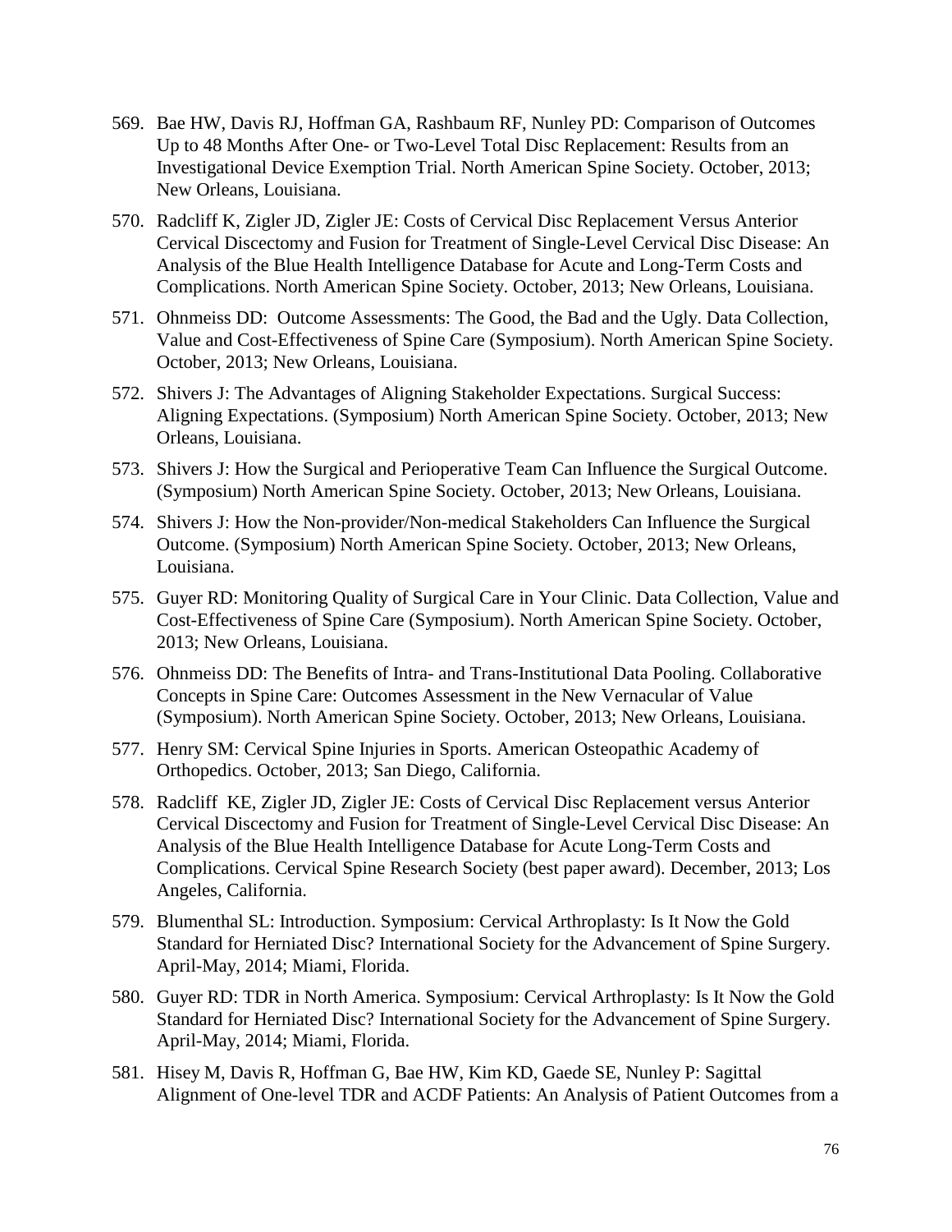569. Bae HW, Davis RJ, Hoffman GA, Rashbaum RF, Nunley PD: Comparison of Outcomes Up to 48 Months After One- or Two-Level Total Disc Replacement: Results from an Investigational Device Exemption Trial. North American Spine Society. October, 2013; New Orleans, Louisiana.

570. Radcliff K, Zigler JD, Zigler JE: Costs of Cervical Disc Replacement Versus Anterior Cervical Discectomy and Fusion for Treatment of Single-Level Cervical Disc Disease: An Analysis of the Blue Health Intelligence Database for Acute and Long-Term Costs and Complications. North American Spine Society. October, 2013; New Orleans, Louisiana.

571. Ohnmeiss DD: Outcome Assessments: The Good, the Bad and the Ugly. Data Collection, Value and Cost-Effectiveness of Spine Care (Symposium). North American Spine Society. October, 2013; New Orleans, Louisiana.

572. Shivers J: The Advantages of Aligning Stakeholder Expectations. Surgical Success: Aligning Expectations. (Symposium) North American Spine Society. October, 2013; New Orleans, Louisiana.

573. Shivers J: How the Surgical and Perioperative Team Can Influence the Surgical Outcome. (Symposium) North American Spine Society. October, 2013; New Orleans, Louisiana.

574. Shivers J: How the Non-provider/Non-medical Stakeholders Can Influence the Surgical Outcome. (Symposium) North American Spine Society. October, 2013; New Orleans, Louisiana.

575. Guyer RD: Monitoring Quality of Surgical Care in Your Clinic. Data Collection, Value and Cost-Effectiveness of Spine Care (Symposium). North American Spine Society. October, 2013; New Orleans, Louisiana.

576. Ohnmeiss DD: The Benefits of Intra- and Trans-Institutional Data Pooling. Collaborative Concepts in Spine Care: Outcomes Assessment in the New Vernacular of Value (Symposium). North American Spine Society. October, 2013; New Orleans, Louisiana.

577. Henry SM: Cervical Spine Injuries in Sports. American Osteopathic Academy of Orthopedics. October, 2013; San Diego, California.

578. Radcliff KE, Zigler JD, Zigler JE: Costs of Cervical Disc Replacement versus Anterior Cervical Discectomy and Fusion for Treatment of Single-Level Cervical Disc Disease: An Analysis of the Blue Health Intelligence Database for Acute Long-Term Costs and Complications. Cervical Spine Research Society (best paper award). December, 2013; Los Angeles, California.

579. Blumenthal SL: Introduction. Symposium: Cervical Arthroplasty: Is It Now the Gold Standard for Herniated Disc? International Society for the Advancement of Spine Surgery. April-May, 2014; Miami, Florida.

580. Guyer RD: TDR in North America. Symposium: Cervical Arthroplasty: Is It Now the Gold Standard for Herniated Disc? International Society for the Advancement of Spine Surgery. April-May, 2014; Miami, Florida.

581. Hisey M, Davis R, Hoffman G, Bae HW, Kim KD, Gaede SE, Nunley P: Sagittal Alignment of One-level TDR and ACDF Patients: An Analysis of Patient Outcomes from a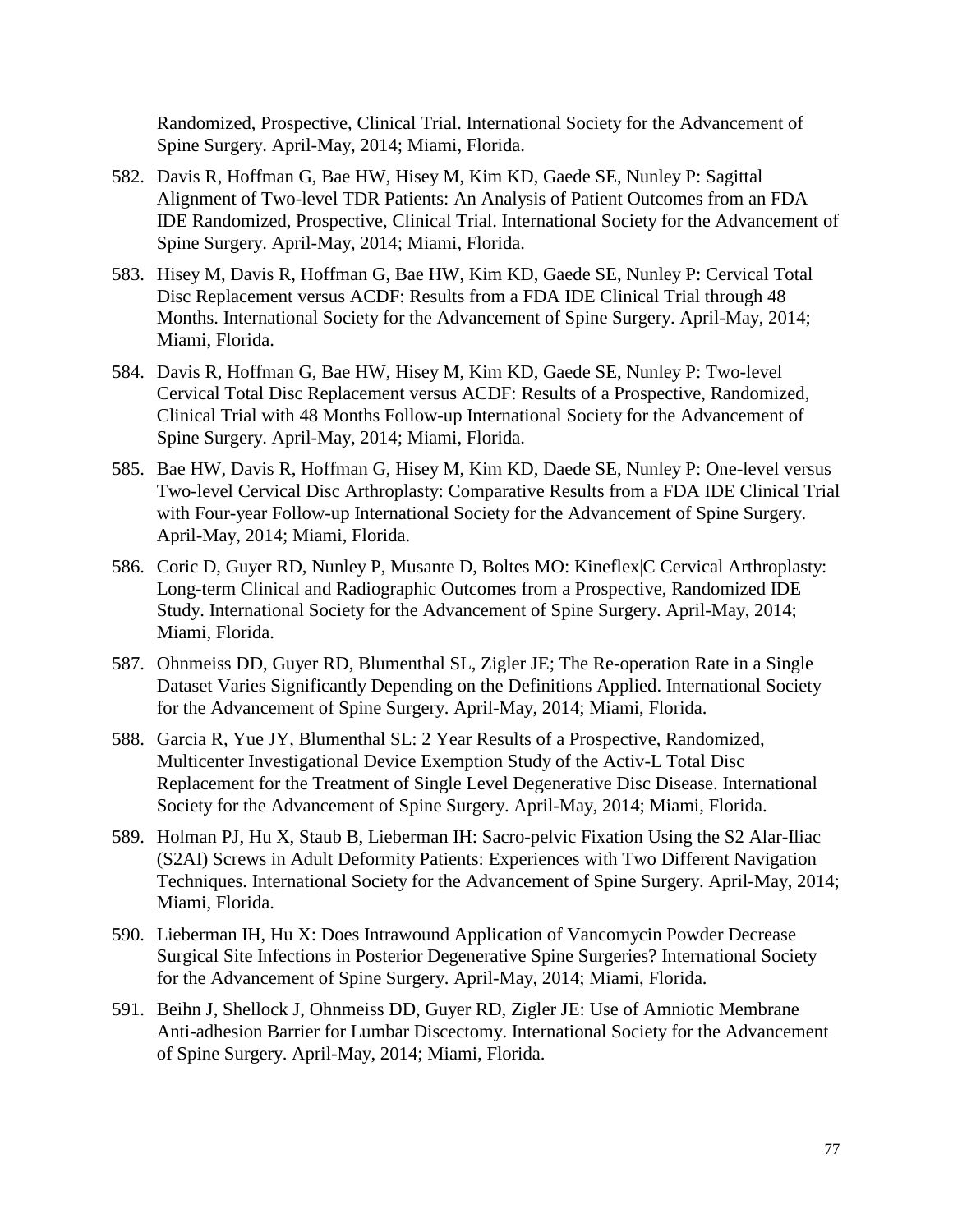Randomized, Prospective, Clinical Trial. International Society for the Advancement of Spine Surgery. April-May, 2014; Miami, Florida.

582. Davis R, Hoffman G, Bae HW, Hisey M, Kim KD, Gaede SE, Nunley P: Sagittal Alignment of Two-level TDR Patients: An Analysis of Patient Outcomes from an FDA IDE Randomized, Prospective, Clinical Trial. International Society for the Advancement of Spine Surgery. April-May, 2014; Miami, Florida.

583. Hisey M, Davis R, Hoffman G, Bae HW, Kim KD, Gaede SE, Nunley P: Cervical Total Disc Replacement versus ACDF: Results from a FDA IDE Clinical Trial through 48 Months. International Society for the Advancement of Spine Surgery. April-May, 2014; Miami, Florida.

584. Davis R, Hoffman G, Bae HW, Hisey M, Kim KD, Gaede SE, Nunley P: Two-level Cervical Total Disc Replacement versus ACDF: Results of a Prospective, Randomized, Clinical Trial with 48 Months Follow-up International Society for the Advancement of Spine Surgery. April-May, 2014; Miami, Florida.

585. Bae HW, Davis R, Hoffman G, Hisey M, Kim KD, Daede SE, Nunley P: One-level versus Two-level Cervical Disc Arthroplasty: Comparative Results from a FDA IDE Clinical Trial with Four-year Follow-up International Society for the Advancement of Spine Surgery. April-May, 2014; Miami, Florida.

586. Coric D, Guyer RD, Nunley P, Musante D, Boltes MO: Kineflex|C Cervical Arthroplasty: Long-term Clinical and Radiographic Outcomes from a Prospective, Randomized IDE Study. International Society for the Advancement of Spine Surgery. April-May, 2014; Miami, Florida.

587. Ohnmeiss DD, Guyer RD, Blumenthal SL, Zigler JE; The Re-operation Rate in a Single Dataset Varies Significantly Depending on the Definitions Applied. International Society for the Advancement of Spine Surgery. April-May, 2014; Miami, Florida.

588. Garcia R, Yue JY, Blumenthal SL: 2 Year Results of a Prospective, Randomized, Multicenter Investigational Device Exemption Study of the Activ-L Total Disc Replacement for the Treatment of Single Level Degenerative Disc Disease. International Society for the Advancement of Spine Surgery. April-May, 2014; Miami, Florida.

589. Holman PJ, Hu X, Staub B, Lieberman IH: Sacro-pelvic Fixation Using the S2 Alar-Iliac (S2AI) Screws in Adult Deformity Patients: Experiences with Two Different Navigation Techniques. International Society for the Advancement of Spine Surgery. April-May, 2014; Miami, Florida.

590. Lieberman IH, Hu X: Does Intrawound Application of Vancomycin Powder Decrease Surgical Site Infections in Posterior Degenerative Spine Surgeries? International Society for the Advancement of Spine Surgery. April-May, 2014; Miami, Florida.

591. Beihn J, Shellock J, Ohnmeiss DD, Guyer RD, Zigler JE: Use of Amniotic Membrane Anti-adhesion Barrier for Lumbar Discectomy. International Society for the Advancement of Spine Surgery. April-May, 2014; Miami, Florida.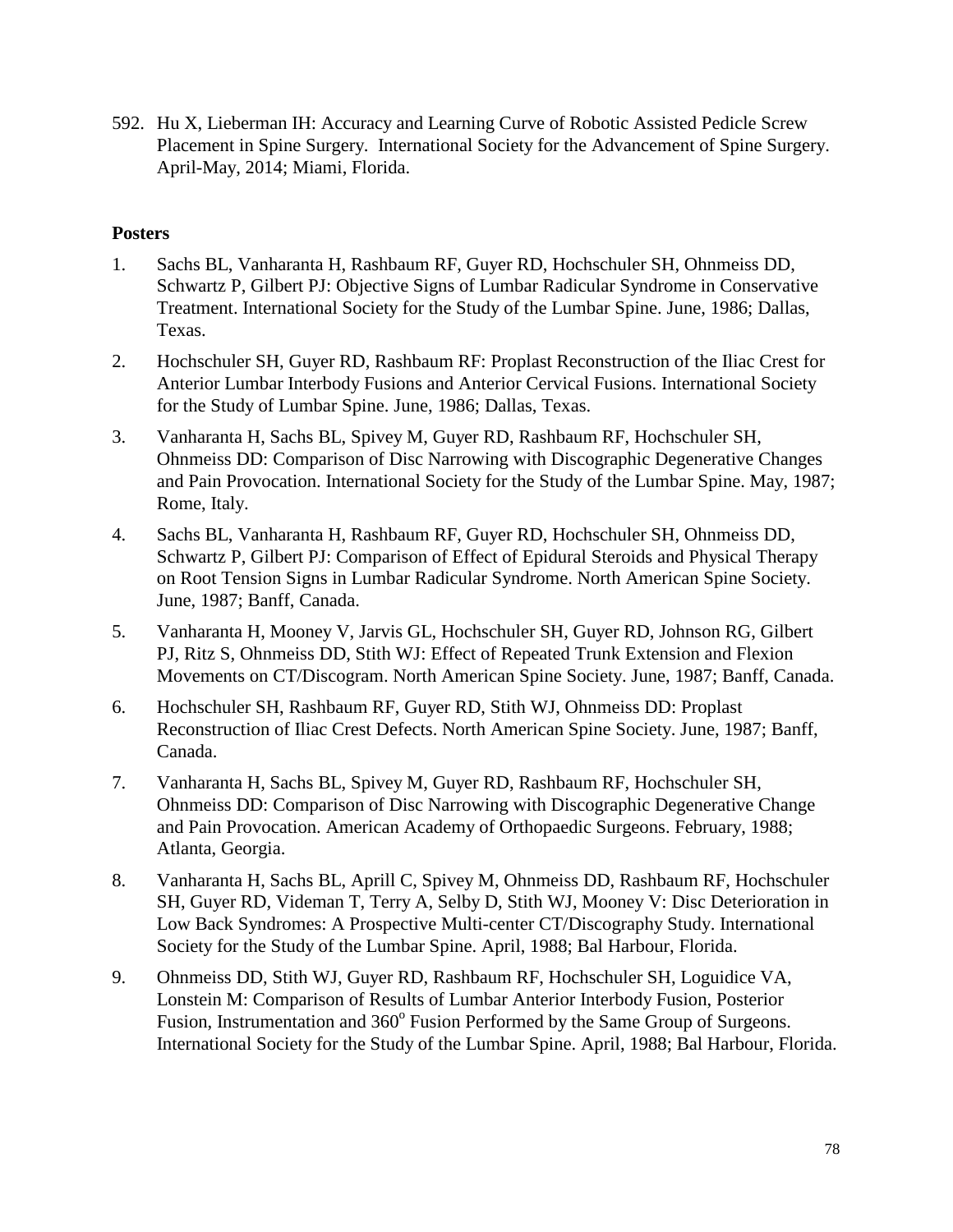592. Hu X, Lieberman IH: Accuracy and Learning Curve of Robotic Assisted Pedicle Screw Placement in Spine Surgery. International Society for the Advancement of Spine Surgery. April-May, 2014; Miami, Florida.

**Posters**

1. Sachs BL, Vanharanta H, Rashbaum RF, Guyer RD, Hochschuler SH, Ohnmeiss DD, Schwartz P, Gilbert PJ: Objective Signs of Lumbar Radicular Syndrome in Conservative Treatment. International Society for the Study of the Lumbar Spine. June, 1986; Dallas, Texas.
2. Hochschuler SH, Guyer RD, Rashbaum RF: Proplast Reconstruction of the Iliac Crest for Anterior Lumbar Interbody Fusions and Anterior Cervical Fusions. International Society for the Study of Lumbar Spine. June, 1986; Dallas, Texas.
3. Vanharanta H, Sachs BL, Spivey M, Guyer RD, Rashbaum RF, Hochschuler SH, Ohnmeiss DD: Comparison of Disc Narrowing with Discographic Degenerative Changes and Pain Provocation. International Society for the Study of the Lumbar Spine. May, 1987; Rome, Italy.
4. Sachs BL, Vanharanta H, Rashbaum RF, Guyer RD, Hochschuler SH, Ohnmeiss DD, Schwartz P, Gilbert PJ: Comparison of Effect of Epidural Steroids and Physical Therapy on Root Tension Signs in Lumbar Radicular Syndrome. North American Spine Society. June, 1987; Banff, Canada.
5. Vanharanta H, Mooney V, Jarvis GL, Hochschuler SH, Guyer RD, Johnson RG, Gilbert PJ, Ritz S, Ohnmeiss DD, Stith WJ: Effect of Repeated Trunk Extension and Flexion Movements on CT/Discogram. North American Spine Society. June, 1987; Banff, Canada.
6. Hochschuler SH, Rashbaum RF, Guyer RD, Stith WJ, Ohnmeiss DD: Proplast Reconstruction of Iliac Crest Defects. North American Spine Society. June, 1987; Banff, Canada.
7. Vanharanta H, Sachs BL, Spivey M, Guyer RD, Rashbaum RF, Hochschuler SH, Ohnmeiss DD: Comparison of Disc Narrowing with Discographic Degenerative Change and Pain Provocation. American Academy of Orthopaedic Surgeons. February, 1988; Atlanta, Georgia.
8. Vanharanta H, Sachs BL, Aprill C, Spivey M, Ohnmeiss DD, Rashbaum RF, Hochschuler SH, Guyer RD, Videman T, Terry A, Selby D, Stith WJ, Mooney V: Disc Deterioration in Low Back Syndromes: A Prospective Multi-center CT/Discography Study. International Society for the Study of the Lumbar Spine. April, 1988; Bal Harbour, Florida.
9. Ohnmeiss DD, Stith WJ, Guyer RD, Rashbaum RF, Hochschuler SH, Loguidice VA, Lonstein M: Comparison of Results of Lumbar Anterior Interbody Fusion, Posterior Fusion, Instrumentation and 360° Fusion Performed by the Same Group of Surgeons. International Society for the Study of the Lumbar Spine. April, 1988; Bal Harbour, Florida.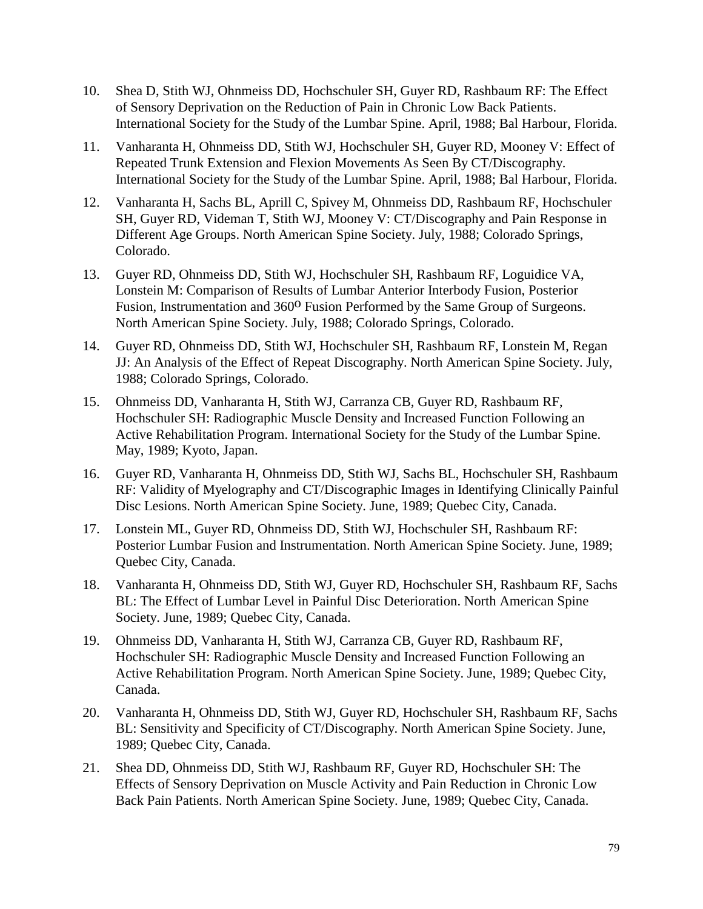10. Shea D, Stith WJ, Ohnmeiss DD, Hochschuler SH, Guyer RD, Rashbaum RF: The Effect of Sensory Deprivation on the Reduction of Pain in Chronic Low Back Patients. International Society for the Study of the Lumbar Spine. April, 1988; Bal Harbour, Florida.

11. Vanharanta H, Ohnmeiss DD, Stith WJ, Hochschuler SH, Guyer RD, Mooney V: Effect of Repeated Trunk Extension and Flexion Movements As Seen By CT/Discography. International Society for the Study of the Lumbar Spine. April, 1988; Bal Harbour, Florida.

12. Vanharanta H, Sachs BL, Aprill C, Spivey M, Ohnmeiss DD, Rashbaum RF, Hochschuler SH, Guyer RD, Videman T, Stith WJ, Mooney V: CT/Discography and Pain Response in Different Age Groups. North American Spine Society. July, 1988; Colorado Springs, Colorado.

13. Guyer RD, Ohnmeiss DD, Stith WJ, Hochschuler SH, Rashbaum RF, Loguidice VA, Lonstein M: Comparison of Results of Lumbar Anterior Interbody Fusion, Posterior Fusion, Instrumentation and 360$^{o}$ Fusion Performed by the Same Group of Surgeons. North American Spine Society. July, 1988; Colorado Springs, Colorado.

14. Guyer RD, Ohnmeiss DD, Stith WJ, Hochschuler SH, Rashbaum RF, Lonstein M, Regan JJ: An Analysis of the Effect of Repeat Discography. North American Spine Society. July, 1988; Colorado Springs, Colorado.

15. Ohnmeiss DD, Vanharanta H, Stith WJ, Carranza CB, Guyer RD, Rashbaum RF, Hochschuler SH: Radiographic Muscle Density and Increased Function Following an Active Rehabilitation Program. International Society for the Study of the Lumbar Spine. May, 1989; Kyoto, Japan.

16. Guyer RD, Vanharanta H, Ohnmeiss DD, Stith WJ, Sachs BL, Hochschuler SH, Rashbaum RF: Validity of Myelography and CT/Discographic Images in Identifying Clinically Painful Disc Lesions. North American Spine Society. June, 1989; Quebec City, Canada.

17. Lonstein ML, Guyer RD, Ohnmeiss DD, Stith WJ, Hochschuler SH, Rashbaum RF: Posterior Lumbar Fusion and Instrumentation. North American Spine Society. June, 1989; Quebec City, Canada.

18. Vanharanta H, Ohnmeiss DD, Stith WJ, Guyer RD, Hochschuler SH, Rashbaum RF, Sachs BL: The Effect of Lumbar Level in Painful Disc Deterioration. North American Spine Society. June, 1989; Quebec City, Canada.

19. Ohnmeiss DD, Vanharanta H, Stith WJ, Carranza CB, Guyer RD, Rashbaum RF, Hochschuler SH: Radiographic Muscle Density and Increased Function Following an Active Rehabilitation Program. North American Spine Society. June, 1989; Quebec City, Canada.

20. Vanharanta H, Ohnmeiss DD, Stith WJ, Guyer RD, Hochschuler SH, Rashbaum RF, Sachs BL: Sensitivity and Specificity of CT/Discography. North American Spine Society. June, 1989; Quebec City, Canada.

21. Shea DD, Ohnmeiss DD, Stith WJ, Rashbaum RF, Guyer RD, Hochschuler SH: The Effects of Sensory Deprivation on Muscle Activity and Pain Reduction in Chronic Low Back Pain Patients. North American Spine Society. June, 1989; Quebec City, Canada.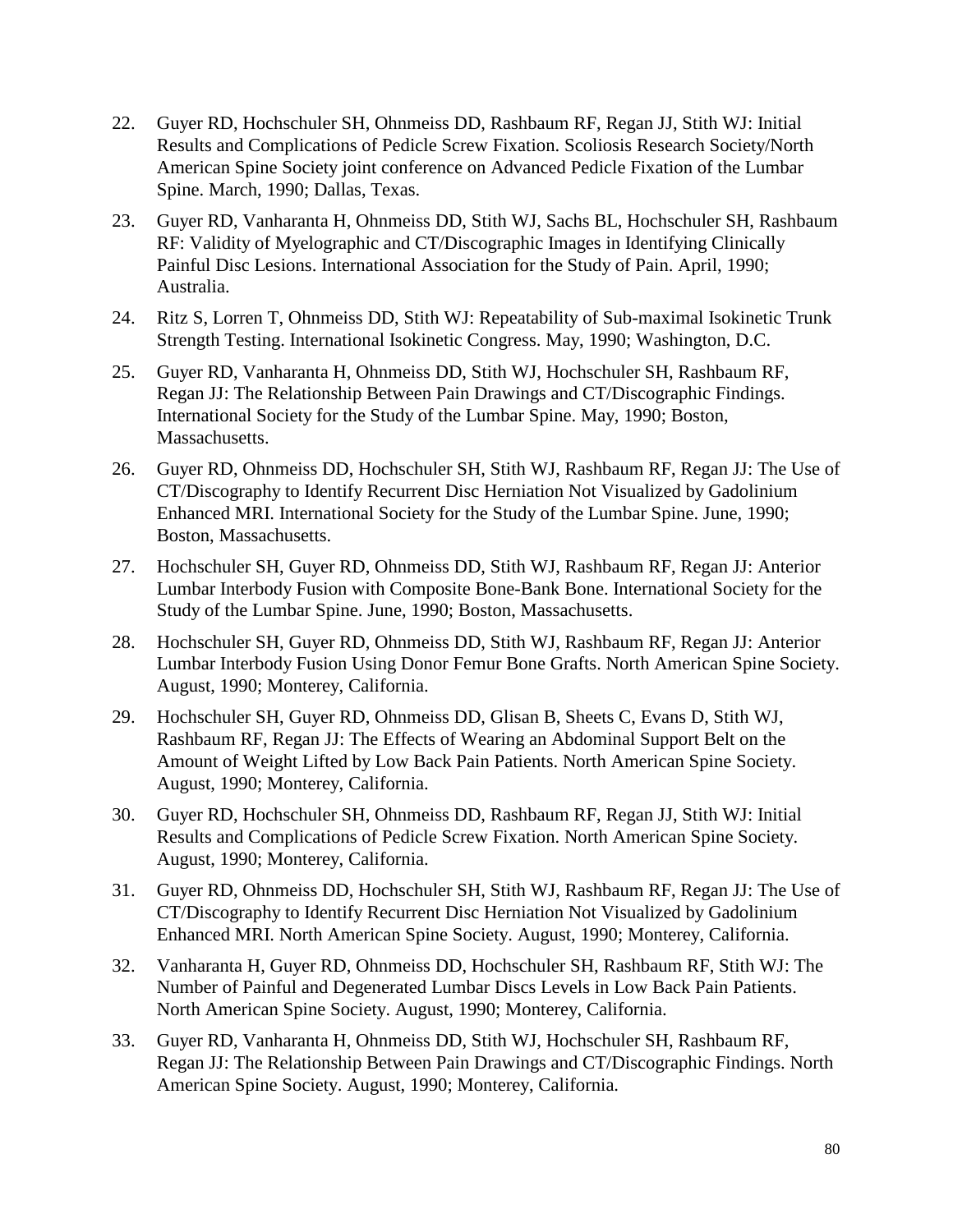22. Guyer RD, Hochschuler SH, Ohnmeiss DD, Rashbaum RF, Regan JJ, Stith WJ: Initial Results and Complications of Pedicle Screw Fixation. Scoliosis Research Society/North American Spine Society joint conference on Advanced Pedicle Fixation of the Lumbar Spine. March, 1990; Dallas, Texas.

23. Guyer RD, Vanharanta H, Ohnmeiss DD, Stith WJ, Sachs BL, Hochschuler SH, Rashbaum RF: Validity of Myelographic and CT/Discographic Images in Identifying Clinically Painful Disc Lesions. International Association for the Study of Pain. April, 1990; Australia.

24. Ritz S, Lorren T, Ohnmeiss DD, Stith WJ: Repeatability of Sub-maximal Isokinetic Trunk Strength Testing. International Isokinetic Congress. May, 1990; Washington, D.C.

25. Guyer RD, Vanharanta H, Ohnmeiss DD, Stith WJ, Hochschuler SH, Rashbaum RF, Regan JJ: The Relationship Between Pain Drawings and CT/Discographic Findings. International Society for the Study of the Lumbar Spine. May, 1990; Boston, Massachusetts.

26. Guyer RD, Ohnmeiss DD, Hochschuler SH, Stith WJ, Rashbaum RF, Regan JJ: The Use of CT/Discography to Identify Recurrent Disc Herniation Not Visualized by Gadolinium Enhanced MRI. International Society for the Study of the Lumbar Spine. June, 1990; Boston, Massachusetts.

27. Hochschuler SH, Guyer RD, Ohnmeiss DD, Stith WJ, Rashbaum RF, Regan JJ: Anterior Lumbar Interbody Fusion with Composite Bone-Bank Bone. International Society for the Study of the Lumbar Spine. June, 1990; Boston, Massachusetts.

28. Hochschuler SH, Guyer RD, Ohnmeiss DD, Stith WJ, Rashbaum RF, Regan JJ: Anterior Lumbar Interbody Fusion Using Donor Femur Bone Grafts. North American Spine Society. August, 1990; Monterey, California.

29. Hochschuler SH, Guyer RD, Ohnmeiss DD, Glisan B, Sheets C, Evans D, Stith WJ, Rashbaum RF, Regan JJ: The Effects of Wearing an Abdominal Support Belt on the Amount of Weight Lifted by Low Back Pain Patients. North American Spine Society. August, 1990; Monterey, California.

30. Guyer RD, Hochschuler SH, Ohnmeiss DD, Rashbaum RF, Regan JJ, Stith WJ: Initial Results and Complications of Pedicle Screw Fixation. North American Spine Society. August, 1990; Monterey, California.

31. Guyer RD, Ohnmeiss DD, Hochschuler SH, Stith WJ, Rashbaum RF, Regan JJ: The Use of CT/Discography to Identify Recurrent Disc Herniation Not Visualized by Gadolinium Enhanced MRI. North American Spine Society. August, 1990; Monterey, California.

32. Vanharanta H, Guyer RD, Ohnmeiss DD, Hochschuler SH, Rashbaum RF, Stith WJ: The Number of Painful and Degenerated Lumbar Discs Levels in Low Back Pain Patients. North American Spine Society. August, 1990; Monterey, California.

33. Guyer RD, Vanharanta H, Ohnmeiss DD, Stith WJ, Hochschuler SH, Rashbaum RF, Regan JJ: The Relationship Between Pain Drawings and CT/Discographic Findings. North American Spine Society. August, 1990; Monterey, California.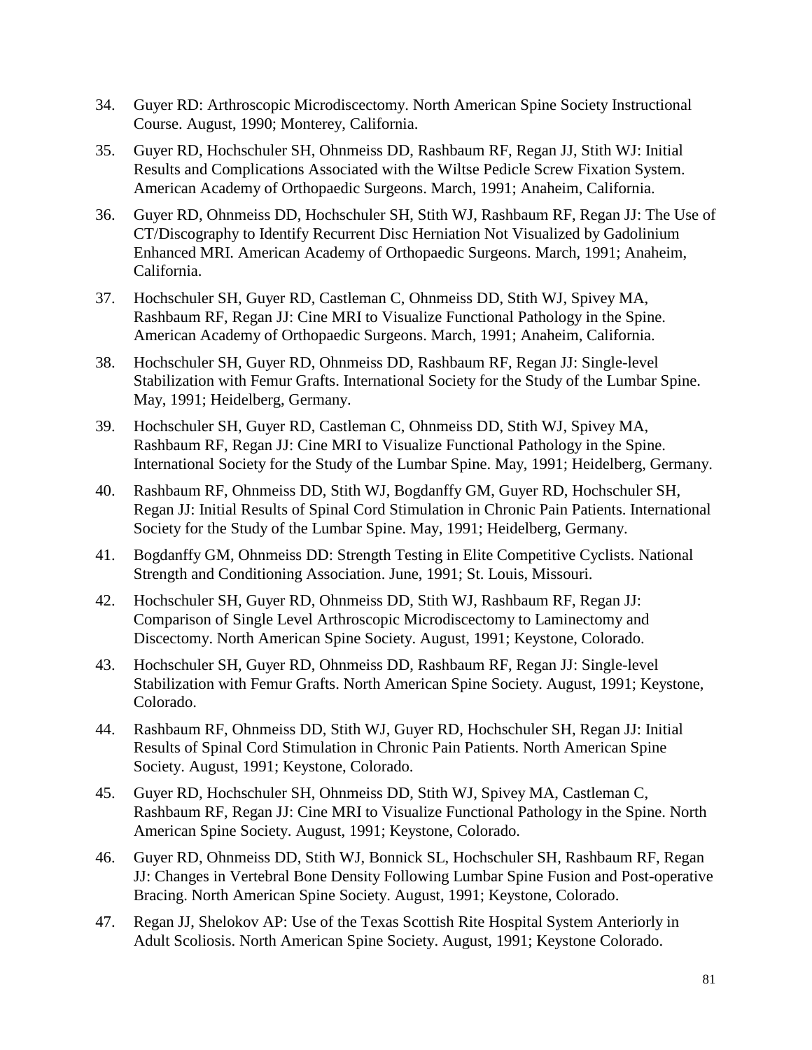34. Guyer RD: Arthroscopic Microdiscectomy. North American Spine Society Instructional Course. August, 1990; Monterey, California.

35. Guyer RD, Hochschuler SH, Ohnmeiss DD, Rashbaum RF, Regan JJ, Stith WJ: Initial Results and Complications Associated with the Wiltse Pedicle Screw Fixation System. American Academy of Orthopaedic Surgeons. March, 1991; Anaheim, California.

36. Guyer RD, Ohnmeiss DD, Hochschuler SH, Stith WJ, Rashbaum RF, Regan JJ: The Use of CT/Discography to Identify Recurrent Disc Herniation Not Visualized by Gadolinium Enhanced MRI. American Academy of Orthopaedic Surgeons. March, 1991; Anaheim, California.

37. Hochschuler SH, Guyer RD, Castleman C, Ohnmeiss DD, Stith WJ, Spivey MA, Rashbaum RF, Regan JJ: Cine MRI to Visualize Functional Pathology in the Spine. American Academy of Orthopaedic Surgeons. March, 1991; Anaheim, California.

38. Hochschuler SH, Guyer RD, Ohnmeiss DD, Rashbaum RF, Regan JJ: Single-level Stabilization with Femur Grafts. International Society for the Study of the Lumbar Spine. May, 1991; Heidelberg, Germany.

39. Hochschuler SH, Guyer RD, Castleman C, Ohnmeiss DD, Stith WJ, Spivey MA, Rashbaum RF, Regan JJ: Cine MRI to Visualize Functional Pathology in the Spine. International Society for the Study of the Lumbar Spine. May, 1991; Heidelberg, Germany.

40. Rashbaum RF, Ohnmeiss DD, Stith WJ, Bogdanffy GM, Guyer RD, Hochschuler SH, Regan JJ: Initial Results of Spinal Cord Stimulation in Chronic Pain Patients. International Society for the Study of the Lumbar Spine. May, 1991; Heidelberg, Germany.

41. Bogdanffy GM, Ohnmeiss DD: Strength Testing in Elite Competitive Cyclists. National Strength and Conditioning Association. June, 1991; St. Louis, Missouri.

42. Hochschuler SH, Guyer RD, Ohnmeiss DD, Stith WJ, Rashbaum RF, Regan JJ: Comparison of Single Level Arthroscopic Microdiscectomy to Laminectomy and Discectomy. North American Spine Society. August, 1991; Keystone, Colorado.

43. Hochschuler SH, Guyer RD, Ohnmeiss DD, Rashbaum RF, Regan JJ: Single-level Stabilization with Femur Grafts. North American Spine Society. August, 1991; Keystone, Colorado.

44. Rashbaum RF, Ohnmeiss DD, Stith WJ, Guyer RD, Hochschuler SH, Regan JJ: Initial Results of Spinal Cord Stimulation in Chronic Pain Patients. North American Spine Society. August, 1991; Keystone, Colorado.

45. Guyer RD, Hochschuler SH, Ohnmeiss DD, Stith WJ, Spivey MA, Castleman C, Rashbaum RF, Regan JJ: Cine MRI to Visualize Functional Pathology in the Spine. North American Spine Society. August, 1991; Keystone, Colorado.

46. Guyer RD, Ohnmeiss DD, Stith WJ, Bonnick SL, Hochschuler SH, Rashbaum RF, Regan JJ: Changes in Vertebral Bone Density Following Lumbar Spine Fusion and Post-operative Bracing. North American Spine Society. August, 1991; Keystone, Colorado.

47. Regan JJ, Shelokov AP: Use of the Texas Scottish Rite Hospital System Anteriorly in Adult Scoliosis. North American Spine Society. August, 1991; Keystone Colorado.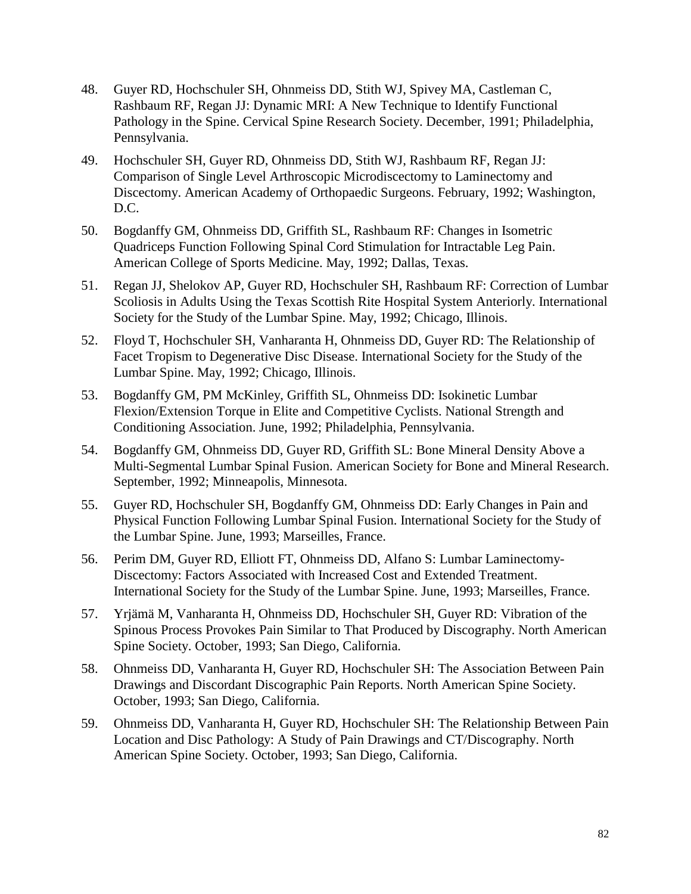48. Guyer RD, Hochschuler SH, Ohnmeiss DD, Stith WJ, Spivey MA, Castleman C, Rashbaum RF, Regan JJ: Dynamic MRI: A New Technique to Identify Functional Pathology in the Spine. Cervical Spine Research Society. December, 1991; Philadelphia, Pennsylvania.

49. Hochschuler SH, Guyer RD, Ohnmeiss DD, Stith WJ, Rashbaum RF, Regan JJ: Comparison of Single Level Arthroscopic Microdiscectomy to Laminectomy and Discectomy. American Academy of Orthopaedic Surgeons. February, 1992; Washington, D.C.

50. Bogdanffy GM, Ohnmeiss DD, Griffith SL, Rashbaum RF: Changes in Isometric Quadriceps Function Following Spinal Cord Stimulation for Intractable Leg Pain. American College of Sports Medicine. May, 1992; Dallas, Texas.

51. Regan JJ, Shelokov AP, Guyer RD, Hochschuler SH, Rashbaum RF: Correction of Lumbar Scoliosis in Adults Using the Texas Scottish Rite Hospital System Anteriorly. International Society for the Study of the Lumbar Spine. May, 1992; Chicago, Illinois.

52. Floyd T, Hochschuler SH, Vanharanta H, Ohnmeiss DD, Guyer RD: The Relationship of Facet Tropism to Degenerative Disc Disease. International Society for the Study of the Lumbar Spine. May, 1992; Chicago, Illinois.

53. Bogdanffy GM, PM McKinley, Griffith SL, Ohnmeiss DD: Isokinetic Lumbar Flexion/Extension Torque in Elite and Competitive Cyclists. National Strength and Conditioning Association. June, 1992; Philadelphia, Pennsylvania.

54. Bogdanffy GM, Ohnmeiss DD, Guyer RD, Griffith SL: Bone Mineral Density Above a Multi-Segmental Lumbar Spinal Fusion. American Society for Bone and Mineral Research. September, 1992; Minneapolis, Minnesota.

55. Guyer RD, Hochschuler SH, Bogdanffy GM, Ohnmeiss DD: Early Changes in Pain and Physical Function Following Lumbar Spinal Fusion. International Society for the Study of the Lumbar Spine. June, 1993; Marseilles, France.

56. Perim DM, Guyer RD, Elliott FT, Ohnmeiss DD, Alfano S: Lumbar Laminectomy-Discectomy: Factors Associated with Increased Cost and Extended Treatment. International Society for the Study of the Lumbar Spine. June, 1993; Marseilles, France.

57. Yrjämä M, Vanharanta H, Ohnmeiss DD, Hochschuler SH, Guyer RD: Vibration of the Spinous Process Provokes Pain Similar to That Produced by Discography. North American Spine Society. October, 1993; San Diego, California.

58. Ohnmeiss DD, Vanharanta H, Guyer RD, Hochschuler SH: The Association Between Pain Drawings and Discordant Discographic Pain Reports. North American Spine Society. October, 1993; San Diego, California.

59. Ohnmeiss DD, Vanharanta H, Guyer RD, Hochschuler SH: The Relationship Between Pain Location and Disc Pathology: A Study of Pain Drawings and CT/Discography. North American Spine Society. October, 1993; San Diego, California.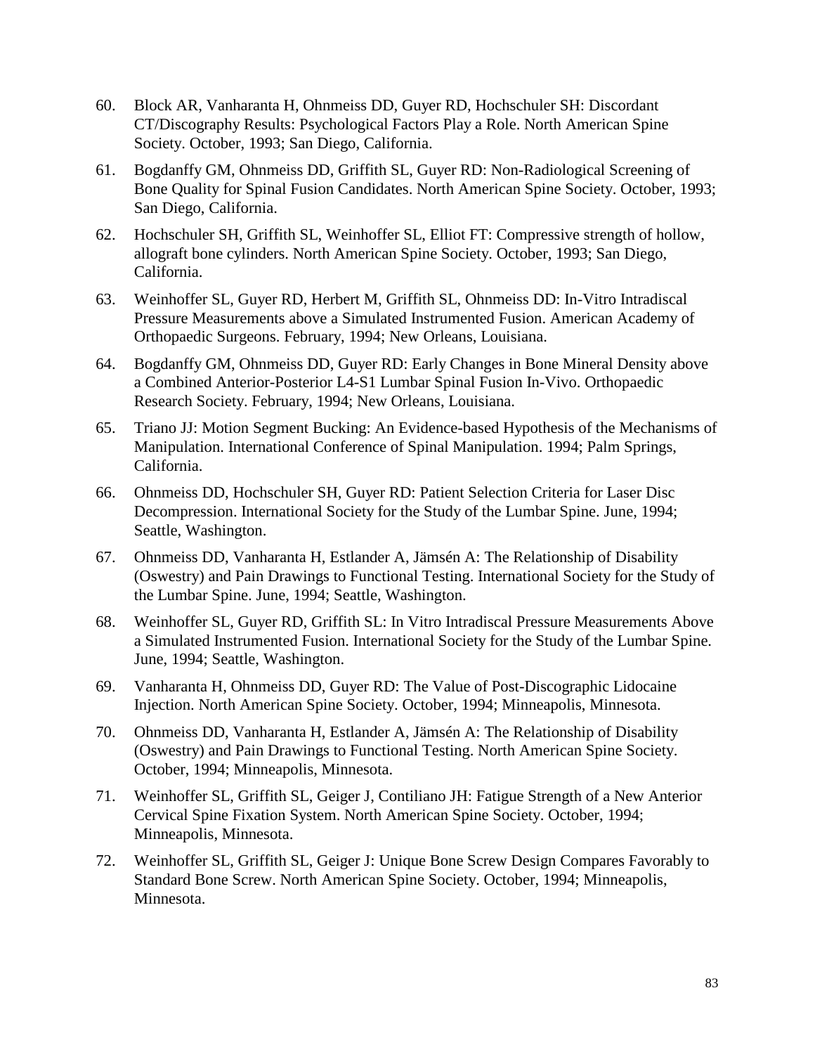60. Block AR, Vanharanta H, Ohnmeiss DD, Guyer RD, Hochschuler SH: Discordant CT/Discography Results: Psychological Factors Play a Role. North American Spine Society. October, 1993; San Diego, California.

61. Bogdanffy GM, Ohnmeiss DD, Griffith SL, Guyer RD: Non-Radiological Screening of Bone Quality for Spinal Fusion Candidates. North American Spine Society. October, 1993; San Diego, California.

62. Hochschuler SH, Griffith SL, Weinhoffer SL, Elliot FT: Compressive strength of hollow, allograft bone cylinders. North American Spine Society. October, 1993; San Diego, California.

63. Weinhoffer SL, Guyer RD, Herbert M, Griffith SL, Ohnmeiss DD: In-Vitro Intradiscal Pressure Measurements above a Simulated Instrumented Fusion. American Academy of Orthopaedic Surgeons. February, 1994; New Orleans, Louisiana.

64. Bogdanffy GM, Ohnmeiss DD, Guyer RD: Early Changes in Bone Mineral Density above a Combined Anterior-Posterior L4-S1 Lumbar Spinal Fusion In-Vivo. Orthopaedic Research Society. February, 1994; New Orleans, Louisiana.

65. Triano JJ: Motion Segment Bucking: An Evidence-based Hypothesis of the Mechanisms of Manipulation. International Conference of Spinal Manipulation. 1994; Palm Springs, California.

66. Ohnmeiss DD, Hochschuler SH, Guyer RD: Patient Selection Criteria for Laser Disc Decompression. International Society for the Study of the Lumbar Spine. June, 1994; Seattle, Washington.

67. Ohnmeiss DD, Vanharanta H, Estlander A, Jämsén A: The Relationship of Disability (Oswestry) and Pain Drawings to Functional Testing. International Society for the Study of the Lumbar Spine. June, 1994; Seattle, Washington.

68. Weinhoffer SL, Guyer RD, Griffith SL: In Vitro Intradiscal Pressure Measurements Above a Simulated Instrumented Fusion. International Society for the Study of the Lumbar Spine. June, 1994; Seattle, Washington.

69. Vanharanta H, Ohnmeiss DD, Guyer RD: The Value of Post-Discographic Lidocaine Injection. North American Spine Society. October, 1994; Minneapolis, Minnesota.

70. Ohnmeiss DD, Vanharanta H, Estlander A, Jämsén A: The Relationship of Disability (Oswestry) and Pain Drawings to Functional Testing. North American Spine Society. October, 1994; Minneapolis, Minnesota.

71. Weinhoffer SL, Griffith SL, Geiger J, Contiliano JH: Fatigue Strength of a New Anterior Cervical Spine Fixation System. North American Spine Society. October, 1994; Minneapolis, Minnesota.

72. Weinhoffer SL, Griffith SL, Geiger J: Unique Bone Screw Design Compares Favorably to Standard Bone Screw. North American Spine Society. October, 1994; Minneapolis, Minnesota.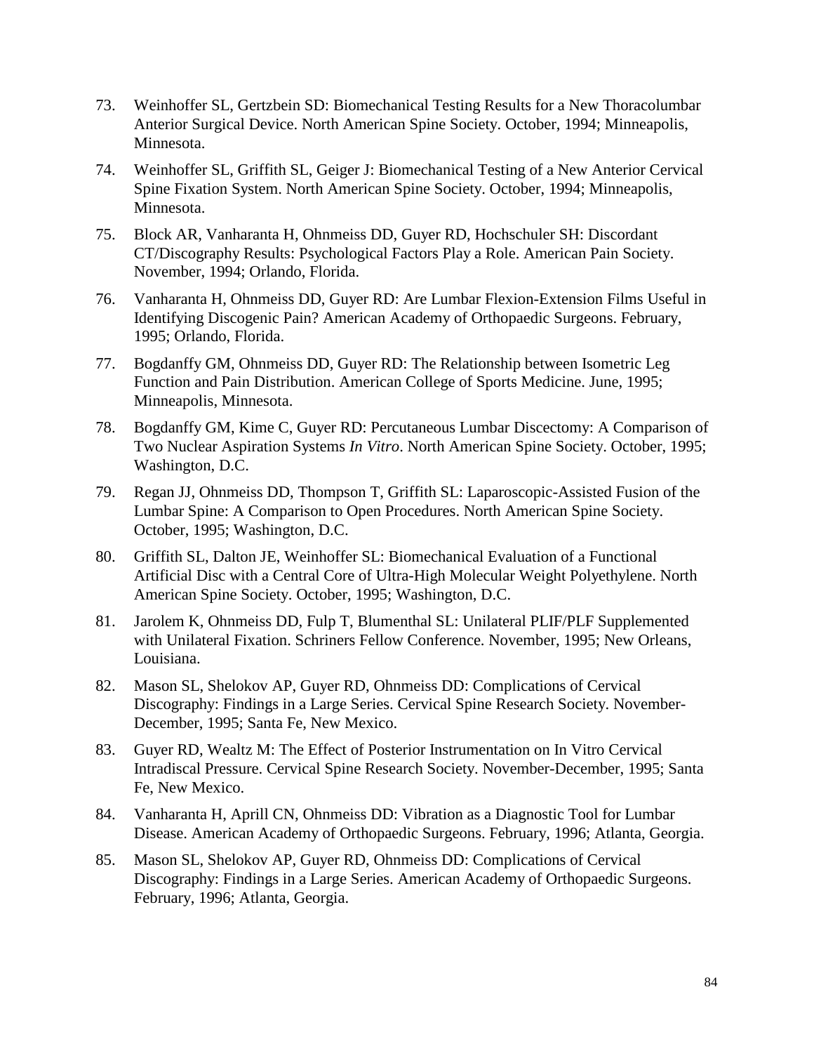73. Weinhoffer SL, Gertzbein SD: Biomechanical Testing Results for a New Thoracolumbar Anterior Surgical Device. North American Spine Society. October, 1994; Minneapolis, Minnesota.

74. Weinhoffer SL, Griffith SL, Geiger J: Biomechanical Testing of a New Anterior Cervical Spine Fixation System. North American Spine Society. October, 1994; Minneapolis, Minnesota.

75. Block AR, Vanharanta H, Ohnmeiss DD, Guyer RD, Hochschuler SH: Discordant CT/Discography Results: Psychological Factors Play a Role. American Pain Society. November, 1994; Orlando, Florida.

76. Vanharanta H, Ohnmeiss DD, Guyer RD: Are Lumbar Flexion-Extension Films Useful in Identifying Discogenic Pain? American Academy of Orthopaedic Surgeons. February, 1995; Orlando, Florida.

77. Bogdanffy GM, Ohnmeiss DD, Guyer RD: The Relationship between Isometric Leg Function and Pain Distribution. American College of Sports Medicine. June, 1995; Minneapolis, Minnesota.

78. Bogdanffy GM, Kime C, Guyer RD: Percutaneous Lumbar Discectomy: A Comparison of Two Nuclear Aspiration Systems *In Vitro*. North American Spine Society. October, 1995; Washington, D.C.

79. Regan JJ, Ohnmeiss DD, Thompson T, Griffith SL: Laparoscopic-Assisted Fusion of the Lumbar Spine: A Comparison to Open Procedures. North American Spine Society. October, 1995; Washington, D.C.

80. Griffith SL, Dalton JE, Weinhoffer SL: Biomechanical Evaluation of a Functional Artificial Disc with a Central Core of Ultra-High Molecular Weight Polyethylene. North American Spine Society. October, 1995; Washington, D.C.

81. Jarolem K, Ohnmeiss DD, Fulp T, Blumenthal SL: Unilateral PLIF/PLF Supplemented with Unilateral Fixation. Schriners Fellow Conference. November, 1995; New Orleans, Louisiana.

82. Mason SL, Shelokov AP, Guyer RD, Ohnmeiss DD: Complications of Cervical Discography: Findings in a Large Series. Cervical Spine Research Society. November-December, 1995; Santa Fe, New Mexico.

83. Guyer RD, Wealtz M: The Effect of Posterior Instrumentation on In Vitro Cervical Intradiscal Pressure. Cervical Spine Research Society. November-December, 1995; Santa Fe, New Mexico.

84. Vanharanta H, Aprill CN, Ohnmeiss DD: Vibration as a Diagnostic Tool for Lumbar Disease. American Academy of Orthopaedic Surgeons. February, 1996; Atlanta, Georgia.

85. Mason SL, Shelokov AP, Guyer RD, Ohnmeiss DD: Complications of Cervical Discography: Findings in a Large Series. American Academy of Orthopaedic Surgeons. February, 1996; Atlanta, Georgia.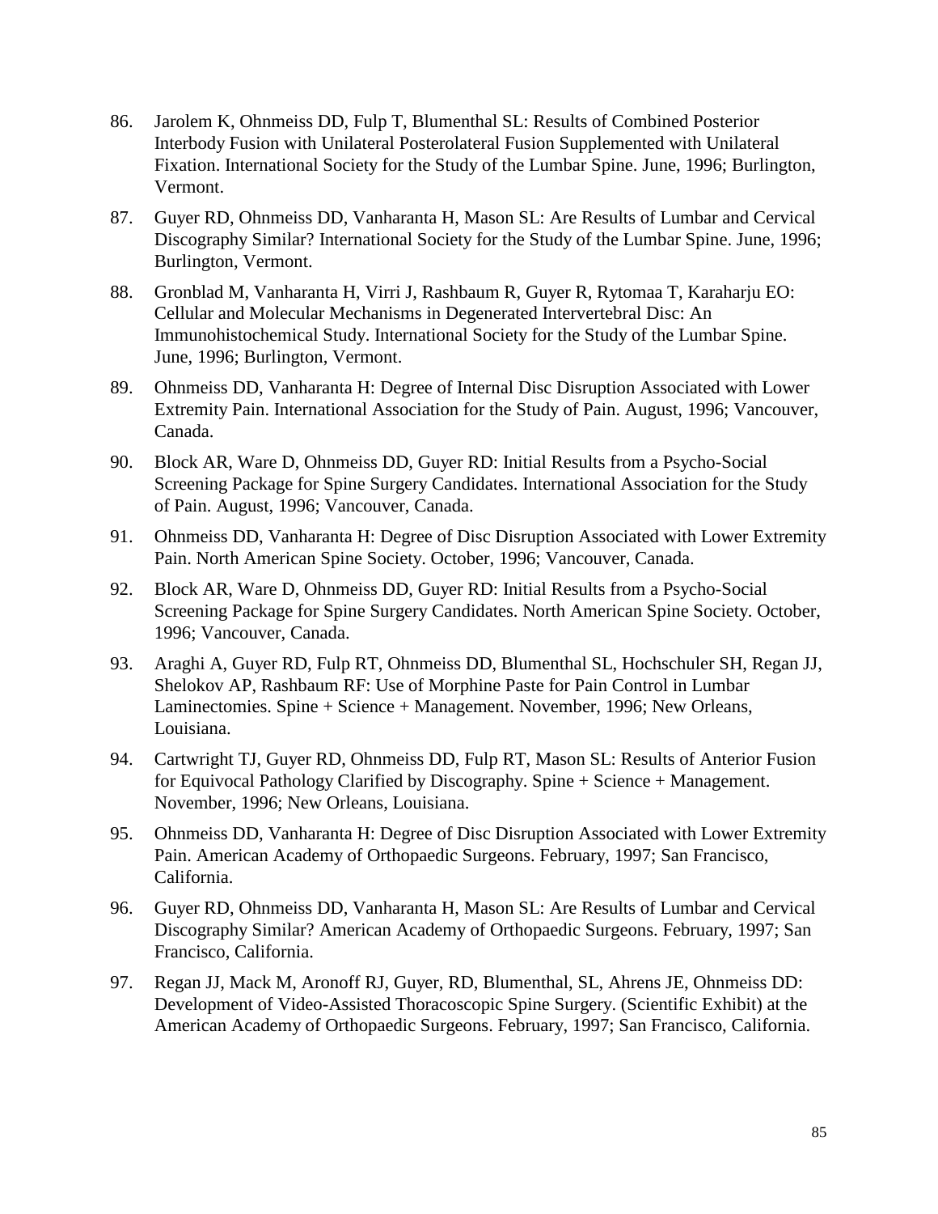86. Jarolem K, Ohnmeiss DD, Fulp T, Blumenthal SL: Results of Combined Posterior Interbody Fusion with Unilateral Posterolateral Fusion Supplemented with Unilateral Fixation. International Society for the Study of the Lumbar Spine. June, 1996; Burlington, Vermont.

87. Guyer RD, Ohnmeiss DD, Vanharanta H, Mason SL: Are Results of Lumbar and Cervical Discography Similar? International Society for the Study of the Lumbar Spine. June, 1996; Burlington, Vermont.

88. Gronblad M, Vanharanta H, Virri J, Rashbaum R, Guyer R, Rytomaa T, Karaharju EO: Cellular and Molecular Mechanisms in Degenerated Intervertebral Disc: An Immunohistochemical Study. International Society for the Study of the Lumbar Spine. June, 1996; Burlington, Vermont.

89. Ohnmeiss DD, Vanharanta H: Degree of Internal Disc Disruption Associated with Lower Extremity Pain. International Association for the Study of Pain. August, 1996; Vancouver, Canada.

90. Block AR, Ware D, Ohnmeiss DD, Guyer RD: Initial Results from a Psycho-Social Screening Package for Spine Surgery Candidates. International Association for the Study of Pain. August, 1996; Vancouver, Canada.

91. Ohnmeiss DD, Vanharanta H: Degree of Disc Disruption Associated with Lower Extremity Pain. North American Spine Society. October, 1996; Vancouver, Canada.

92. Block AR, Ware D, Ohnmeiss DD, Guyer RD: Initial Results from a Psycho-Social Screening Package for Spine Surgery Candidates. North American Spine Society. October, 1996; Vancouver, Canada.

93. Araghi A, Guyer RD, Fulp RT, Ohnmeiss DD, Blumenthal SL, Hochschuler SH, Regan JJ, Shelokov AP, Rashbaum RF: Use of Morphine Paste for Pain Control in Lumbar Laminectomies. Spine + Science + Management. November, 1996; New Orleans, Louisiana.

94. Cartwright TJ, Guyer RD, Ohnmeiss DD, Fulp RT, Mason SL: Results of Anterior Fusion for Equivocal Pathology Clarified by Discography. Spine + Science + Management. November, 1996; New Orleans, Louisiana.

95. Ohnmeiss DD, Vanharanta H: Degree of Disc Disruption Associated with Lower Extremity Pain. American Academy of Orthopaedic Surgeons. February, 1997; San Francisco, California.

96. Guyer RD, Ohnmeiss DD, Vanharanta H, Mason SL: Are Results of Lumbar and Cervical Discography Similar? American Academy of Orthopaedic Surgeons. February, 1997; San Francisco, California.

97. Regan JJ, Mack M, Aronoff RJ, Guyer, RD, Blumenthal, SL, Ahrens JE, Ohnmeiss DD: Development of Video-Assisted Thoracoscopic Spine Surgery. (Scientific Exhibit) at the American Academy of Orthopaedic Surgeons. February, 1997; San Francisco, California.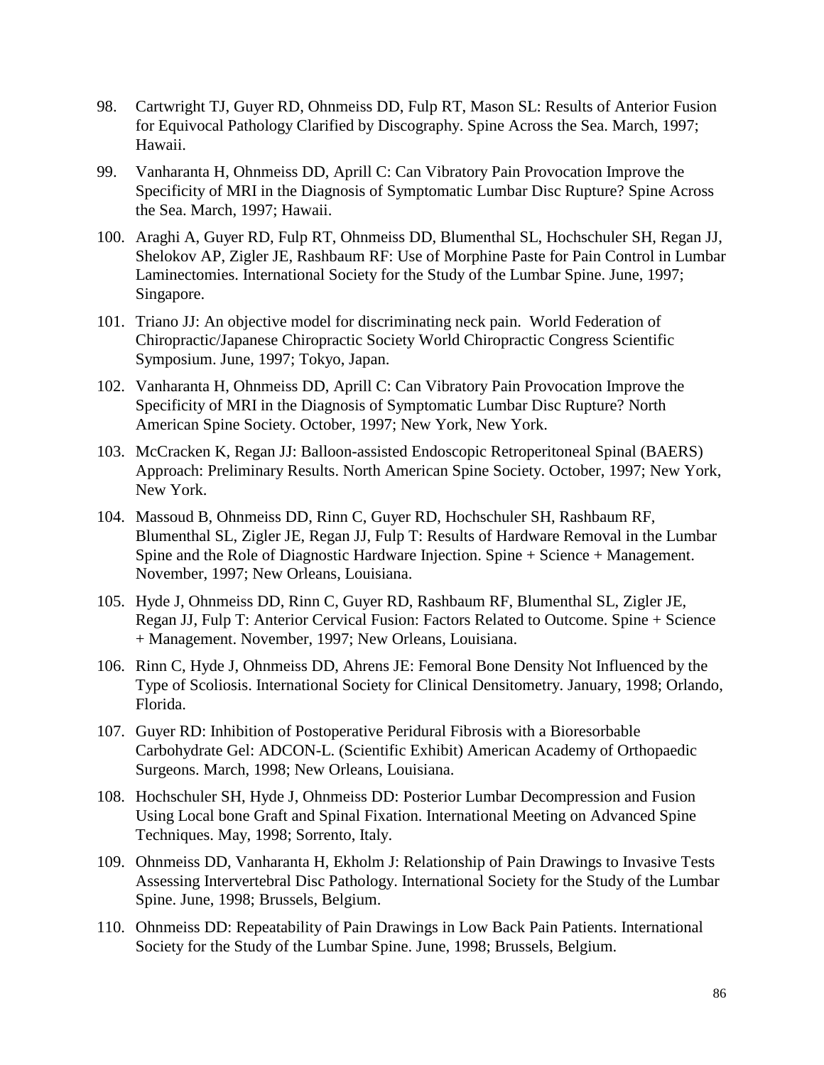98. Cartwright TJ, Guyer RD, Ohnmeiss DD, Fulp RT, Mason SL: Results of Anterior Fusion for Equivocal Pathology Clarified by Discography. Spine Across the Sea. March, 1997; Hawaii.

99. Vanharanta H, Ohnmeiss DD, Aprill C: Can Vibratory Pain Provocation Improve the Specificity of MRI in the Diagnosis of Symptomatic Lumbar Disc Rupture? Spine Across the Sea. March, 1997; Hawaii.

100. Araghi A, Guyer RD, Fulp RT, Ohnmeiss DD, Blumenthal SL, Hochschuler SH, Regan JJ, Shelokov AP, Zigler JE, Rashbaum RF: Use of Morphine Paste for Pain Control in Lumbar Laminectomies. International Society for the Study of the Lumbar Spine. June, 1997; Singapore.

101. Triano JJ: An objective model for discriminating neck pain. World Federation of Chiropractic/Japanese Chiropractic Society World Chiropractic Congress Scientific Symposium. June, 1997; Tokyo, Japan.

102. Vanharanta H, Ohnmeiss DD, Aprill C: Can Vibratory Pain Provocation Improve the Specificity of MRI in the Diagnosis of Symptomatic Lumbar Disc Rupture? North American Spine Society. October, 1997; New York, New York.

103. McCracken K, Regan JJ: Balloon-assisted Endoscopic Retroperitoneal Spinal (BAERS) Approach: Preliminary Results. North American Spine Society. October, 1997; New York, New York.

104. Massoud B, Ohnmeiss DD, Rinn C, Guyer RD, Hochschuler SH, Rashbaum RF, Blumenthal SL, Zigler JE, Regan JJ, Fulp T: Results of Hardware Removal in the Lumbar Spine and the Role of Diagnostic Hardware Injection. Spine + Science + Management. November, 1997; New Orleans, Louisiana.

105. Hyde J, Ohnmeiss DD, Rinn C, Guyer RD, Rashbaum RF, Blumenthal SL, Zigler JE, Regan JJ, Fulp T: Anterior Cervical Fusion: Factors Related to Outcome. Spine + Science + Management. November, 1997; New Orleans, Louisiana.

106. Rinn C, Hyde J, Ohnmeiss DD, Ahrens JE: Femoral Bone Density Not Influenced by the Type of Scoliosis. International Society for Clinical Densitometry. January, 1998; Orlando, Florida.

107. Guyer RD: Inhibition of Postoperative Peridural Fibrosis with a Bioresorbable Carbohydrate Gel: ADCON-L. (Scientific Exhibit) American Academy of Orthopaedic Surgeons. March, 1998; New Orleans, Louisiana.

108. Hochschuler SH, Hyde J, Ohnmeiss DD: Posterior Lumbar Decompression and Fusion Using Local bone Graft and Spinal Fixation. International Meeting on Advanced Spine Techniques. May, 1998; Sorrento, Italy.

109. Ohnmeiss DD, Vanharanta H, Ekholm J: Relationship of Pain Drawings to Invasive Tests Assessing Intervertebral Disc Pathology. International Society for the Study of the Lumbar Spine. June, 1998; Brussels, Belgium.

110. Ohnmeiss DD: Repeatability of Pain Drawings in Low Back Pain Patients. International Society for the Study of the Lumbar Spine. June, 1998; Brussels, Belgium.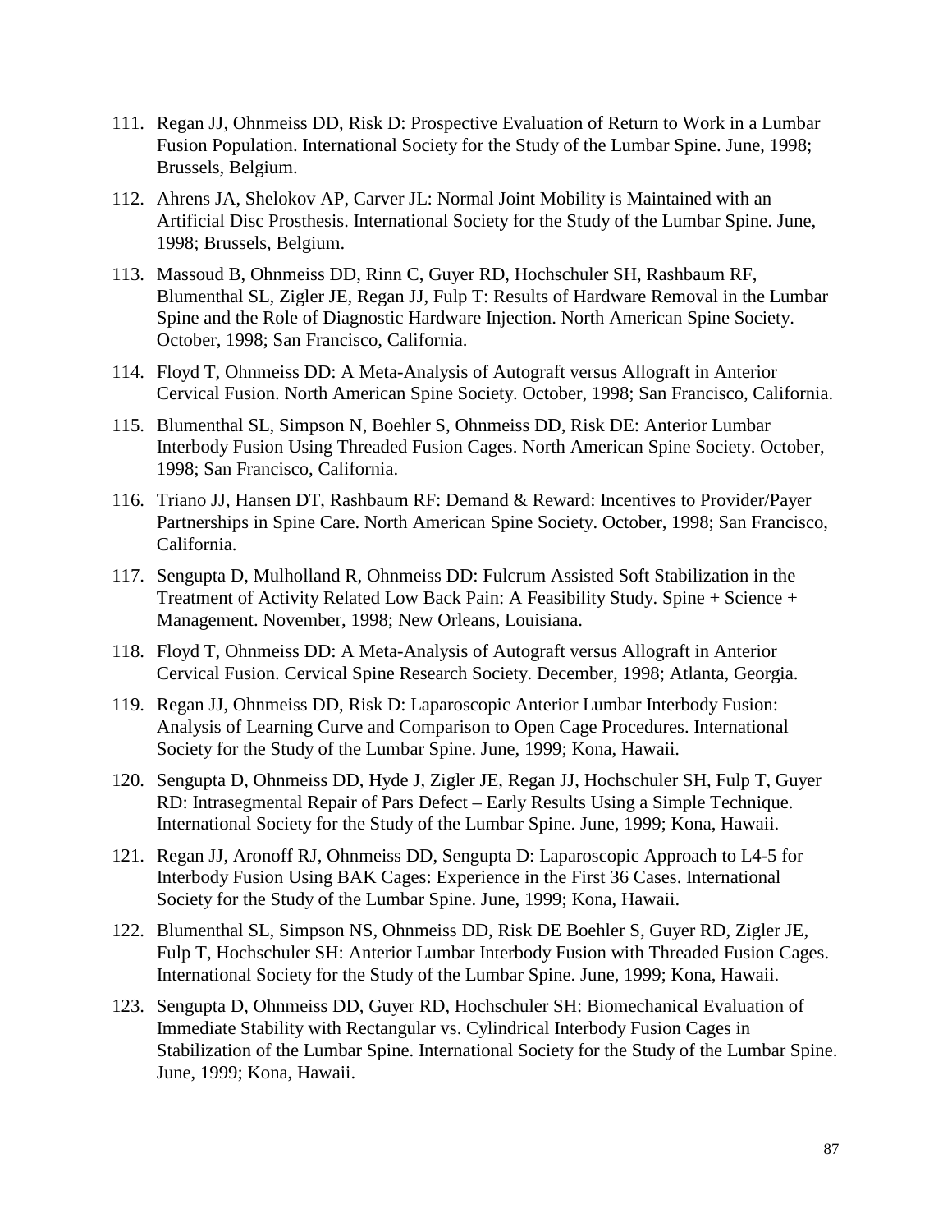111. Regan JJ, Ohnmeiss DD, Risk D: Prospective Evaluation of Return to Work in a Lumbar Fusion Population. International Society for the Study of the Lumbar Spine. June, 1998; Brussels, Belgium.

112. Ahrens JA, Shelokov AP, Carver JL: Normal Joint Mobility is Maintained with an Artificial Disc Prosthesis. International Society for the Study of the Lumbar Spine. June, 1998; Brussels, Belgium.

113. Massoud B, Ohnmeiss DD, Rinn C, Guyer RD, Hochschuler SH, Rashbaum RF, Blumenthal SL, Zigler JE, Regan JJ, Fulp T: Results of Hardware Removal in the Lumbar Spine and the Role of Diagnostic Hardware Injection. North American Spine Society. October, 1998; San Francisco, California.

114. Floyd T, Ohnmeiss DD: A Meta-Analysis of Autograft versus Allograft in Anterior Cervical Fusion. North American Spine Society. October, 1998; San Francisco, California.

115. Blumenthal SL, Simpson N, Boehler S, Ohnmeiss DD, Risk DE: Anterior Lumbar Interbody Fusion Using Threaded Fusion Cages. North American Spine Society. October, 1998; San Francisco, California.

116. Triano JJ, Hansen DT, Rashbaum RF: Demand & Reward: Incentives to Provider/Payer Partnerships in Spine Care. North American Spine Society. October, 1998; San Francisco, California.

117. Sengupta D, Mulholland R, Ohnmeiss DD: Fulcrum Assisted Soft Stabilization in the Treatment of Activity Related Low Back Pain: A Feasibility Study. Spine + Science + Management. November, 1998; New Orleans, Louisiana.

118. Floyd T, Ohnmeiss DD: A Meta-Analysis of Autograft versus Allograft in Anterior Cervical Fusion. Cervical Spine Research Society. December, 1998; Atlanta, Georgia.

119. Regan JJ, Ohnmeiss DD, Risk D: Laparoscopic Anterior Lumbar Interbody Fusion: Analysis of Learning Curve and Comparison to Open Cage Procedures. International Society for the Study of the Lumbar Spine. June, 1999; Kona, Hawaii.

120. Sengupta D, Ohnmeiss DD, Hyde J, Zigler JE, Regan JJ, Hochschuler SH, Fulp T, Guyer RD: Intrasegmental Repair of Pars Defect – Early Results Using a Simple Technique. International Society for the Study of the Lumbar Spine. June, 1999; Kona, Hawaii.

121. Regan JJ, Aronoff RJ, Ohnmeiss DD, Sengupta D: Laparoscopic Approach to L4-5 for Interbody Fusion Using BAK Cages: Experience in the First 36 Cases. International Society for the Study of the Lumbar Spine. June, 1999; Kona, Hawaii.

122. Blumenthal SL, Simpson NS, Ohnmeiss DD, Risk DE Boehler S, Guyer RD, Zigler JE, Fulp T, Hochschuler SH: Anterior Lumbar Interbody Fusion with Threaded Fusion Cages. International Society for the Study of the Lumbar Spine. June, 1999; Kona, Hawaii.

123. Sengupta D, Ohnmeiss DD, Guyer RD, Hochschuler SH: Biomechanical Evaluation of Immediate Stability with Rectangular vs. Cylindrical Interbody Fusion Cages in Stabilization of the Lumbar Spine. International Society for the Study of the Lumbar Spine. June, 1999; Kona, Hawaii.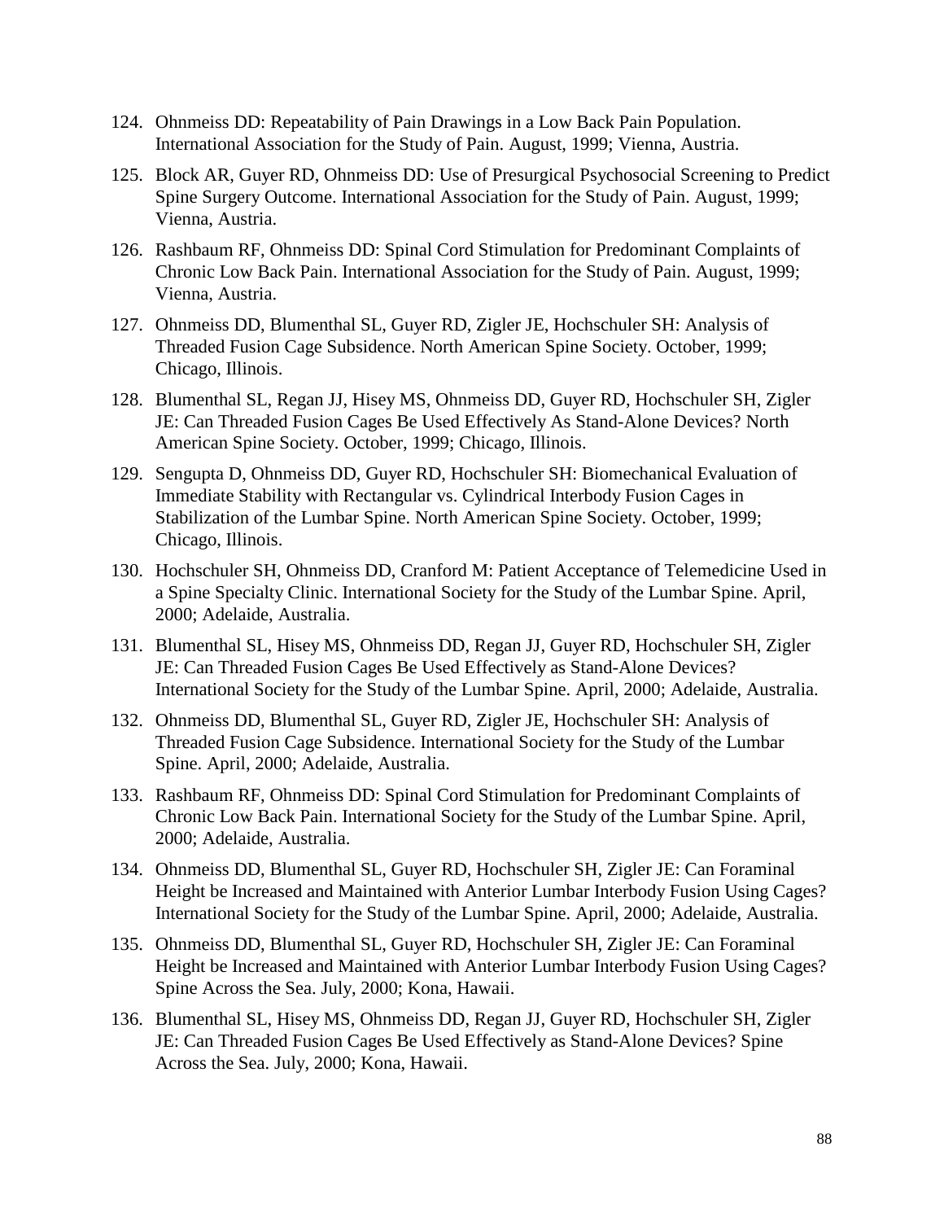124. Ohnmeiss DD: Repeatability of Pain Drawings in a Low Back Pain Population. International Association for the Study of Pain. August, 1999; Vienna, Austria.

125. Block AR, Guyer RD, Ohnmeiss DD: Use of Presurgical Psychosocial Screening to Predict Spine Surgery Outcome. International Association for the Study of Pain. August, 1999; Vienna, Austria.

126. Rashbaum RF, Ohnmeiss DD: Spinal Cord Stimulation for Predominant Complaints of Chronic Low Back Pain. International Association for the Study of Pain. August, 1999; Vienna, Austria.

127. Ohnmeiss DD, Blumenthal SL, Guyer RD, Zigler JE, Hochschuler SH: Analysis of Threaded Fusion Cage Subsidence. North American Spine Society. October, 1999; Chicago, Illinois.

128. Blumenthal SL, Regan JJ, Hisey MS, Ohnmeiss DD, Guyer RD, Hochschuler SH, Zigler JE: Can Threaded Fusion Cages Be Used Effectively As Stand-Alone Devices? North American Spine Society. October, 1999; Chicago, Illinois.

129. Sengupta D, Ohnmeiss DD, Guyer RD, Hochschuler SH: Biomechanical Evaluation of Immediate Stability with Rectangular vs. Cylindrical Interbody Fusion Cages in Stabilization of the Lumbar Spine. North American Spine Society. October, 1999; Chicago, Illinois.

130. Hochschuler SH, Ohnmeiss DD, Cranford M: Patient Acceptance of Telemedicine Used in a Spine Specialty Clinic. International Society for the Study of the Lumbar Spine. April, 2000; Adelaide, Australia.

131. Blumenthal SL, Hisey MS, Ohnmeiss DD, Regan JJ, Guyer RD, Hochschuler SH, Zigler JE: Can Threaded Fusion Cages Be Used Effectively as Stand-Alone Devices? International Society for the Study of the Lumbar Spine. April, 2000; Adelaide, Australia.

132. Ohnmeiss DD, Blumenthal SL, Guyer RD, Zigler JE, Hochschuler SH: Analysis of Threaded Fusion Cage Subsidence. International Society for the Study of the Lumbar Spine. April, 2000; Adelaide, Australia.

133. Rashbaum RF, Ohnmeiss DD: Spinal Cord Stimulation for Predominant Complaints of Chronic Low Back Pain. International Society for the Study of the Lumbar Spine. April, 2000; Adelaide, Australia.

134. Ohnmeiss DD, Blumenthal SL, Guyer RD, Hochschuler SH, Zigler JE: Can Foraminal Height be Increased and Maintained with Anterior Lumbar Interbody Fusion Using Cages? International Society for the Study of the Lumbar Spine. April, 2000; Adelaide, Australia.

135. Ohnmeiss DD, Blumenthal SL, Guyer RD, Hochschuler SH, Zigler JE: Can Foraminal Height be Increased and Maintained with Anterior Lumbar Interbody Fusion Using Cages? Spine Across the Sea. July, 2000; Kona, Hawaii.

136. Blumenthal SL, Hisey MS, Ohnmeiss DD, Regan JJ, Guyer RD, Hochschuler SH, Zigler JE: Can Threaded Fusion Cages Be Used Effectively as Stand-Alone Devices? Spine Across the Sea. July, 2000; Kona, Hawaii.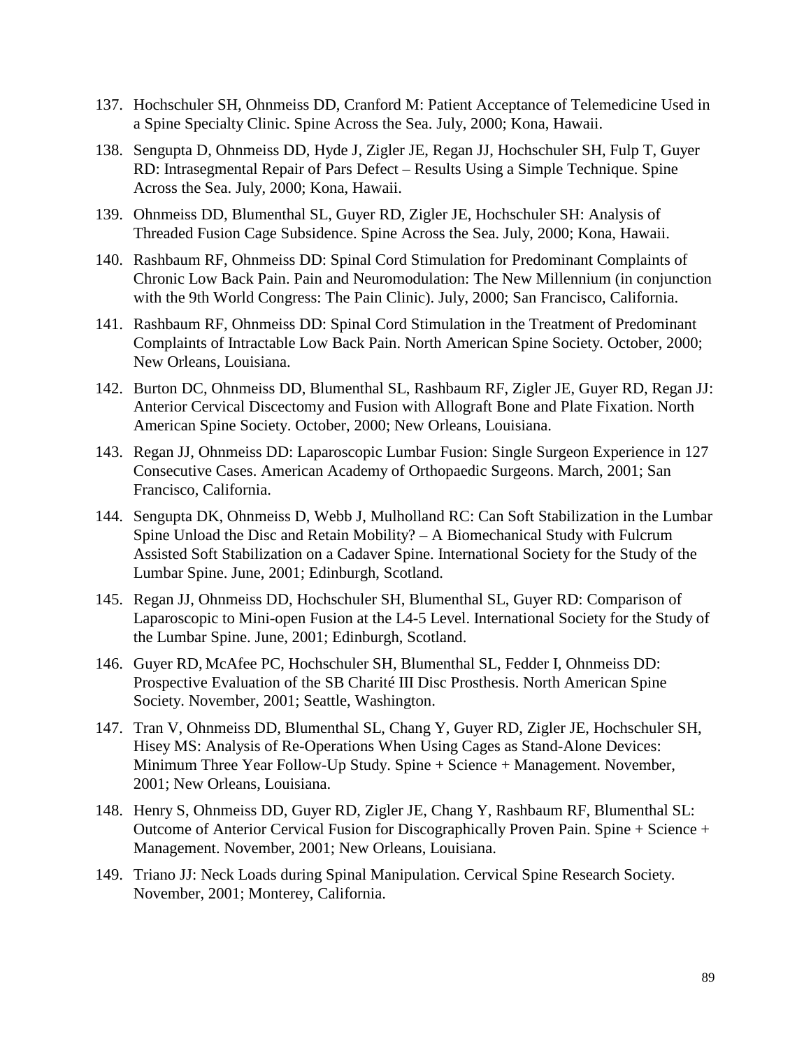137. Hochschuler SH, Ohnmeiss DD, Cranford M: Patient Acceptance of Telemedicine Used in a Spine Specialty Clinic. Spine Across the Sea. July, 2000; Kona, Hawaii.
138. Sengupta D, Ohnmeiss DD, Hyde J, Zigler JE, Regan JJ, Hochschuler SH, Fulp T, Guyer RD: Intrasegmental Repair of Pars Defect – Results Using a Simple Technique. Spine Across the Sea. July, 2000; Kona, Hawaii.
139. Ohnmeiss DD, Blumenthal SL, Guyer RD, Zigler JE, Hochschuler SH: Analysis of Threaded Fusion Cage Subsidence. Spine Across the Sea. July, 2000; Kona, Hawaii.
140. Rashbaum RF, Ohnmeiss DD: Spinal Cord Stimulation for Predominant Complaints of Chronic Low Back Pain. Pain and Neuromodulation: The New Millennium (in conjunction with the 9th World Congress: The Pain Clinic). July, 2000; San Francisco, California.
141. Rashbaum RF, Ohnmeiss DD: Spinal Cord Stimulation in the Treatment of Predominant Complaints of Intractable Low Back Pain. North American Spine Society. October, 2000; New Orleans, Louisiana.
142. Burton DC, Ohnmeiss DD, Blumenthal SL, Rashbaum RF, Zigler JE, Guyer RD, Regan JJ: Anterior Cervical Discectomy and Fusion with Allograft Bone and Plate Fixation. North American Spine Society. October, 2000; New Orleans, Louisiana.
143. Regan JJ, Ohnmeiss DD: Laparoscopic Lumbar Fusion: Single Surgeon Experience in 127 Consecutive Cases. American Academy of Orthopaedic Surgeons. March, 2001; San Francisco, California.
144. Sengupta DK, Ohnmeiss D, Webb J, Mulholland RC: Can Soft Stabilization in the Lumbar Spine Unload the Disc and Retain Mobility? – A Biomechanical Study with Fulcrum Assisted Soft Stabilization on a Cadaver Spine. International Society for the Study of the Lumbar Spine. June, 2001; Edinburgh, Scotland.
145. Regan JJ, Ohnmeiss DD, Hochschuler SH, Blumenthal SL, Guyer RD: Comparison of Laparoscopic to Mini-open Fusion at the L4-5 Level. International Society for the Study of the Lumbar Spine. June, 2001; Edinburgh, Scotland.
146. Guyer RD, McAfee PC, Hochschuler SH, Blumenthal SL, Fedder I, Ohnmeiss DD: Prospective Evaluation of the SB Charité III Disc Prosthesis. North American Spine Society. November, 2001; Seattle, Washington.
147. Tran V, Ohnmeiss DD, Blumenthal SL, Chang Y, Guyer RD, Zigler JE, Hochschuler SH, Hisey MS: Analysis of Re-Operations When Using Cages as Stand-Alone Devices: Minimum Three Year Follow-Up Study. Spine + Science + Management. November, 2001; New Orleans, Louisiana.
148. Henry S, Ohnmeiss DD, Guyer RD, Zigler JE, Chang Y, Rashbaum RF, Blumenthal SL: Outcome of Anterior Cervical Fusion for Discographically Proven Pain. Spine + Science + Management. November, 2001; New Orleans, Louisiana.
149. Triano JJ: Neck Loads during Spinal Manipulation. Cervical Spine Research Society. November, 2001; Monterey, California.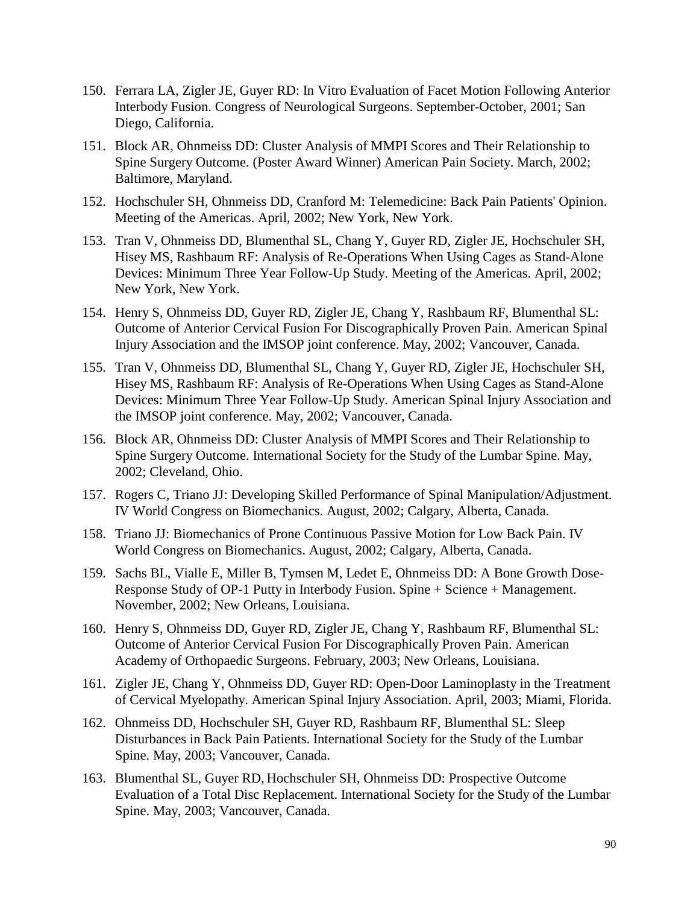150. Ferrara LA, Zigler JE, Guyer RD: In Vitro Evaluation of Facet Motion Following Anterior Interbody Fusion. Congress of Neurological Surgeons. September-October, 2001; San Diego, California.

151. Block AR, Ohnmeiss DD: Cluster Analysis of MMPI Scores and Their Relationship to Spine Surgery Outcome. (Poster Award Winner) American Pain Society. March, 2002; Baltimore, Maryland.

152. Hochschuler SH, Ohnmeiss DD, Cranford M: Telemedicine: Back Pain Patients' Opinion. Meeting of the Americas. April, 2002; New York, New York.

153. Tran V, Ohnmeiss DD, Blumenthal SL, Chang Y, Guyer RD, Zigler JE, Hochschuler SH, Hisey MS, Rashbaum RF: Analysis of Re-Operations When Using Cages as Stand-Alone Devices: Minimum Three Year Follow-Up Study. Meeting of the Americas. April, 2002; New York, New York.

154. Henry S, Ohnmeiss DD, Guyer RD, Zigler JE, Chang Y, Rashbaum RF, Blumenthal SL: Outcome of Anterior Cervical Fusion For Discographically Proven Pain. American Spinal Injury Association and the IMSOP joint conference. May, 2002; Vancouver, Canada.

155. Tran V, Ohnmeiss DD, Blumenthal SL, Chang Y, Guyer RD, Zigler JE, Hochschuler SH, Hisey MS, Rashbaum RF: Analysis of Re-Operations When Using Cages as Stand-Alone Devices: Minimum Three Year Follow-Up Study. American Spinal Injury Association and the IMSOP joint conference. May, 2002; Vancouver, Canada.

156. Block AR, Ohnmeiss DD: Cluster Analysis of MMPI Scores and Their Relationship to Spine Surgery Outcome. International Society for the Study of the Lumbar Spine. May, 2002; Cleveland, Ohio.

157. Rogers C, Triano JJ: Developing Skilled Performance of Spinal Manipulation/Adjustment. IV World Congress on Biomechanics. August, 2002; Calgary, Alberta, Canada.

158. Triano JJ: Biomechanics of Prone Continuous Passive Motion for Low Back Pain. IV World Congress on Biomechanics. August, 2002; Calgary, Alberta, Canada.

159. Sachs BL, Vialle E, Miller B, Tymsen M, Ledet E, Ohnmeiss DD: A Bone Growth Dose-Response Study of OP-1 Putty in Interbody Fusion. Spine + Science + Management. November, 2002; New Orleans, Louisiana.

160. Henry S, Ohnmeiss DD, Guyer RD, Zigler JE, Chang Y, Rashbaum RF, Blumenthal SL: Outcome of Anterior Cervical Fusion For Discographically Proven Pain. American Academy of Orthopaedic Surgeons. February, 2003; New Orleans, Louisiana.

161. Zigler JE, Chang Y, Ohnmeiss DD, Guyer RD: Open-Door Laminoplasty in the Treatment of Cervical Myelopathy. American Spinal Injury Association. April, 2003; Miami, Florida.

162. Ohnmeiss DD, Hochschuler SH, Guyer RD, Rashbaum RF, Blumenthal SL: Sleep Disturbances in Back Pain Patients. International Society for the Study of the Lumbar Spine. May, 2003; Vancouver, Canada.

163. Blumenthal SL, Guyer RD, Hochschuler SH, Ohnmeiss DD: Prospective Outcome Evaluation of a Total Disc Replacement. International Society for the Study of the Lumbar Spine. May, 2003; Vancouver, Canada.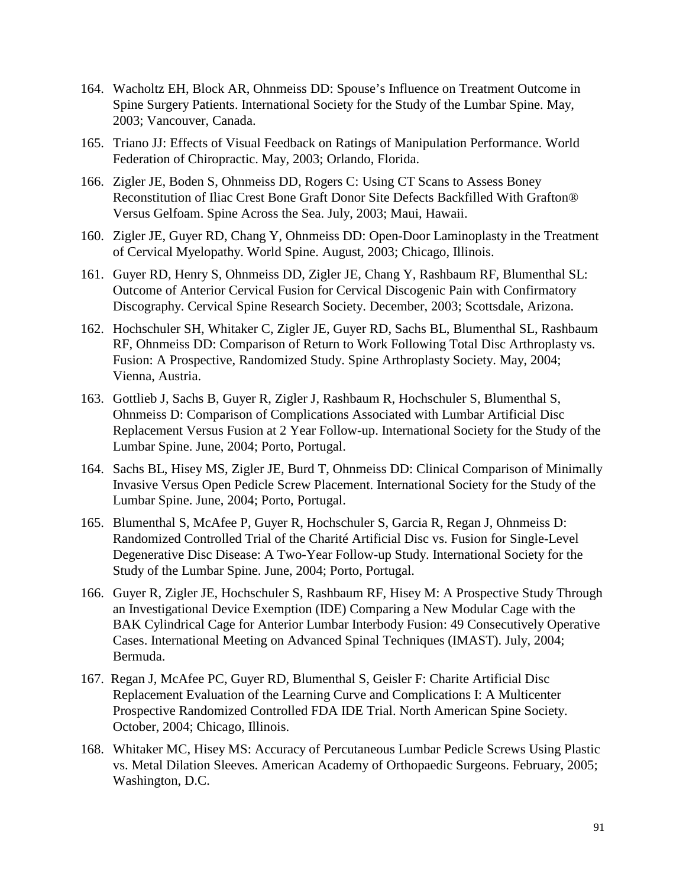164. Wacholtz EH, Block AR, Ohnmeiss DD: Spouse's Influence on Treatment Outcome in Spine Surgery Patients. International Society for the Study of the Lumbar Spine. May, 2003; Vancouver, Canada.

165. Triano JJ: Effects of Visual Feedback on Ratings of Manipulation Performance. World Federation of Chiropractic. May, 2003; Orlando, Florida.

166. Zigler JE, Boden S, Ohnmeiss DD, Rogers C: Using CT Scans to Assess Boney Reconstitution of Iliac Crest Bone Graft Donor Site Defects Backfilled With Grafton® Versus Gelfoam. Spine Across the Sea. July, 2003; Maui, Hawaii.

160. Zigler JE, Guyer RD, Chang Y, Ohnmeiss DD: Open-Door Laminoplasty in the Treatment of Cervical Myelopathy. World Spine. August, 2003; Chicago, Illinois.

161. Guyer RD, Henry S, Ohnmeiss DD, Zigler JE, Chang Y, Rashbaum RF, Blumenthal SL: Outcome of Anterior Cervical Fusion for Cervical Discogenic Pain with Confirmatory Discography. Cervical Spine Research Society. December, 2003; Scottsdale, Arizona.

162. Hochschuler SH, Whitaker C, Zigler JE, Guyer RD, Sachs BL, Blumenthal SL, Rashbaum RF, Ohnmeiss DD: Comparison of Return to Work Following Total Disc Arthroplasty vs. Fusion: A Prospective, Randomized Study. Spine Arthroplasty Society. May, 2004; Vienna, Austria.

163. Gottlieb J, Sachs B, Guyer R, Zigler J, Rashbaum R, Hochschuler S, Blumenthal S, Ohnmeiss D: Comparison of Complications Associated with Lumbar Artificial Disc Replacement Versus Fusion at 2 Year Follow-up. International Society for the Study of the Lumbar Spine. June, 2004; Porto, Portugal.

164. Sachs BL, Hisey MS, Zigler JE, Burd T, Ohnmeiss DD: Clinical Comparison of Minimally Invasive Versus Open Pedicle Screw Placement. International Society for the Study of the Lumbar Spine. June, 2004; Porto, Portugal.

165. Blumenthal S, McAfee P, Guyer R, Hochschuler S, Garcia R, Regan J, Ohnmeiss D: Randomized Controlled Trial of the Charité Artificial Disc vs. Fusion for Single-Level Degenerative Disc Disease: A Two-Year Follow-up Study. International Society for the Study of the Lumbar Spine. June, 2004; Porto, Portugal.

166. Guyer R, Zigler JE, Hochschuler S, Rashbaum RF, Hisey M: A Prospective Study Through an Investigational Device Exemption (IDE) Comparing a New Modular Cage with the BAK Cylindrical Cage for Anterior Lumbar Interbody Fusion: 49 Consecutively Operative Cases. International Meeting on Advanced Spinal Techniques (IMAST). July, 2004; Bermuda.

167. Regan J, McAfee PC, Guyer RD, Blumenthal S, Geisler F: Charite Artificial Disc Replacement Evaluation of the Learning Curve and Complications I: A Multicenter Prospective Randomized Controlled FDA IDE Trial. North American Spine Society. October, 2004; Chicago, Illinois.

168. Whitaker MC, Hisey MS: Accuracy of Percutaneous Lumbar Pedicle Screws Using Plastic vs. Metal Dilation Sleeves. American Academy of Orthopaedic Surgeons. February, 2005; Washington, D.C.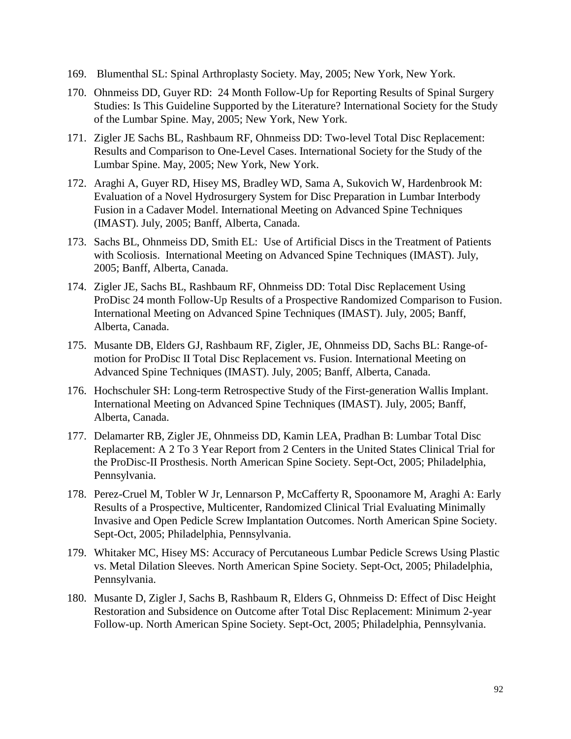169. Blumenthal SL: Spinal Arthroplasty Society. May, 2005; New York, New York.

170. Ohnmeiss DD, Guyer RD: 24 Month Follow-Up for Reporting Results of Spinal Surgery Studies: Is This Guideline Supported by the Literature? International Society for the Study of the Lumbar Spine. May, 2005; New York, New York.

171. Zigler JE Sachs BL, Rashbaum RF, Ohnmeiss DD: Two-level Total Disc Replacement: Results and Comparison to One-Level Cases. International Society for the Study of the Lumbar Spine. May, 2005; New York, New York.

172. Araghi A, Guyer RD, Hisey MS, Bradley WD, Sama A, Sukovich W, Hardenbrook M: Evaluation of a Novel Hydrosurgery System for Disc Preparation in Lumbar Interbody Fusion in a Cadaver Model. International Meeting on Advanced Spine Techniques (IMAST). July, 2005; Banff, Alberta, Canada.

173. Sachs BL, Ohnmeiss DD, Smith EL: Use of Artificial Discs in the Treatment of Patients with Scoliosis. International Meeting on Advanced Spine Techniques (IMAST). July, 2005; Banff, Alberta, Canada.

174. Zigler JE, Sachs BL, Rashbaum RF, Ohnmeiss DD: Total Disc Replacement Using ProDisc 24 month Follow-Up Results of a Prospective Randomized Comparison to Fusion. International Meeting on Advanced Spine Techniques (IMAST). July, 2005; Banff, Alberta, Canada.

175. Musante DB, Elders GJ, Rashbaum RF, Zigler, JE, Ohnmeiss DD, Sachs BL: Range-of-motion for ProDisc II Total Disc Replacement vs. Fusion. International Meeting on Advanced Spine Techniques (IMAST). July, 2005; Banff, Alberta, Canada.

176. Hochschuler SH: Long-term Retrospective Study of the First-generation Wallis Implant. International Meeting on Advanced Spine Techniques (IMAST). July, 2005; Banff, Alberta, Canada.

177. Delamarter RB, Zigler JE, Ohnmeiss DD, Kamin LEA, Pradhan B: Lumbar Total Disc Replacement: A 2 To 3 Year Report from 2 Centers in the United States Clinical Trial for the ProDisc-II Prosthesis. North American Spine Society. Sept-Oct, 2005; Philadelphia, Pennsylvania.

178. Perez-Cruel M, Tobler W Jr, Lennarson P, McCafferty R, Spoonamore M, Araghi A: Early Results of a Prospective, Multicenter, Randomized Clinical Trial Evaluating Minimally Invasive and Open Pedicle Screw Implantation Outcomes. North American Spine Society. Sept-Oct, 2005; Philadelphia, Pennsylvania.

179. Whitaker MC, Hisey MS: Accuracy of Percutaneous Lumbar Pedicle Screws Using Plastic vs. Metal Dilation Sleeves. North American Spine Society. Sept-Oct, 2005; Philadelphia, Pennsylvania.

180. Musante D, Zigler J, Sachs B, Rashbaum R, Elders G, Ohnmeiss D: Effect of Disc Height Restoration and Subsidence on Outcome after Total Disc Replacement: Minimum 2-year Follow-up. North American Spine Society. Sept-Oct, 2005; Philadelphia, Pennsylvania.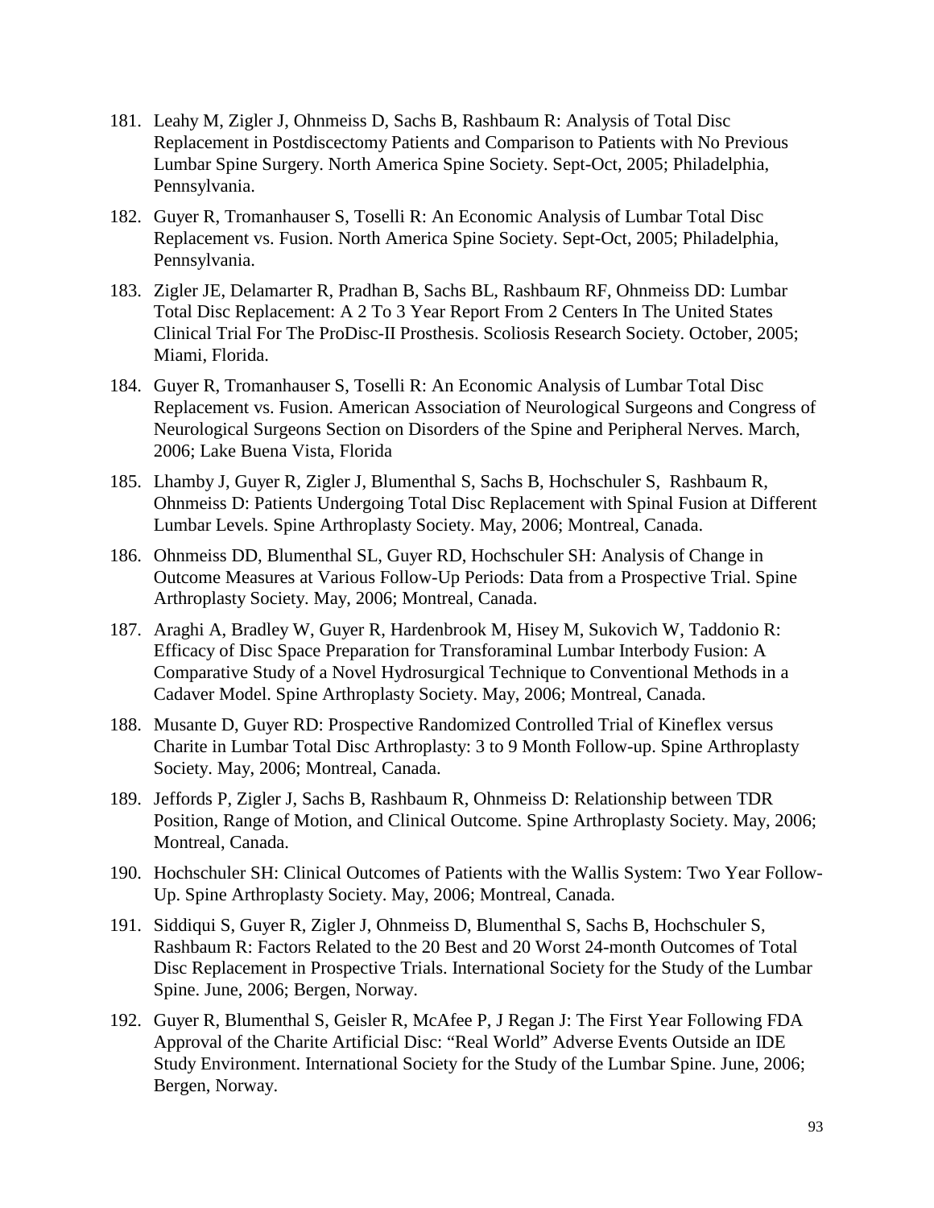181. Leahy M, Zigler J, Ohnmeiss D, Sachs B, Rashbaum R: Analysis of Total Disc Replacement in Postdiscectomy Patients and Comparison to Patients with No Previous Lumbar Spine Surgery. North America Spine Society. Sept-Oct, 2005; Philadelphia, Pennsylvania.

182. Guyer R, Tromanhauser S, Toselli R: An Economic Analysis of Lumbar Total Disc Replacement vs. Fusion. North America Spine Society. Sept-Oct, 2005; Philadelphia, Pennsylvania.

183. Zigler JE, Delamarter R, Pradhan B, Sachs BL, Rashbaum RF, Ohnmeiss DD: Lumbar Total Disc Replacement: A 2 To 3 Year Report From 2 Centers In The United States Clinical Trial For The ProDisc-II Prosthesis. Scoliosis Research Society. October, 2005; Miami, Florida.

184. Guyer R, Tromanhauser S, Toselli R: An Economic Analysis of Lumbar Total Disc Replacement vs. Fusion. American Association of Neurological Surgeons and Congress of Neurological Surgeons Section on Disorders of the Spine and Peripheral Nerves. March, 2006; Lake Buena Vista, Florida

185. Lhamby J, Guyer R, Zigler J, Blumenthal S, Sachs B, Hochschuler S, Rashbaum R, Ohnmeiss D: Patients Undergoing Total Disc Replacement with Spinal Fusion at Different Lumbar Levels. Spine Arthroplasty Society. May, 2006; Montreal, Canada.

186. Ohnmeiss DD, Blumenthal SL, Guyer RD, Hochschuler SH: Analysis of Change in Outcome Measures at Various Follow-Up Periods: Data from a Prospective Trial. Spine Arthroplasty Society. May, 2006; Montreal, Canada.

187. Araghi A, Bradley W, Guyer R, Hardenbrook M, Hisey M, Sukovich W, Taddonio R: Efficacy of Disc Space Preparation for Transforaminal Lumbar Interbody Fusion: A Comparative Study of a Novel Hydrosurgical Technique to Conventional Methods in a Cadaver Model. Spine Arthroplasty Society. May, 2006; Montreal, Canada.

188. Musante D, Guyer RD: Prospective Randomized Controlled Trial of Kineflex versus Charite in Lumbar Total Disc Arthroplasty: 3 to 9 Month Follow-up. Spine Arthroplasty Society. May, 2006; Montreal, Canada.

189. Jeffords P, Zigler J, Sachs B, Rashbaum R, Ohnmeiss D: Relationship between TDR Position, Range of Motion, and Clinical Outcome. Spine Arthroplasty Society. May, 2006; Montreal, Canada.

190. Hochschuler SH: Clinical Outcomes of Patients with the Wallis System: Two Year Follow-Up. Spine Arthroplasty Society. May, 2006; Montreal, Canada.

191. Siddiqui S, Guyer R, Zigler J, Ohnmeiss D, Blumenthal S, Sachs B, Hochschuler S, Rashbaum R: Factors Related to the 20 Best and 20 Worst 24-month Outcomes of Total Disc Replacement in Prospective Trials. International Society for the Study of the Lumbar Spine. June, 2006; Bergen, Norway.

192. Guyer R, Blumenthal S, Geisler R, McAfee P, J Regan J: The First Year Following FDA Approval of the Charite Artificial Disc: "Real World" Adverse Events Outside an IDE Study Environment. International Society for the Study of the Lumbar Spine. June, 2006; Bergen, Norway.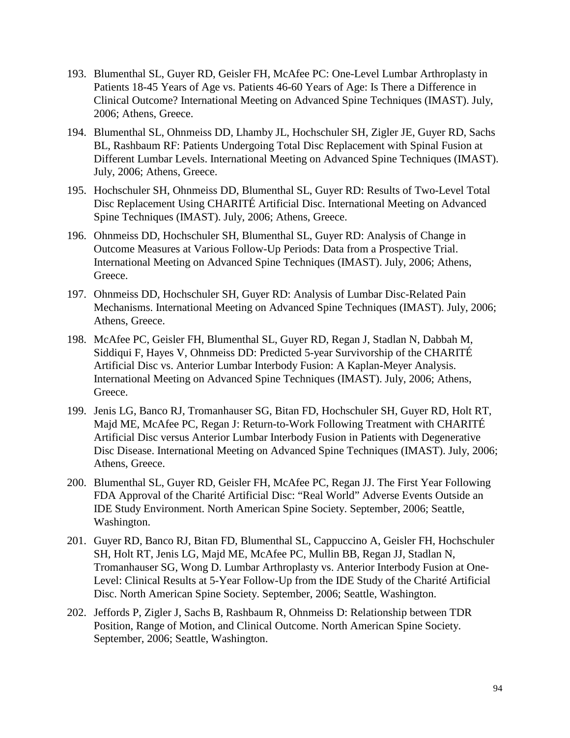193. Blumenthal SL, Guyer RD, Geisler FH, McAfee PC: One-Level Lumbar Arthroplasty in Patients 18-45 Years of Age vs. Patients 46-60 Years of Age: Is There a Difference in Clinical Outcome? International Meeting on Advanced Spine Techniques (IMAST). July, 2006; Athens, Greece.

194. Blumenthal SL, Ohnmeiss DD, Lhamby JL, Hochschuler SH, Zigler JE, Guyer RD, Sachs BL, Rashbaum RF: Patients Undergoing Total Disc Replacement with Spinal Fusion at Different Lumbar Levels. International Meeting on Advanced Spine Techniques (IMAST). July, 2006; Athens, Greece.

195. Hochschuler SH, Ohnmeiss DD, Blumenthal SL, Guyer RD: Results of Two-Level Total Disc Replacement Using CHARITÉ Artificial Disc. International Meeting on Advanced Spine Techniques (IMAST). July, 2006; Athens, Greece.

196. Ohnmeiss DD, Hochschuler SH, Blumenthal SL, Guyer RD: Analysis of Change in Outcome Measures at Various Follow-Up Periods: Data from a Prospective Trial. International Meeting on Advanced Spine Techniques (IMAST). July, 2006; Athens, Greece.

197. Ohnmeiss DD, Hochschuler SH, Guyer RD: Analysis of Lumbar Disc-Related Pain Mechanisms. International Meeting on Advanced Spine Techniques (IMAST). July, 2006; Athens, Greece.

198. McAfee PC, Geisler FH, Blumenthal SL, Guyer RD, Regan J, Stadlan N, Dabbah M, Siddiqui F, Hayes V, Ohnmeiss DD: Predicted 5-year Survivorship of the CHARITÉ Artificial Disc vs. Anterior Lumbar Interbody Fusion: A Kaplan-Meyer Analysis. International Meeting on Advanced Spine Techniques (IMAST). July, 2006; Athens, Greece.

199. Jenis LG, Banco RJ, Tromanhauser SG, Bitan FD, Hochschuler SH, Guyer RD, Holt RT, Majd ME, McAfee PC, Regan J: Return-to-Work Following Treatment with CHARITÉ Artificial Disc versus Anterior Lumbar Interbody Fusion in Patients with Degenerative Disc Disease. International Meeting on Advanced Spine Techniques (IMAST). July, 2006; Athens, Greece.

200. Blumenthal SL, Guyer RD, Geisler FH, McAfee PC, Regan JJ. The First Year Following FDA Approval of the Charité Artificial Disc: "Real World" Adverse Events Outside an IDE Study Environment. North American Spine Society. September, 2006; Seattle, Washington.

201. Guyer RD, Banco RJ, Bitan FD, Blumenthal SL, Cappuccino A, Geisler FH, Hochschuler SH, Holt RT, Jenis LG, Majd ME, McAfee PC, Mullin BB, Regan JJ, Stadlan N, Tromanhauser SG, Wong D. Lumbar Arthroplasty vs. Anterior Interbody Fusion at One-Level: Clinical Results at 5-Year Follow-Up from the IDE Study of the Charité Artificial Disc. North American Spine Society. September, 2006; Seattle, Washington.

202. Jeffords P, Zigler J, Sachs B, Rashbaum R, Ohnmeiss D: Relationship between TDR Position, Range of Motion, and Clinical Outcome. North American Spine Society. September, 2006; Seattle, Washington.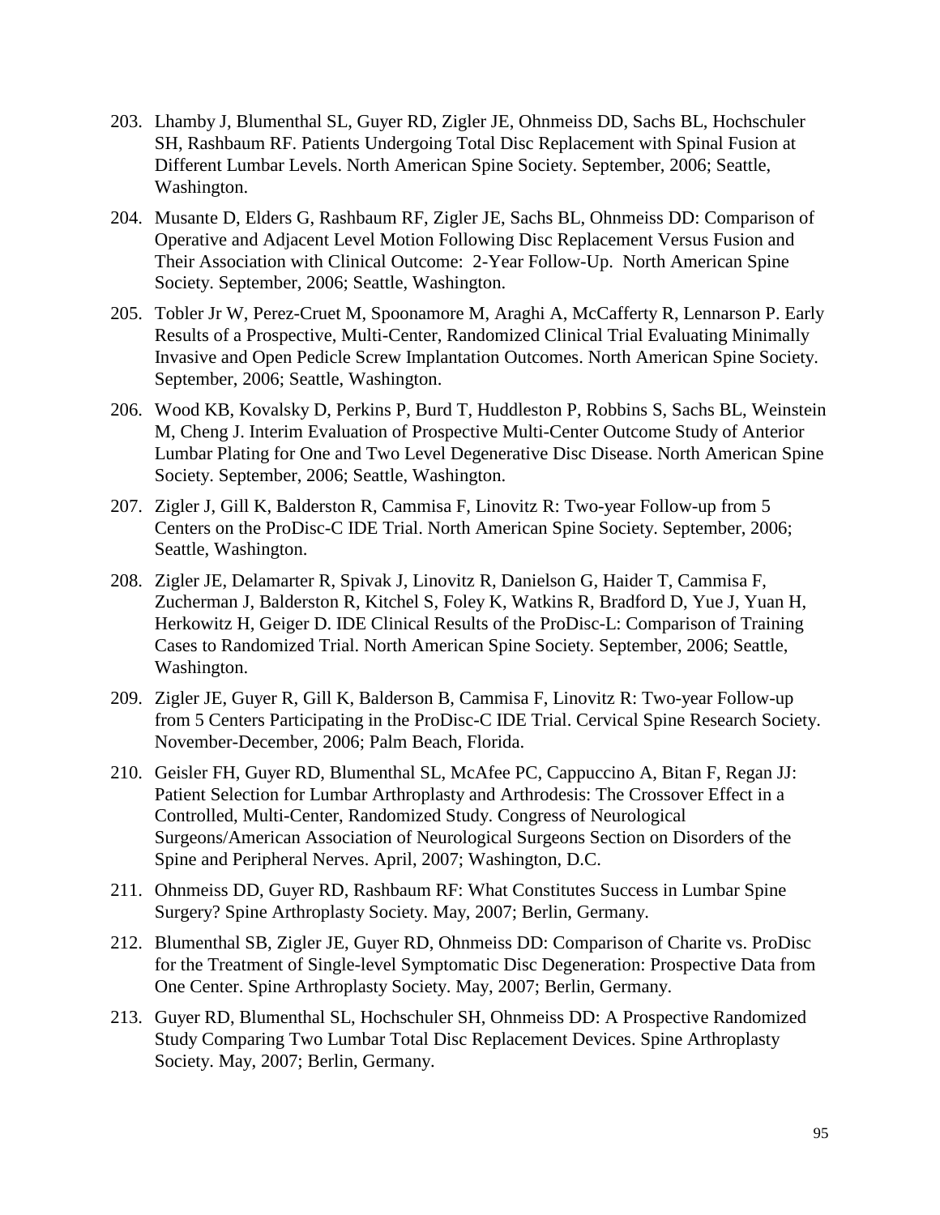203. Lhamby J, Blumenthal SL, Guyer RD, Zigler JE, Ohnmeiss DD, Sachs BL, Hochschuler SH, Rashbaum RF. Patients Undergoing Total Disc Replacement with Spinal Fusion at Different Lumbar Levels. North American Spine Society. September, 2006; Seattle, Washington.

204. Musante D, Elders G, Rashbaum RF, Zigler JE, Sachs BL, Ohnmeiss DD: Comparison of Operative and Adjacent Level Motion Following Disc Replacement Versus Fusion and Their Association with Clinical Outcome: 2-Year Follow-Up. North American Spine Society. September, 2006; Seattle, Washington.

205. Tobler Jr W, Perez-Cruet M, Spoonamore M, Araghi A, McCafferty R, Lennarson P. Early Results of a Prospective, Multi-Center, Randomized Clinical Trial Evaluating Minimally Invasive and Open Pedicle Screw Implantation Outcomes. North American Spine Society. September, 2006; Seattle, Washington.

206. Wood KB, Kovalsky D, Perkins P, Burd T, Huddleston P, Robbins S, Sachs BL, Weinstein M, Cheng J. Interim Evaluation of Prospective Multi-Center Outcome Study of Anterior Lumbar Plating for One and Two Level Degenerative Disc Disease. North American Spine Society. September, 2006; Seattle, Washington.

207. Zigler J, Gill K, Balderston R, Cammisa F, Linovitz R: Two-year Follow-up from 5 Centers on the ProDisc-C IDE Trial. North American Spine Society. September, 2006; Seattle, Washington.

208. Zigler JE, Delamarter R, Spivak J, Linovitz R, Danielson G, Haider T, Cammisa F, Zucherman J, Balderston R, Kitchel S, Foley K, Watkins R, Bradford D, Yue J, Yuan H, Herkowitz H, Geiger D. IDE Clinical Results of the ProDisc-L: Comparison of Training Cases to Randomized Trial. North American Spine Society. September, 2006; Seattle, Washington.

209. Zigler JE, Guyer R, Gill K, Balderson B, Cammisa F, Linovitz R: Two-year Follow-up from 5 Centers Participating in the ProDisc-C IDE Trial. Cervical Spine Research Society. November-December, 2006; Palm Beach, Florida.

210. Geisler FH, Guyer RD, Blumenthal SL, McAfee PC, Cappuccino A, Bitan F, Regan JJ: Patient Selection for Lumbar Arthroplasty and Arthrodesis: The Crossover Effect in a Controlled, Multi-Center, Randomized Study. Congress of Neurological Surgeons/American Association of Neurological Surgeons Section on Disorders of the Spine and Peripheral Nerves. April, 2007; Washington, D.C.

211. Ohnmeiss DD, Guyer RD, Rashbaum RF: What Constitutes Success in Lumbar Spine Surgery? Spine Arthroplasty Society. May, 2007; Berlin, Germany.

212. Blumenthal SB, Zigler JE, Guyer RD, Ohnmeiss DD: Comparison of Charite vs. ProDisc for the Treatment of Single-level Symptomatic Disc Degeneration: Prospective Data from One Center. Spine Arthroplasty Society. May, 2007; Berlin, Germany.

213. Guyer RD, Blumenthal SL, Hochschuler SH, Ohnmeiss DD: A Prospective Randomized Study Comparing Two Lumbar Total Disc Replacement Devices. Spine Arthroplasty Society. May, 2007; Berlin, Germany.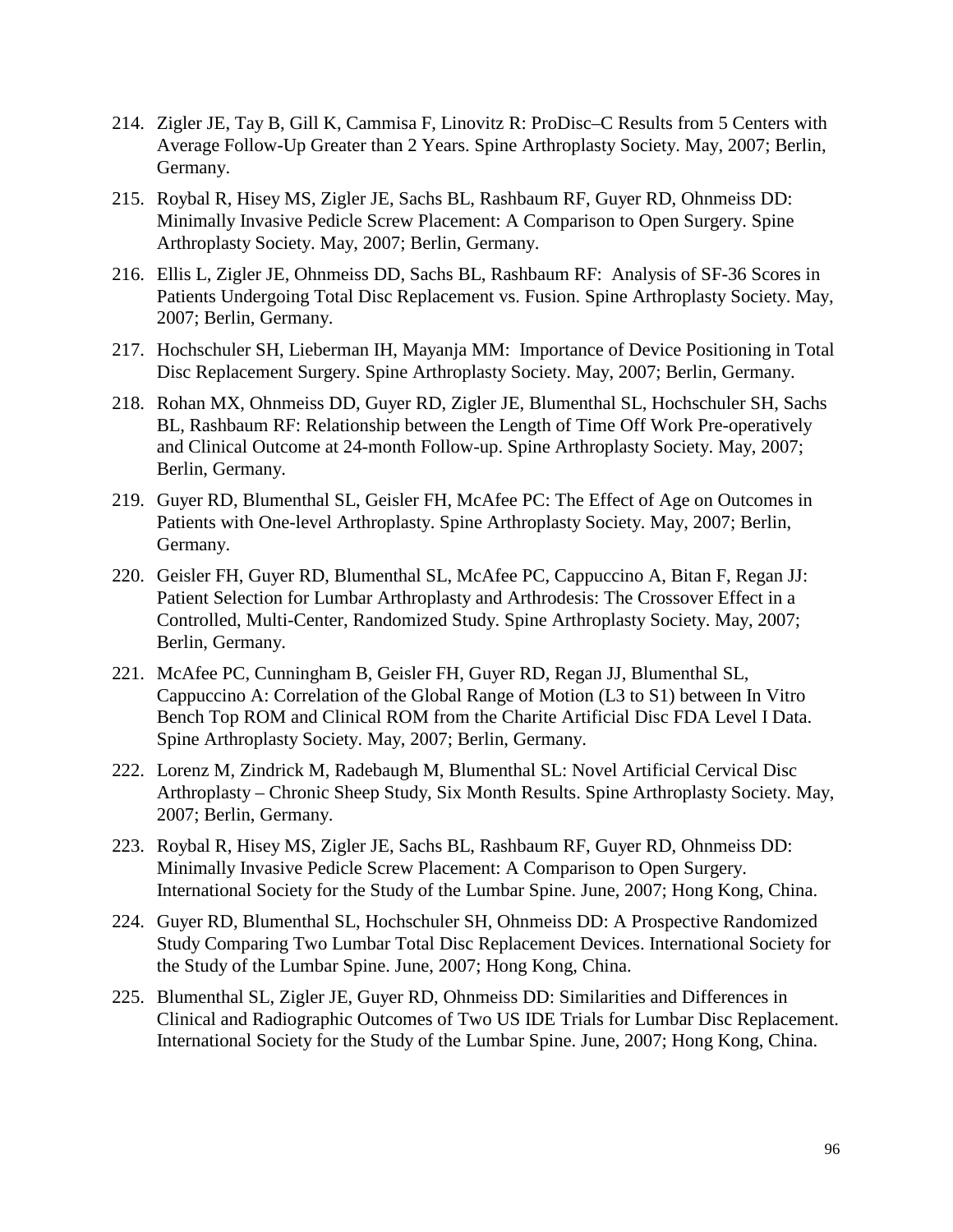214. Zigler JE, Tay B, Gill K, Cammisa F, Linovitz R: ProDisc–C Results from 5 Centers with Average Follow-Up Greater than 2 Years. Spine Arthroplasty Society. May, 2007; Berlin, Germany.

215. Roybal R, Hisey MS, Zigler JE, Sachs BL, Rashbaum RF, Guyer RD, Ohnmeiss DD: Minimally Invasive Pedicle Screw Placement: A Comparison to Open Surgery. Spine Arthroplasty Society. May, 2007; Berlin, Germany.

216. Ellis L, Zigler JE, Ohnmeiss DD, Sachs BL, Rashbaum RF: Analysis of SF-36 Scores in Patients Undergoing Total Disc Replacement vs. Fusion. Spine Arthroplasty Society. May, 2007; Berlin, Germany.

217. Hochschuler SH, Lieberman IH, Mayanja MM: Importance of Device Positioning in Total Disc Replacement Surgery. Spine Arthroplasty Society. May, 2007; Berlin, Germany.

218. Rohan MX, Ohnmeiss DD, Guyer RD, Zigler JE, Blumenthal SL, Hochschuler SH, Sachs BL, Rashbaum RF: Relationship between the Length of Time Off Work Pre-operatively and Clinical Outcome at 24-month Follow-up. Spine Arthroplasty Society. May, 2007; Berlin, Germany.

219. Guyer RD, Blumenthal SL, Geisler FH, McAfee PC: The Effect of Age on Outcomes in Patients with One-level Arthroplasty. Spine Arthroplasty Society. May, 2007; Berlin, Germany.

220. Geisler FH, Guyer RD, Blumenthal SL, McAfee PC, Cappuccino A, Bitan F, Regan JJ: Patient Selection for Lumbar Arthroplasty and Arthrodesis: The Crossover Effect in a Controlled, Multi-Center, Randomized Study. Spine Arthroplasty Society. May, 2007; Berlin, Germany.

221. McAfee PC, Cunningham B, Geisler FH, Guyer RD, Regan JJ, Blumenthal SL, Cappuccino A: Correlation of the Global Range of Motion (L3 to S1) between In Vitro Bench Top ROM and Clinical ROM from the Charite Artificial Disc FDA Level I Data. Spine Arthroplasty Society. May, 2007; Berlin, Germany.

222. Lorenz M, Zindrick M, Radebaugh M, Blumenthal SL: Novel Artificial Cervical Disc Arthroplasty – Chronic Sheep Study, Six Month Results. Spine Arthroplasty Society. May, 2007; Berlin, Germany.

223. Roybal R, Hisey MS, Zigler JE, Sachs BL, Rashbaum RF, Guyer RD, Ohnmeiss DD: Minimally Invasive Pedicle Screw Placement: A Comparison to Open Surgery. International Society for the Study of the Lumbar Spine. June, 2007; Hong Kong, China.

224. Guyer RD, Blumenthal SL, Hochschuler SH, Ohnmeiss DD: A Prospective Randomized Study Comparing Two Lumbar Total Disc Replacement Devices. International Society for the Study of the Lumbar Spine. June, 2007; Hong Kong, China.

225. Blumenthal SL, Zigler JE, Guyer RD, Ohnmeiss DD: Similarities and Differences in Clinical and Radiographic Outcomes of Two US IDE Trials for Lumbar Disc Replacement. International Society for the Study of the Lumbar Spine. June, 2007; Hong Kong, China.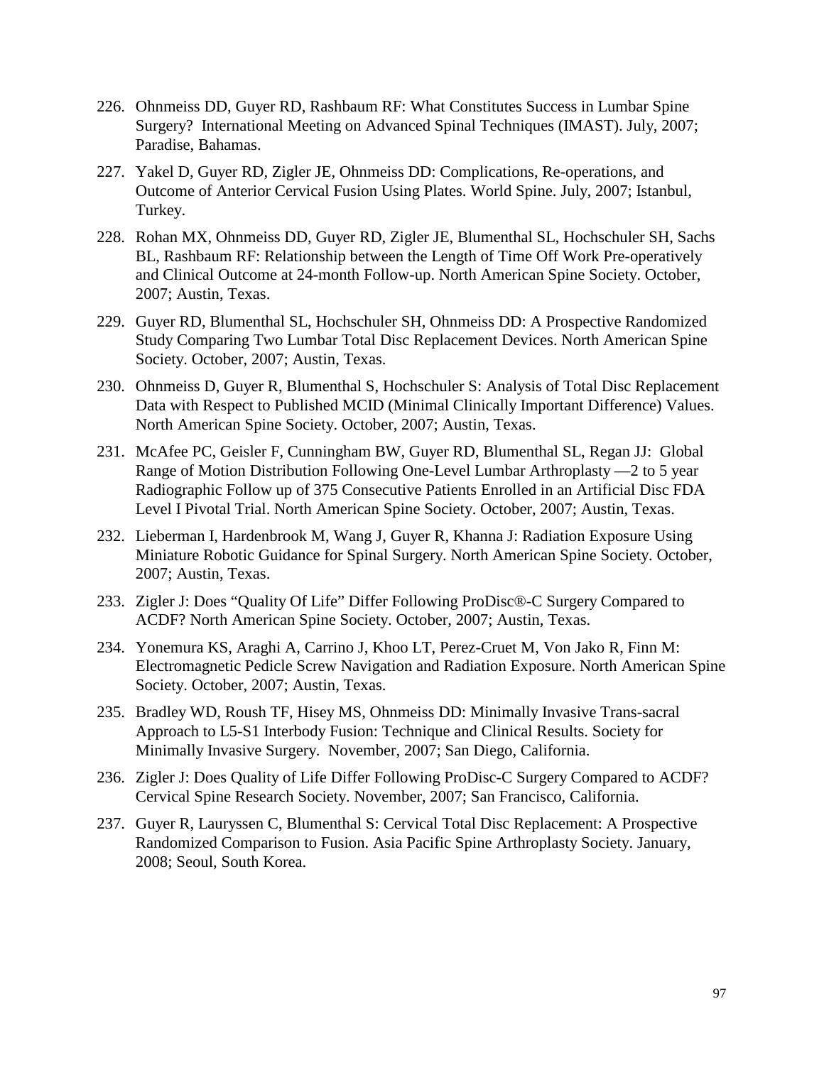226. Ohnmeiss DD, Guyer RD, Rashbaum RF: What Constitutes Success in Lumbar Spine Surgery? International Meeting on Advanced Spinal Techniques (IMAST). July, 2007; Paradise, Bahamas.

227. Yakel D, Guyer RD, Zigler JE, Ohnmeiss DD: Complications, Re-operations, and Outcome of Anterior Cervical Fusion Using Plates. World Spine. July, 2007; Istanbul, Turkey.

228. Rohan MX, Ohnmeiss DD, Guyer RD, Zigler JE, Blumenthal SL, Hochschuler SH, Sachs BL, Rashbaum RF: Relationship between the Length of Time Off Work Pre-operatively and Clinical Outcome at 24-month Follow-up. North American Spine Society. October, 2007; Austin, Texas.

229. Guyer RD, Blumenthal SL, Hochschuler SH, Ohnmeiss DD: A Prospective Randomized Study Comparing Two Lumbar Total Disc Replacement Devices. North American Spine Society. October, 2007; Austin, Texas.

230. Ohnmeiss D, Guyer R, Blumenthal S, Hochschuler S: Analysis of Total Disc Replacement Data with Respect to Published MCID (Minimal Clinically Important Difference) Values. North American Spine Society. October, 2007; Austin, Texas.

231. McAfee PC, Geisler F, Cunningham BW, Guyer RD, Blumenthal SL, Regan JJ: Global Range of Motion Distribution Following One-Level Lumbar Arthroplasty —2 to 5 year Radiographic Follow up of 375 Consecutive Patients Enrolled in an Artificial Disc FDA Level I Pivotal Trial. North American Spine Society. October, 2007; Austin, Texas.

232. Lieberman I, Hardenbrook M, Wang J, Guyer R, Khanna J: Radiation Exposure Using Miniature Robotic Guidance for Spinal Surgery. North American Spine Society. October, 2007; Austin, Texas.

233. Zigler J: Does "Quality Of Life" Differ Following ProDisc®-C Surgery Compared to ACDF? North American Spine Society. October, 2007; Austin, Texas.

234. Yonemura KS, Araghi A, Carrino J, Khoo LT, Perez-Cruet M, Von Jako R, Finn M: Electromagnetic Pedicle Screw Navigation and Radiation Exposure. North American Spine Society. October, 2007; Austin, Texas.

235. Bradley WD, Roush TF, Hisey MS, Ohnmeiss DD: Minimally Invasive Trans-sacral Approach to L5-S1 Interbody Fusion: Technique and Clinical Results. Society for Minimally Invasive Surgery. November, 2007; San Diego, California.

236. Zigler J: Does Quality of Life Differ Following ProDisc-C Surgery Compared to ACDF? Cervical Spine Research Society. November, 2007; San Francisco, California.

237. Guyer R, Lauryssen C, Blumenthal S: Cervical Total Disc Replacement: A Prospective Randomized Comparison to Fusion. Asia Pacific Spine Arthroplasty Society. January, 2008; Seoul, South Korea.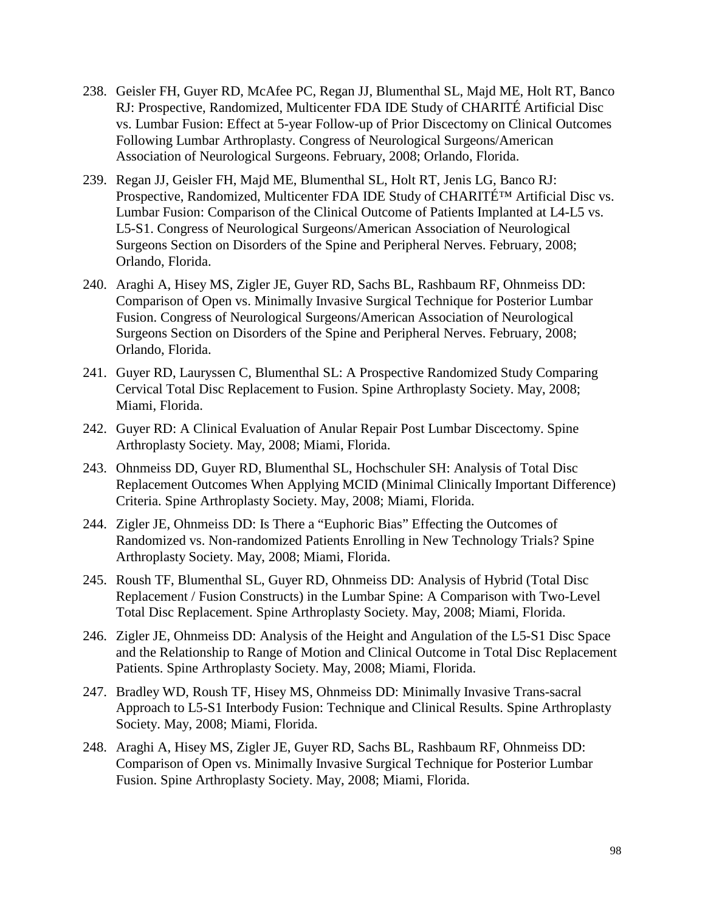238. Geisler FH, Guyer RD, McAfee PC, Regan JJ, Blumenthal SL, Majd ME, Holt RT, Banco RJ: Prospective, Randomized, Multicenter FDA IDE Study of CHARITÉ Artificial Disc vs. Lumbar Fusion: Effect at 5-year Follow-up of Prior Discectomy on Clinical Outcomes Following Lumbar Arthroplasty. Congress of Neurological Surgeons/American Association of Neurological Surgeons. February, 2008; Orlando, Florida.

239. Regan JJ, Geisler FH, Majd ME, Blumenthal SL, Holt RT, Jenis LG, Banco RJ: Prospective, Randomized, Multicenter FDA IDE Study of CHARITÉ™ Artificial Disc vs. Lumbar Fusion: Comparison of the Clinical Outcome of Patients Implanted at L4-L5 vs. L5-S1. Congress of Neurological Surgeons/American Association of Neurological Surgeons Section on Disorders of the Spine and Peripheral Nerves. February, 2008; Orlando, Florida.

240. Araghi A, Hisey MS, Zigler JE, Guyer RD, Sachs BL, Rashbaum RF, Ohnmeiss DD: Comparison of Open vs. Minimally Invasive Surgical Technique for Posterior Lumbar Fusion. Congress of Neurological Surgeons/American Association of Neurological Surgeons Section on Disorders of the Spine and Peripheral Nerves. February, 2008; Orlando, Florida.

241. Guyer RD, Lauryssen C, Blumenthal SL: A Prospective Randomized Study Comparing Cervical Total Disc Replacement to Fusion. Spine Arthroplasty Society. May, 2008; Miami, Florida.

242. Guyer RD: A Clinical Evaluation of Anular Repair Post Lumbar Discectomy. Spine Arthroplasty Society. May, 2008; Miami, Florida.

243. Ohnmeiss DD, Guyer RD, Blumenthal SL, Hochschuler SH: Analysis of Total Disc Replacement Outcomes When Applying MCID (Minimal Clinically Important Difference) Criteria. Spine Arthroplasty Society. May, 2008; Miami, Florida.

244. Zigler JE, Ohnmeiss DD: Is There a "Euphoric Bias" Effecting the Outcomes of Randomized vs. Non-randomized Patients Enrolling in New Technology Trials? Spine Arthroplasty Society. May, 2008; Miami, Florida.

245. Roush TF, Blumenthal SL, Guyer RD, Ohnmeiss DD: Analysis of Hybrid (Total Disc Replacement / Fusion Constructs) in the Lumbar Spine: A Comparison with Two-Level Total Disc Replacement. Spine Arthroplasty Society. May, 2008; Miami, Florida.

246. Zigler JE, Ohnmeiss DD: Analysis of the Height and Angulation of the L5-S1 Disc Space and the Relationship to Range of Motion and Clinical Outcome in Total Disc Replacement Patients. Spine Arthroplasty Society. May, 2008; Miami, Florida.

247. Bradley WD, Roush TF, Hisey MS, Ohnmeiss DD: Minimally Invasive Trans-sacral Approach to L5-S1 Interbody Fusion: Technique and Clinical Results. Spine Arthroplasty Society. May, 2008; Miami, Florida.

248. Araghi A, Hisey MS, Zigler JE, Guyer RD, Sachs BL, Rashbaum RF, Ohnmeiss DD: Comparison of Open vs. Minimally Invasive Surgical Technique for Posterior Lumbar Fusion. Spine Arthroplasty Society. May, 2008; Miami, Florida.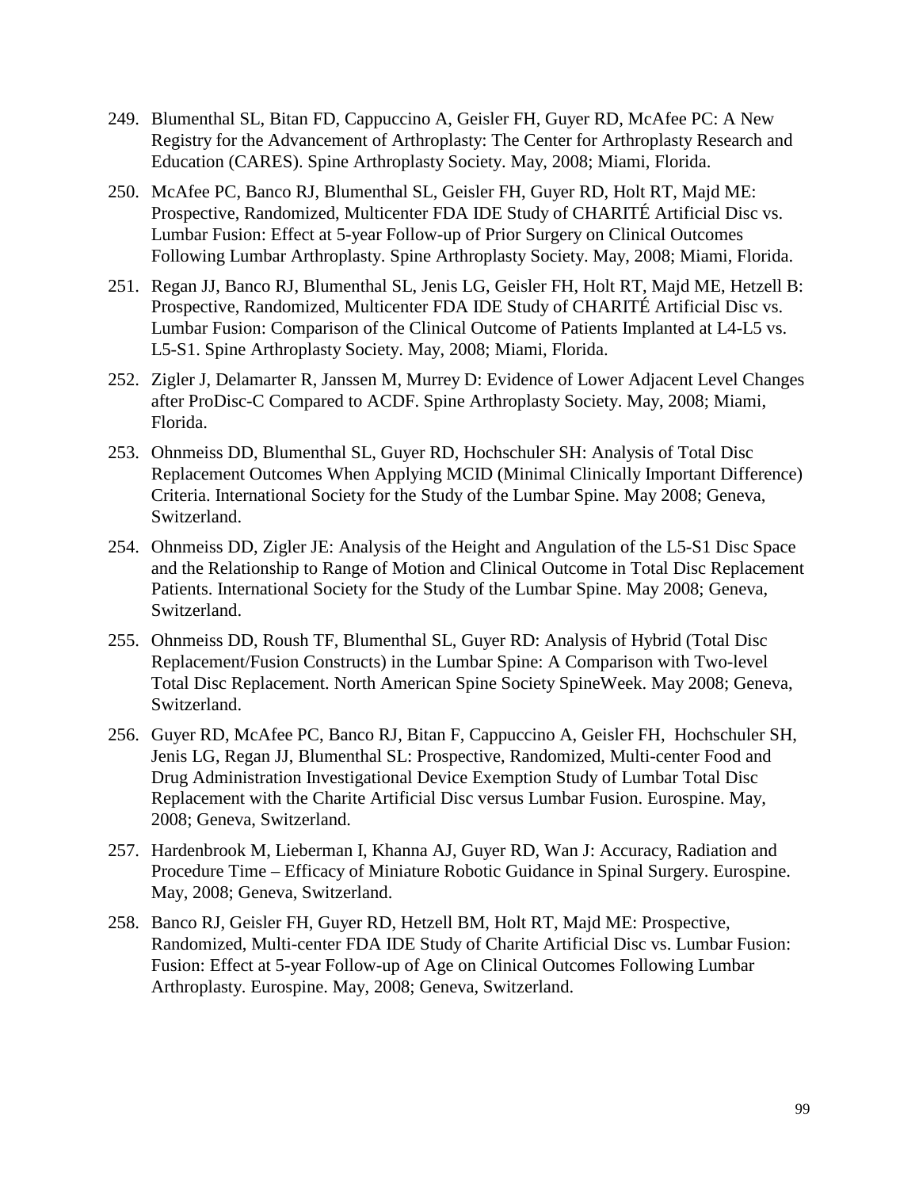249. Blumenthal SL, Bitan FD, Cappuccino A, Geisler FH, Guyer RD, McAfee PC: A New Registry for the Advancement of Arthroplasty: The Center for Arthroplasty Research and Education (CARES). Spine Arthroplasty Society. May, 2008; Miami, Florida.

250. McAfee PC, Banco RJ, Blumenthal SL, Geisler FH, Guyer RD, Holt RT, Majd ME: Prospective, Randomized, Multicenter FDA IDE Study of CHARITÉ Artificial Disc vs. Lumbar Fusion: Effect at 5-year Follow-up of Prior Surgery on Clinical Outcomes Following Lumbar Arthroplasty. Spine Arthroplasty Society. May, 2008; Miami, Florida.

251. Regan JJ, Banco RJ, Blumenthal SL, Jenis LG, Geisler FH, Holt RT, Majd ME, Hetzell B: Prospective, Randomized, Multicenter FDA IDE Study of CHARITÉ Artificial Disc vs. Lumbar Fusion: Comparison of the Clinical Outcome of Patients Implanted at L4-L5 vs. L5-S1. Spine Arthroplasty Society. May, 2008; Miami, Florida.

252. Zigler J, Delamarter R, Janssen M, Murrey D: Evidence of Lower Adjacent Level Changes after ProDisc-C Compared to ACDF. Spine Arthroplasty Society. May, 2008; Miami, Florida.

253. Ohnmeiss DD, Blumenthal SL, Guyer RD, Hochschuler SH: Analysis of Total Disc Replacement Outcomes When Applying MCID (Minimal Clinically Important Difference) Criteria. International Society for the Study of the Lumbar Spine. May 2008; Geneva, Switzerland.

254. Ohnmeiss DD, Zigler JE: Analysis of the Height and Angulation of the L5-S1 Disc Space and the Relationship to Range of Motion and Clinical Outcome in Total Disc Replacement Patients. International Society for the Study of the Lumbar Spine. May 2008; Geneva, Switzerland.

255. Ohnmeiss DD, Roush TF, Blumenthal SL, Guyer RD: Analysis of Hybrid (Total Disc Replacement/Fusion Constructs) in the Lumbar Spine: A Comparison with Two-level Total Disc Replacement. North American Spine Society SpineWeek. May 2008; Geneva, Switzerland.

256. Guyer RD, McAfee PC, Banco RJ, Bitan F, Cappuccino A, Geisler FH, Hochschuler SH, Jenis LG, Regan JJ, Blumenthal SL: Prospective, Randomized, Multi-center Food and Drug Administration Investigational Device Exemption Study of Lumbar Total Disc Replacement with the Charite Artificial Disc versus Lumbar Fusion. Eurospine. May, 2008; Geneva, Switzerland.

257. Hardenbrook M, Lieberman I, Khanna AJ, Guyer RD, Wan J: Accuracy, Radiation and Procedure Time – Efficacy of Miniature Robotic Guidance in Spinal Surgery. Eurospine. May, 2008; Geneva, Switzerland.

258. Banco RJ, Geisler FH, Guyer RD, Hetzell BM, Holt RT, Majd ME: Prospective, Randomized, Multi-center FDA IDE Study of Charite Artificial Disc vs. Lumbar Fusion: Fusion: Effect at 5-year Follow-up of Age on Clinical Outcomes Following Lumbar Arthroplasty. Eurospine. May, 2008; Geneva, Switzerland.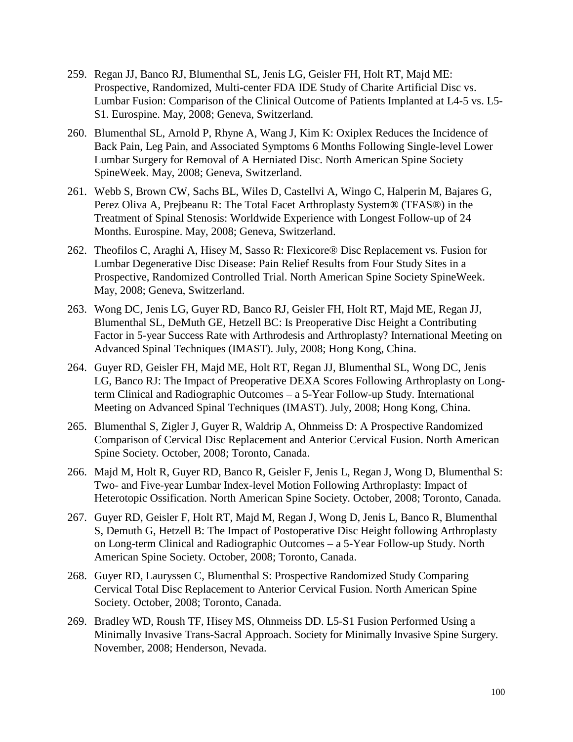259. Regan JJ, Banco RJ, Blumenthal SL, Jenis LG, Geisler FH, Holt RT, Majd ME: Prospective, Randomized, Multi-center FDA IDE Study of Charite Artificial Disc vs. Lumbar Fusion: Comparison of the Clinical Outcome of Patients Implanted at L4-5 vs. L5-S1. Eurospine. May, 2008; Geneva, Switzerland.

260. Blumenthal SL, Arnold P, Rhyne A, Wang J, Kim K: Oxiplex Reduces the Incidence of Back Pain, Leg Pain, and Associated Symptoms 6 Months Following Single-level Lower Lumbar Surgery for Removal of A Herniated Disc. North American Spine Society SpineWeek. May, 2008; Geneva, Switzerland.

261. Webb S, Brown CW, Sachs BL, Wiles D, Castellvi A, Wingo C, Halperin M, Bajares G, Perez Oliva A, Prejbeanu R: The Total Facet Arthroplasty System® (TFAS®) in the Treatment of Spinal Stenosis: Worldwide Experience with Longest Follow-up of 24 Months. Eurospine. May, 2008; Geneva, Switzerland.

262. Theofilos C, Araghi A, Hisey M, Sasso R: Flexicore® Disc Replacement vs. Fusion for Lumbar Degenerative Disc Disease: Pain Relief Results from Four Study Sites in a Prospective, Randomized Controlled Trial. North American Spine Society SpineWeek. May, 2008; Geneva, Switzerland.

263. Wong DC, Jenis LG, Guyer RD, Banco RJ, Geisler FH, Holt RT, Majd ME, Regan JJ, Blumenthal SL, DeMuth GE, Hetzell BC: Is Preoperative Disc Height a Contributing Factor in 5-year Success Rate with Arthrodesis and Arthroplasty? International Meeting on Advanced Spinal Techniques (IMAST). July, 2008; Hong Kong, China.

264. Guyer RD, Geisler FH, Majd ME, Holt RT, Regan JJ, Blumenthal SL, Wong DC, Jenis LG, Banco RJ: The Impact of Preoperative DEXA Scores Following Arthroplasty on Long-term Clinical and Radiographic Outcomes – a 5-Year Follow-up Study. International Meeting on Advanced Spinal Techniques (IMAST). July, 2008; Hong Kong, China.

265. Blumenthal S, Zigler J, Guyer R, Waldrip A, Ohnmeiss D: A Prospective Randomized Comparison of Cervical Disc Replacement and Anterior Cervical Fusion. North American Spine Society. October, 2008; Toronto, Canada.

266. Majd M, Holt R, Guyer RD, Banco R, Geisler F, Jenis L, Regan J, Wong D, Blumenthal S: Two- and Five-year Lumbar Index-level Motion Following Arthroplasty: Impact of Heterotopic Ossification. North American Spine Society. October, 2008; Toronto, Canada.

267. Guyer RD, Geisler F, Holt RT, Majd M, Regan J, Wong D, Jenis L, Banco R, Blumenthal S, Demuth G, Hetzell B: The Impact of Postoperative Disc Height following Arthroplasty on Long-term Clinical and Radiographic Outcomes – a 5-Year Follow-up Study. North American Spine Society. October, 2008; Toronto, Canada.

268. Guyer RD, Lauryssen C, Blumenthal S: Prospective Randomized Study Comparing Cervical Total Disc Replacement to Anterior Cervical Fusion. North American Spine Society. October, 2008; Toronto, Canada.

269. Bradley WD, Roush TF, Hisey MS, Ohnmeiss DD. L5-S1 Fusion Performed Using a Minimally Invasive Trans-Sacral Approach. Society for Minimally Invasive Spine Surgery. November, 2008; Henderson, Nevada.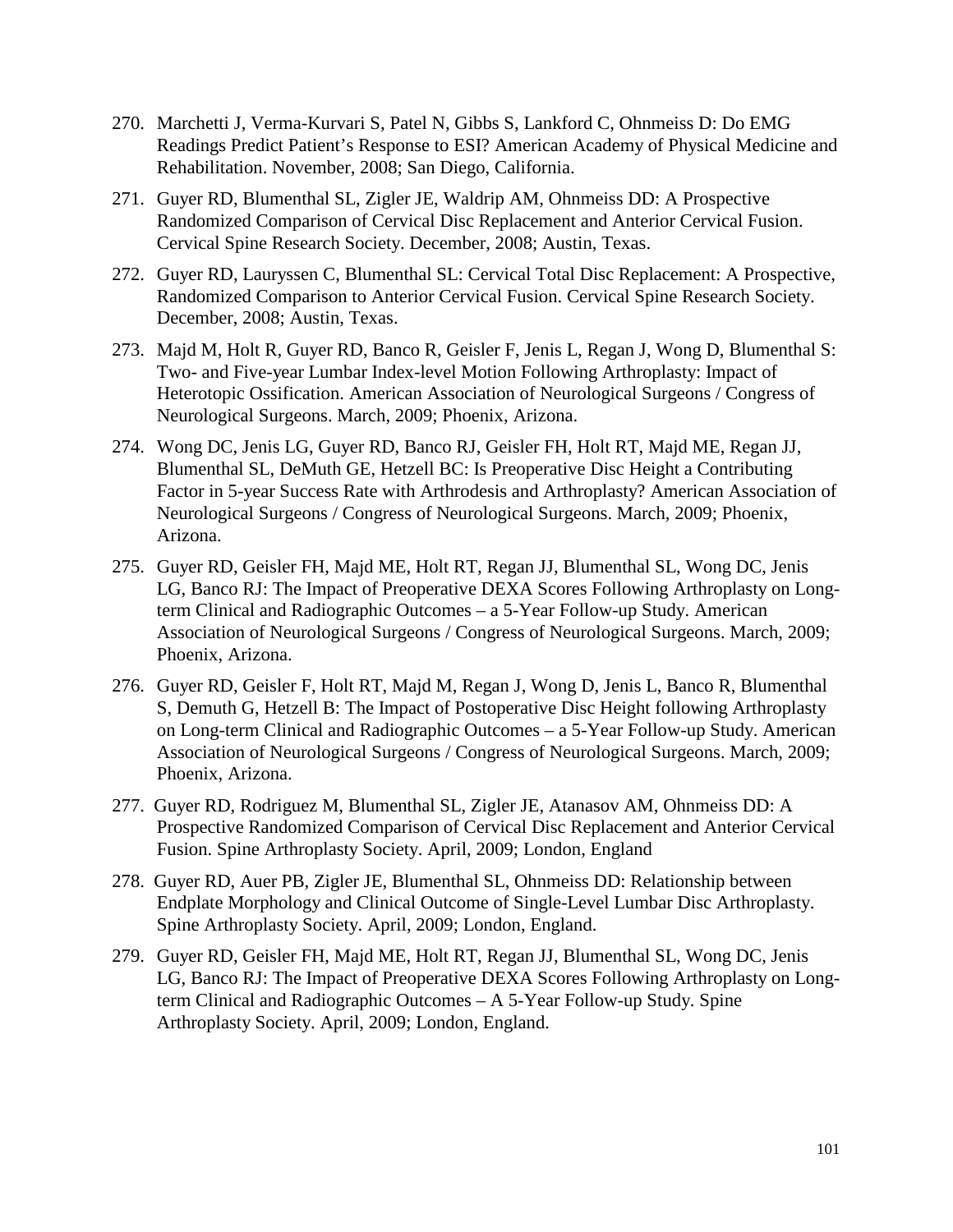270. Marchetti J, Verma-Kurvari S, Patel N, Gibbs S, Lankford C, Ohnmeiss D: Do EMG Readings Predict Patient's Response to ESI? American Academy of Physical Medicine and Rehabilitation. November, 2008; San Diego, California.

271. Guyer RD, Blumenthal SL, Zigler JE, Waldrip AM, Ohnmeiss DD: A Prospective Randomized Comparison of Cervical Disc Replacement and Anterior Cervical Fusion. Cervical Spine Research Society. December, 2008; Austin, Texas.

272. Guyer RD, Lauryssen C, Blumenthal SL: Cervical Total Disc Replacement: A Prospective, Randomized Comparison to Anterior Cervical Fusion. Cervical Spine Research Society. December, 2008; Austin, Texas.

273. Majd M, Holt R, Guyer RD, Banco R, Geisler F, Jenis L, Regan J, Wong D, Blumenthal S: Two- and Five-year Lumbar Index-level Motion Following Arthroplasty: Impact of Heterotopic Ossification. American Association of Neurological Surgeons / Congress of Neurological Surgeons. March, 2009; Phoenix, Arizona.

274. Wong DC, Jenis LG, Guyer RD, Banco RJ, Geisler FH, Holt RT, Majd ME, Regan JJ, Blumenthal SL, DeMuth GE, Hetzell BC: Is Preoperative Disc Height a Contributing Factor in 5-year Success Rate with Arthrodesis and Arthroplasty? American Association of Neurological Surgeons / Congress of Neurological Surgeons. March, 2009; Phoenix, Arizona.

275. Guyer RD, Geisler FH, Majd ME, Holt RT, Regan JJ, Blumenthal SL, Wong DC, Jenis LG, Banco RJ: The Impact of Preoperative DEXA Scores Following Arthroplasty on Long-term Clinical and Radiographic Outcomes – a 5-Year Follow-up Study. American Association of Neurological Surgeons / Congress of Neurological Surgeons. March, 2009; Phoenix, Arizona.

276. Guyer RD, Geisler F, Holt RT, Majd M, Regan J, Wong D, Jenis L, Banco R, Blumenthal S, Demuth G, Hetzell B: The Impact of Postoperative Disc Height following Arthroplasty on Long-term Clinical and Radiographic Outcomes – a 5-Year Follow-up Study. American Association of Neurological Surgeons / Congress of Neurological Surgeons. March, 2009; Phoenix, Arizona.

277. Guyer RD, Rodriguez M, Blumenthal SL, Zigler JE, Atanasov AM, Ohnmeiss DD: A Prospective Randomized Comparison of Cervical Disc Replacement and Anterior Cervical Fusion. Spine Arthroplasty Society. April, 2009; London, England

278. Guyer RD, Auer PB, Zigler JE, Blumenthal SL, Ohnmeiss DD: Relationship between Endplate Morphology and Clinical Outcome of Single-Level Lumbar Disc Arthroplasty. Spine Arthroplasty Society. April, 2009; London, England.

279. Guyer RD, Geisler FH, Majd ME, Holt RT, Regan JJ, Blumenthal SL, Wong DC, Jenis LG, Banco RJ: The Impact of Preoperative DEXA Scores Following Arthroplasty on Long-term Clinical and Radiographic Outcomes – A 5-Year Follow-up Study. Spine Arthroplasty Society. April, 2009; London, England.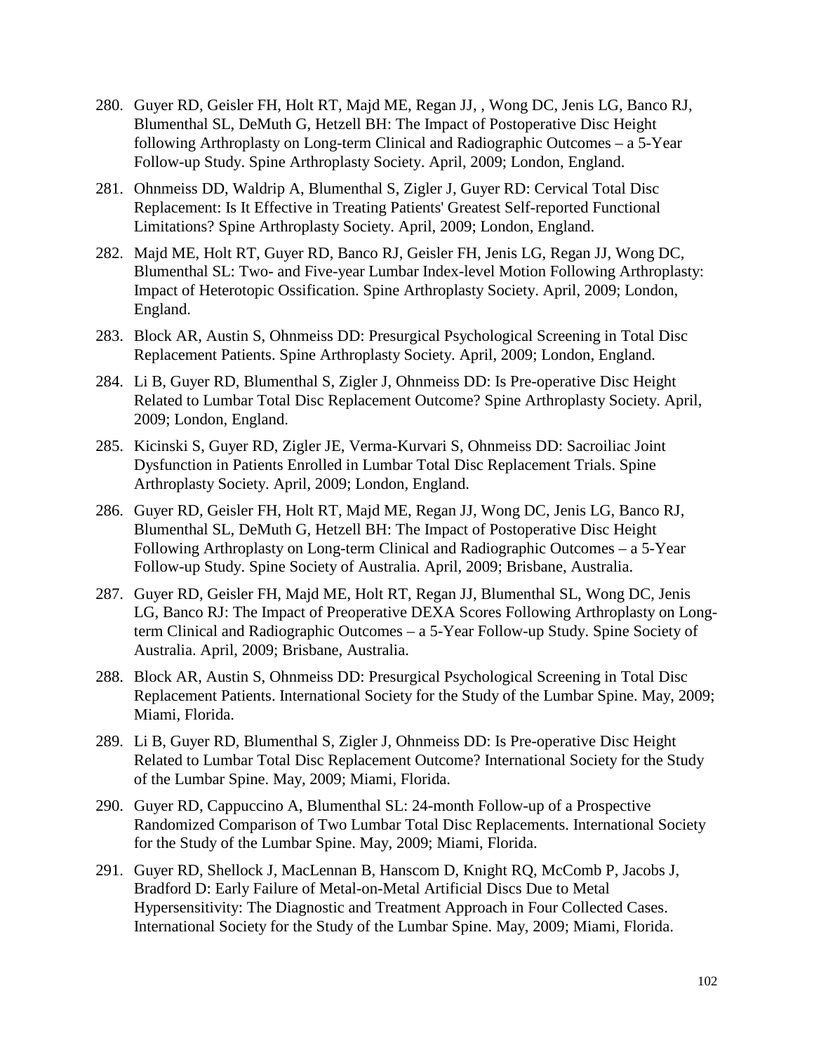280. Guyer RD, Geisler FH, Holt RT, Majd ME, Regan JJ, , Wong DC, Jenis LG, Banco RJ, Blumenthal SL, DeMuth G, Hetzell BH: The Impact of Postoperative Disc Height following Arthroplasty on Long-term Clinical and Radiographic Outcomes – a 5-Year Follow-up Study. Spine Arthroplasty Society. April, 2009; London, England.

281. Ohnmeiss DD, Waldrip A, Blumenthal S, Zigler J, Guyer RD: Cervical Total Disc Replacement: Is It Effective in Treating Patients' Greatest Self-reported Functional Limitations? Spine Arthroplasty Society. April, 2009; London, England.

282. Majd ME, Holt RT, Guyer RD, Banco RJ, Geisler FH, Jenis LG, Regan JJ, Wong DC, Blumenthal SL: Two- and Five-year Lumbar Index-level Motion Following Arthroplasty: Impact of Heterotopic Ossification. Spine Arthroplasty Society. April, 2009; London, England.

283. Block AR, Austin S, Ohnmeiss DD: Presurgical Psychological Screening in Total Disc Replacement Patients. Spine Arthroplasty Society. April, 2009; London, England.

284. Li B, Guyer RD, Blumenthal S, Zigler J, Ohnmeiss DD: Is Pre-operative Disc Height Related to Lumbar Total Disc Replacement Outcome? Spine Arthroplasty Society. April, 2009; London, England.

285. Kicinski S, Guyer RD, Zigler JE, Verma-Kurvari S, Ohnmeiss DD: Sacroiliac Joint Dysfunction in Patients Enrolled in Lumbar Total Disc Replacement Trials. Spine Arthroplasty Society. April, 2009; London, England.

286. Guyer RD, Geisler FH, Holt RT, Majd ME, Regan JJ, Wong DC, Jenis LG, Banco RJ, Blumenthal SL, DeMuth G, Hetzell BH: The Impact of Postoperative Disc Height Following Arthroplasty on Long-term Clinical and Radiographic Outcomes – a 5-Year Follow-up Study. Spine Society of Australia. April, 2009; Brisbane, Australia.

287. Guyer RD, Geisler FH, Majd ME, Holt RT, Regan JJ, Blumenthal SL, Wong DC, Jenis LG, Banco RJ: The Impact of Preoperative DEXA Scores Following Arthroplasty on Long-term Clinical and Radiographic Outcomes – a 5-Year Follow-up Study. Spine Society of Australia. April, 2009; Brisbane, Australia.

288. Block AR, Austin S, Ohnmeiss DD: Presurgical Psychological Screening in Total Disc Replacement Patients. International Society for the Study of the Lumbar Spine. May, 2009; Miami, Florida.

289. Li B, Guyer RD, Blumenthal S, Zigler J, Ohnmeiss DD: Is Pre-operative Disc Height Related to Lumbar Total Disc Replacement Outcome? International Society for the Study of the Lumbar Spine. May, 2009; Miami, Florida.

290. Guyer RD, Cappuccino A, Blumenthal SL: 24-month Follow-up of a Prospective Randomized Comparison of Two Lumbar Total Disc Replacements. International Society for the Study of the Lumbar Spine. May, 2009; Miami, Florida.

291. Guyer RD, Shellock J, MacLennan B, Hanscom D, Knight RQ, McComb P, Jacobs J, Bradford D: Early Failure of Metal-on-Metal Artificial Discs Due to Metal Hypersensitivity: The Diagnostic and Treatment Approach in Four Collected Cases. International Society for the Study of the Lumbar Spine. May, 2009; Miami, Florida.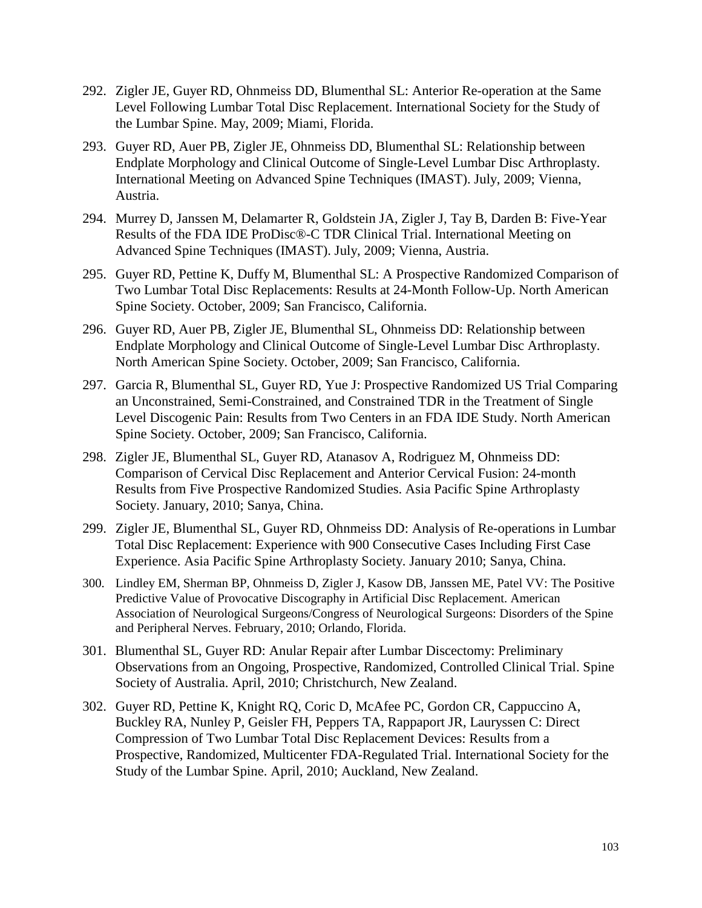292. Zigler JE, Guyer RD, Ohnmeiss DD, Blumenthal SL: Anterior Re-operation at the Same Level Following Lumbar Total Disc Replacement. International Society for the Study of the Lumbar Spine. May, 2009; Miami, Florida.

293. Guyer RD, Auer PB, Zigler JE, Ohnmeiss DD, Blumenthal SL: Relationship between Endplate Morphology and Clinical Outcome of Single-Level Lumbar Disc Arthroplasty. International Meeting on Advanced Spine Techniques (IMAST). July, 2009; Vienna, Austria.

294. Murrey D, Janssen M, Delamarter R, Goldstein JA, Zigler J, Tay B, Darden B: Five-Year Results of the FDA IDE ProDisc®-C TDR Clinical Trial. International Meeting on Advanced Spine Techniques (IMAST). July, 2009; Vienna, Austria.

295. Guyer RD, Pettine K, Duffy M, Blumenthal SL: A Prospective Randomized Comparison of Two Lumbar Total Disc Replacements: Results at 24-Month Follow-Up. North American Spine Society. October, 2009; San Francisco, California.

296. Guyer RD, Auer PB, Zigler JE, Blumenthal SL, Ohnmeiss DD: Relationship between Endplate Morphology and Clinical Outcome of Single-Level Lumbar Disc Arthroplasty. North American Spine Society. October, 2009; San Francisco, California.

297. Garcia R, Blumenthal SL, Guyer RD, Yue J: Prospective Randomized US Trial Comparing an Unconstrained, Semi-Constrained, and Constrained TDR in the Treatment of Single Level Discogenic Pain: Results from Two Centers in an FDA IDE Study. North American Spine Society. October, 2009; San Francisco, California.

298. Zigler JE, Blumenthal SL, Guyer RD, Atanasov A, Rodriguez M, Ohnmeiss DD: Comparison of Cervical Disc Replacement and Anterior Cervical Fusion: 24-month Results from Five Prospective Randomized Studies. Asia Pacific Spine Arthroplasty Society. January, 2010; Sanya, China.

299. Zigler JE, Blumenthal SL, Guyer RD, Ohnmeiss DD: Analysis of Re-operations in Lumbar Total Disc Replacement: Experience with 900 Consecutive Cases Including First Case Experience. Asia Pacific Spine Arthroplasty Society. January 2010; Sanya, China.

300. Lindley EM, Sherman BP, Ohnmeiss D, Zigler J, Kasow DB, Janssen ME, Patel VV: The Positive Predictive Value of Provocative Discography in Artificial Disc Replacement. American Association of Neurological Surgeons/Congress of Neurological Surgeons: Disorders of the Spine and Peripheral Nerves. February, 2010; Orlando, Florida.

301. Blumenthal SL, Guyer RD: Anular Repair after Lumbar Discectomy: Preliminary Observations from an Ongoing, Prospective, Randomized, Controlled Clinical Trial. Spine Society of Australia. April, 2010; Christchurch, New Zealand.

302. Guyer RD, Pettine K, Knight RQ, Coric D, McAfee PC, Gordon CR, Cappuccino A, Buckley RA, Nunley P, Geisler FH, Peppers TA, Rappaport JR, Lauryssen C: Direct Compression of Two Lumbar Total Disc Replacement Devices: Results from a Prospective, Randomized, Multicenter FDA-Regulated Trial. International Society for the Study of the Lumbar Spine. April, 2010; Auckland, New Zealand.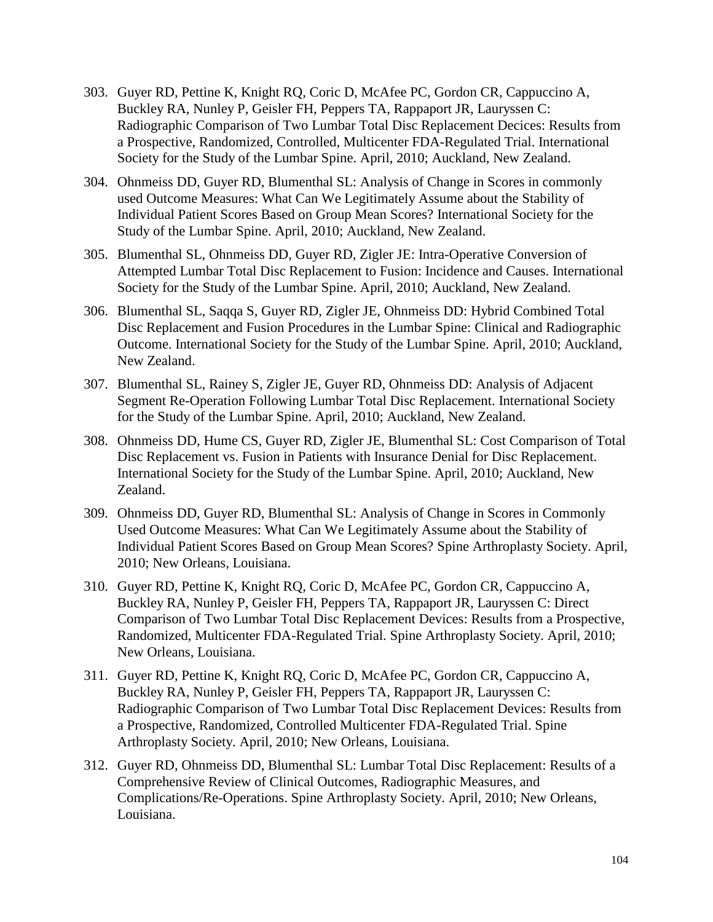303. Guyer RD, Pettine K, Knight RQ, Coric D, McAfee PC, Gordon CR, Cappuccino A, Buckley RA, Nunley P, Geisler FH, Peppers TA, Rappaport JR, Lauryssen C: Radiographic Comparison of Two Lumbar Total Disc Replacement Decices: Results from a Prospective, Randomized, Controlled, Multicenter FDA-Regulated Trial. International Society for the Study of the Lumbar Spine. April, 2010; Auckland, New Zealand.

304. Ohnmeiss DD, Guyer RD, Blumenthal SL: Analysis of Change in Scores in commonly used Outcome Measures: What Can We Legitimately Assume about the Stability of Individual Patient Scores Based on Group Mean Scores? International Society for the Study of the Lumbar Spine. April, 2010; Auckland, New Zealand.

305. Blumenthal SL, Ohnmeiss DD, Guyer RD, Zigler JE: Intra-Operative Conversion of Attempted Lumbar Total Disc Replacement to Fusion: Incidence and Causes. International Society for the Study of the Lumbar Spine. April, 2010; Auckland, New Zealand.

306. Blumenthal SL, Saqqa S, Guyer RD, Zigler JE, Ohnmeiss DD: Hybrid Combined Total Disc Replacement and Fusion Procedures in the Lumbar Spine: Clinical and Radiographic Outcome. International Society for the Study of the Lumbar Spine. April, 2010; Auckland, New Zealand.

307. Blumenthal SL, Rainey S, Zigler JE, Guyer RD, Ohnmeiss DD: Analysis of Adjacent Segment Re-Operation Following Lumbar Total Disc Replacement. International Society for the Study of the Lumbar Spine. April, 2010; Auckland, New Zealand.

308. Ohnmeiss DD, Hume CS, Guyer RD, Zigler JE, Blumenthal SL: Cost Comparison of Total Disc Replacement vs. Fusion in Patients with Insurance Denial for Disc Replacement. International Society for the Study of the Lumbar Spine. April, 2010; Auckland, New Zealand.

309. Ohnmeiss DD, Guyer RD, Blumenthal SL: Analysis of Change in Scores in Commonly Used Outcome Measures: What Can We Legitimately Assume about the Stability of Individual Patient Scores Based on Group Mean Scores? Spine Arthroplasty Society. April, 2010; New Orleans, Louisiana.

310. Guyer RD, Pettine K, Knight RQ, Coric D, McAfee PC, Gordon CR, Cappuccino A, Buckley RA, Nunley P, Geisler FH, Peppers TA, Rappaport JR, Lauryssen C: Direct Comparison of Two Lumbar Total Disc Replacement Devices: Results from a Prospective, Randomized, Multicenter FDA-Regulated Trial. Spine Arthroplasty Society. April, 2010; New Orleans, Louisiana.

311. Guyer RD, Pettine K, Knight RQ, Coric D, McAfee PC, Gordon CR, Cappuccino A, Buckley RA, Nunley P, Geisler FH, Peppers TA, Rappaport JR, Lauryssen C: Radiographic Comparison of Two Lumbar Total Disc Replacement Devices: Results from a Prospective, Randomized, Controlled Multicenter FDA-Regulated Trial. Spine Arthroplasty Society. April, 2010; New Orleans, Louisiana.

312. Guyer RD, Ohnmeiss DD, Blumenthal SL: Lumbar Total Disc Replacement: Results of a Comprehensive Review of Clinical Outcomes, Radiographic Measures, and Complications/Re-Operations. Spine Arthroplasty Society. April, 2010; New Orleans, Louisiana.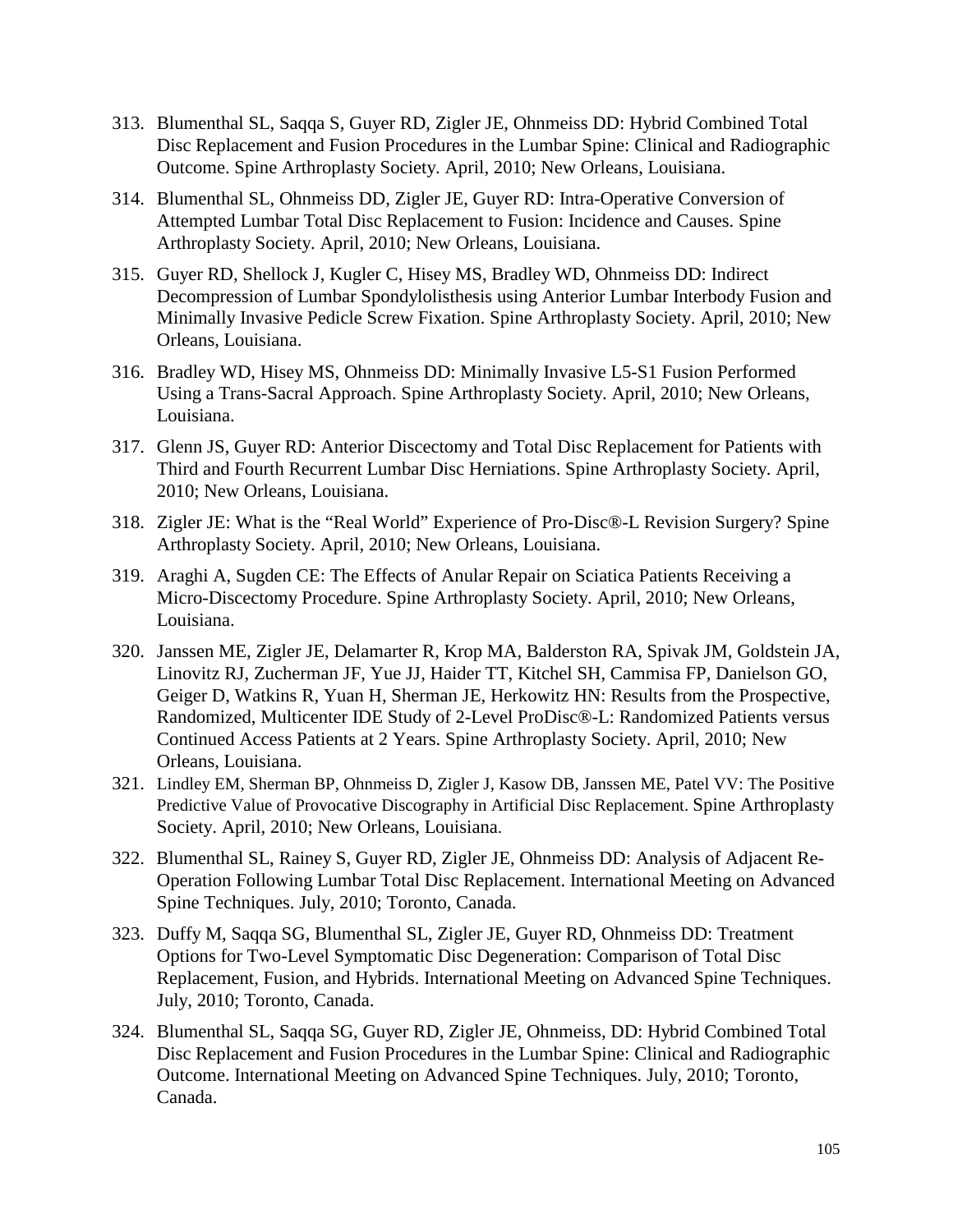313. Blumenthal SL, Saqqa S, Guyer RD, Zigler JE, Ohnmeiss DD: Hybrid Combined Total Disc Replacement and Fusion Procedures in the Lumbar Spine: Clinical and Radiographic Outcome. Spine Arthroplasty Society. April, 2010; New Orleans, Louisiana.

314. Blumenthal SL, Ohnmeiss DD, Zigler JE, Guyer RD: Intra-Operative Conversion of Attempted Lumbar Total Disc Replacement to Fusion: Incidence and Causes. Spine Arthroplasty Society. April, 2010; New Orleans, Louisiana.

315. Guyer RD, Shellock J, Kugler C, Hisey MS, Bradley WD, Ohnmeiss DD: Indirect Decompression of Lumbar Spondylolisthesis using Anterior Lumbar Interbody Fusion and Minimally Invasive Pedicle Screw Fixation. Spine Arthroplasty Society. April, 2010; New Orleans, Louisiana.

316. Bradley WD, Hisey MS, Ohnmeiss DD: Minimally Invasive L5-S1 Fusion Performed Using a Trans-Sacral Approach. Spine Arthroplasty Society. April, 2010; New Orleans, Louisiana.

317. Glenn JS, Guyer RD: Anterior Discectomy and Total Disc Replacement for Patients with Third and Fourth Recurrent Lumbar Disc Herniations. Spine Arthroplasty Society. April, 2010; New Orleans, Louisiana.

318. Zigler JE: What is the "Real World" Experience of Pro-Disc®-L Revision Surgery? Spine Arthroplasty Society. April, 2010; New Orleans, Louisiana.

319. Araghi A, Sugden CE: The Effects of Anular Repair on Sciatica Patients Receiving a Micro-Discectomy Procedure. Spine Arthroplasty Society. April, 2010; New Orleans, Louisiana.

320. Janssen ME, Zigler JE, Delamarter R, Krop MA, Balderston RA, Spivak JM, Goldstein JA, Linovitz RJ, Zucherman JF, Yue JJ, Haider TT, Kitchel SH, Cammisa FP, Danielson GO, Geiger D, Watkins R, Yuan H, Sherman JE, Herkowitz HN: Results from the Prospective, Randomized, Multicenter IDE Study of 2-Level ProDisc®-L: Randomized Patients versus Continued Access Patients at 2 Years. Spine Arthroplasty Society. April, 2010; New Orleans, Louisiana.

321. Lindley EM, Sherman BP, Ohnmeiss D, Zigler J, Kasow DB, Janssen ME, Patel VV: The Positive Predictive Value of Provocative Discography in Artificial Disc Replacement. Spine Arthroplasty Society. April, 2010; New Orleans, Louisiana.

322. Blumenthal SL, Rainey S, Guyer RD, Zigler JE, Ohnmeiss DD: Analysis of Adjacent Re-Operation Following Lumbar Total Disc Replacement. International Meeting on Advanced Spine Techniques. July, 2010; Toronto, Canada.

323. Duffy M, Saqqa SG, Blumenthal SL, Zigler JE, Guyer RD, Ohnmeiss DD: Treatment Options for Two-Level Symptomatic Disc Degeneration: Comparison of Total Disc Replacement, Fusion, and Hybrids. International Meeting on Advanced Spine Techniques. July, 2010; Toronto, Canada.

324. Blumenthal SL, Saqqa SG, Guyer RD, Zigler JE, Ohnmeiss, DD: Hybrid Combined Total Disc Replacement and Fusion Procedures in the Lumbar Spine: Clinical and Radiographic Outcome. International Meeting on Advanced Spine Techniques. July, 2010; Toronto, Canada.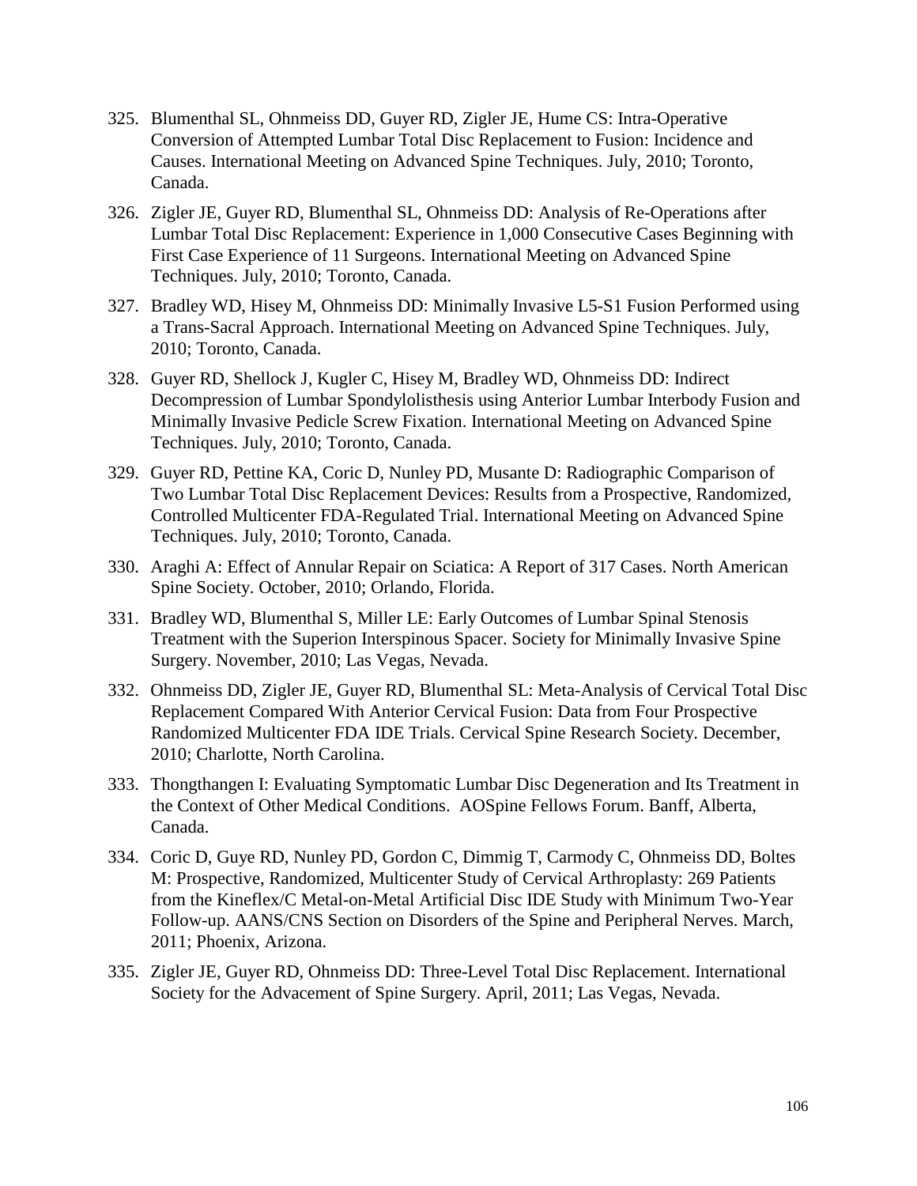325. Blumenthal SL, Ohnmeiss DD, Guyer RD, Zigler JE, Hume CS: Intra-Operative Conversion of Attempted Lumbar Total Disc Replacement to Fusion: Incidence and Causes. International Meeting on Advanced Spine Techniques. July, 2010; Toronto, Canada.

326. Zigler JE, Guyer RD, Blumenthal SL, Ohnmeiss DD: Analysis of Re-Operations after Lumbar Total Disc Replacement: Experience in 1,000 Consecutive Cases Beginning with First Case Experience of 11 Surgeons. International Meeting on Advanced Spine Techniques. July, 2010; Toronto, Canada.

327. Bradley WD, Hisey M, Ohnmeiss DD: Minimally Invasive L5-S1 Fusion Performed using a Trans-Sacral Approach. International Meeting on Advanced Spine Techniques. July, 2010; Toronto, Canada.

328. Guyer RD, Shellock J, Kugler C, Hisey M, Bradley WD, Ohnmeiss DD: Indirect Decompression of Lumbar Spondylolisthesis using Anterior Lumbar Interbody Fusion and Minimally Invasive Pedicle Screw Fixation. International Meeting on Advanced Spine Techniques. July, 2010; Toronto, Canada.

329. Guyer RD, Pettine KA, Coric D, Nunley PD, Musante D: Radiographic Comparison of Two Lumbar Total Disc Replacement Devices: Results from a Prospective, Randomized, Controlled Multicenter FDA-Regulated Trial. International Meeting on Advanced Spine Techniques. July, 2010; Toronto, Canada.

330. Araghi A: Effect of Annular Repair on Sciatica: A Report of 317 Cases. North American Spine Society. October, 2010; Orlando, Florida.

331. Bradley WD, Blumenthal S, Miller LE: Early Outcomes of Lumbar Spinal Stenosis Treatment with the Superion Interspinous Spacer. Society for Minimally Invasive Spine Surgery. November, 2010; Las Vegas, Nevada.

332. Ohnmeiss DD, Zigler JE, Guyer RD, Blumenthal SL: Meta-Analysis of Cervical Total Disc Replacement Compared With Anterior Cervical Fusion: Data from Four Prospective Randomized Multicenter FDA IDE Trials. Cervical Spine Research Society. December, 2010; Charlotte, North Carolina.

333. Thongthangen I: Evaluating Symptomatic Lumbar Disc Degeneration and Its Treatment in the Context of Other Medical Conditions. AOSpine Fellows Forum. Banff, Alberta, Canada.

334. Coric D, Guye RD, Nunley PD, Gordon C, Dimmig T, Carmody C, Ohnmeiss DD, Boltes M: Prospective, Randomized, Multicenter Study of Cervical Arthroplasty: 269 Patients from the Kineflex/C Metal-on-Metal Artificial Disc IDE Study with Minimum Two-Year Follow-up. AANS/CNS Section on Disorders of the Spine and Peripheral Nerves. March, 2011; Phoenix, Arizona.

335. Zigler JE, Guyer RD, Ohnmeiss DD: Three-Level Total Disc Replacement. International Society for the Advacement of Spine Surgery. April, 2011; Las Vegas, Nevada.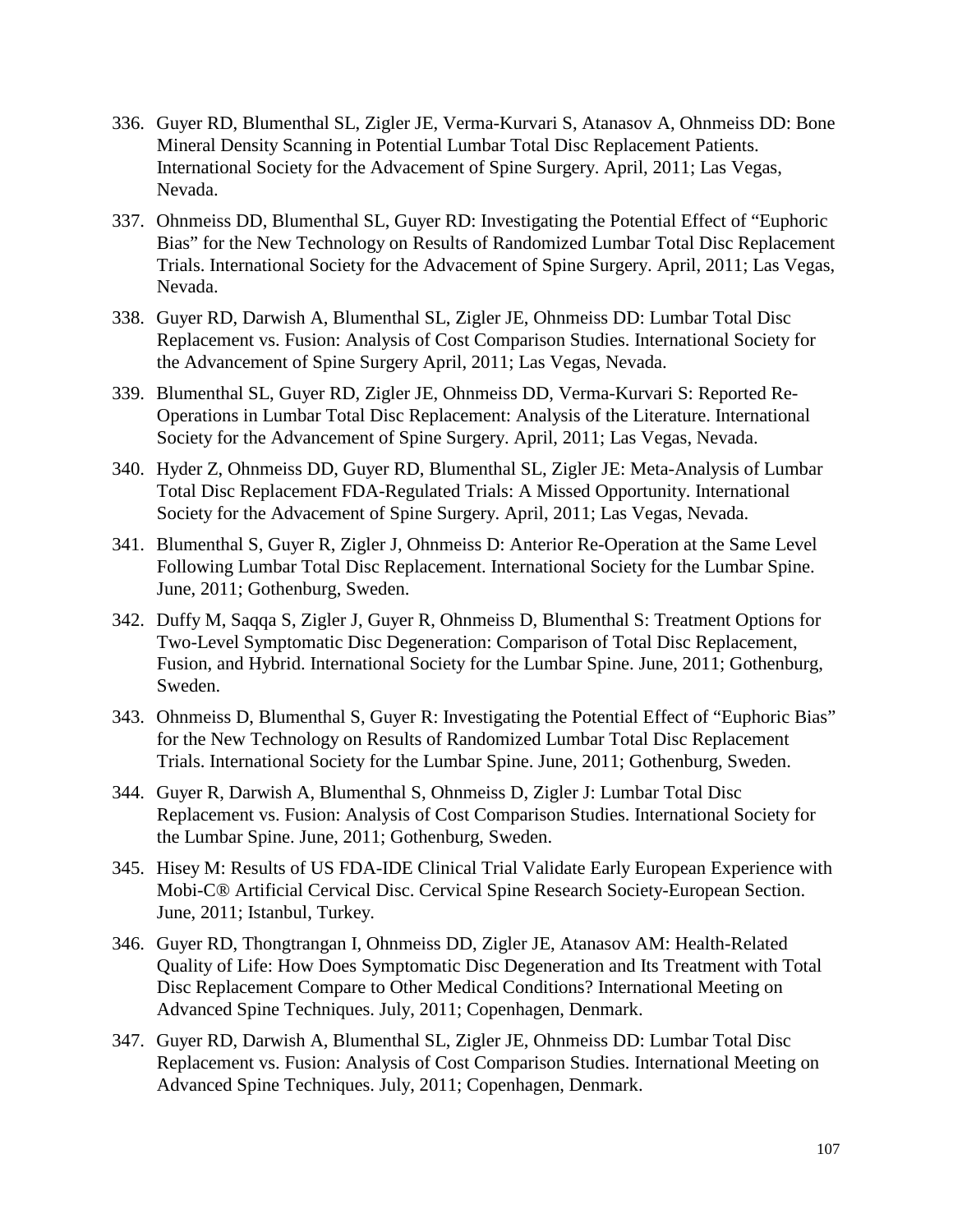336. Guyer RD, Blumenthal SL, Zigler JE, Verma-Kurvari S, Atanasov A, Ohnmeiss DD: Bone Mineral Density Scanning in Potential Lumbar Total Disc Replacement Patients. International Society for the Advacement of Spine Surgery. April, 2011; Las Vegas, Nevada.

337. Ohnmeiss DD, Blumenthal SL, Guyer RD: Investigating the Potential Effect of "Euphoric Bias" for the New Technology on Results of Randomized Lumbar Total Disc Replacement Trials. International Society for the Advacement of Spine Surgery. April, 2011; Las Vegas, Nevada.

338. Guyer RD, Darwish A, Blumenthal SL, Zigler JE, Ohnmeiss DD: Lumbar Total Disc Replacement vs. Fusion: Analysis of Cost Comparison Studies. International Society for the Advancement of Spine Surgery April, 2011; Las Vegas, Nevada.

339. Blumenthal SL, Guyer RD, Zigler JE, Ohnmeiss DD, Verma-Kurvari S: Reported Re-Operations in Lumbar Total Disc Replacement: Analysis of the Literature. International Society for the Advancement of Spine Surgery. April, 2011; Las Vegas, Nevada.

340. Hyder Z, Ohnmeiss DD, Guyer RD, Blumenthal SL, Zigler JE: Meta-Analysis of Lumbar Total Disc Replacement FDA-Regulated Trials: A Missed Opportunity. International Society for the Advacement of Spine Surgery. April, 2011; Las Vegas, Nevada.

341. Blumenthal S, Guyer R, Zigler J, Ohnmeiss D: Anterior Re-Operation at the Same Level Following Lumbar Total Disc Replacement. International Society for the Lumbar Spine. June, 2011; Gothenburg, Sweden.

342. Duffy M, Saqqa S, Zigler J, Guyer R, Ohnmeiss D, Blumenthal S: Treatment Options for Two-Level Symptomatic Disc Degeneration: Comparison of Total Disc Replacement, Fusion, and Hybrid. International Society for the Lumbar Spine. June, 2011; Gothenburg, Sweden.

343. Ohnmeiss D, Blumenthal S, Guyer R: Investigating the Potential Effect of "Euphoric Bias" for the New Technology on Results of Randomized Lumbar Total Disc Replacement Trials. International Society for the Lumbar Spine. June, 2011; Gothenburg, Sweden.

344. Guyer R, Darwish A, Blumenthal S, Ohnmeiss D, Zigler J: Lumbar Total Disc Replacement vs. Fusion: Analysis of Cost Comparison Studies. International Society for the Lumbar Spine. June, 2011; Gothenburg, Sweden.

345. Hisey M: Results of US FDA-IDE Clinical Trial Validate Early European Experience with Mobi-C® Artificial Cervical Disc. Cervical Spine Research Society-European Section. June, 2011; Istanbul, Turkey.

346. Guyer RD, Thongtrangan I, Ohnmeiss DD, Zigler JE, Atanasov AM: Health-Related Quality of Life: How Does Symptomatic Disc Degeneration and Its Treatment with Total Disc Replacement Compare to Other Medical Conditions? International Meeting on Advanced Spine Techniques. July, 2011; Copenhagen, Denmark.

347. Guyer RD, Darwish A, Blumenthal SL, Zigler JE, Ohnmeiss DD: Lumbar Total Disc Replacement vs. Fusion: Analysis of Cost Comparison Studies. International Meeting on Advanced Spine Techniques. July, 2011; Copenhagen, Denmark.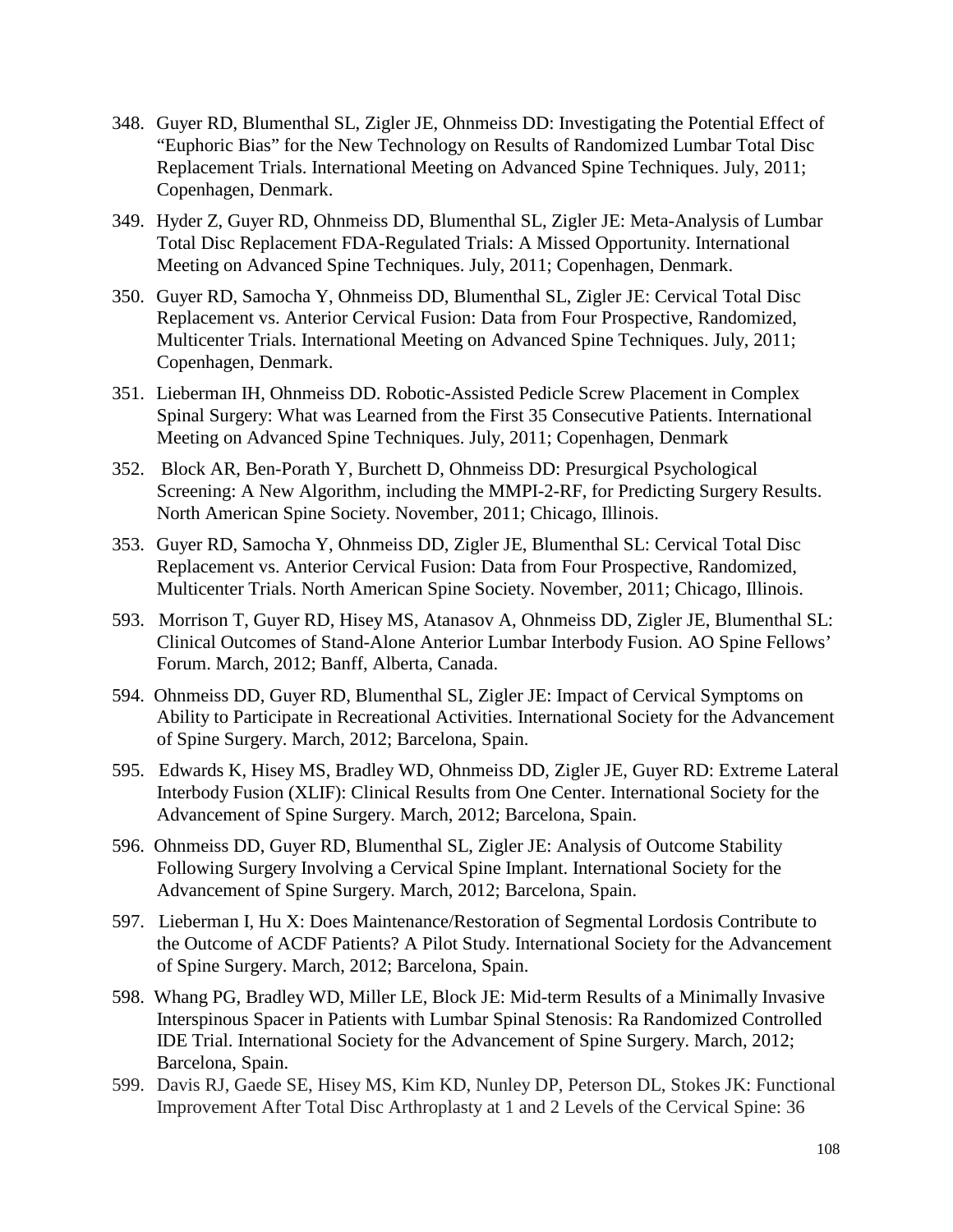348. Guyer RD, Blumenthal SL, Zigler JE, Ohnmeiss DD: Investigating the Potential Effect of "Euphoric Bias" for the New Technology on Results of Randomized Lumbar Total Disc Replacement Trials. International Meeting on Advanced Spine Techniques. July, 2011; Copenhagen, Denmark.

349. Hyder Z, Guyer RD, Ohnmeiss DD, Blumenthal SL, Zigler JE: Meta-Analysis of Lumbar Total Disc Replacement FDA-Regulated Trials: A Missed Opportunity. International Meeting on Advanced Spine Techniques. July, 2011; Copenhagen, Denmark.

350. Guyer RD, Samocha Y, Ohnmeiss DD, Blumenthal SL, Zigler JE: Cervical Total Disc Replacement vs. Anterior Cervical Fusion: Data from Four Prospective, Randomized, Multicenter Trials. International Meeting on Advanced Spine Techniques. July, 2011; Copenhagen, Denmark.

351. Lieberman IH, Ohnmeiss DD. Robotic-Assisted Pedicle Screw Placement in Complex Spinal Surgery: What was Learned from the First 35 Consecutive Patients. International Meeting on Advanced Spine Techniques. July, 2011; Copenhagen, Denmark

352. Block AR, Ben-Porath Y, Burchett D, Ohnmeiss DD: Presurgical Psychological Screening: A New Algorithm, including the MMPI-2-RF, for Predicting Surgery Results. North American Spine Society. November, 2011; Chicago, Illinois.

353. Guyer RD, Samocha Y, Ohnmeiss DD, Zigler JE, Blumenthal SL: Cervical Total Disc Replacement vs. Anterior Cervical Fusion: Data from Four Prospective, Randomized, Multicenter Trials. North American Spine Society. November, 2011; Chicago, Illinois.

593. Morrison T, Guyer RD, Hisey MS, Atanasov A, Ohnmeiss DD, Zigler JE, Blumenthal SL: Clinical Outcomes of Stand-Alone Anterior Lumbar Interbody Fusion. AO Spine Fellows' Forum. March, 2012; Banff, Alberta, Canada.

594. Ohnmeiss DD, Guyer RD, Blumenthal SL, Zigler JE: Impact of Cervical Symptoms on Ability to Participate in Recreational Activities. International Society for the Advancement of Spine Surgery. March, 2012; Barcelona, Spain.

595. Edwards K, Hisey MS, Bradley WD, Ohnmeiss DD, Zigler JE, Guyer RD: Extreme Lateral Interbody Fusion (XLIF): Clinical Results from One Center. International Society for the Advancement of Spine Surgery. March, 2012; Barcelona, Spain.

596. Ohnmeiss DD, Guyer RD, Blumenthal SL, Zigler JE: Analysis of Outcome Stability Following Surgery Involving a Cervical Spine Implant. International Society for the Advancement of Spine Surgery. March, 2012; Barcelona, Spain.

597. Lieberman I, Hu X: Does Maintenance/Restoration of Segmental Lordosis Contribute to the Outcome of ACDF Patients? A Pilot Study. International Society for the Advancement of Spine Surgery. March, 2012; Barcelona, Spain.

598. Whang PG, Bradley WD, Miller LE, Block JE: Mid-term Results of a Minimally Invasive Interspinous Spacer in Patients with Lumbar Spinal Stenosis: Ra Randomized Controlled IDE Trial. International Society for the Advancement of Spine Surgery. March, 2012; Barcelona, Spain.

599. Davis RJ, Gaede SE, Hisey MS, Kim KD, Nunley DP, Peterson DL, Stokes JK: Functional Improvement After Total Disc Arthroplasty at 1 and 2 Levels of the Cervical Spine: 36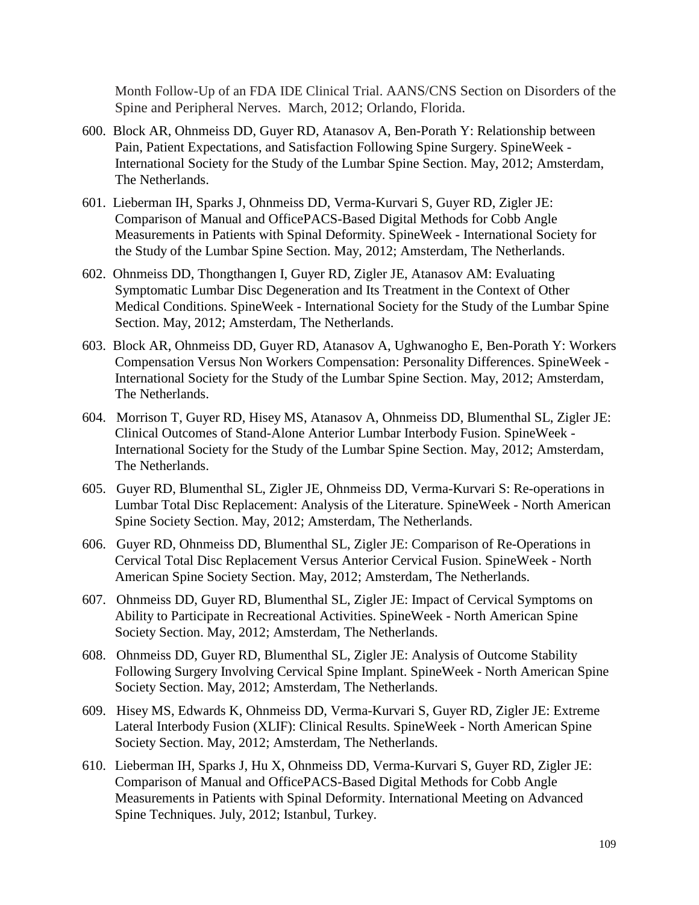Month Follow-Up of an FDA IDE Clinical Trial. AANS/CNS Section on Disorders of the Spine and Peripheral Nerves. March, 2012; Orlando, Florida.

600. Block AR, Ohnmeiss DD, Guyer RD, Atanasov A, Ben-Porath Y: Relationship between Pain, Patient Expectations, and Satisfaction Following Spine Surgery. SpineWeek - International Society for the Study of the Lumbar Spine Section. May, 2012; Amsterdam, The Netherlands.

601. Lieberman IH, Sparks J, Ohnmeiss DD, Verma-Kurvari S, Guyer RD, Zigler JE: Comparison of Manual and OfficePACS-Based Digital Methods for Cobb Angle Measurements in Patients with Spinal Deformity. SpineWeek - International Society for the Study of the Lumbar Spine Section. May, 2012; Amsterdam, The Netherlands.

602. Ohnmeiss DD, Thongthangen I, Guyer RD, Zigler JE, Atanasov AM: Evaluating Symptomatic Lumbar Disc Degeneration and Its Treatment in the Context of Other Medical Conditions. SpineWeek - International Society for the Study of the Lumbar Spine Section. May, 2012; Amsterdam, The Netherlands.

603. Block AR, Ohnmeiss DD, Guyer RD, Atanasov A, Ughwanogho E, Ben-Porath Y: Workers Compensation Versus Non Workers Compensation: Personality Differences. SpineWeek - International Society for the Study of the Lumbar Spine Section. May, 2012; Amsterdam, The Netherlands.

604. Morrison T, Guyer RD, Hisey MS, Atanasov A, Ohnmeiss DD, Blumenthal SL, Zigler JE: Clinical Outcomes of Stand-Alone Anterior Lumbar Interbody Fusion. SpineWeek - International Society for the Study of the Lumbar Spine Section. May, 2012; Amsterdam, The Netherlands.

605. Guyer RD, Blumenthal SL, Zigler JE, Ohnmeiss DD, Verma-Kurvari S: Re-operations in Lumbar Total Disc Replacement: Analysis of the Literature. SpineWeek - North American Spine Society Section. May, 2012; Amsterdam, The Netherlands.

606. Guyer RD, Ohnmeiss DD, Blumenthal SL, Zigler JE: Comparison of Re-Operations in Cervical Total Disc Replacement Versus Anterior Cervical Fusion. SpineWeek - North American Spine Society Section. May, 2012; Amsterdam, The Netherlands.

607. Ohnmeiss DD, Guyer RD, Blumenthal SL, Zigler JE: Impact of Cervical Symptoms on Ability to Participate in Recreational Activities. SpineWeek - North American Spine Society Section. May, 2012; Amsterdam, The Netherlands.

608. Ohnmeiss DD, Guyer RD, Blumenthal SL, Zigler JE: Analysis of Outcome Stability Following Surgery Involving Cervical Spine Implant. SpineWeek - North American Spine Society Section. May, 2012; Amsterdam, The Netherlands.

609. Hisey MS, Edwards K, Ohnmeiss DD, Verma-Kurvari S, Guyer RD, Zigler JE: Extreme Lateral Interbody Fusion (XLIF): Clinical Results. SpineWeek - North American Spine Society Section. May, 2012; Amsterdam, The Netherlands.

610. Lieberman IH, Sparks J, Hu X, Ohnmeiss DD, Verma-Kurvari S, Guyer RD, Zigler JE: Comparison of Manual and OfficePACS-Based Digital Methods for Cobb Angle Measurements in Patients with Spinal Deformity. International Meeting on Advanced Spine Techniques. July, 2012; Istanbul, Turkey.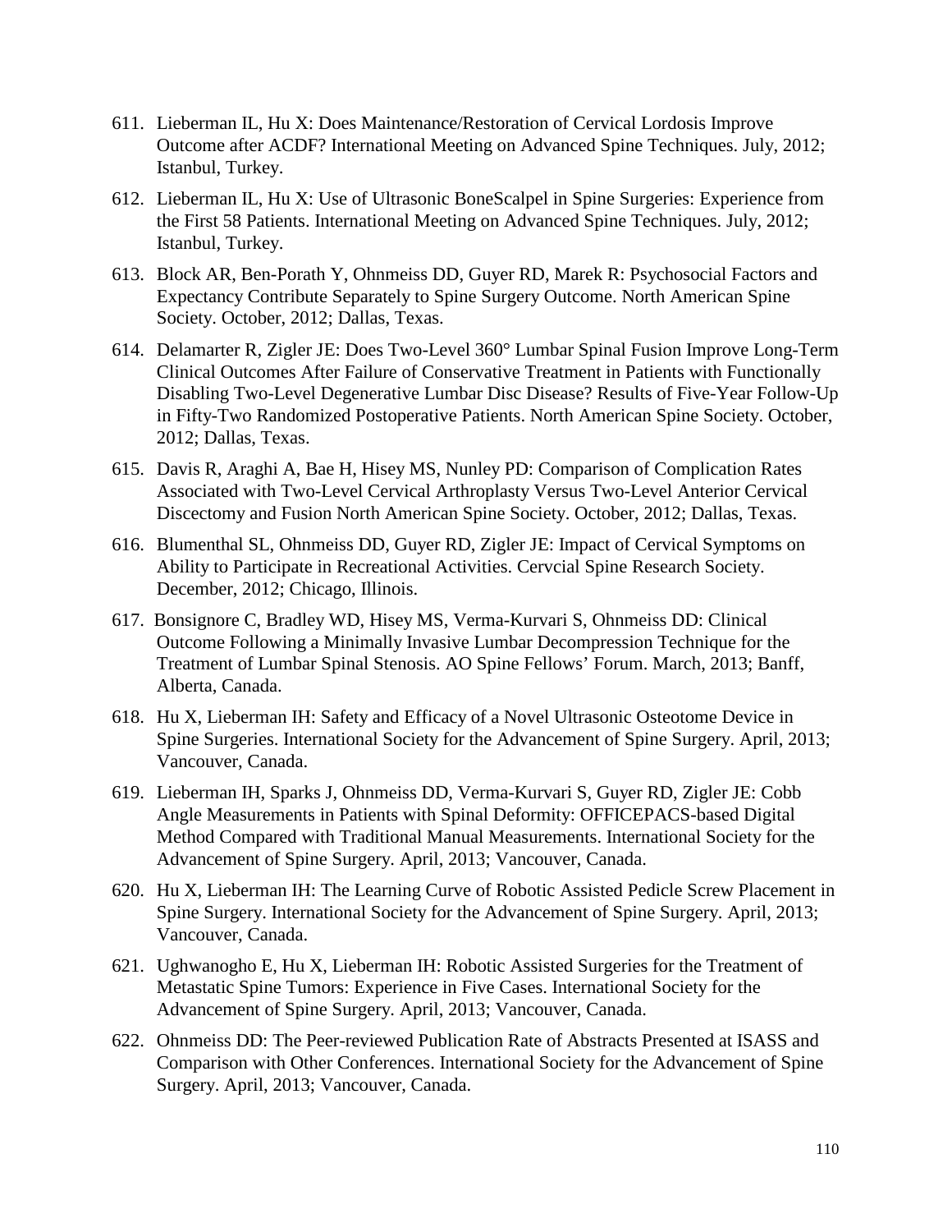611. Lieberman IL, Hu X: Does Maintenance/Restoration of Cervical Lordosis Improve Outcome after ACDF? International Meeting on Advanced Spine Techniques. July, 2012; Istanbul, Turkey.

612. Lieberman IL, Hu X: Use of Ultrasonic BoneScalpel in Spine Surgeries: Experience from the First 58 Patients. International Meeting on Advanced Spine Techniques. July, 2012; Istanbul, Turkey.

613. Block AR, Ben-Porath Y, Ohnmeiss DD, Guyer RD, Marek R: Psychosocial Factors and Expectancy Contribute Separately to Spine Surgery Outcome. North American Spine Society. October, 2012; Dallas, Texas.

614. Delamarter R, Zigler JE: Does Two-Level 360° Lumbar Spinal Fusion Improve Long-Term Clinical Outcomes After Failure of Conservative Treatment in Patients with Functionally Disabling Two-Level Degenerative Lumbar Disc Disease? Results of Five-Year Follow-Up in Fifty-Two Randomized Postoperative Patients. North American Spine Society. October, 2012; Dallas, Texas.

615. Davis R, Araghi A, Bae H, Hisey MS, Nunley PD: Comparison of Complication Rates Associated with Two-Level Cervical Arthroplasty Versus Two-Level Anterior Cervical Discectomy and Fusion North American Spine Society. October, 2012; Dallas, Texas.

616. Blumenthal SL, Ohnmeiss DD, Guyer RD, Zigler JE: Impact of Cervical Symptoms on Ability to Participate in Recreational Activities. Cervcial Spine Research Society. December, 2012; Chicago, Illinois.

617. Bonsignore C, Bradley WD, Hisey MS, Verma-Kurvari S, Ohnmeiss DD: Clinical Outcome Following a Minimally Invasive Lumbar Decompression Technique for the Treatment of Lumbar Spinal Stenosis. AO Spine Fellows' Forum. March, 2013; Banff, Alberta, Canada.

618. Hu X, Lieberman IH: Safety and Efficacy of a Novel Ultrasonic Osteotome Device in Spine Surgeries. International Society for the Advancement of Spine Surgery. April, 2013; Vancouver, Canada.

619. Lieberman IH, Sparks J, Ohnmeiss DD, Verma-Kurvari S, Guyer RD, Zigler JE: Cobb Angle Measurements in Patients with Spinal Deformity: OFFICEPACS-based Digital Method Compared with Traditional Manual Measurements. International Society for the Advancement of Spine Surgery. April, 2013; Vancouver, Canada.

620. Hu X, Lieberman IH: The Learning Curve of Robotic Assisted Pedicle Screw Placement in Spine Surgery. International Society for the Advancement of Spine Surgery. April, 2013; Vancouver, Canada.

621. Ughwanogho E, Hu X, Lieberman IH: Robotic Assisted Surgeries for the Treatment of Metastatic Spine Tumors: Experience in Five Cases. International Society for the Advancement of Spine Surgery. April, 2013; Vancouver, Canada.

622. Ohnmeiss DD: The Peer-reviewed Publication Rate of Abstracts Presented at ISASS and Comparison with Other Conferences. International Society for the Advancement of Spine Surgery. April, 2013; Vancouver, Canada.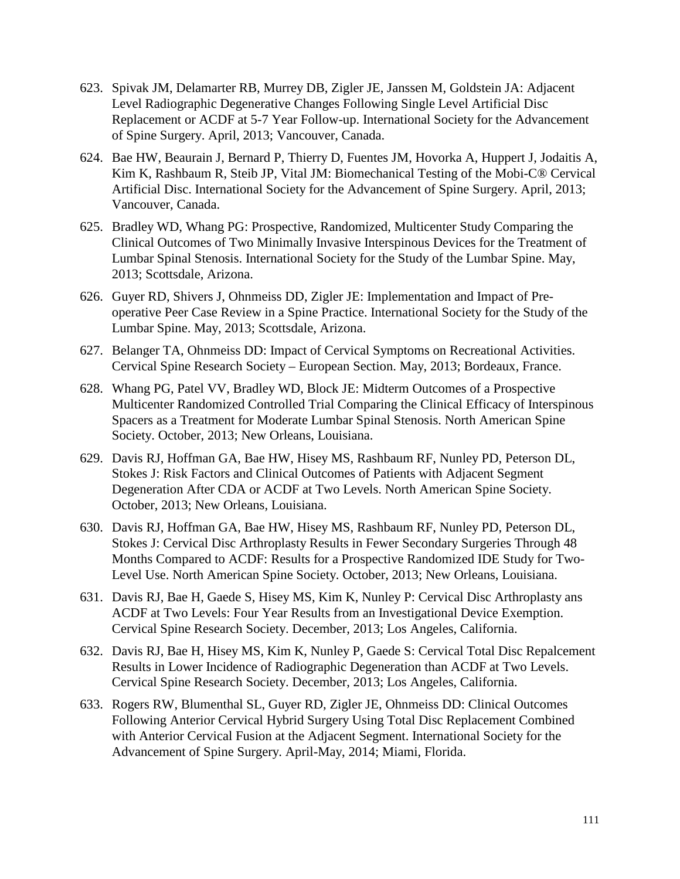623. Spivak JM, Delamarter RB, Murrey DB, Zigler JE, Janssen M, Goldstein JA: Adjacent Level Radiographic Degenerative Changes Following Single Level Artificial Disc Replacement or ACDF at 5-7 Year Follow-up. International Society for the Advancement of Spine Surgery. April, 2013; Vancouver, Canada.

624. Bae HW, Beaurain J, Bernard P, Thierry D, Fuentes JM, Hovorka A, Huppert J, Jodaitis A, Kim K, Rashbaum R, Steib JP, Vital JM: Biomechanical Testing of the Mobi-C® Cervical Artificial Disc. International Society for the Advancement of Spine Surgery. April, 2013; Vancouver, Canada.

625. Bradley WD, Whang PG: Prospective, Randomized, Multicenter Study Comparing the Clinical Outcomes of Two Minimally Invasive Interspinous Devices for the Treatment of Lumbar Spinal Stenosis. International Society for the Study of the Lumbar Spine. May, 2013; Scottsdale, Arizona.

626. Guyer RD, Shivers J, Ohnmeiss DD, Zigler JE: Implementation and Impact of Pre-operative Peer Case Review in a Spine Practice. International Society for the Study of the Lumbar Spine. May, 2013; Scottsdale, Arizona.

627. Belanger TA, Ohnmeiss DD: Impact of Cervical Symptoms on Recreational Activities. Cervical Spine Research Society – European Section. May, 2013; Bordeaux, France.

628. Whang PG, Patel VV, Bradley WD, Block JE: Midterm Outcomes of a Prospective Multicenter Randomized Controlled Trial Comparing the Clinical Efficacy of Interspinous Spacers as a Treatment for Moderate Lumbar Spinal Stenosis. North American Spine Society. October, 2013; New Orleans, Louisiana.

629. Davis RJ, Hoffman GA, Bae HW, Hisey MS, Rashbaum RF, Nunley PD, Peterson DL, Stokes J: Risk Factors and Clinical Outcomes of Patients with Adjacent Segment Degeneration After CDA or ACDF at Two Levels. North American Spine Society. October, 2013; New Orleans, Louisiana.

630. Davis RJ, Hoffman GA, Bae HW, Hisey MS, Rashbaum RF, Nunley PD, Peterson DL, Stokes J: Cervical Disc Arthroplasty Results in Fewer Secondary Surgeries Through 48 Months Compared to ACDF: Results for a Prospective Randomized IDE Study for Two-Level Use. North American Spine Society. October, 2013; New Orleans, Louisiana.

631. Davis RJ, Bae H, Gaede S, Hisey MS, Kim K, Nunley P: Cervical Disc Arthroplasty ans ACDF at Two Levels: Four Year Results from an Investigational Device Exemption. Cervical Spine Research Society. December, 2013; Los Angeles, California.

632. Davis RJ, Bae H, Hisey MS, Kim K, Nunley P, Gaede S: Cervical Total Disc Repalcement Results in Lower Incidence of Radiographic Degeneration than ACDF at Two Levels. Cervical Spine Research Society. December, 2013; Los Angeles, California.

633. Rogers RW, Blumenthal SL, Guyer RD, Zigler JE, Ohnmeiss DD: Clinical Outcomes Following Anterior Cervical Hybrid Surgery Using Total Disc Replacement Combined with Anterior Cervical Fusion at the Adjacent Segment. International Society for the Advancement of Spine Surgery. April-May, 2014; Miami, Florida.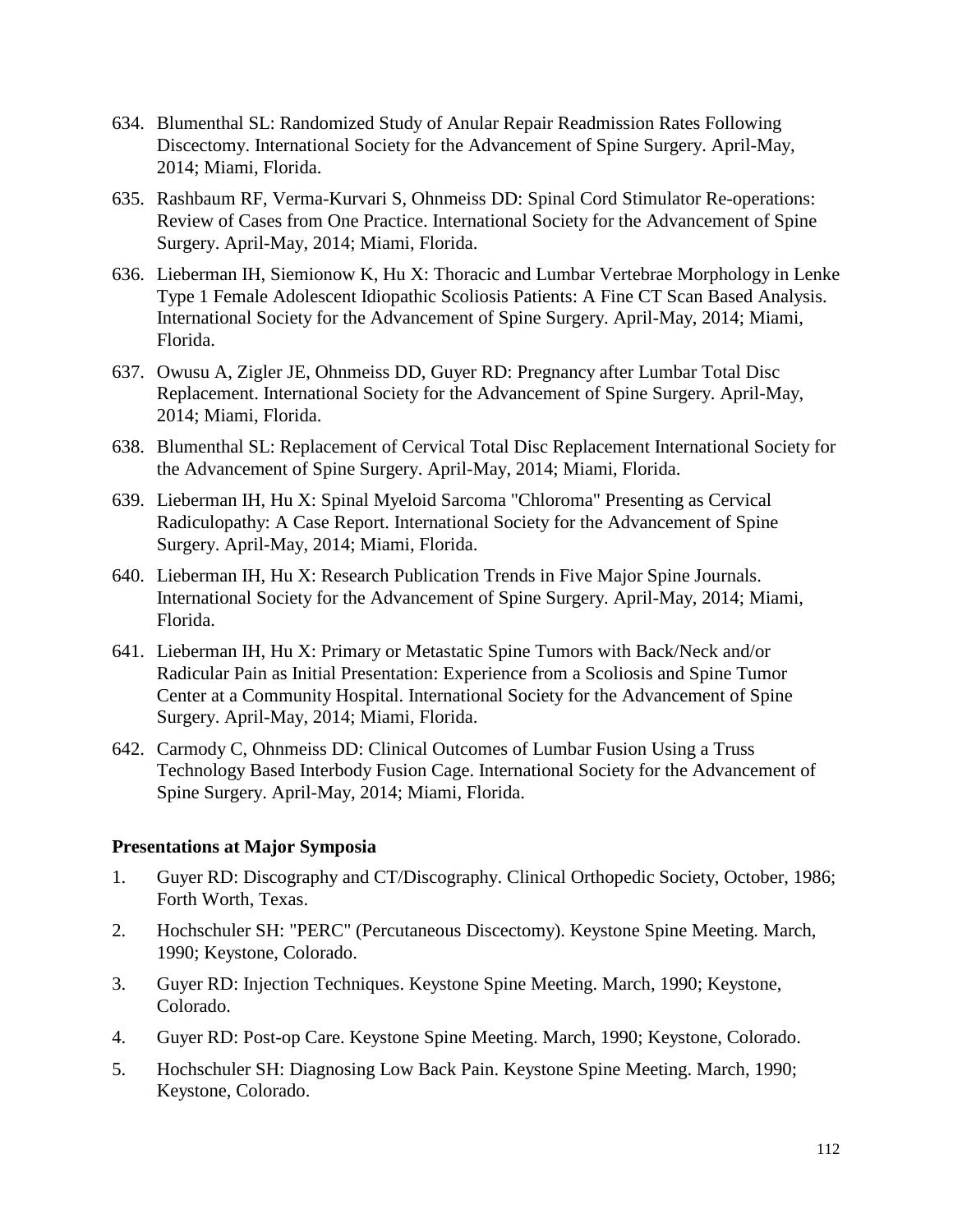634. Blumenthal SL: Randomized Study of Anular Repair Readmission Rates Following Discectomy. International Society for the Advancement of Spine Surgery. April-May, 2014; Miami, Florida.

635. Rashbaum RF, Verma-Kurvari S, Ohnmeiss DD: Spinal Cord Stimulator Re-operations: Review of Cases from One Practice. International Society for the Advancement of Spine Surgery. April-May, 2014; Miami, Florida.

636. Lieberman IH, Siemionow K, Hu X: Thoracic and Lumbar Vertebrae Morphology in Lenke Type 1 Female Adolescent Idiopathic Scoliosis Patients: A Fine CT Scan Based Analysis. International Society for the Advancement of Spine Surgery. April-May, 2014; Miami, Florida.

637. Owusu A, Zigler JE, Ohnmeiss DD, Guyer RD: Pregnancy after Lumbar Total Disc Replacement. International Society for the Advancement of Spine Surgery. April-May, 2014; Miami, Florida.

638. Blumenthal SL: Replacement of Cervical Total Disc Replacement International Society for the Advancement of Spine Surgery. April-May, 2014; Miami, Florida.

639. Lieberman IH, Hu X: Spinal Myeloid Sarcoma "Chloroma" Presenting as Cervical Radiculopathy: A Case Report. International Society for the Advancement of Spine Surgery. April-May, 2014; Miami, Florida.

640. Lieberman IH, Hu X: Research Publication Trends in Five Major Spine Journals. International Society for the Advancement of Spine Surgery. April-May, 2014; Miami, Florida.

641. Lieberman IH, Hu X: Primary or Metastatic Spine Tumors with Back/Neck and/or Radicular Pain as Initial Presentation: Experience from a Scoliosis and Spine Tumor Center at a Community Hospital. International Society for the Advancement of Spine Surgery. April-May, 2014; Miami, Florida.

642. Carmody C, Ohnmeiss DD: Clinical Outcomes of Lumbar Fusion Using a Truss Technology Based Interbody Fusion Cage. International Society for the Advancement of Spine Surgery. April-May, 2014; Miami, Florida.

**Presentations at Major Symposia**

1. Guyer RD: Discography and CT/Discography. Clinical Orthopedic Society, October, 1986; Forth Worth, Texas.

2. Hochschuler SH: "PERC" (Percutaneous Discectomy). Keystone Spine Meeting. March, 1990; Keystone, Colorado.

3. Guyer RD: Injection Techniques. Keystone Spine Meeting. March, 1990; Keystone, Colorado.

4. Guyer RD: Post-op Care. Keystone Spine Meeting. March, 1990; Keystone, Colorado.

5. Hochschuler SH: Diagnosing Low Back Pain. Keystone Spine Meeting. March, 1990; Keystone, Colorado.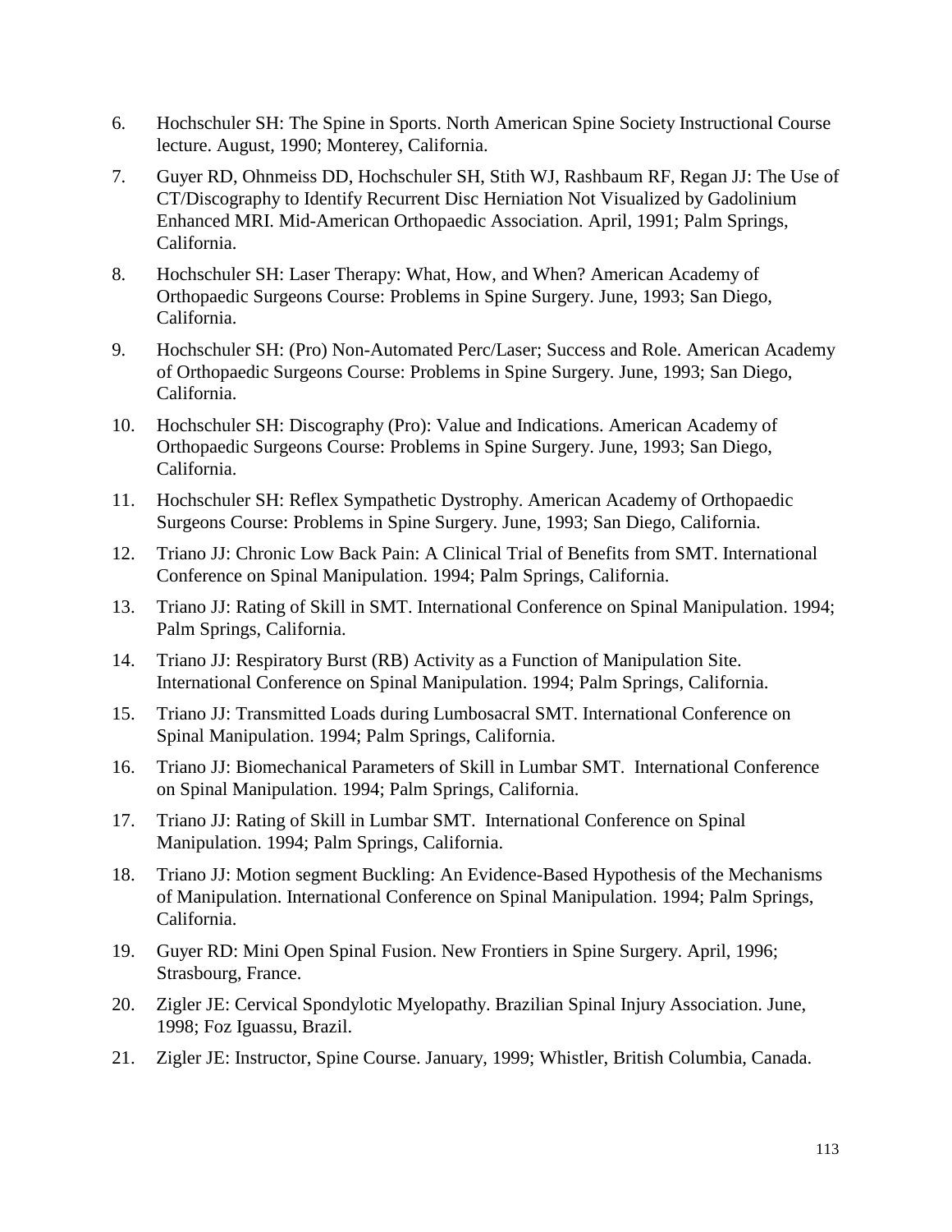6. Hochschuler SH: The Spine in Sports. North American Spine Society Instructional Course lecture. August, 1990; Monterey, California.

7. Guyer RD, Ohnmeiss DD, Hochschuler SH, Stith WJ, Rashbaum RF, Regan JJ: The Use of CT/Discography to Identify Recurrent Disc Herniation Not Visualized by Gadolinium Enhanced MRI. Mid-American Orthopaedic Association. April, 1991; Palm Springs, California.

8. Hochschuler SH: Laser Therapy: What, How, and When? American Academy of Orthopaedic Surgeons Course: Problems in Spine Surgery. June, 1993; San Diego, California.

9. Hochschuler SH: (Pro) Non-Automated Perc/Laser; Success and Role. American Academy of Orthopaedic Surgeons Course: Problems in Spine Surgery. June, 1993; San Diego, California.

10. Hochschuler SH: Discography (Pro): Value and Indications. American Academy of Orthopaedic Surgeons Course: Problems in Spine Surgery. June, 1993; San Diego, California.

11. Hochschuler SH: Reflex Sympathetic Dystrophy. American Academy of Orthopaedic Surgeons Course: Problems in Spine Surgery. June, 1993; San Diego, California.

12. Triano JJ: Chronic Low Back Pain: A Clinical Trial of Benefits from SMT. International Conference on Spinal Manipulation. 1994; Palm Springs, California.

13. Triano JJ: Rating of Skill in SMT. International Conference on Spinal Manipulation. 1994; Palm Springs, California.

14. Triano JJ: Respiratory Burst (RB) Activity as a Function of Manipulation Site. International Conference on Spinal Manipulation. 1994; Palm Springs, California.

15. Triano JJ: Transmitted Loads during Lumbosacral SMT. International Conference on Spinal Manipulation. 1994; Palm Springs, California.

16. Triano JJ: Biomechanical Parameters of Skill in Lumbar SMT. International Conference on Spinal Manipulation. 1994; Palm Springs, California.

17. Triano JJ: Rating of Skill in Lumbar SMT. International Conference on Spinal Manipulation. 1994; Palm Springs, California.

18. Triano JJ: Motion segment Buckling: An Evidence-Based Hypothesis of the Mechanisms of Manipulation. International Conference on Spinal Manipulation. 1994; Palm Springs, California.

19. Guyer RD: Mini Open Spinal Fusion. New Frontiers in Spine Surgery. April, 1996; Strasbourg, France.

20. Zigler JE: Cervical Spondylotic Myelopathy. Brazilian Spinal Injury Association. June, 1998; Foz Iguassu, Brazil.

21. Zigler JE: Instructor, Spine Course. January, 1999; Whistler, British Columbia, Canada.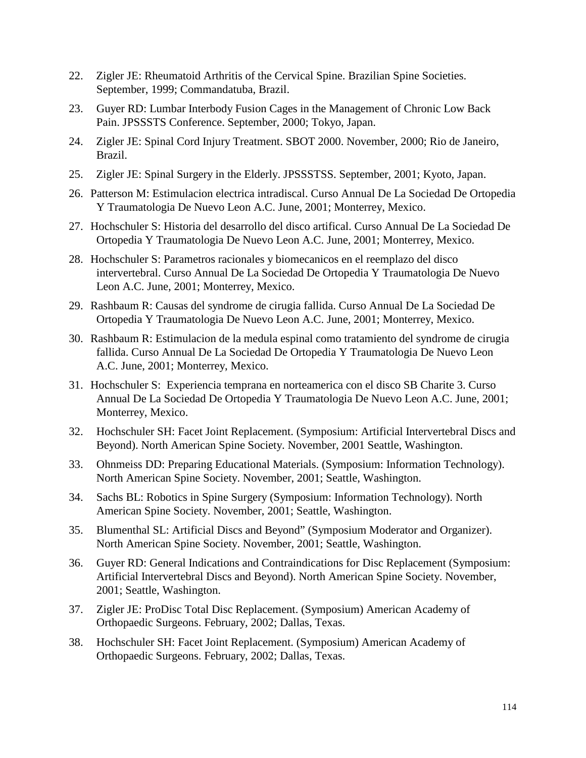22. Zigler JE: Rheumatoid Arthritis of the Cervical Spine. Brazilian Spine Societies. September, 1999; Commandatuba, Brazil.

23. Guyer RD: Lumbar Interbody Fusion Cages in the Management of Chronic Low Back Pain. JPSSSTS Conference. September, 2000; Tokyo, Japan.

24. Zigler JE: Spinal Cord Injury Treatment. SBOT 2000. November, 2000; Rio de Janeiro, Brazil.

25. Zigler JE: Spinal Surgery in the Elderly. JPSSSTSS. September, 2001; Kyoto, Japan.

26. Patterson M: Estimulacion electrica intradiscal. Curso Annual De La Sociedad De Ortopedia Y Traumatologia De Nuevo Leon A.C. June, 2001; Monterrey, Mexico.

27. Hochschuler S: Historia del desarrollo del disco artifical. Curso Annual De La Sociedad De Ortopedia Y Traumatologia De Nuevo Leon A.C. June, 2001; Monterrey, Mexico.

28. Hochschuler S: Parametros racionales y biomecanicos en el reemplazo del disco intervertebral. Curso Annual De La Sociedad De Ortopedia Y Traumatologia De Nuevo Leon A.C. June, 2001; Monterrey, Mexico.

29. Rashbaum R: Causas del syndrome de cirugia fallida. Curso Annual De La Sociedad De Ortopedia Y Traumatologia De Nuevo Leon A.C. June, 2001; Monterrey, Mexico.

30. Rashbaum R: Estimulacion de la medula espinal como tratamiento del syndrome de cirugia fallida. Curso Annual De La Sociedad De Ortopedia Y Traumatologia De Nuevo Leon A.C. June, 2001; Monterrey, Mexico.

31. Hochschuler S: Experiencia temprana en norteamerica con el disco SB Charite 3. Curso Annual De La Sociedad De Ortopedia Y Traumatologia De Nuevo Leon A.C. June, 2001; Monterrey, Mexico.

32. Hochschuler SH: Facet Joint Replacement. (Symposium: Artificial Intervertebral Discs and Beyond). North American Spine Society. November, 2001 Seattle, Washington.

33. Ohnmeiss DD: Preparing Educational Materials. (Symposium: Information Technology). North American Spine Society. November, 2001; Seattle, Washington.

34. Sachs BL: Robotics in Spine Surgery (Symposium: Information Technology). North American Spine Society. November, 2001; Seattle, Washington.

35. Blumenthal SL: Artificial Discs and Beyond" (Symposium Moderator and Organizer). North American Spine Society. November, 2001; Seattle, Washington.

36. Guyer RD: General Indications and Contraindications for Disc Replacement (Symposium: Artificial Intervertebral Discs and Beyond). North American Spine Society. November, 2001; Seattle, Washington.

37. Zigler JE: ProDisc Total Disc Replacement. (Symposium) American Academy of Orthopaedic Surgeons. February, 2002; Dallas, Texas.

38. Hochschuler SH: Facet Joint Replacement. (Symposium) American Academy of Orthopaedic Surgeons. February, 2002; Dallas, Texas.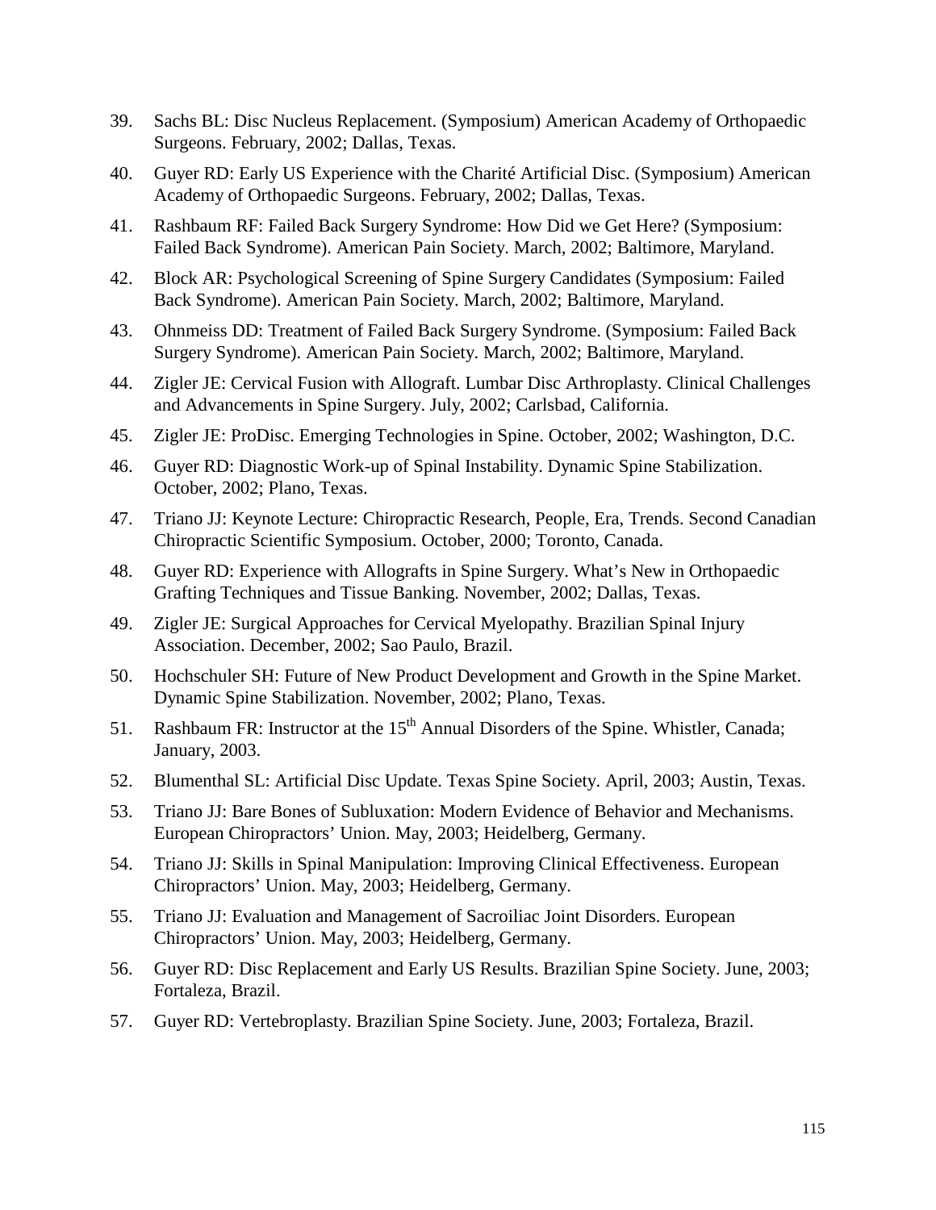39. Sachs BL: Disc Nucleus Replacement. (Symposium) American Academy of Orthopaedic Surgeons. February, 2002; Dallas, Texas.

40. Guyer RD: Early US Experience with the Charité Artificial Disc. (Symposium) American Academy of Orthopaedic Surgeons. February, 2002; Dallas, Texas.

41. Rashbaum RF: Failed Back Surgery Syndrome: How Did we Get Here? (Symposium: Failed Back Syndrome). American Pain Society. March, 2002; Baltimore, Maryland.

42. Block AR: Psychological Screening of Spine Surgery Candidates (Symposium: Failed Back Syndrome). American Pain Society. March, 2002; Baltimore, Maryland.

43. Ohnmeiss DD: Treatment of Failed Back Surgery Syndrome. (Symposium: Failed Back Surgery Syndrome). American Pain Society. March, 2002; Baltimore, Maryland.

44. Zigler JE: Cervical Fusion with Allograft. Lumbar Disc Arthroplasty. Clinical Challenges and Advancements in Spine Surgery. July, 2002; Carlsbad, California.

45. Zigler JE: ProDisc. Emerging Technologies in Spine. October, 2002; Washington, D.C.

46. Guyer RD: Diagnostic Work-up of Spinal Instability. Dynamic Spine Stabilization. October, 2002; Plano, Texas.

47. Triano JJ: Keynote Lecture: Chiropractic Research, People, Era, Trends. Second Canadian Chiropractic Scientific Symposium. October, 2000; Toronto, Canada.

48. Guyer RD: Experience with Allografts in Spine Surgery. What's New in Orthopaedic Grafting Techniques and Tissue Banking. November, 2002; Dallas, Texas.

49. Zigler JE: Surgical Approaches for Cervical Myelopathy. Brazilian Spinal Injury Association. December, 2002; Sao Paulo, Brazil.

50. Hochschuler SH: Future of New Product Development and Growth in the Spine Market. Dynamic Spine Stabilization. November, 2002; Plano, Texas.

51. Rashbaum FR: Instructor at the 15th Annual Disorders of the Spine. Whistler, Canada; January, 2003.

52. Blumenthal SL: Artificial Disc Update. Texas Spine Society. April, 2003; Austin, Texas.

53. Triano JJ: Bare Bones of Subluxation: Modern Evidence of Behavior and Mechanisms. European Chiropractors' Union. May, 2003; Heidelberg, Germany.

54. Triano JJ: Skills in Spinal Manipulation: Improving Clinical Effectiveness. European Chiropractors' Union. May, 2003; Heidelberg, Germany.

55. Triano JJ: Evaluation and Management of Sacroiliac Joint Disorders. European Chiropractors' Union. May, 2003; Heidelberg, Germany.

56. Guyer RD: Disc Replacement and Early US Results. Brazilian Spine Society. June, 2003; Fortaleza, Brazil.

57. Guyer RD: Vertebroplasty. Brazilian Spine Society. June, 2003; Fortaleza, Brazil.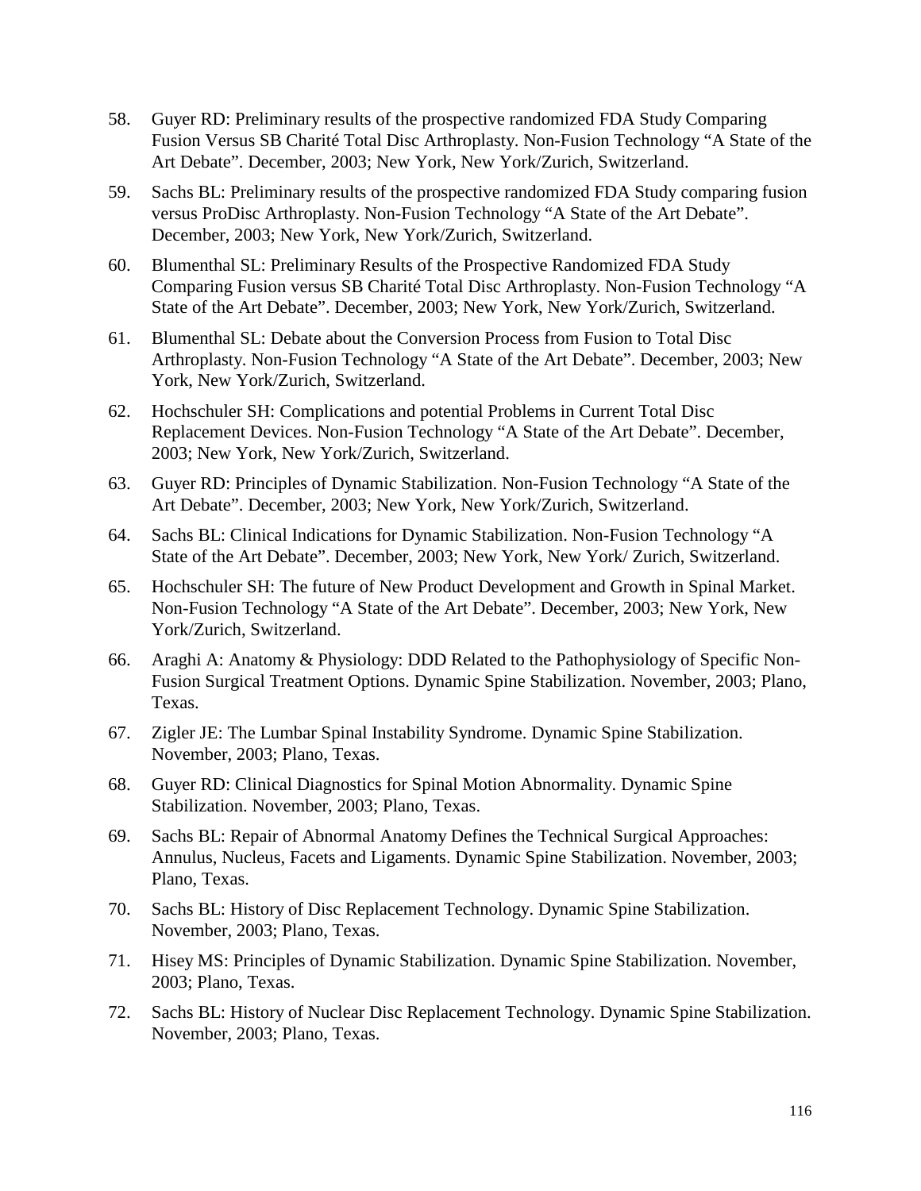58. Guyer RD: Preliminary results of the prospective randomized FDA Study Comparing Fusion Versus SB Charité Total Disc Arthroplasty. Non-Fusion Technology "A State of the Art Debate". December, 2003; New York, New York/Zurich, Switzerland.

59. Sachs BL: Preliminary results of the prospective randomized FDA Study comparing fusion versus ProDisc Arthroplasty. Non-Fusion Technology "A State of the Art Debate". December, 2003; New York, New York/Zurich, Switzerland.

60. Blumenthal SL: Preliminary Results of the Prospective Randomized FDA Study Comparing Fusion versus SB Charité Total Disc Arthroplasty. Non-Fusion Technology "A State of the Art Debate". December, 2003; New York, New York/Zurich, Switzerland.

61. Blumenthal SL: Debate about the Conversion Process from Fusion to Total Disc Arthroplasty. Non-Fusion Technology "A State of the Art Debate". December, 2003; New York, New York/Zurich, Switzerland.

62. Hochschuler SH: Complications and potential Problems in Current Total Disc Replacement Devices. Non-Fusion Technology "A State of the Art Debate". December, 2003; New York, New York/Zurich, Switzerland.

63. Guyer RD: Principles of Dynamic Stabilization. Non-Fusion Technology "A State of the Art Debate". December, 2003; New York, New York/Zurich, Switzerland.

64. Sachs BL: Clinical Indications for Dynamic Stabilization. Non-Fusion Technology "A State of the Art Debate". December, 2003; New York, New York/ Zurich, Switzerland.

65. Hochschuler SH: The future of New Product Development and Growth in Spinal Market. Non-Fusion Technology "A State of the Art Debate". December, 2003; New York, New York/Zurich, Switzerland.

66. Araghi A: Anatomy & Physiology: DDD Related to the Pathophysiology of Specific Non-Fusion Surgical Treatment Options. Dynamic Spine Stabilization. November, 2003; Plano, Texas.

67. Zigler JE: The Lumbar Spinal Instability Syndrome. Dynamic Spine Stabilization. November, 2003; Plano, Texas.

68. Guyer RD: Clinical Diagnostics for Spinal Motion Abnormality. Dynamic Spine Stabilization. November, 2003; Plano, Texas.

69. Sachs BL: Repair of Abnormal Anatomy Defines the Technical Surgical Approaches: Annulus, Nucleus, Facets and Ligaments. Dynamic Spine Stabilization. November, 2003; Plano, Texas.

70. Sachs BL: History of Disc Replacement Technology. Dynamic Spine Stabilization. November, 2003; Plano, Texas.

71. Hisey MS: Principles of Dynamic Stabilization. Dynamic Spine Stabilization. November, 2003; Plano, Texas.

72. Sachs BL: History of Nuclear Disc Replacement Technology. Dynamic Spine Stabilization. November, 2003; Plano, Texas.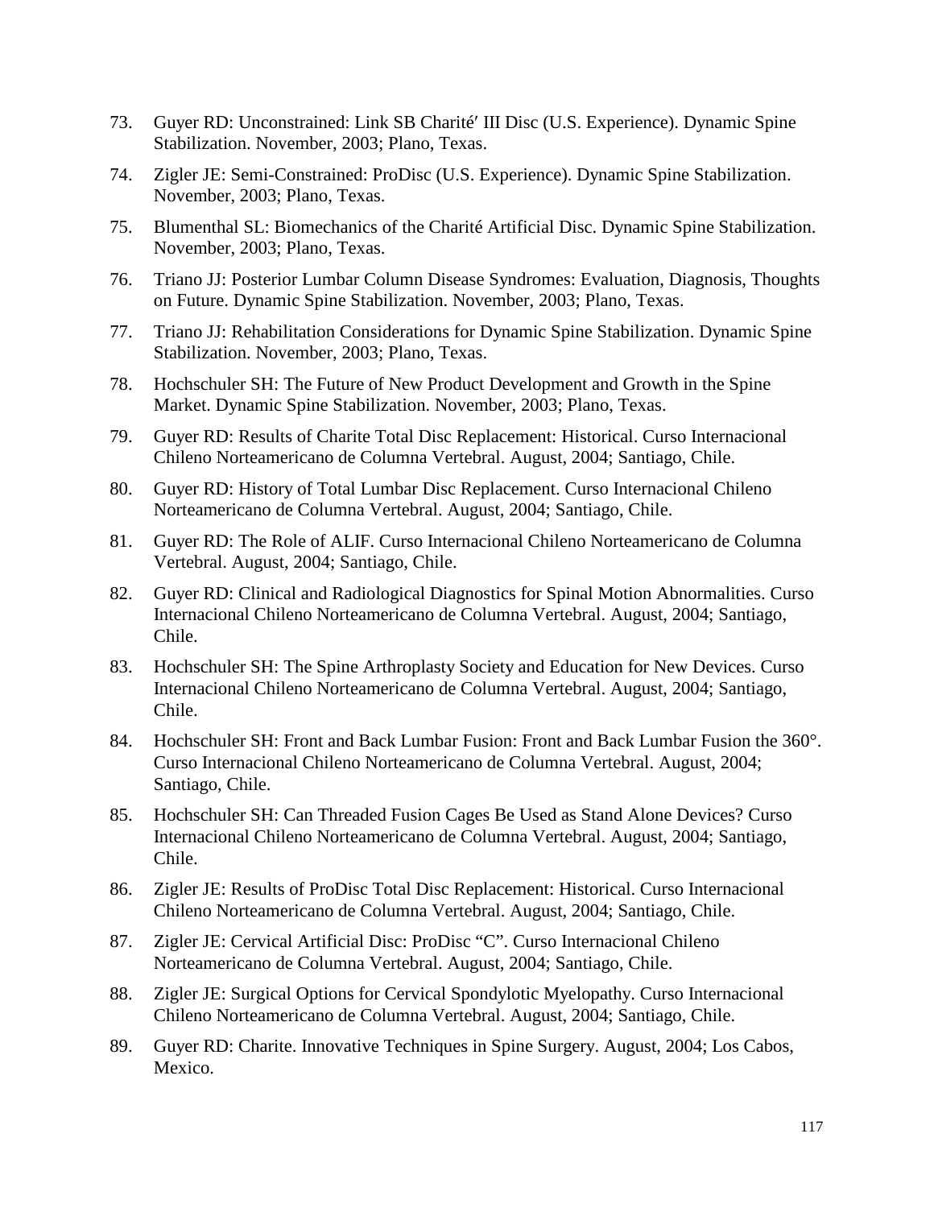73. Guyer RD: Unconstrained: Link SB Charité′ III Disc (U.S. Experience). Dynamic Spine Stabilization. November, 2003; Plano, Texas.

74. Zigler JE: Semi-Constrained: ProDisc (U.S. Experience). Dynamic Spine Stabilization. November, 2003; Plano, Texas.

75. Blumenthal SL: Biomechanics of the Charité Artificial Disc. Dynamic Spine Stabilization. November, 2003; Plano, Texas.

76. Triano JJ: Posterior Lumbar Column Disease Syndromes: Evaluation, Diagnosis, Thoughts on Future. Dynamic Spine Stabilization. November, 2003; Plano, Texas.

77. Triano JJ: Rehabilitation Considerations for Dynamic Spine Stabilization. Dynamic Spine Stabilization. November, 2003; Plano, Texas.

78. Hochschuler SH: The Future of New Product Development and Growth in the Spine Market. Dynamic Spine Stabilization. November, 2003; Plano, Texas.

79. Guyer RD: Results of Charite Total Disc Replacement: Historical. Curso Internacional Chileno Norteamericano de Columna Vertebral. August, 2004; Santiago, Chile.

80. Guyer RD: History of Total Lumbar Disc Replacement. Curso Internacional Chileno Norteamericano de Columna Vertebral. August, 2004; Santiago, Chile.

81. Guyer RD: The Role of ALIF. Curso Internacional Chileno Norteamericano de Columna Vertebral. August, 2004; Santiago, Chile.

82. Guyer RD: Clinical and Radiological Diagnostics for Spinal Motion Abnormalities. Curso Internacional Chileno Norteamericano de Columna Vertebral. August, 2004; Santiago, Chile.

83. Hochschuler SH: The Spine Arthroplasty Society and Education for New Devices. Curso Internacional Chileno Norteamericano de Columna Vertebral. August, 2004; Santiago, Chile.

84. Hochschuler SH: Front and Back Lumbar Fusion: Front and Back Lumbar Fusion the 360°. Curso Internacional Chileno Norteamericano de Columna Vertebral. August, 2004; Santiago, Chile.

85. Hochschuler SH: Can Threaded Fusion Cages Be Used as Stand Alone Devices? Curso Internacional Chileno Norteamericano de Columna Vertebral. August, 2004; Santiago, Chile.

86. Zigler JE: Results of ProDisc Total Disc Replacement: Historical. Curso Internacional Chileno Norteamericano de Columna Vertebral. August, 2004; Santiago, Chile.

87. Zigler JE: Cervical Artificial Disc: ProDisc "C". Curso Internacional Chileno Norteamericano de Columna Vertebral. August, 2004; Santiago, Chile.

88. Zigler JE: Surgical Options for Cervical Spondylotic Myelopathy. Curso Internacional Chileno Norteamericano de Columna Vertebral. August, 2004; Santiago, Chile.

89. Guyer RD: Charite. Innovative Techniques in Spine Surgery. August, 2004; Los Cabos, Mexico.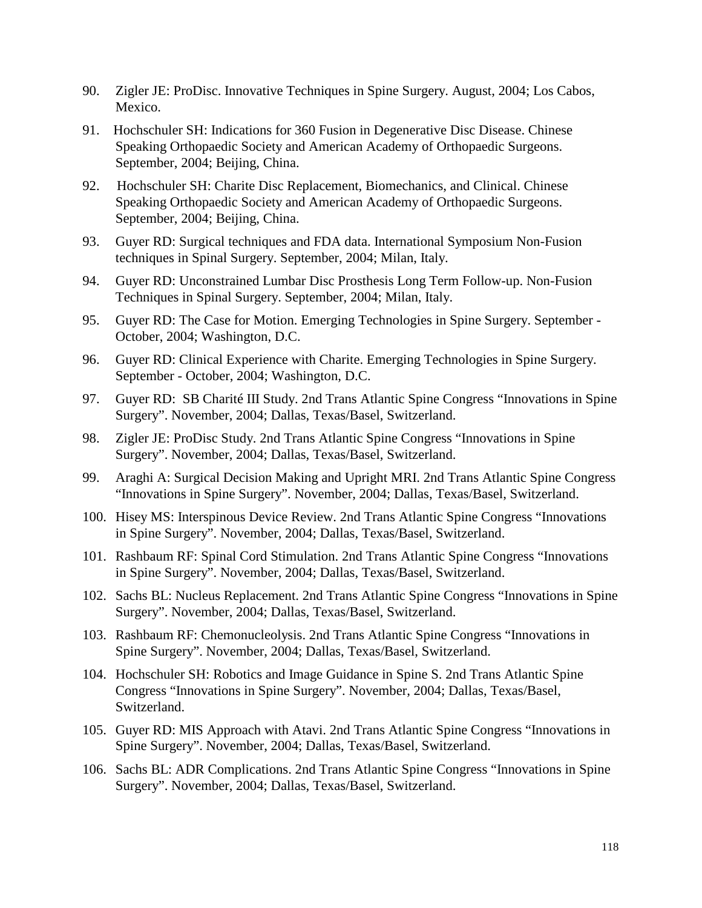90. Zigler JE: ProDisc. Innovative Techniques in Spine Surgery. August, 2004; Los Cabos, Mexico.

91. Hochschuler SH: Indications for 360 Fusion in Degenerative Disc Disease. Chinese Speaking Orthopaedic Society and American Academy of Orthopaedic Surgeons. September, 2004; Beijing, China.

92. Hochschuler SH: Charite Disc Replacement, Biomechanics, and Clinical. Chinese Speaking Orthopaedic Society and American Academy of Orthopaedic Surgeons. September, 2004; Beijing, China.

93. Guyer RD: Surgical techniques and FDA data. International Symposium Non-Fusion techniques in Spinal Surgery. September, 2004; Milan, Italy.

94. Guyer RD: Unconstrained Lumbar Disc Prosthesis Long Term Follow-up. Non-Fusion Techniques in Spinal Surgery. September, 2004; Milan, Italy.

95. Guyer RD: The Case for Motion. Emerging Technologies in Spine Surgery. September - October, 2004; Washington, D.C.

96. Guyer RD: Clinical Experience with Charite. Emerging Technologies in Spine Surgery. September - October, 2004; Washington, D.C.

97. Guyer RD: SB Charité III Study. 2nd Trans Atlantic Spine Congress "Innovations in Spine Surgery". November, 2004; Dallas, Texas/Basel, Switzerland.

98. Zigler JE: ProDisc Study. 2nd Trans Atlantic Spine Congress "Innovations in Spine Surgery". November, 2004; Dallas, Texas/Basel, Switzerland.

99. Araghi A: Surgical Decision Making and Upright MRI. 2nd Trans Atlantic Spine Congress "Innovations in Spine Surgery". November, 2004; Dallas, Texas/Basel, Switzerland.

100. Hisey MS: Interspinous Device Review. 2nd Trans Atlantic Spine Congress "Innovations in Spine Surgery". November, 2004; Dallas, Texas/Basel, Switzerland.

101. Rashbaum RF: Spinal Cord Stimulation. 2nd Trans Atlantic Spine Congress "Innovations in Spine Surgery". November, 2004; Dallas, Texas/Basel, Switzerland.

102. Sachs BL: Nucleus Replacement. 2nd Trans Atlantic Spine Congress "Innovations in Spine Surgery". November, 2004; Dallas, Texas/Basel, Switzerland.

103. Rashbaum RF: Chemonucleolysis. 2nd Trans Atlantic Spine Congress "Innovations in Spine Surgery". November, 2004; Dallas, Texas/Basel, Switzerland.

104. Hochschuler SH: Robotics and Image Guidance in Spine S. 2nd Trans Atlantic Spine Congress "Innovations in Spine Surgery". November, 2004; Dallas, Texas/Basel, Switzerland.

105. Guyer RD: MIS Approach with Atavi. 2nd Trans Atlantic Spine Congress "Innovations in Spine Surgery". November, 2004; Dallas, Texas/Basel, Switzerland.

106. Sachs BL: ADR Complications. 2nd Trans Atlantic Spine Congress "Innovations in Spine Surgery". November, 2004; Dallas, Texas/Basel, Switzerland.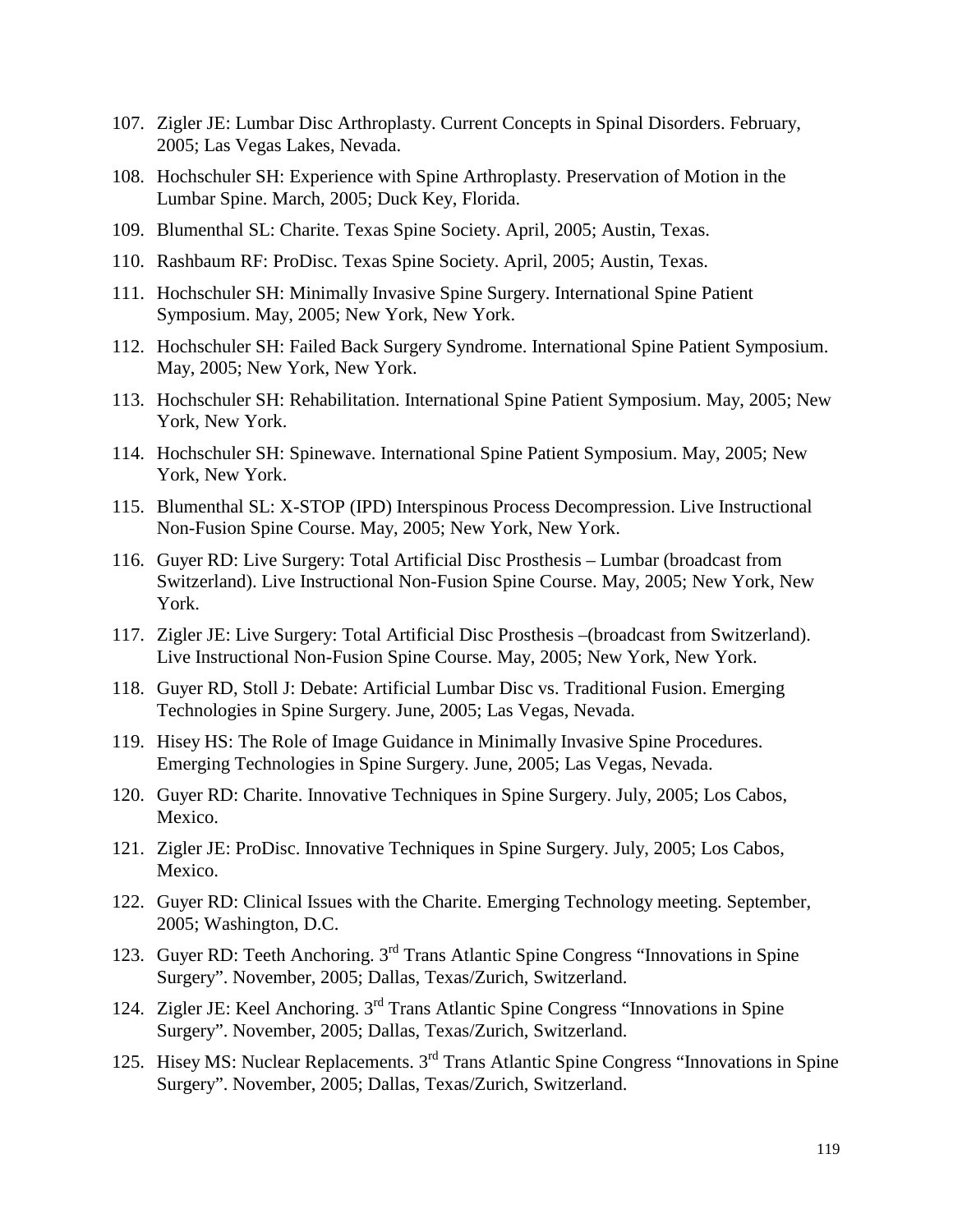107. Zigler JE: Lumbar Disc Arthroplasty. Current Concepts in Spinal Disorders. February, 2005; Las Vegas Lakes, Nevada.

108. Hochschuler SH: Experience with Spine Arthroplasty. Preservation of Motion in the Lumbar Spine. March, 2005; Duck Key, Florida.

109. Blumenthal SL: Charite. Texas Spine Society. April, 2005; Austin, Texas.

110. Rashbaum RF: ProDisc. Texas Spine Society. April, 2005; Austin, Texas.

111. Hochschuler SH: Minimally Invasive Spine Surgery. International Spine Patient Symposium. May, 2005; New York, New York.

112. Hochschuler SH: Failed Back Surgery Syndrome. International Spine Patient Symposium. May, 2005; New York, New York.

113. Hochschuler SH: Rehabilitation. International Spine Patient Symposium. May, 2005; New York, New York.

114. Hochschuler SH: Spinewave. International Spine Patient Symposium. May, 2005; New York, New York.

115. Blumenthal SL: X-STOP (IPD) Interspinous Process Decompression. Live Instructional Non-Fusion Spine Course. May, 2005; New York, New York.

116. Guyer RD: Live Surgery: Total Artificial Disc Prosthesis – Lumbar (broadcast from Switzerland). Live Instructional Non-Fusion Spine Course. May, 2005; New York, New York.

117. Zigler JE: Live Surgery: Total Artificial Disc Prosthesis –(broadcast from Switzerland). Live Instructional Non-Fusion Spine Course. May, 2005; New York, New York.

118. Guyer RD, Stoll J: Debate: Artificial Lumbar Disc vs. Traditional Fusion. Emerging Technologies in Spine Surgery. June, 2005; Las Vegas, Nevada.

119. Hisey HS: The Role of Image Guidance in Minimally Invasive Spine Procedures. Emerging Technologies in Spine Surgery. June, 2005; Las Vegas, Nevada.

120. Guyer RD: Charite. Innovative Techniques in Spine Surgery. July, 2005; Los Cabos, Mexico.

121. Zigler JE: ProDisc. Innovative Techniques in Spine Surgery. July, 2005; Los Cabos, Mexico.

122. Guyer RD: Clinical Issues with the Charite. Emerging Technology meeting. September, 2005; Washington, D.C.

123. Guyer RD: Teeth Anchoring. 3rd Trans Atlantic Spine Congress "Innovations in Spine Surgery". November, 2005; Dallas, Texas/Zurich, Switzerland.

124. Zigler JE: Keel Anchoring. 3rd Trans Atlantic Spine Congress "Innovations in Spine Surgery". November, 2005; Dallas, Texas/Zurich, Switzerland.

125. Hisey MS: Nuclear Replacements. 3rd Trans Atlantic Spine Congress "Innovations in Spine Surgery". November, 2005; Dallas, Texas/Zurich, Switzerland.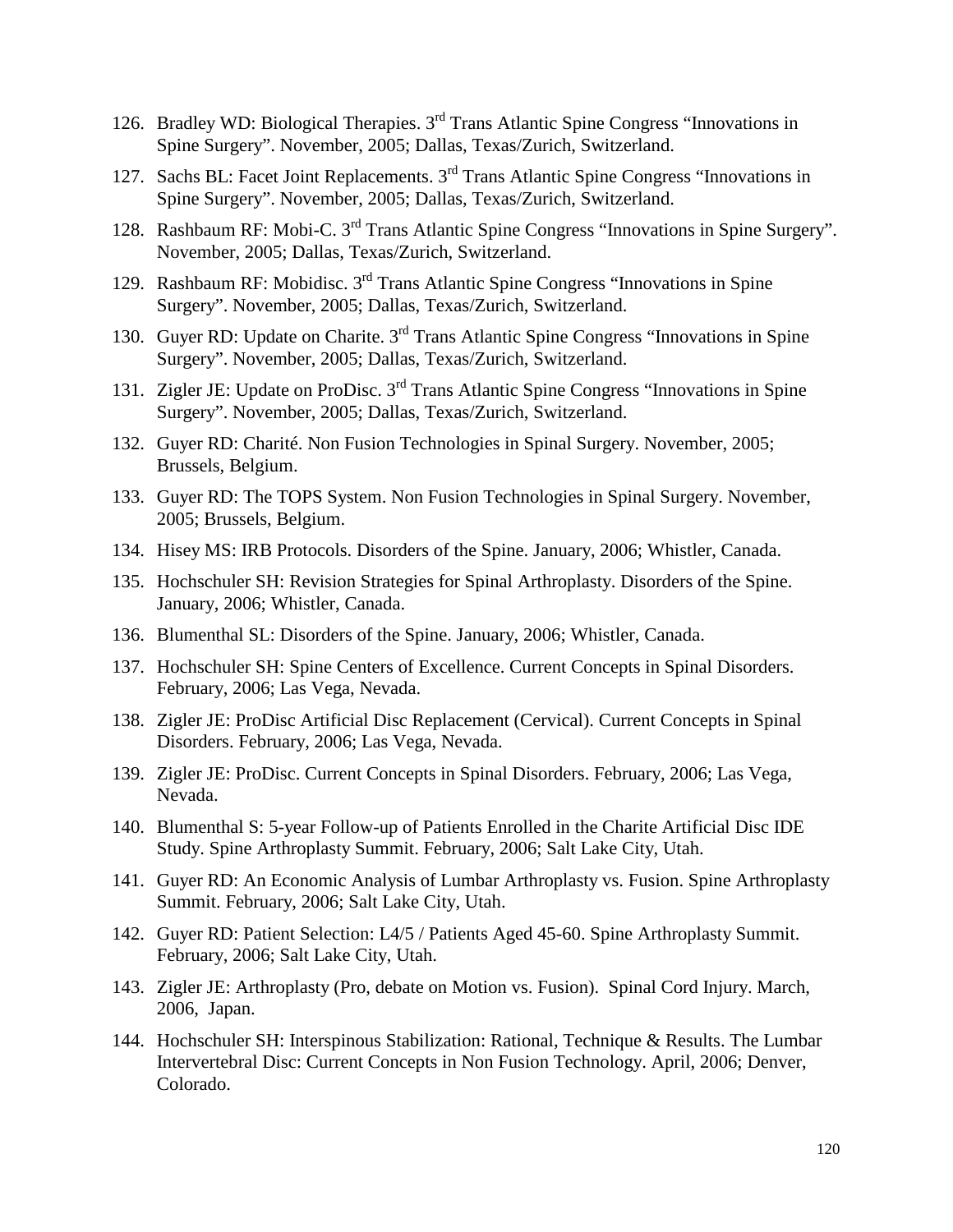126. Bradley WD: Biological Therapies. 3rd Trans Atlantic Spine Congress “Innovations in Spine Surgery”. November, 2005; Dallas, Texas/Zurich, Switzerland.

127. Sachs BL: Facet Joint Replacements. 3rd Trans Atlantic Spine Congress “Innovations in Spine Surgery”. November, 2005; Dallas, Texas/Zurich, Switzerland.

128. Rashbaum RF: Mobi-C. 3rd Trans Atlantic Spine Congress “Innovations in Spine Surgery”. November, 2005; Dallas, Texas/Zurich, Switzerland.

129. Rashbaum RF: Mobidisc. 3rd Trans Atlantic Spine Congress “Innovations in Spine Surgery”. November, 2005; Dallas, Texas/Zurich, Switzerland.

130. Guyer RD: Update on Charite. 3rd Trans Atlantic Spine Congress “Innovations in Spine Surgery”. November, 2005; Dallas, Texas/Zurich, Switzerland.

131. Zigler JE: Update on ProDisc. 3rd Trans Atlantic Spine Congress “Innovations in Spine Surgery”. November, 2005; Dallas, Texas/Zurich, Switzerland.

132. Guyer RD: Charité. Non Fusion Technologies in Spinal Surgery. November, 2005; Brussels, Belgium.

133. Guyer RD: The TOPS System. Non Fusion Technologies in Spinal Surgery. November, 2005; Brussels, Belgium.

134. Hisey MS: IRB Protocols. Disorders of the Spine. January, 2006; Whistler, Canada.

135. Hochschuler SH: Revision Strategies for Spinal Arthroplasty. Disorders of the Spine. January, 2006; Whistler, Canada.

136. Blumenthal SL: Disorders of the Spine. January, 2006; Whistler, Canada.

137. Hochschuler SH: Spine Centers of Excellence. Current Concepts in Spinal Disorders. February, 2006; Las Vega, Nevada.

138. Zigler JE: ProDisc Artificial Disc Replacement (Cervical). Current Concepts in Spinal Disorders. February, 2006; Las Vega, Nevada.

139. Zigler JE: ProDisc. Current Concepts in Spinal Disorders. February, 2006; Las Vega, Nevada.

140. Blumenthal S: 5-year Follow-up of Patients Enrolled in the Charite Artificial Disc IDE Study. Spine Arthroplasty Summit. February, 2006; Salt Lake City, Utah.

141. Guyer RD: An Economic Analysis of Lumbar Arthroplasty vs. Fusion. Spine Arthroplasty Summit. February, 2006; Salt Lake City, Utah.

142. Guyer RD: Patient Selection: L4/5 / Patients Aged 45-60. Spine Arthroplasty Summit. February, 2006; Salt Lake City, Utah.

143. Zigler JE: Arthroplasty (Pro, debate on Motion vs. Fusion). Spinal Cord Injury. March, 2006, Japan.

144. Hochschuler SH: Interspinous Stabilization: Rational, Technique & Results. The Lumbar Intervertebral Disc: Current Concepts in Non Fusion Technology. April, 2006; Denver, Colorado.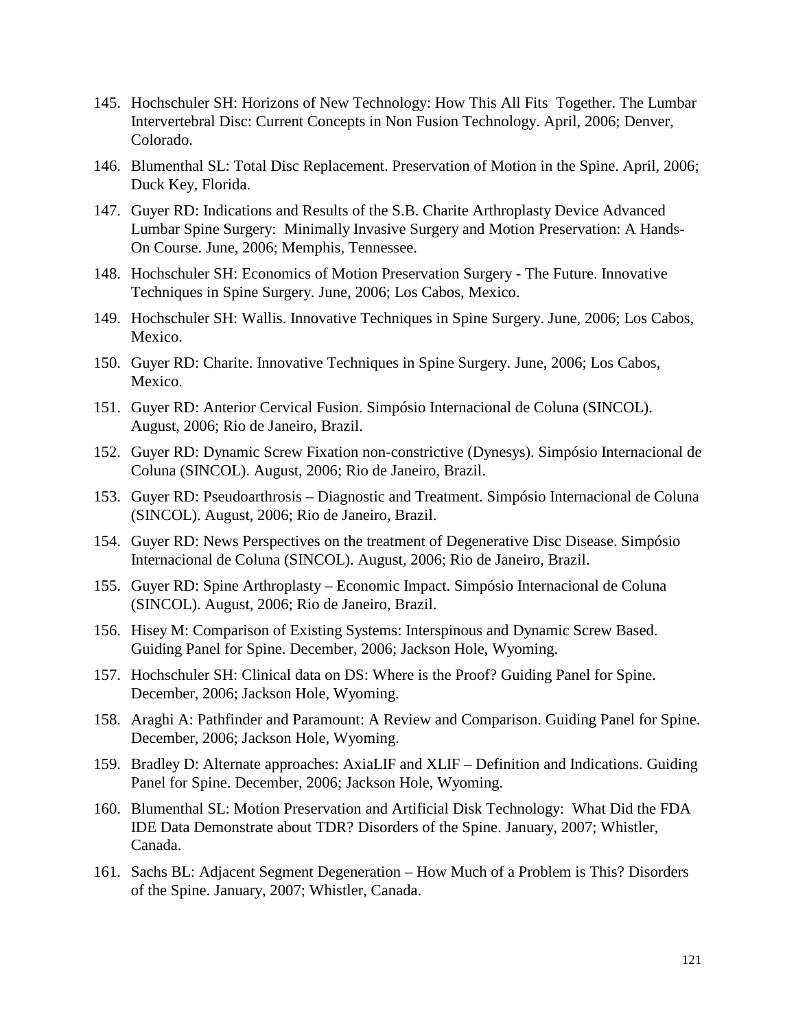145. Hochschuler SH: Horizons of New Technology: How This All Fits Together. The Lumbar Intervertebral Disc: Current Concepts in Non Fusion Technology. April, 2006; Denver, Colorado.
146. Blumenthal SL: Total Disc Replacement. Preservation of Motion in the Spine. April, 2006; Duck Key, Florida.
147. Guyer RD: Indications and Results of the S.B. Charite Arthroplasty Device Advanced Lumbar Spine Surgery: Minimally Invasive Surgery and Motion Preservation: A Hands-On Course. June, 2006; Memphis, Tennessee.
148. Hochschuler SH: Economics of Motion Preservation Surgery - The Future. Innovative Techniques in Spine Surgery. June, 2006; Los Cabos, Mexico.
149. Hochschuler SH: Wallis. Innovative Techniques in Spine Surgery. June, 2006; Los Cabos, Mexico.
150. Guyer RD: Charite. Innovative Techniques in Spine Surgery. June, 2006; Los Cabos, Mexico.
151. Guyer RD: Anterior Cervical Fusion. Simpósio Internacional de Coluna (SINCOL). August, 2006; Rio de Janeiro, Brazil.
152. Guyer RD: Dynamic Screw Fixation non-constrictive (Dynesys). Simpósio Internacional de Coluna (SINCOL). August, 2006; Rio de Janeiro, Brazil.
153. Guyer RD: Pseudoarthrosis – Diagnostic and Treatment. Simpósio Internacional de Coluna (SINCOL). August, 2006; Rio de Janeiro, Brazil.
154. Guyer RD: News Perspectives on the treatment of Degenerative Disc Disease. Simpósio Internacional de Coluna (SINCOL). August, 2006; Rio de Janeiro, Brazil.
155. Guyer RD: Spine Arthroplasty – Economic Impact. Simpósio Internacional de Coluna (SINCOL). August, 2006; Rio de Janeiro, Brazil.
156. Hisey M: Comparison of Existing Systems: Interspinous and Dynamic Screw Based. Guiding Panel for Spine. December, 2006; Jackson Hole, Wyoming.
157. Hochschuler SH: Clinical data on DS: Where is the Proof? Guiding Panel for Spine. December, 2006; Jackson Hole, Wyoming.
158. Araghi A: Pathfinder and Paramount: A Review and Comparison. Guiding Panel for Spine. December, 2006; Jackson Hole, Wyoming.
159. Bradley D: Alternate approaches: AxiaLIF and XLIF – Definition and Indications. Guiding Panel for Spine. December, 2006; Jackson Hole, Wyoming.
160. Blumenthal SL: Motion Preservation and Artificial Disk Technology: What Did the FDA IDE Data Demonstrate about TDR? Disorders of the Spine. January, 2007; Whistler, Canada.
161. Sachs BL: Adjacent Segment Degeneration – How Much of a Problem is This? Disorders of the Spine. January, 2007; Whistler, Canada.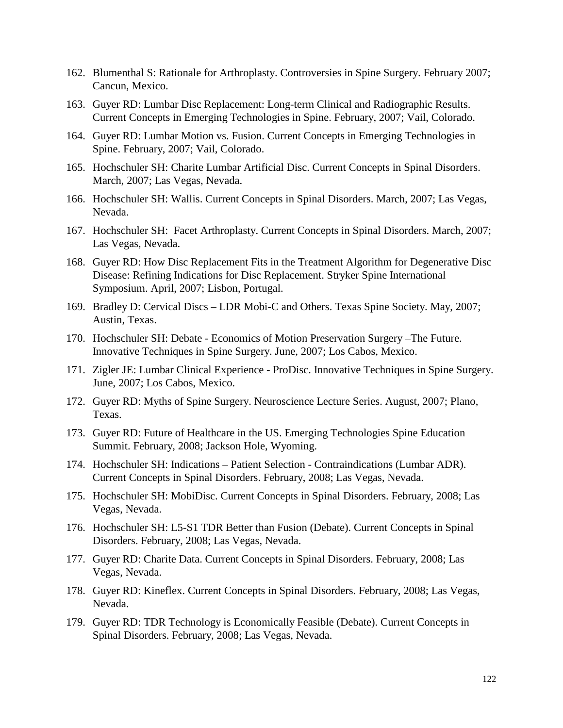162. Blumenthal S: Rationale for Arthroplasty. Controversies in Spine Surgery. February 2007; Cancun, Mexico.
163. Guyer RD: Lumbar Disc Replacement: Long-term Clinical and Radiographic Results. Current Concepts in Emerging Technologies in Spine. February, 2007; Vail, Colorado.
164. Guyer RD: Lumbar Motion vs. Fusion. Current Concepts in Emerging Technologies in Spine. February, 2007; Vail, Colorado.
165. Hochschuler SH: Charite Lumbar Artificial Disc. Current Concepts in Spinal Disorders. March, 2007; Las Vegas, Nevada.
166. Hochschuler SH: Wallis. Current Concepts in Spinal Disorders. March, 2007; Las Vegas, Nevada.
167. Hochschuler SH: Facet Arthroplasty. Current Concepts in Spinal Disorders. March, 2007; Las Vegas, Nevada.
168. Guyer RD: How Disc Replacement Fits in the Treatment Algorithm for Degenerative Disc Disease: Refining Indications for Disc Replacement. Stryker Spine International Symposium. April, 2007; Lisbon, Portugal.
169. Bradley D: Cervical Discs – LDR Mobi-C and Others. Texas Spine Society. May, 2007; Austin, Texas.
170. Hochschuler SH: Debate - Economics of Motion Preservation Surgery –The Future. Innovative Techniques in Spine Surgery. June, 2007; Los Cabos, Mexico.
171. Zigler JE: Lumbar Clinical Experience - ProDisc. Innovative Techniques in Spine Surgery. June, 2007; Los Cabos, Mexico.
172. Guyer RD: Myths of Spine Surgery. Neuroscience Lecture Series. August, 2007; Plano, Texas.
173. Guyer RD: Future of Healthcare in the US. Emerging Technologies Spine Education Summit. February, 2008; Jackson Hole, Wyoming.
174. Hochschuler SH: Indications – Patient Selection - Contraindications (Lumbar ADR). Current Concepts in Spinal Disorders. February, 2008; Las Vegas, Nevada.
175. Hochschuler SH: MobiDisc. Current Concepts in Spinal Disorders. February, 2008; Las Vegas, Nevada.
176. Hochschuler SH: L5-S1 TDR Better than Fusion (Debate). Current Concepts in Spinal Disorders. February, 2008; Las Vegas, Nevada.
177. Guyer RD: Charite Data. Current Concepts in Spinal Disorders. February, 2008; Las Vegas, Nevada.
178. Guyer RD: Kineflex. Current Concepts in Spinal Disorders. February, 2008; Las Vegas, Nevada.
179. Guyer RD: TDR Technology is Economically Feasible (Debate). Current Concepts in Spinal Disorders. February, 2008; Las Vegas, Nevada.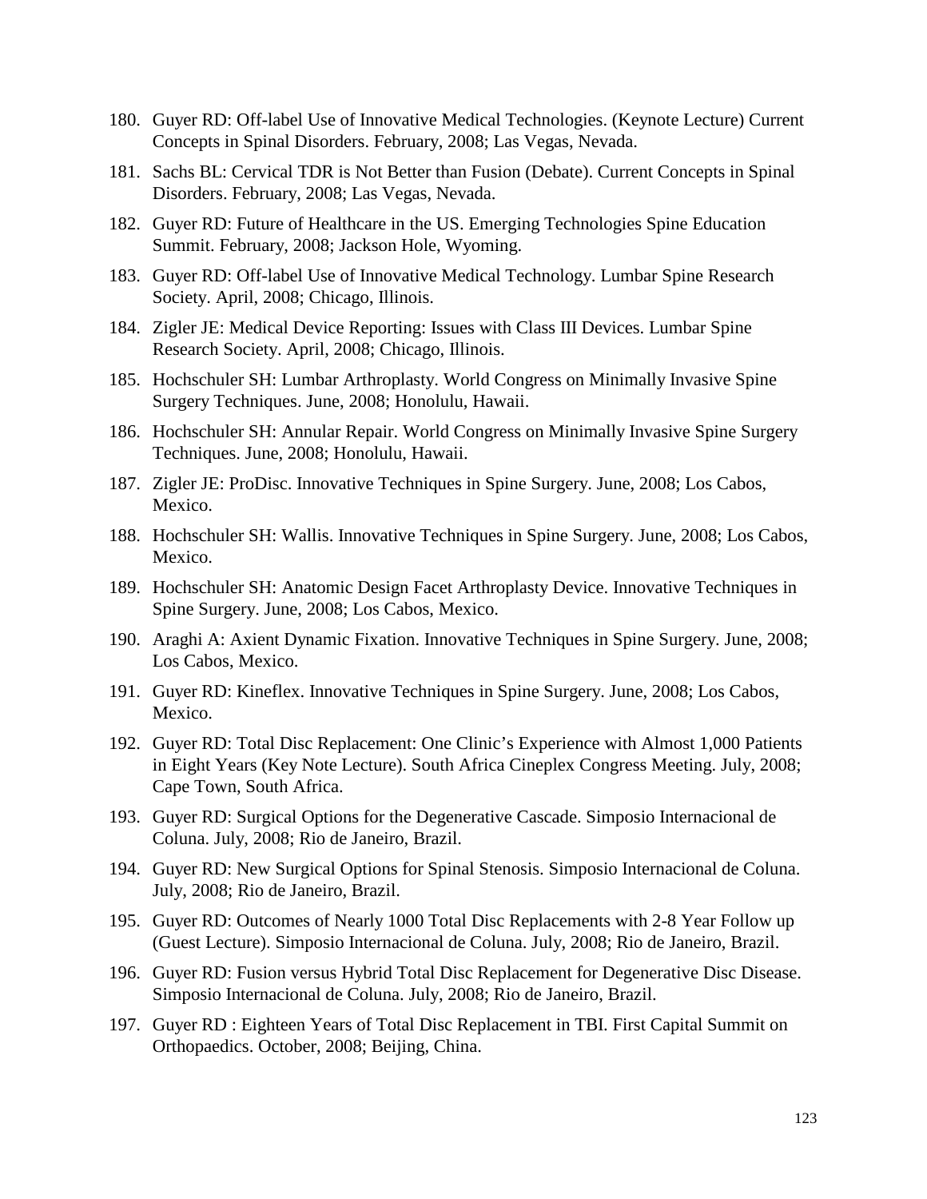180. Guyer RD: Off-label Use of Innovative Medical Technologies. (Keynote Lecture) Current Concepts in Spinal Disorders. February, 2008; Las Vegas, Nevada.

181. Sachs BL: Cervical TDR is Not Better than Fusion (Debate). Current Concepts in Spinal Disorders. February, 2008; Las Vegas, Nevada.

182. Guyer RD: Future of Healthcare in the US. Emerging Technologies Spine Education Summit. February, 2008; Jackson Hole, Wyoming.

183. Guyer RD: Off-label Use of Innovative Medical Technology. Lumbar Spine Research Society. April, 2008; Chicago, Illinois.

184. Zigler JE: Medical Device Reporting: Issues with Class III Devices. Lumbar Spine Research Society. April, 2008; Chicago, Illinois.

185. Hochschuler SH: Lumbar Arthroplasty. World Congress on Minimally Invasive Spine Surgery Techniques. June, 2008; Honolulu, Hawaii.

186. Hochschuler SH: Annular Repair. World Congress on Minimally Invasive Spine Surgery Techniques. June, 2008; Honolulu, Hawaii.

187. Zigler JE: ProDisc. Innovative Techniques in Spine Surgery. June, 2008; Los Cabos, Mexico.

188. Hochschuler SH: Wallis. Innovative Techniques in Spine Surgery. June, 2008; Los Cabos, Mexico.

189. Hochschuler SH: Anatomic Design Facet Arthroplasty Device. Innovative Techniques in Spine Surgery. June, 2008; Los Cabos, Mexico.

190. Araghi A: Axient Dynamic Fixation. Innovative Techniques in Spine Surgery. June, 2008; Los Cabos, Mexico.

191. Guyer RD: Kineflex. Innovative Techniques in Spine Surgery. June, 2008; Los Cabos, Mexico.

192. Guyer RD: Total Disc Replacement: One Clinic's Experience with Almost 1,000 Patients in Eight Years (Key Note Lecture). South Africa Cineplex Congress Meeting. July, 2008; Cape Town, South Africa.

193. Guyer RD: Surgical Options for the Degenerative Cascade. Simposio Internacional de Coluna. July, 2008; Rio de Janeiro, Brazil.

194. Guyer RD: New Surgical Options for Spinal Stenosis. Simposio Internacional de Coluna. July, 2008; Rio de Janeiro, Brazil.

195. Guyer RD: Outcomes of Nearly 1000 Total Disc Replacements with 2-8 Year Follow up (Guest Lecture). Simposio Internacional de Coluna. July, 2008; Rio de Janeiro, Brazil.

196. Guyer RD: Fusion versus Hybrid Total Disc Replacement for Degenerative Disc Disease. Simposio Internacional de Coluna. July, 2008; Rio de Janeiro, Brazil.

197. Guyer RD : Eighteen Years of Total Disc Replacement in TBI. First Capital Summit on Orthopaedics. October, 2008; Beijing, China.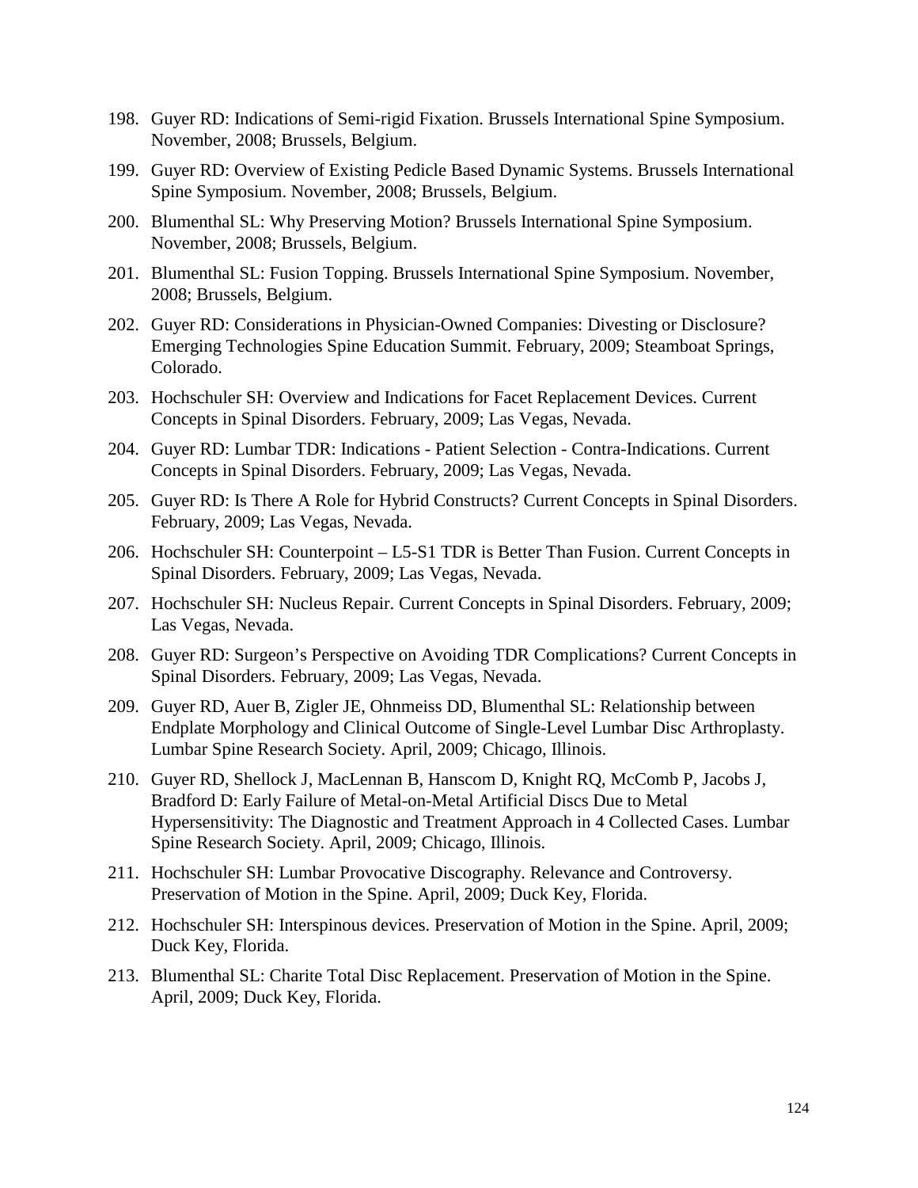198. Guyer RD: Indications of Semi-rigid Fixation. Brussels International Spine Symposium. November, 2008; Brussels, Belgium.
199. Guyer RD: Overview of Existing Pedicle Based Dynamic Systems. Brussels International Spine Symposium. November, 2008; Brussels, Belgium.
200. Blumenthal SL: Why Preserving Motion? Brussels International Spine Symposium. November, 2008; Brussels, Belgium.
201. Blumenthal SL: Fusion Topping. Brussels International Spine Symposium. November, 2008; Brussels, Belgium.
202. Guyer RD: Considerations in Physician-Owned Companies: Divesting or Disclosure? Emerging Technologies Spine Education Summit. February, 2009; Steamboat Springs, Colorado.
203. Hochschuler SH: Overview and Indications for Facet Replacement Devices. Current Concepts in Spinal Disorders. February, 2009; Las Vegas, Nevada.
204. Guyer RD: Lumbar TDR: Indications - Patient Selection - Contra-Indications. Current Concepts in Spinal Disorders. February, 2009; Las Vegas, Nevada.
205. Guyer RD: Is There A Role for Hybrid Constructs? Current Concepts in Spinal Disorders. February, 2009; Las Vegas, Nevada.
206. Hochschuler SH: Counterpoint – L5-S1 TDR is Better Than Fusion. Current Concepts in Spinal Disorders. February, 2009; Las Vegas, Nevada.
207. Hochschuler SH: Nucleus Repair. Current Concepts in Spinal Disorders. February, 2009; Las Vegas, Nevada.
208. Guyer RD: Surgeon's Perspective on Avoiding TDR Complications? Current Concepts in Spinal Disorders. February, 2009; Las Vegas, Nevada.
209. Guyer RD, Auer B, Zigler JE, Ohnmeiss DD, Blumenthal SL: Relationship between Endplate Morphology and Clinical Outcome of Single-Level Lumbar Disc Arthroplasty. Lumbar Spine Research Society. April, 2009; Chicago, Illinois.
210. Guyer RD, Shellock J, MacLennan B, Hanscom D, Knight RQ, McComb P, Jacobs J, Bradford D: Early Failure of Metal-on-Metal Artificial Discs Due to Metal Hypersensitivity: The Diagnostic and Treatment Approach in 4 Collected Cases. Lumbar Spine Research Society. April, 2009; Chicago, Illinois.
211. Hochschuler SH: Lumbar Provocative Discography. Relevance and Controversy. Preservation of Motion in the Spine. April, 2009; Duck Key, Florida.
212. Hochschuler SH: Interspinous devices. Preservation of Motion in the Spine. April, 2009; Duck Key, Florida.
213. Blumenthal SL: Charite Total Disc Replacement. Preservation of Motion in the Spine. April, 2009; Duck Key, Florida.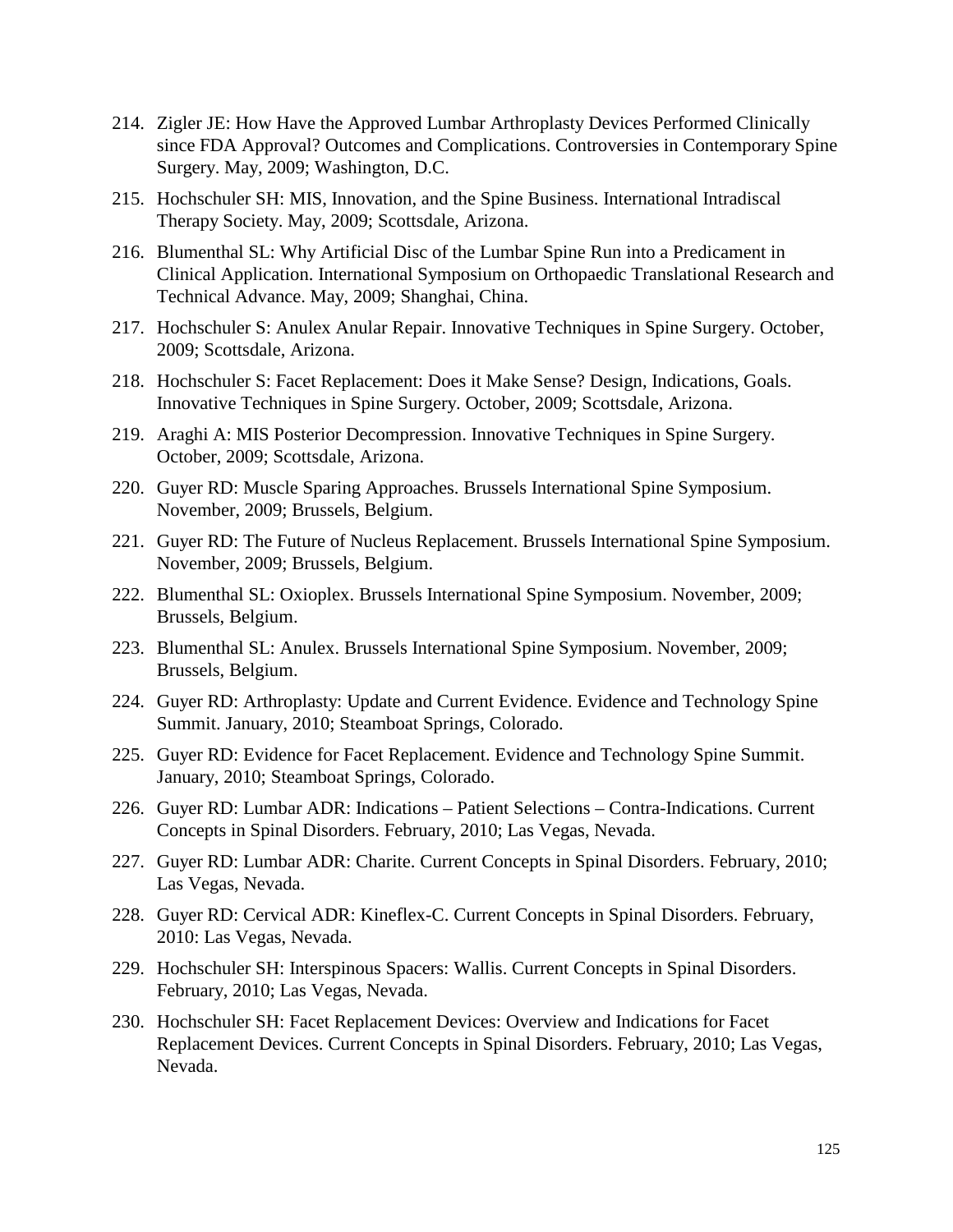214. Zigler JE: How Have the Approved Lumbar Arthroplasty Devices Performed Clinically since FDA Approval? Outcomes and Complications. Controversies in Contemporary Spine Surgery. May, 2009; Washington, D.C.

215. Hochschuler SH: MIS, Innovation, and the Spine Business. International Intradiscal Therapy Society. May, 2009; Scottsdale, Arizona.

216. Blumenthal SL: Why Artificial Disc of the Lumbar Spine Run into a Predicament in Clinical Application. International Symposium on Orthopaedic Translational Research and Technical Advance. May, 2009; Shanghai, China.

217. Hochschuler S: Anulex Anular Repair. Innovative Techniques in Spine Surgery. October, 2009; Scottsdale, Arizona.

218. Hochschuler S: Facet Replacement: Does it Make Sense? Design, Indications, Goals. Innovative Techniques in Spine Surgery. October, 2009; Scottsdale, Arizona.

219. Araghi A: MIS Posterior Decompression. Innovative Techniques in Spine Surgery. October, 2009; Scottsdale, Arizona.

220. Guyer RD: Muscle Sparing Approaches. Brussels International Spine Symposium. November, 2009; Brussels, Belgium.

221. Guyer RD: The Future of Nucleus Replacement. Brussels International Spine Symposium. November, 2009; Brussels, Belgium.

222. Blumenthal SL: Oxioplex. Brussels International Spine Symposium. November, 2009; Brussels, Belgium.

223. Blumenthal SL: Anulex. Brussels International Spine Symposium. November, 2009; Brussels, Belgium.

224. Guyer RD: Arthroplasty: Update and Current Evidence. Evidence and Technology Spine Summit. January, 2010; Steamboat Springs, Colorado.

225. Guyer RD: Evidence for Facet Replacement. Evidence and Technology Spine Summit. January, 2010; Steamboat Springs, Colorado.

226. Guyer RD: Lumbar ADR: Indications – Patient Selections – Contra-Indications. Current Concepts in Spinal Disorders. February, 2010; Las Vegas, Nevada.

227. Guyer RD: Lumbar ADR: Charite. Current Concepts in Spinal Disorders. February, 2010; Las Vegas, Nevada.

228. Guyer RD: Cervical ADR: Kineflex-C. Current Concepts in Spinal Disorders. February, 2010: Las Vegas, Nevada.

229. Hochschuler SH: Interspinous Spacers: Wallis. Current Concepts in Spinal Disorders. February, 2010; Las Vegas, Nevada.

230. Hochschuler SH: Facet Replacement Devices: Overview and Indications for Facet Replacement Devices. Current Concepts in Spinal Disorders. February, 2010; Las Vegas, Nevada.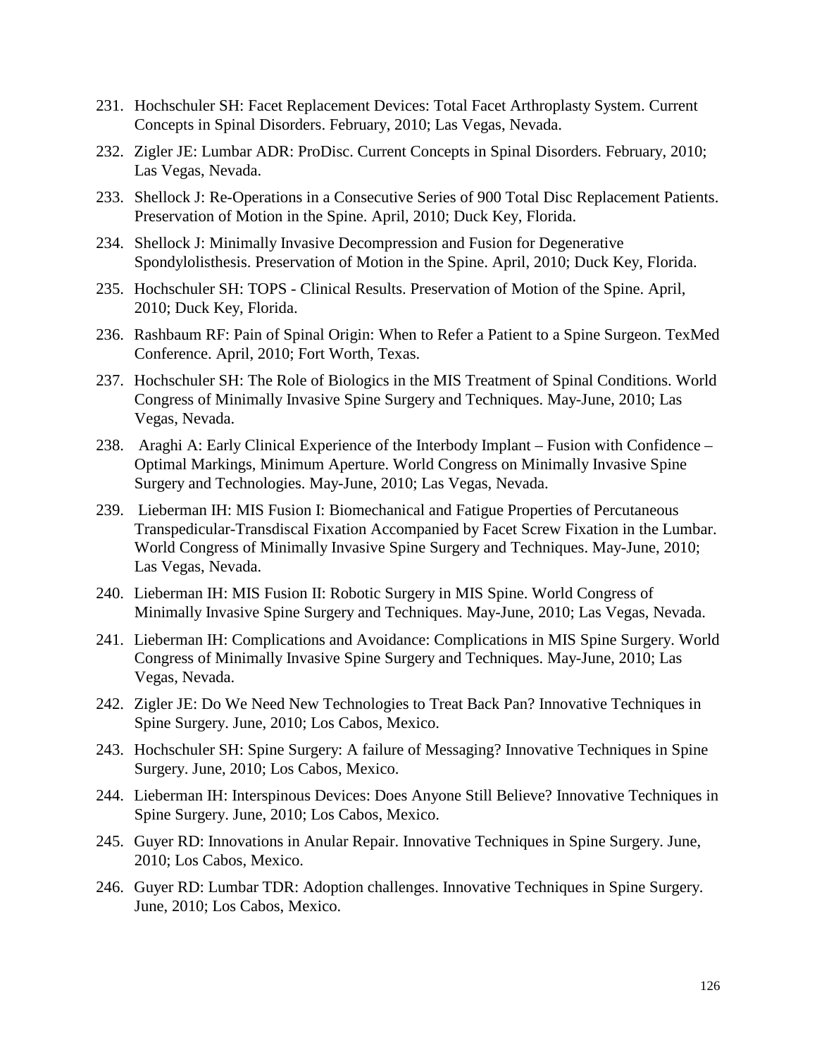231. Hochschuler SH: Facet Replacement Devices: Total Facet Arthroplasty System. Current Concepts in Spinal Disorders. February, 2010; Las Vegas, Nevada.

232. Zigler JE: Lumbar ADR: ProDisc. Current Concepts in Spinal Disorders. February, 2010; Las Vegas, Nevada.

233. Shellock J: Re-Operations in a Consecutive Series of 900 Total Disc Replacement Patients. Preservation of Motion in the Spine. April, 2010; Duck Key, Florida.

234. Shellock J: Minimally Invasive Decompression and Fusion for Degenerative Spondylolisthesis. Preservation of Motion in the Spine. April, 2010; Duck Key, Florida.

235. Hochschuler SH: TOPS - Clinical Results. Preservation of Motion of the Spine. April, 2010; Duck Key, Florida.

236. Rashbaum RF: Pain of Spinal Origin: When to Refer a Patient to a Spine Surgeon. TexMed Conference. April, 2010; Fort Worth, Texas.

237. Hochschuler SH: The Role of Biologics in the MIS Treatment of Spinal Conditions. World Congress of Minimally Invasive Spine Surgery and Techniques. May-June, 2010; Las Vegas, Nevada.

238. Araghi A: Early Clinical Experience of the Interbody Implant – Fusion with Confidence – Optimal Markings, Minimum Aperture. World Congress on Minimally Invasive Spine Surgery and Technologies. May-June, 2010; Las Vegas, Nevada.

239. Lieberman IH: MIS Fusion I: Biomechanical and Fatigue Properties of Percutaneous Transpedicular-Transdiscal Fixation Accompanied by Facet Screw Fixation in the Lumbar. World Congress of Minimally Invasive Spine Surgery and Techniques. May-June, 2010; Las Vegas, Nevada.

240. Lieberman IH: MIS Fusion II: Robotic Surgery in MIS Spine. World Congress of Minimally Invasive Spine Surgery and Techniques. May-June, 2010; Las Vegas, Nevada.

241. Lieberman IH: Complications and Avoidance: Complications in MIS Spine Surgery. World Congress of Minimally Invasive Spine Surgery and Techniques. May-June, 2010; Las Vegas, Nevada.

242. Zigler JE: Do We Need New Technologies to Treat Back Pan? Innovative Techniques in Spine Surgery. June, 2010; Los Cabos, Mexico.

243. Hochschuler SH: Spine Surgery: A failure of Messaging? Innovative Techniques in Spine Surgery. June, 2010; Los Cabos, Mexico.

244. Lieberman IH: Interspinous Devices: Does Anyone Still Believe? Innovative Techniques in Spine Surgery. June, 2010; Los Cabos, Mexico.

245. Guyer RD: Innovations in Anular Repair. Innovative Techniques in Spine Surgery. June, 2010; Los Cabos, Mexico.

246. Guyer RD: Lumbar TDR: Adoption challenges. Innovative Techniques in Spine Surgery. June, 2010; Los Cabos, Mexico.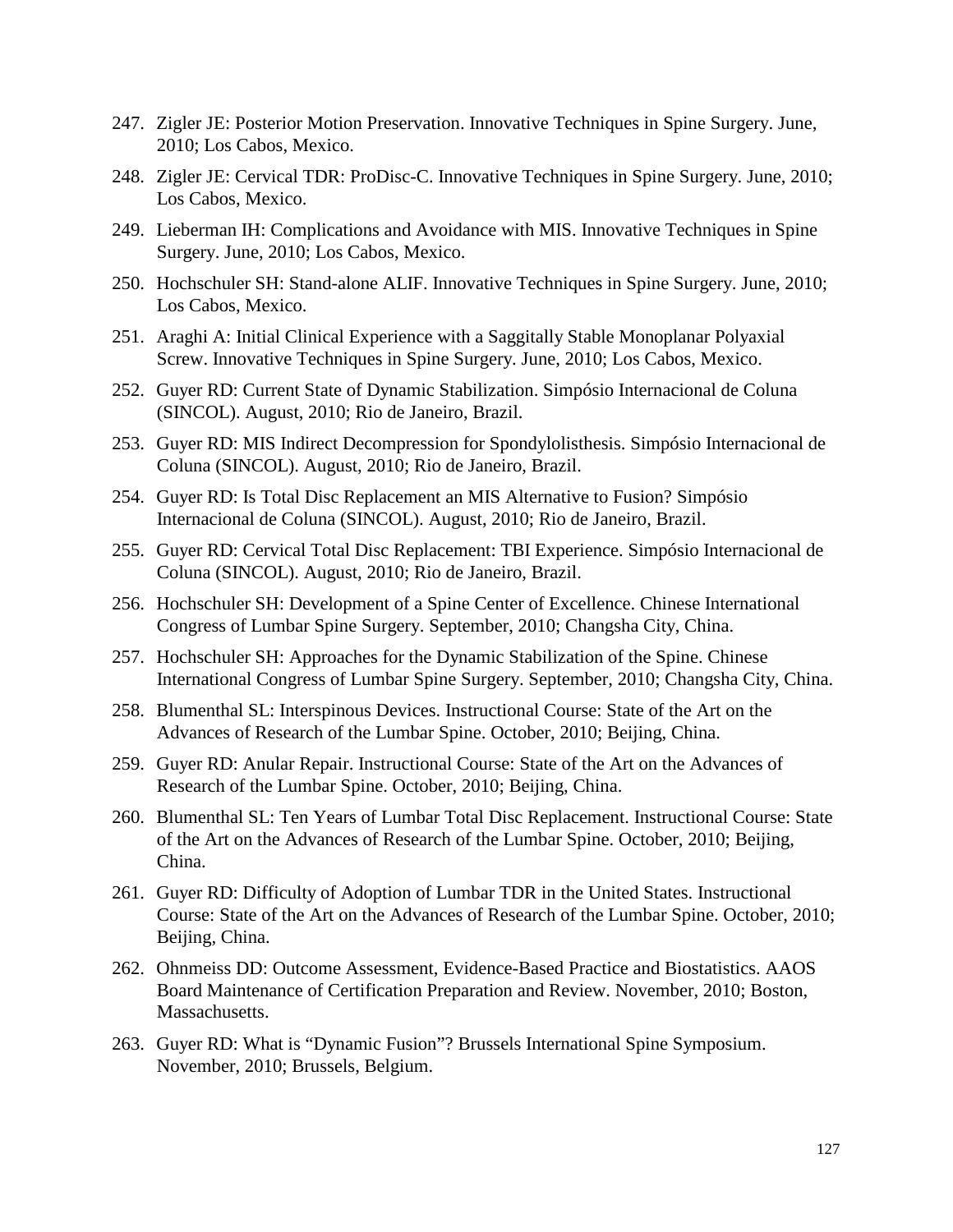247. Zigler JE: Posterior Motion Preservation. Innovative Techniques in Spine Surgery. June, 2010; Los Cabos, Mexico.
248. Zigler JE: Cervical TDR: ProDisc-C. Innovative Techniques in Spine Surgery. June, 2010; Los Cabos, Mexico.
249. Lieberman IH: Complications and Avoidance with MIS. Innovative Techniques in Spine Surgery. June, 2010; Los Cabos, Mexico.
250. Hochschuler SH: Stand-alone ALIF. Innovative Techniques in Spine Surgery. June, 2010; Los Cabos, Mexico.
251. Araghi A: Initial Clinical Experience with a Saggitally Stable Monoplanar Polyaxial Screw. Innovative Techniques in Spine Surgery. June, 2010; Los Cabos, Mexico.
252. Guyer RD: Current State of Dynamic Stabilization. Simpósio Internacional de Coluna (SINCOL). August, 2010; Rio de Janeiro, Brazil.
253. Guyer RD: MIS Indirect Decompression for Spondylolisthesis. Simpósio Internacional de Coluna (SINCOL). August, 2010; Rio de Janeiro, Brazil.
254. Guyer RD: Is Total Disc Replacement an MIS Alternative to Fusion? Simpósio Internacional de Coluna (SINCOL). August, 2010; Rio de Janeiro, Brazil.
255. Guyer RD: Cervical Total Disc Replacement: TBI Experience. Simpósio Internacional de Coluna (SINCOL). August, 2010; Rio de Janeiro, Brazil.
256. Hochschuler SH: Development of a Spine Center of Excellence. Chinese International Congress of Lumbar Spine Surgery. September, 2010; Changsha City, China.
257. Hochschuler SH: Approaches for the Dynamic Stabilization of the Spine. Chinese International Congress of Lumbar Spine Surgery. September, 2010; Changsha City, China.
258. Blumenthal SL: Interspinous Devices. Instructional Course: State of the Art on the Advances of Research of the Lumbar Spine. October, 2010; Beijing, China.
259. Guyer RD: Anular Repair. Instructional Course: State of the Art on the Advances of Research of the Lumbar Spine. October, 2010; Beijing, China.
260. Blumenthal SL: Ten Years of Lumbar Total Disc Replacement. Instructional Course: State of the Art on the Advances of Research of the Lumbar Spine. October, 2010; Beijing, China.
261. Guyer RD: Difficulty of Adoption of Lumbar TDR in the United States. Instructional Course: State of the Art on the Advances of Research of the Lumbar Spine. October, 2010; Beijing, China.
262. Ohnmeiss DD: Outcome Assessment, Evidence-Based Practice and Biostatistics. AAOS Board Maintenance of Certification Preparation and Review. November, 2010; Boston, Massachusetts.
263. Guyer RD: What is "Dynamic Fusion"? Brussels International Spine Symposium. November, 2010; Brussels, Belgium.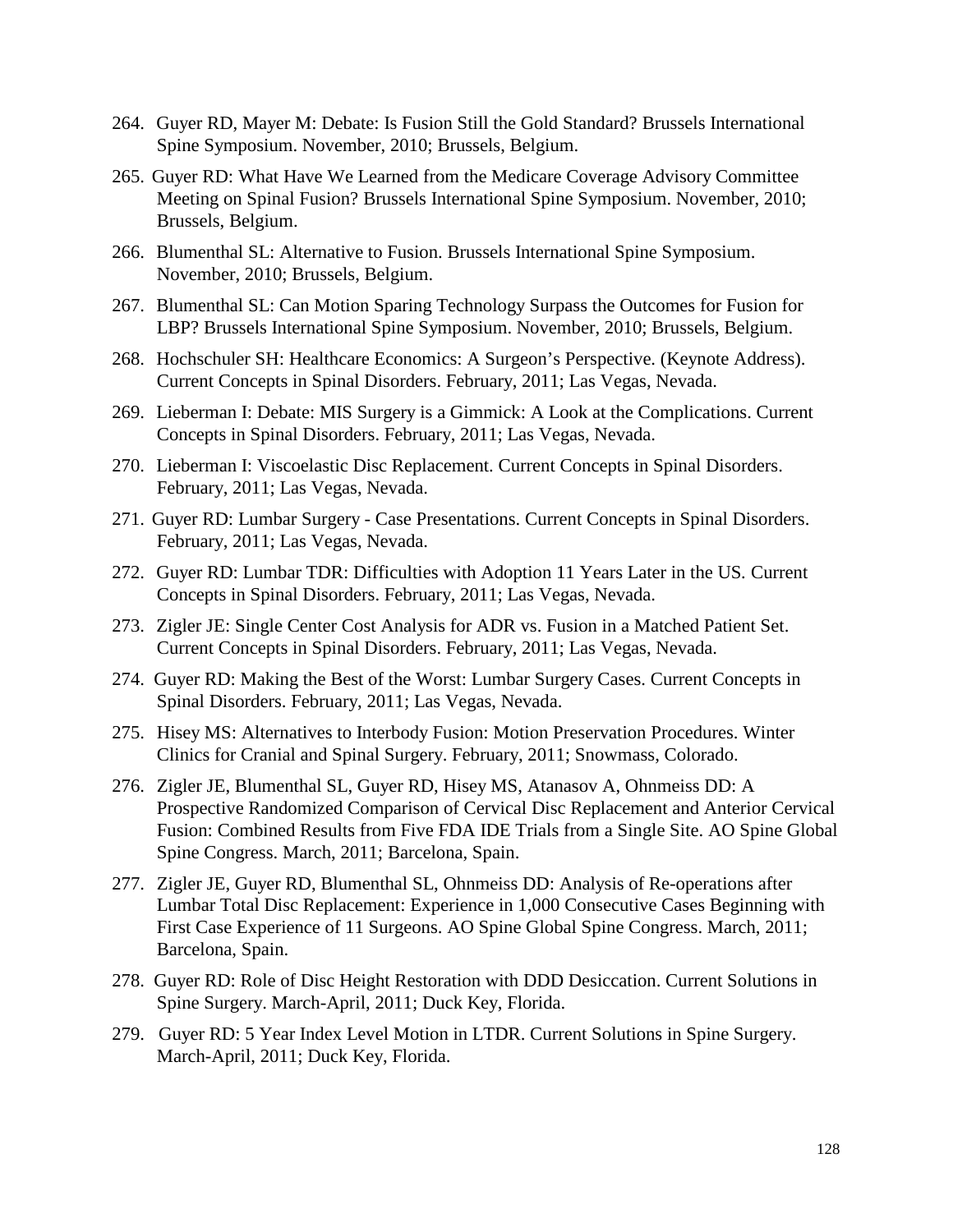264. Guyer RD, Mayer M: Debate: Is Fusion Still the Gold Standard? Brussels International Spine Symposium. November, 2010; Brussels, Belgium.

265. Guyer RD: What Have We Learned from the Medicare Coverage Advisory Committee Meeting on Spinal Fusion? Brussels International Spine Symposium. November, 2010; Brussels, Belgium.

266. Blumenthal SL: Alternative to Fusion. Brussels International Spine Symposium. November, 2010; Brussels, Belgium.

267. Blumenthal SL: Can Motion Sparing Technology Surpass the Outcomes for Fusion for LBP? Brussels International Spine Symposium. November, 2010; Brussels, Belgium.

268. Hochschuler SH: Healthcare Economics: A Surgeon's Perspective. (Keynote Address). Current Concepts in Spinal Disorders. February, 2011; Las Vegas, Nevada.

269. Lieberman I: Debate: MIS Surgery is a Gimmick: A Look at the Complications. Current Concepts in Spinal Disorders. February, 2011; Las Vegas, Nevada.

270. Lieberman I: Viscoelastic Disc Replacement. Current Concepts in Spinal Disorders. February, 2011; Las Vegas, Nevada.

271. Guyer RD: Lumbar Surgery - Case Presentations. Current Concepts in Spinal Disorders. February, 2011; Las Vegas, Nevada.

272. Guyer RD: Lumbar TDR: Difficulties with Adoption 11 Years Later in the US. Current Concepts in Spinal Disorders. February, 2011; Las Vegas, Nevada.

273. Zigler JE: Single Center Cost Analysis for ADR vs. Fusion in a Matched Patient Set. Current Concepts in Spinal Disorders. February, 2011; Las Vegas, Nevada.

274. Guyer RD: Making the Best of the Worst: Lumbar Surgery Cases. Current Concepts in Spinal Disorders. February, 2011; Las Vegas, Nevada.

275. Hisey MS: Alternatives to Interbody Fusion: Motion Preservation Procedures. Winter Clinics for Cranial and Spinal Surgery. February, 2011; Snowmass, Colorado.

276. Zigler JE, Blumenthal SL, Guyer RD, Hisey MS, Atanasov A, Ohnmeiss DD: A Prospective Randomized Comparison of Cervical Disc Replacement and Anterior Cervical Fusion: Combined Results from Five FDA IDE Trials from a Single Site. AO Spine Global Spine Congress. March, 2011; Barcelona, Spain.

277. Zigler JE, Guyer RD, Blumenthal SL, Ohnmeiss DD: Analysis of Re-operations after Lumbar Total Disc Replacement: Experience in 1,000 Consecutive Cases Beginning with First Case Experience of 11 Surgeons. AO Spine Global Spine Congress. March, 2011; Barcelona, Spain.

278. Guyer RD: Role of Disc Height Restoration with DDD Desiccation. Current Solutions in Spine Surgery. March-April, 2011; Duck Key, Florida.

279. Guyer RD: 5 Year Index Level Motion in LTDR. Current Solutions in Spine Surgery. March-April, 2011; Duck Key, Florida.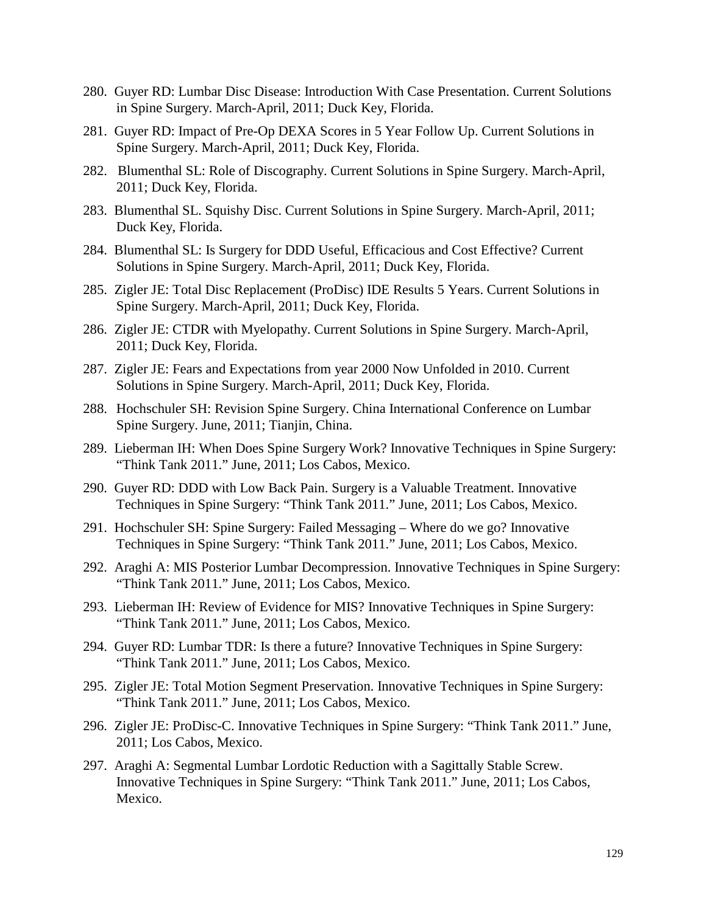280. Guyer RD: Lumbar Disc Disease: Introduction With Case Presentation. Current Solutions in Spine Surgery. March-April, 2011; Duck Key, Florida.

281. Guyer RD: Impact of Pre-Op DEXA Scores in 5 Year Follow Up. Current Solutions in Spine Surgery. March-April, 2011; Duck Key, Florida.

282. Blumenthal SL: Role of Discography. Current Solutions in Spine Surgery. March-April, 2011; Duck Key, Florida.

283. Blumenthal SL. Squishy Disc. Current Solutions in Spine Surgery. March-April, 2011; Duck Key, Florida.

284. Blumenthal SL: Is Surgery for DDD Useful, Efficacious and Cost Effective? Current Solutions in Spine Surgery. March-April, 2011; Duck Key, Florida.

285. Zigler JE: Total Disc Replacement (ProDisc) IDE Results 5 Years. Current Solutions in Spine Surgery. March-April, 2011; Duck Key, Florida.

286. Zigler JE: CTDR with Myelopathy. Current Solutions in Spine Surgery. March-April, 2011; Duck Key, Florida.

287. Zigler JE: Fears and Expectations from year 2000 Now Unfolded in 2010. Current Solutions in Spine Surgery. March-April, 2011; Duck Key, Florida.

288. Hochschuler SH: Revision Spine Surgery. China International Conference on Lumbar Spine Surgery. June, 2011; Tianjin, China.

289. Lieberman IH: When Does Spine Surgery Work? Innovative Techniques in Spine Surgery: "Think Tank 2011." June, 2011; Los Cabos, Mexico.

290. Guyer RD: DDD with Low Back Pain. Surgery is a Valuable Treatment. Innovative Techniques in Spine Surgery: "Think Tank 2011." June, 2011; Los Cabos, Mexico.

291. Hochschuler SH: Spine Surgery: Failed Messaging – Where do we go? Innovative Techniques in Spine Surgery: "Think Tank 2011." June, 2011; Los Cabos, Mexico.

292. Araghi A: MIS Posterior Lumbar Decompression. Innovative Techniques in Spine Surgery: "Think Tank 2011." June, 2011; Los Cabos, Mexico.

293. Lieberman IH: Review of Evidence for MIS? Innovative Techniques in Spine Surgery: "Think Tank 2011." June, 2011; Los Cabos, Mexico.

294. Guyer RD: Lumbar TDR: Is there a future? Innovative Techniques in Spine Surgery: "Think Tank 2011." June, 2011; Los Cabos, Mexico.

295. Zigler JE: Total Motion Segment Preservation. Innovative Techniques in Spine Surgery: "Think Tank 2011." June, 2011; Los Cabos, Mexico.

296. Zigler JE: ProDisc-C. Innovative Techniques in Spine Surgery: "Think Tank 2011." June, 2011; Los Cabos, Mexico.

297. Araghi A: Segmental Lumbar Lordotic Reduction with a Sagittally Stable Screw. Innovative Techniques in Spine Surgery: "Think Tank 2011." June, 2011; Los Cabos, Mexico.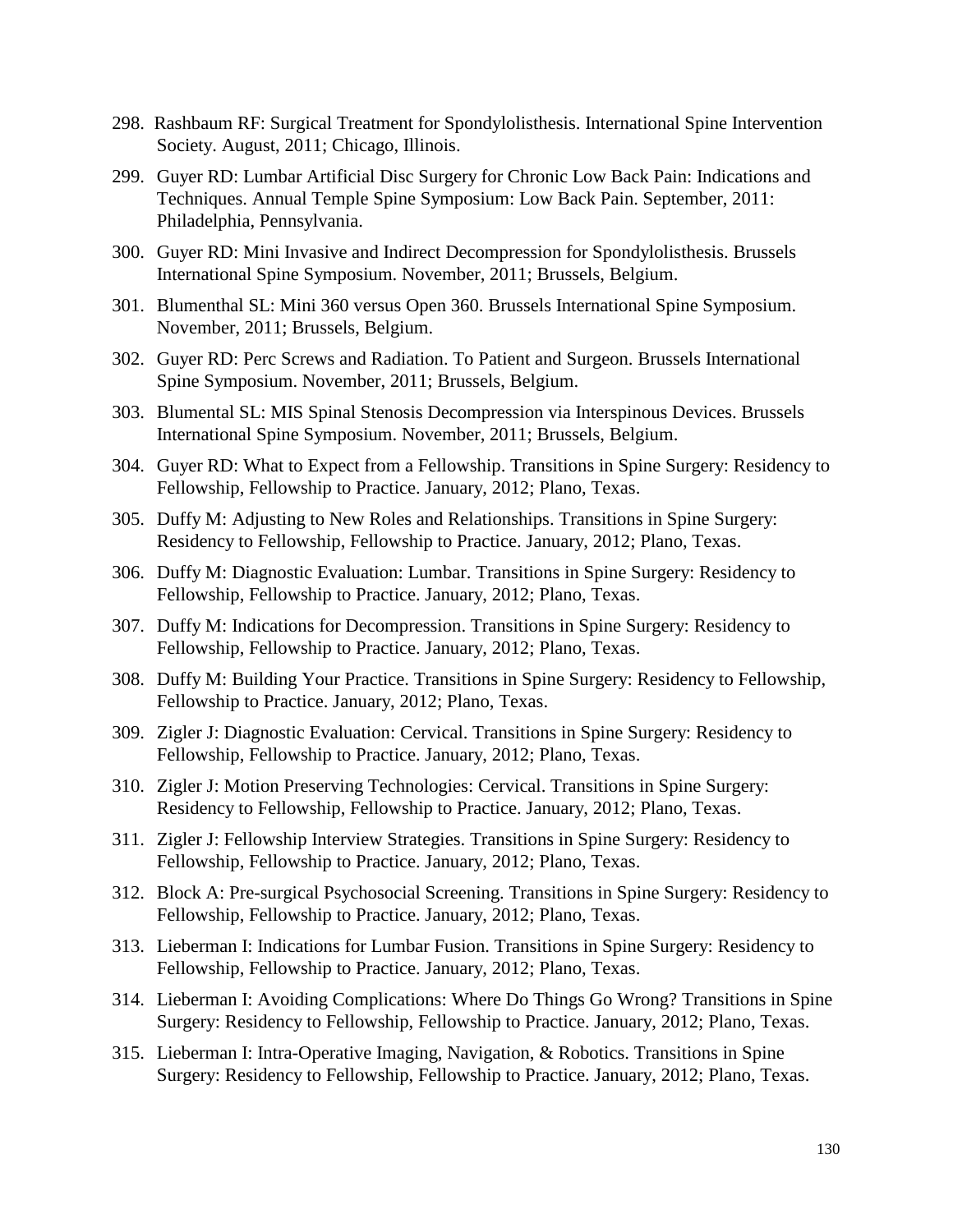298. Rashbaum RF: Surgical Treatment for Spondylolisthesis. International Spine Intervention Society. August, 2011; Chicago, Illinois.

299. Guyer RD: Lumbar Artificial Disc Surgery for Chronic Low Back Pain: Indications and Techniques. Annual Temple Spine Symposium: Low Back Pain. September, 2011: Philadelphia, Pennsylvania.

300. Guyer RD: Mini Invasive and Indirect Decompression for Spondylolisthesis. Brussels International Spine Symposium. November, 2011; Brussels, Belgium.

301. Blumenthal SL: Mini 360 versus Open 360. Brussels International Spine Symposium. November, 2011; Brussels, Belgium.

302. Guyer RD: Perc Screws and Radiation. To Patient and Surgeon. Brussels International Spine Symposium. November, 2011; Brussels, Belgium.

303. Blumental SL: MIS Spinal Stenosis Decompression via Interspinous Devices. Brussels International Spine Symposium. November, 2011; Brussels, Belgium.

304. Guyer RD: What to Expect from a Fellowship. Transitions in Spine Surgery: Residency to Fellowship, Fellowship to Practice. January, 2012; Plano, Texas.

305. Duffy M: Adjusting to New Roles and Relationships. Transitions in Spine Surgery: Residency to Fellowship, Fellowship to Practice. January, 2012; Plano, Texas.

306. Duffy M: Diagnostic Evaluation: Lumbar. Transitions in Spine Surgery: Residency to Fellowship, Fellowship to Practice. January, 2012; Plano, Texas.

307. Duffy M: Indications for Decompression. Transitions in Spine Surgery: Residency to Fellowship, Fellowship to Practice. January, 2012; Plano, Texas.

308. Duffy M: Building Your Practice. Transitions in Spine Surgery: Residency to Fellowship, Fellowship to Practice. January, 2012; Plano, Texas.

309. Zigler J: Diagnostic Evaluation: Cervical. Transitions in Spine Surgery: Residency to Fellowship, Fellowship to Practice. January, 2012; Plano, Texas.

310. Zigler J: Motion Preserving Technologies: Cervical. Transitions in Spine Surgery: Residency to Fellowship, Fellowship to Practice. January, 2012; Plano, Texas.

311. Zigler J: Fellowship Interview Strategies. Transitions in Spine Surgery: Residency to Fellowship, Fellowship to Practice. January, 2012; Plano, Texas.

312. Block A: Pre-surgical Psychosocial Screening. Transitions in Spine Surgery: Residency to Fellowship, Fellowship to Practice. January, 2012; Plano, Texas.

313. Lieberman I: Indications for Lumbar Fusion. Transitions in Spine Surgery: Residency to Fellowship, Fellowship to Practice. January, 2012; Plano, Texas.

314. Lieberman I: Avoiding Complications: Where Do Things Go Wrong? Transitions in Spine Surgery: Residency to Fellowship, Fellowship to Practice. January, 2012; Plano, Texas.

315. Lieberman I: Intra-Operative Imaging, Navigation, & Robotics. Transitions in Spine Surgery: Residency to Fellowship, Fellowship to Practice. January, 2012; Plano, Texas.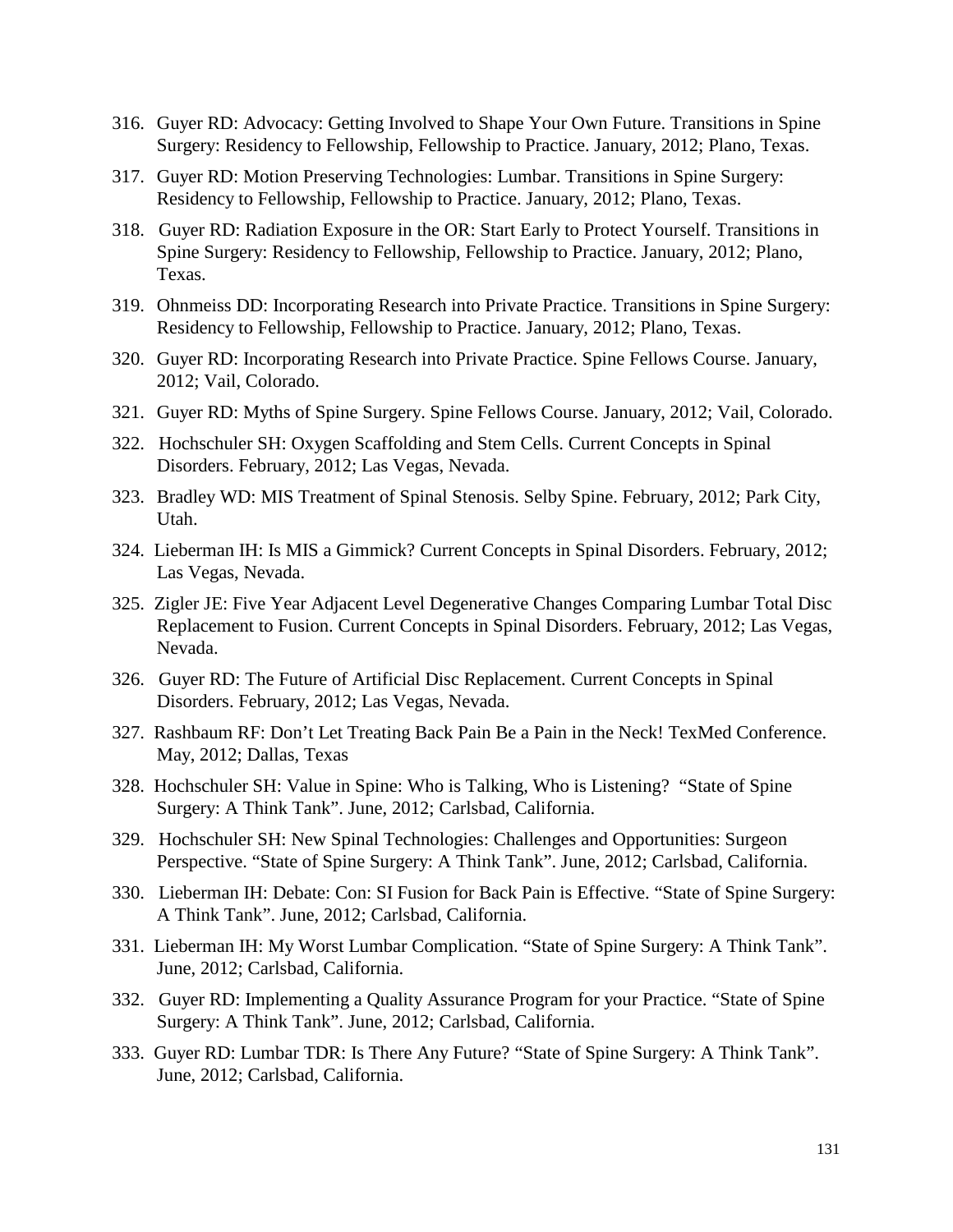316. Guyer RD: Advocacy: Getting Involved to Shape Your Own Future. Transitions in Spine Surgery: Residency to Fellowship, Fellowship to Practice. January, 2012; Plano, Texas.

317. Guyer RD: Motion Preserving Technologies: Lumbar. Transitions in Spine Surgery: Residency to Fellowship, Fellowship to Practice. January, 2012; Plano, Texas.

318. Guyer RD: Radiation Exposure in the OR: Start Early to Protect Yourself. Transitions in Spine Surgery: Residency to Fellowship, Fellowship to Practice. January, 2012; Plano, Texas.

319. Ohnmeiss DD: Incorporating Research into Private Practice. Transitions in Spine Surgery: Residency to Fellowship, Fellowship to Practice. January, 2012; Plano, Texas.

320. Guyer RD: Incorporating Research into Private Practice. Spine Fellows Course. January, 2012; Vail, Colorado.

321. Guyer RD: Myths of Spine Surgery. Spine Fellows Course. January, 2012; Vail, Colorado.

322. Hochschuler SH: Oxygen Scaffolding and Stem Cells. Current Concepts in Spinal Disorders. February, 2012; Las Vegas, Nevada.

323. Bradley WD: MIS Treatment of Spinal Stenosis. Selby Spine. February, 2012; Park City, Utah.

324. Lieberman IH: Is MIS a Gimmick? Current Concepts in Spinal Disorders. February, 2012; Las Vegas, Nevada.

325. Zigler JE: Five Year Adjacent Level Degenerative Changes Comparing Lumbar Total Disc Replacement to Fusion. Current Concepts in Spinal Disorders. February, 2012; Las Vegas, Nevada.

326. Guyer RD: The Future of Artificial Disc Replacement. Current Concepts in Spinal Disorders. February, 2012; Las Vegas, Nevada.

327. Rashbaum RF: Don't Let Treating Back Pain Be a Pain in the Neck! TexMed Conference. May, 2012; Dallas, Texas

328. Hochschuler SH: Value in Spine: Who is Talking, Who is Listening? "State of Spine Surgery: A Think Tank". June, 2012; Carlsbad, California.

329. Hochschuler SH: New Spinal Technologies: Challenges and Opportunities: Surgeon Perspective. "State of Spine Surgery: A Think Tank". June, 2012; Carlsbad, California.

330. Lieberman IH: Debate: Con: SI Fusion for Back Pain is Effective. "State of Spine Surgery: A Think Tank". June, 2012; Carlsbad, California.

331. Lieberman IH: My Worst Lumbar Complication. "State of Spine Surgery: A Think Tank". June, 2012; Carlsbad, California.

332. Guyer RD: Implementing a Quality Assurance Program for your Practice. "State of Spine Surgery: A Think Tank". June, 2012; Carlsbad, California.

333. Guyer RD: Lumbar TDR: Is There Any Future? "State of Spine Surgery: A Think Tank". June, 2012; Carlsbad, California.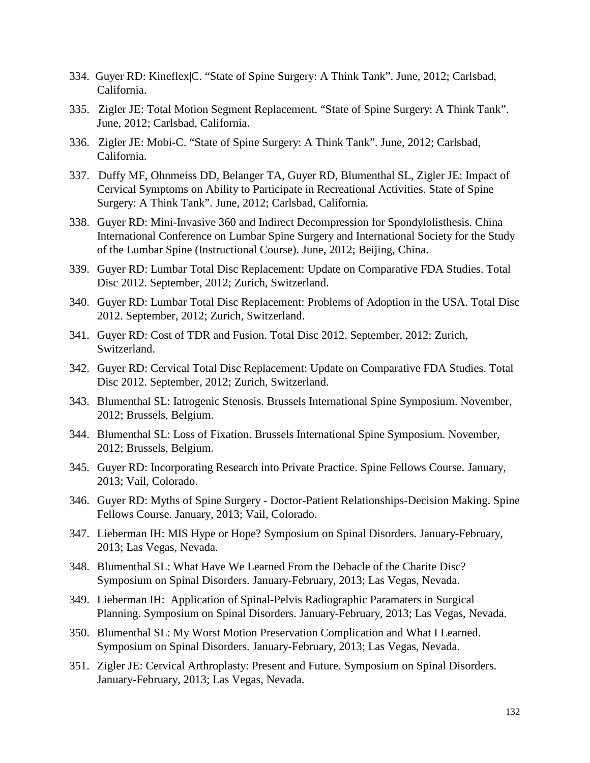334. Guyer RD: Kineflex|C. "State of Spine Surgery: A Think Tank". June, 2012; Carlsbad, California.

335. Zigler JE: Total Motion Segment Replacement. "State of Spine Surgery: A Think Tank". June, 2012; Carlsbad, California.

336. Zigler JE: Mobi-C. "State of Spine Surgery: A Think Tank". June, 2012; Carlsbad, California.

337. Duffy MF, Ohnmeiss DD, Belanger TA, Guyer RD, Blumenthal SL, Zigler JE: Impact of Cervical Symptoms on Ability to Participate in Recreational Activities. State of Spine Surgery: A Think Tank". June, 2012; Carlsbad, California.

338. Guyer RD: Mini-Invasive 360 and Indirect Decompression for Spondylolisthesis. China International Conference on Lumbar Spine Surgery and International Society for the Study of the Lumbar Spine (Instructional Course). June, 2012; Beijing, China.

339. Guyer RD: Lumbar Total Disc Replacement: Update on Comparative FDA Studies. Total Disc 2012. September, 2012; Zurich, Switzerland.

340. Guyer RD: Lumbar Total Disc Replacement: Problems of Adoption in the USA. Total Disc 2012. September, 2012; Zurich, Switzerland.

341. Guyer RD: Cost of TDR and Fusion. Total Disc 2012. September, 2012; Zurich, Switzerland.

342. Guyer RD: Cervical Total Disc Replacement: Update on Comparative FDA Studies. Total Disc 2012. September, 2012; Zurich, Switzerland.

343. Blumenthal SL: Iatrogenic Stenosis. Brussels International Spine Symposium. November, 2012; Brussels, Belgium.

344. Blumenthal SL: Loss of Fixation. Brussels International Spine Symposium. November, 2012; Brussels, Belgium.

345. Guyer RD: Incorporating Research into Private Practice. Spine Fellows Course. January, 2013; Vail, Colorado.

346. Guyer RD: Myths of Spine Surgery - Doctor-Patient Relationships-Decision Making. Spine Fellows Course. January, 2013; Vail, Colorado.

347. Lieberman IH: MIS Hype or Hope? Symposium on Spinal Disorders. January-February, 2013; Las Vegas, Nevada.

348. Blumenthal SL: What Have We Learned From the Debacle of the Charite Disc? Symposium on Spinal Disorders. January-February, 2013; Las Vegas, Nevada.

349. Lieberman IH: Application of Spinal-Pelvis Radiographic Paramaters in Surgical Planning. Symposium on Spinal Disorders. January-February, 2013; Las Vegas, Nevada.

350. Blumenthal SL: My Worst Motion Preservation Complication and What I Learned. Symposium on Spinal Disorders. January-February, 2013; Las Vegas, Nevada.

351. Zigler JE: Cervical Arthroplasty: Present and Future. Symposium on Spinal Disorders. January-February, 2013; Las Vegas, Nevada.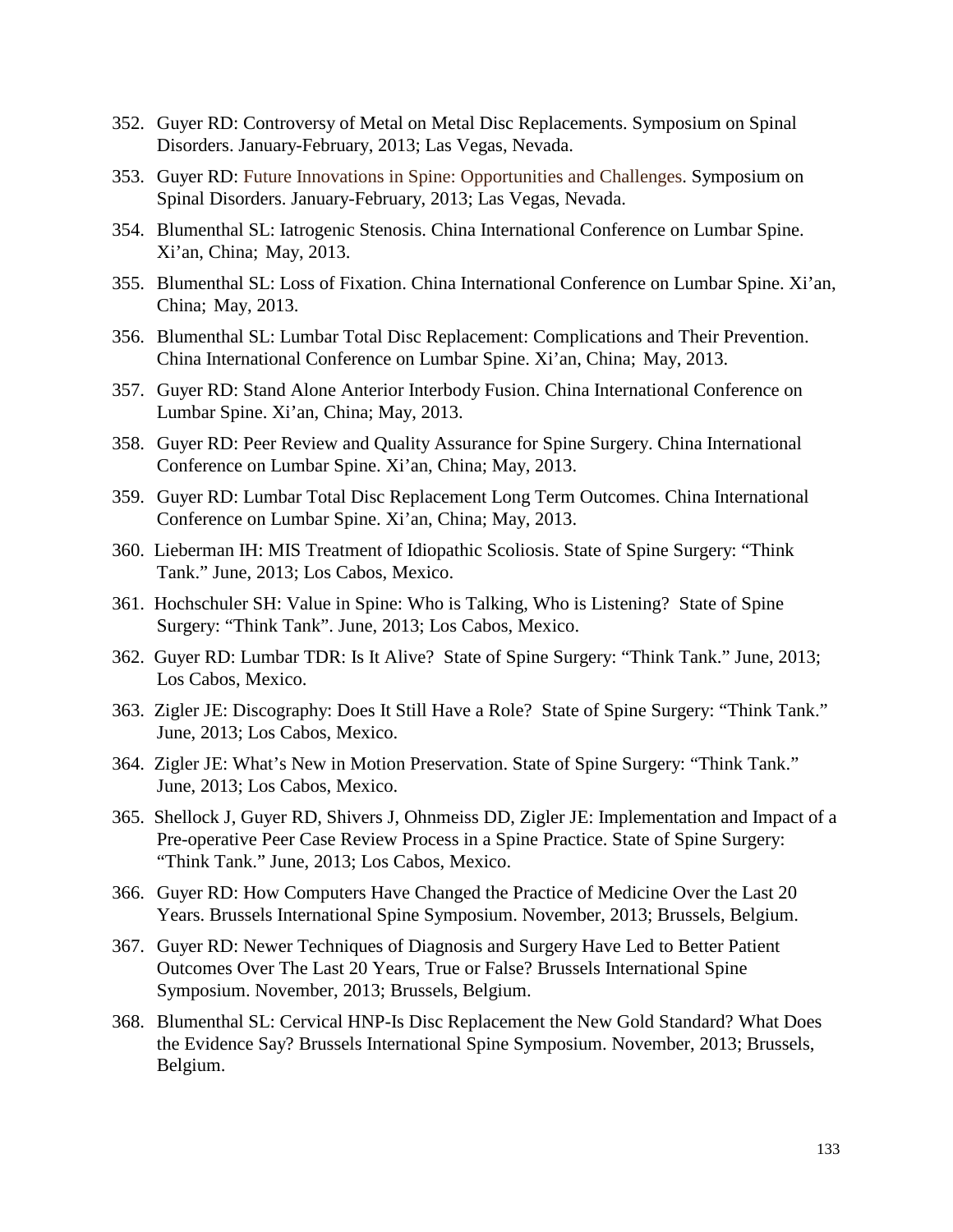352. Guyer RD: Controversy of Metal on Metal Disc Replacements. Symposium on Spinal Disorders. January-February, 2013; Las Vegas, Nevada.

353. Guyer RD: Future Innovations in Spine: Opportunities and Challenges. Symposium on Spinal Disorders. January-February, 2013; Las Vegas, Nevada.

354. Blumenthal SL: Iatrogenic Stenosis. China International Conference on Lumbar Spine. Xi'an, China; May, 2013.

355. Blumenthal SL: Loss of Fixation. China International Conference on Lumbar Spine. Xi'an, China; May, 2013.

356. Blumenthal SL: Lumbar Total Disc Replacement: Complications and Their Prevention. China International Conference on Lumbar Spine. Xi'an, China; May, 2013.

357. Guyer RD: Stand Alone Anterior Interbody Fusion. China International Conference on Lumbar Spine. Xi'an, China; May, 2013.

358. Guyer RD: Peer Review and Quality Assurance for Spine Surgery. China International Conference on Lumbar Spine. Xi'an, China; May, 2013.

359. Guyer RD: Lumbar Total Disc Replacement Long Term Outcomes. China International Conference on Lumbar Spine. Xi'an, China; May, 2013.

360. Lieberman IH: MIS Treatment of Idiopathic Scoliosis. State of Spine Surgery: "Think Tank." June, 2013; Los Cabos, Mexico.

361. Hochschuler SH: Value in Spine: Who is Talking, Who is Listening? State of Spine Surgery: "Think Tank". June, 2013; Los Cabos, Mexico.

362. Guyer RD: Lumbar TDR: Is It Alive? State of Spine Surgery: "Think Tank." June, 2013; Los Cabos, Mexico.

363. Zigler JE: Discography: Does It Still Have a Role? State of Spine Surgery: "Think Tank." June, 2013; Los Cabos, Mexico.

364. Zigler JE: What's New in Motion Preservation. State of Spine Surgery: "Think Tank." June, 2013; Los Cabos, Mexico.

365. Shellock J, Guyer RD, Shivers J, Ohnmeiss DD, Zigler JE: Implementation and Impact of a Pre-operative Peer Case Review Process in a Spine Practice. State of Spine Surgery: "Think Tank." June, 2013; Los Cabos, Mexico.

366. Guyer RD: How Computers Have Changed the Practice of Medicine Over the Last 20 Years. Brussels International Spine Symposium. November, 2013; Brussels, Belgium.

367. Guyer RD: Newer Techniques of Diagnosis and Surgery Have Led to Better Patient Outcomes Over The Last 20 Years, True or False? Brussels International Spine Symposium. November, 2013; Brussels, Belgium.

368. Blumenthal SL: Cervical HNP-Is Disc Replacement the New Gold Standard? What Does the Evidence Say? Brussels International Spine Symposium. November, 2013; Brussels, Belgium.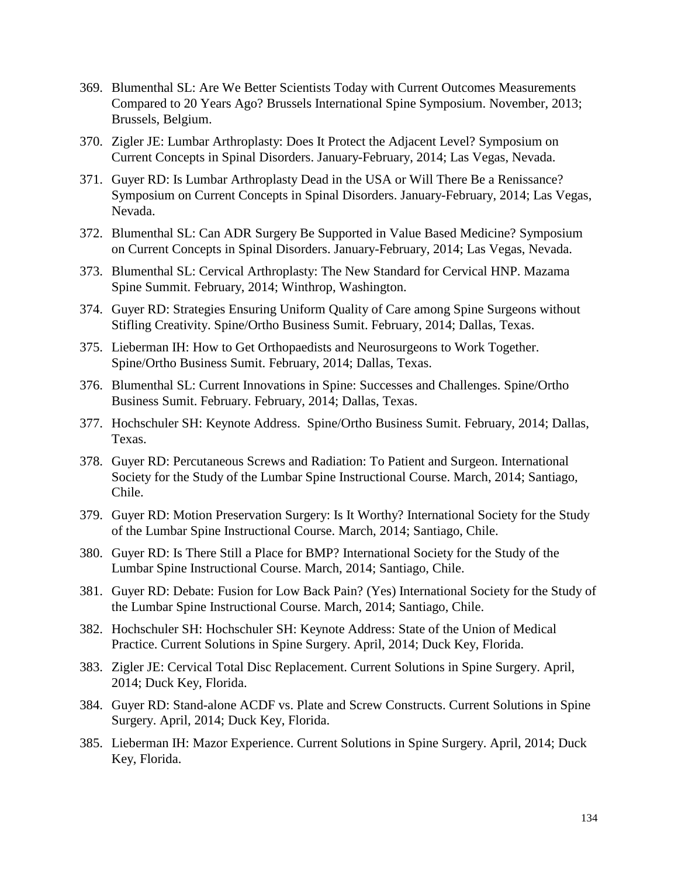369. Blumenthal SL: Are We Better Scientists Today with Current Outcomes Measurements Compared to 20 Years Ago? Brussels International Spine Symposium. November, 2013; Brussels, Belgium.

370. Zigler JE: Lumbar Arthroplasty: Does It Protect the Adjacent Level? Symposium on Current Concepts in Spinal Disorders. January-February, 2014; Las Vegas, Nevada.

371. Guyer RD: Is Lumbar Arthroplasty Dead in the USA or Will There Be a Renissance? Symposium on Current Concepts in Spinal Disorders. January-February, 2014; Las Vegas, Nevada.

372. Blumenthal SL: Can ADR Surgery Be Supported in Value Based Medicine? Symposium on Current Concepts in Spinal Disorders. January-February, 2014; Las Vegas, Nevada.

373. Blumenthal SL: Cervical Arthroplasty: The New Standard for Cervical HNP. Mazama Spine Summit. February, 2014; Winthrop, Washington.

374. Guyer RD: Strategies Ensuring Uniform Quality of Care among Spine Surgeons without Stifling Creativity. Spine/Ortho Business Sumit. February, 2014; Dallas, Texas.

375. Lieberman IH: How to Get Orthopaedists and Neurosurgeons to Work Together. Spine/Ortho Business Sumit. February, 2014; Dallas, Texas.

376. Blumenthal SL: Current Innovations in Spine: Successes and Challenges. Spine/Ortho Business Sumit. February. February, 2014; Dallas, Texas.

377. Hochschuler SH: Keynote Address. Spine/Ortho Business Sumit. February, 2014; Dallas, Texas.

378. Guyer RD: Percutaneous Screws and Radiation: To Patient and Surgeon. International Society for the Study of the Lumbar Spine Instructional Course. March, 2014; Santiago, Chile.

379. Guyer RD: Motion Preservation Surgery: Is It Worthy? International Society for the Study of the Lumbar Spine Instructional Course. March, 2014; Santiago, Chile.

380. Guyer RD: Is There Still a Place for BMP? International Society for the Study of the Lumbar Spine Instructional Course. March, 2014; Santiago, Chile.

381. Guyer RD: Debate: Fusion for Low Back Pain? (Yes) International Society for the Study of the Lumbar Spine Instructional Course. March, 2014; Santiago, Chile.

382. Hochschuler SH: Hochschuler SH: Keynote Address: State of the Union of Medical Practice. Current Solutions in Spine Surgery. April, 2014; Duck Key, Florida.

383. Zigler JE: Cervical Total Disc Replacement. Current Solutions in Spine Surgery. April, 2014; Duck Key, Florida.

384. Guyer RD: Stand-alone ACDF vs. Plate and Screw Constructs. Current Solutions in Spine Surgery. April, 2014; Duck Key, Florida.

385. Lieberman IH: Mazor Experience. Current Solutions in Spine Surgery. April, 2014; Duck Key, Florida.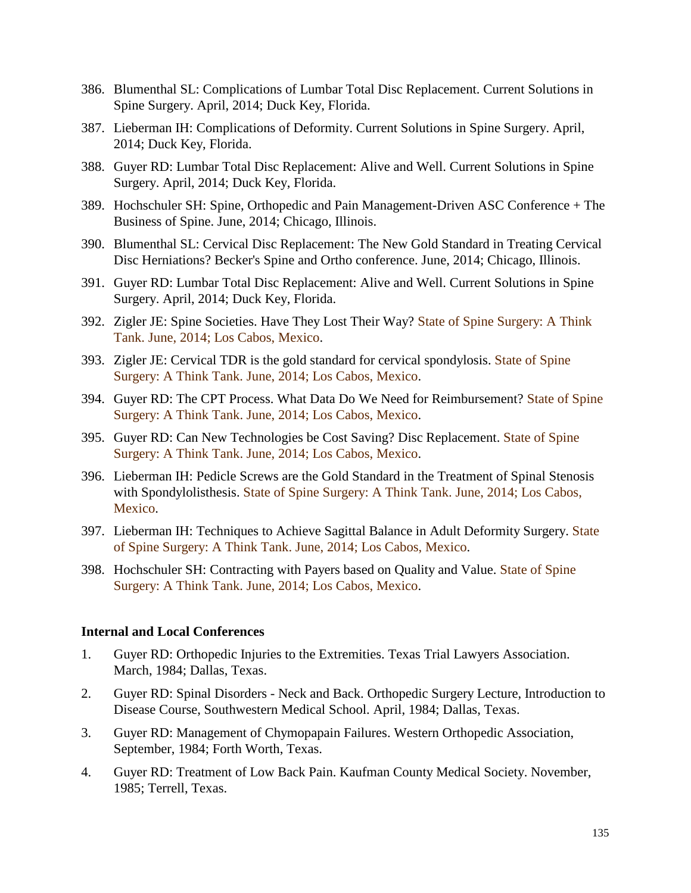386. Blumenthal SL: Complications of Lumbar Total Disc Replacement. Current Solutions in Spine Surgery. April, 2014; Duck Key, Florida.

387. Lieberman IH: Complications of Deformity. Current Solutions in Spine Surgery. April, 2014; Duck Key, Florida.

388. Guyer RD: Lumbar Total Disc Replacement: Alive and Well. Current Solutions in Spine Surgery. April, 2014; Duck Key, Florida.

389. Hochschuler SH: Spine, Orthopedic and Pain Management-Driven ASC Conference + The Business of Spine. June, 2014; Chicago, Illinois.

390. Blumenthal SL: Cervical Disc Replacement: The New Gold Standard in Treating Cervical Disc Herniations? Becker's Spine and Ortho conference. June, 2014; Chicago, Illinois.

391. Guyer RD: Lumbar Total Disc Replacement: Alive and Well. Current Solutions in Spine Surgery. April, 2014; Duck Key, Florida.

392. Zigler JE: Spine Societies. Have They Lost Their Way? State of Spine Surgery: A Think Tank. June, 2014; Los Cabos, Mexico.

393. Zigler JE: Cervical TDR is the gold standard for cervical spondylosis. State of Spine Surgery: A Think Tank. June, 2014; Los Cabos, Mexico.

394. Guyer RD: The CPT Process. What Data Do We Need for Reimbursement? State of Spine Surgery: A Think Tank. June, 2014; Los Cabos, Mexico.

395. Guyer RD: Can New Technologies be Cost Saving? Disc Replacement. State of Spine Surgery: A Think Tank. June, 2014; Los Cabos, Mexico.

396. Lieberman IH: Pedicle Screws are the Gold Standard in the Treatment of Spinal Stenosis with Spondylolisthesis. State of Spine Surgery: A Think Tank. June, 2014; Los Cabos, Mexico.

397. Lieberman IH: Techniques to Achieve Sagittal Balance in Adult Deformity Surgery. State of Spine Surgery: A Think Tank. June, 2014; Los Cabos, Mexico.

398. Hochschuler SH: Contracting with Payers based on Quality and Value. State of Spine Surgery: A Think Tank. June, 2014; Los Cabos, Mexico.

**Internal and Local Conferences**

1. Guyer RD: Orthopedic Injuries to the Extremities. Texas Trial Lawyers Association. March, 1984; Dallas, Texas.

2. Guyer RD: Spinal Disorders - Neck and Back. Orthopedic Surgery Lecture, Introduction to Disease Course, Southwestern Medical School. April, 1984; Dallas, Texas.

3. Guyer RD: Management of Chymopapain Failures. Western Orthopedic Association, September, 1984; Forth Worth, Texas.

4. Guyer RD: Treatment of Low Back Pain. Kaufman County Medical Society. November, 1985; Terrell, Texas.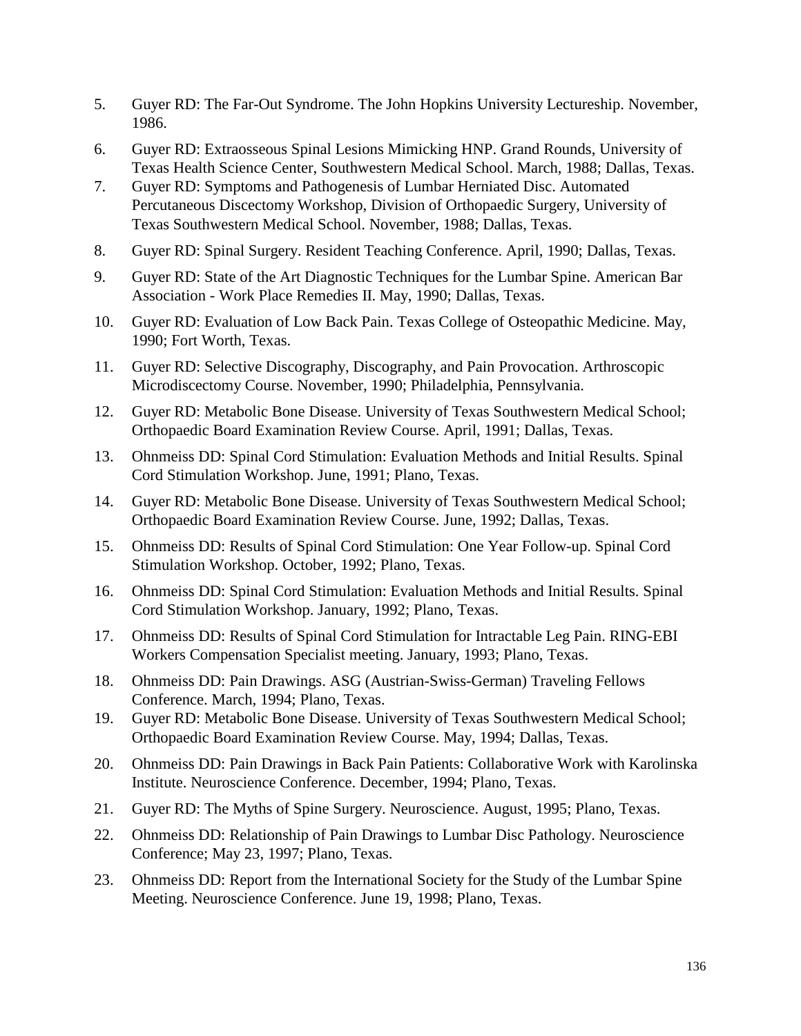5. Guyer RD: The Far-Out Syndrome. The John Hopkins University Lectureship. November, 1986.
6. Guyer RD: Extraosseous Spinal Lesions Mimicking HNP. Grand Rounds, University of Texas Health Science Center, Southwestern Medical School. March, 1988; Dallas, Texas.
7. Guyer RD: Symptoms and Pathogenesis of Lumbar Herniated Disc. Automated Percutaneous Discectomy Workshop, Division of Orthopaedic Surgery, University of Texas Southwestern Medical School. November, 1988; Dallas, Texas.
8. Guyer RD: Spinal Surgery. Resident Teaching Conference. April, 1990; Dallas, Texas.
9. Guyer RD: State of the Art Diagnostic Techniques for the Lumbar Spine. American Bar Association - Work Place Remedies II. May, 1990; Dallas, Texas.
10. Guyer RD: Evaluation of Low Back Pain. Texas College of Osteopathic Medicine. May, 1990; Fort Worth, Texas.
11. Guyer RD: Selective Discography, Discography, and Pain Provocation. Arthroscopic Microdiscectomy Course. November, 1990; Philadelphia, Pennsylvania.
12. Guyer RD: Metabolic Bone Disease. University of Texas Southwestern Medical School; Orthopaedic Board Examination Review Course. April, 1991; Dallas, Texas.
13. Ohnmeiss DD: Spinal Cord Stimulation: Evaluation Methods and Initial Results. Spinal Cord Stimulation Workshop. June, 1991; Plano, Texas.
14. Guyer RD: Metabolic Bone Disease. University of Texas Southwestern Medical School; Orthopaedic Board Examination Review Course. June, 1992; Dallas, Texas.
15. Ohnmeiss DD: Results of Spinal Cord Stimulation: One Year Follow-up. Spinal Cord Stimulation Workshop. October, 1992; Plano, Texas.
16. Ohnmeiss DD: Spinal Cord Stimulation: Evaluation Methods and Initial Results. Spinal Cord Stimulation Workshop. January, 1992; Plano, Texas.
17. Ohnmeiss DD: Results of Spinal Cord Stimulation for Intractable Leg Pain. RING-EBI Workers Compensation Specialist meeting. January, 1993; Plano, Texas.
18. Ohnmeiss DD: Pain Drawings. ASG (Austrian-Swiss-German) Traveling Fellows Conference. March, 1994; Plano, Texas.
19. Guyer RD: Metabolic Bone Disease. University of Texas Southwestern Medical School; Orthopaedic Board Examination Review Course. May, 1994; Dallas, Texas.
20. Ohnmeiss DD: Pain Drawings in Back Pain Patients: Collaborative Work with Karolinska Institute. Neuroscience Conference. December, 1994; Plano, Texas.
21. Guyer RD: The Myths of Spine Surgery. Neuroscience. August, 1995; Plano, Texas.
22. Ohnmeiss DD: Relationship of Pain Drawings to Lumbar Disc Pathology. Neuroscience Conference; May 23, 1997; Plano, Texas.
23. Ohnmeiss DD: Report from the International Society for the Study of the Lumbar Spine Meeting. Neuroscience Conference. June 19, 1998; Plano, Texas.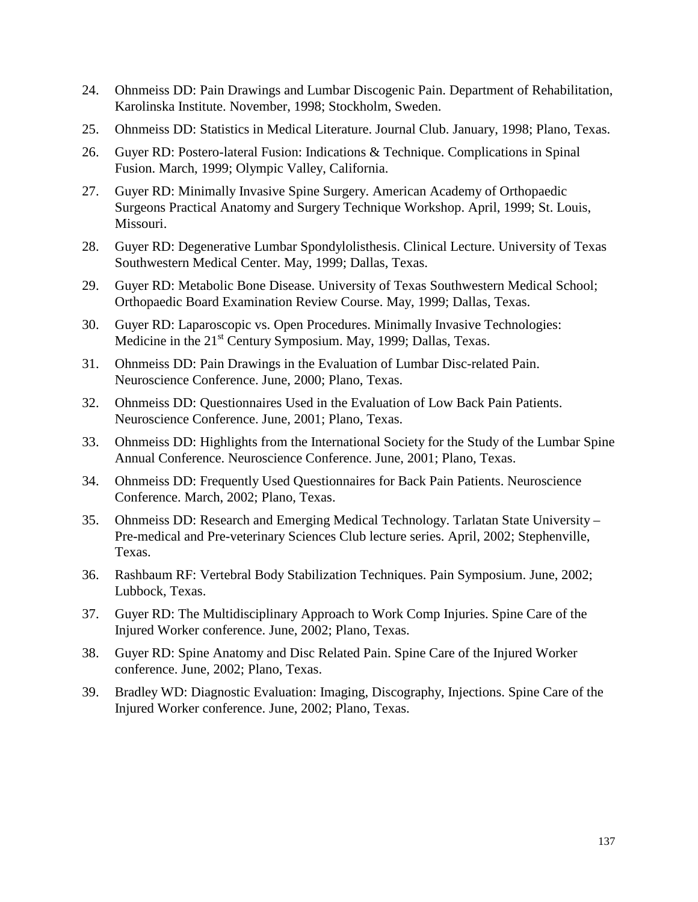24. Ohnmeiss DD: Pain Drawings and Lumbar Discogenic Pain. Department of Rehabilitation, Karolinska Institute. November, 1998; Stockholm, Sweden.

25. Ohnmeiss DD: Statistics in Medical Literature. Journal Club. January, 1998; Plano, Texas.

26. Guyer RD: Postero-lateral Fusion: Indications & Technique. Complications in Spinal Fusion. March, 1999; Olympic Valley, California.

27. Guyer RD: Minimally Invasive Spine Surgery. American Academy of Orthopaedic Surgeons Practical Anatomy and Surgery Technique Workshop. April, 1999; St. Louis, Missouri.

28. Guyer RD: Degenerative Lumbar Spondylolisthesis. Clinical Lecture. University of Texas Southwestern Medical Center. May, 1999; Dallas, Texas.

29. Guyer RD: Metabolic Bone Disease. University of Texas Southwestern Medical School; Orthopaedic Board Examination Review Course. May, 1999; Dallas, Texas.

30. Guyer RD: Laparoscopic vs. Open Procedures. Minimally Invasive Technologies: Medicine in the 21st Century Symposium. May, 1999; Dallas, Texas.

31. Ohnmeiss DD: Pain Drawings in the Evaluation of Lumbar Disc-related Pain. Neuroscience Conference. June, 2000; Plano, Texas.

32. Ohnmeiss DD: Questionnaires Used in the Evaluation of Low Back Pain Patients. Neuroscience Conference. June, 2001; Plano, Texas.

33. Ohnmeiss DD: Highlights from the International Society for the Study of the Lumbar Spine Annual Conference. Neuroscience Conference. June, 2001; Plano, Texas.

34. Ohnmeiss DD: Frequently Used Questionnaires for Back Pain Patients. Neuroscience Conference. March, 2002; Plano, Texas.

35. Ohnmeiss DD: Research and Emerging Medical Technology. Tarlatan State University – Pre-medical and Pre-veterinary Sciences Club lecture series. April, 2002; Stephenville, Texas.

36. Rashbaum RF: Vertebral Body Stabilization Techniques. Pain Symposium. June, 2002; Lubbock, Texas.

37. Guyer RD: The Multidisciplinary Approach to Work Comp Injuries. Spine Care of the Injured Worker conference. June, 2002; Plano, Texas.

38. Guyer RD: Spine Anatomy and Disc Related Pain. Spine Care of the Injured Worker conference. June, 2002; Plano, Texas.

39. Bradley WD: Diagnostic Evaluation: Imaging, Discography, Injections. Spine Care of the Injured Worker conference. June, 2002; Plano, Texas.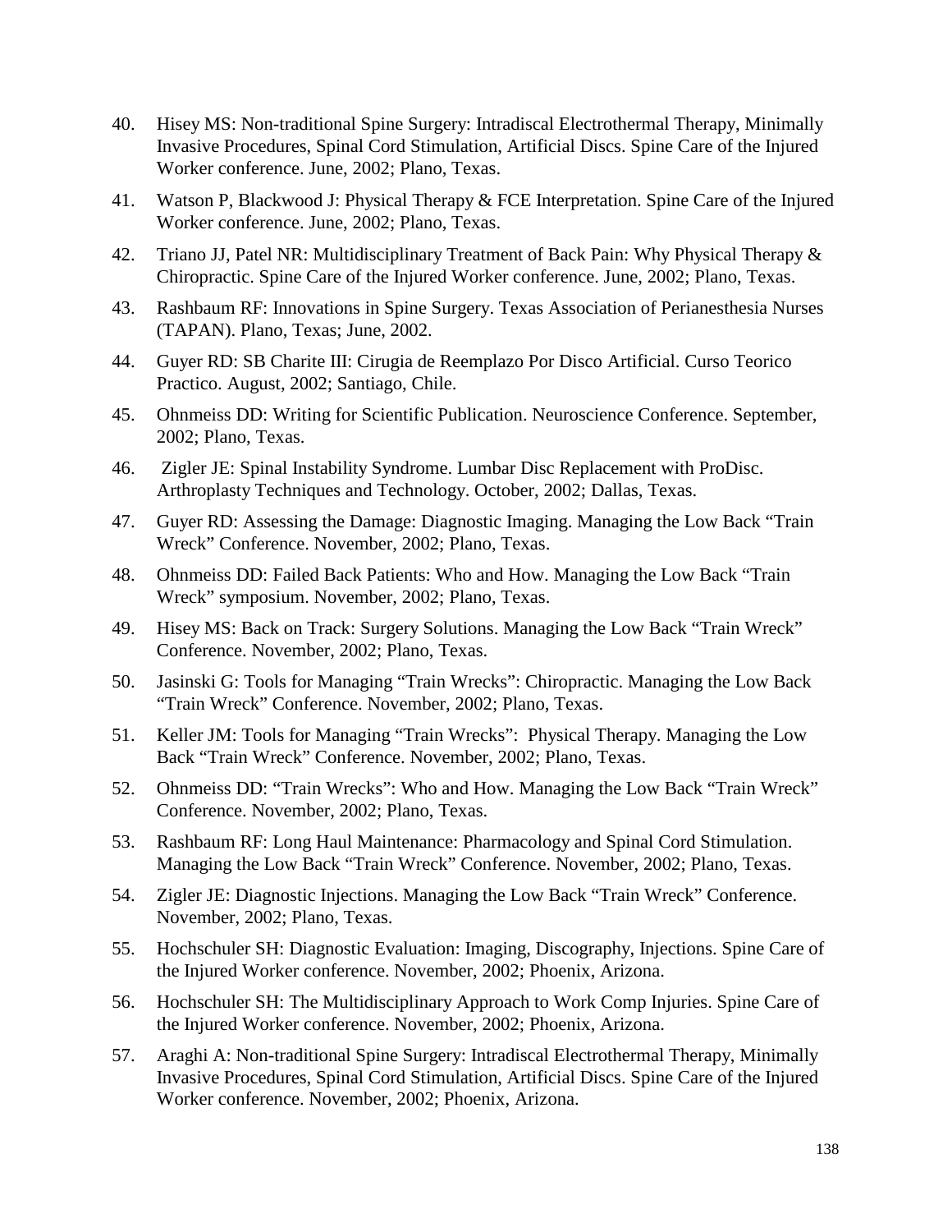40. Hisey MS: Non-traditional Spine Surgery: Intradiscal Electrothermal Therapy, Minimally Invasive Procedures, Spinal Cord Stimulation, Artificial Discs. Spine Care of the Injured Worker conference. June, 2002; Plano, Texas.

41. Watson P, Blackwood J: Physical Therapy & FCE Interpretation. Spine Care of the Injured Worker conference. June, 2002; Plano, Texas.

42. Triano JJ, Patel NR: Multidisciplinary Treatment of Back Pain: Why Physical Therapy & Chiropractic. Spine Care of the Injured Worker conference. June, 2002; Plano, Texas.

43. Rashbaum RF: Innovations in Spine Surgery. Texas Association of Perianesthesia Nurses (TAPAN). Plano, Texas; June, 2002.

44. Guyer RD: SB Charite III: Cirugia de Reemplazo Por Disco Artificial. Curso Teorico Practico. August, 2002; Santiago, Chile.

45. Ohnmeiss DD: Writing for Scientific Publication. Neuroscience Conference. September, 2002; Plano, Texas.

46. Zigler JE: Spinal Instability Syndrome. Lumbar Disc Replacement with ProDisc. Arthroplasty Techniques and Technology. October, 2002; Dallas, Texas.

47. Guyer RD: Assessing the Damage: Diagnostic Imaging. Managing the Low Back "Train Wreck" Conference. November, 2002; Plano, Texas.

48. Ohnmeiss DD: Failed Back Patients: Who and How. Managing the Low Back "Train Wreck" symposium. November, 2002; Plano, Texas.

49. Hisey MS: Back on Track: Surgery Solutions. Managing the Low Back "Train Wreck" Conference. November, 2002; Plano, Texas.

50. Jasinski G: Tools for Managing "Train Wrecks": Chiropractic. Managing the Low Back "Train Wreck" Conference. November, 2002; Plano, Texas.

51. Keller JM: Tools for Managing "Train Wrecks": Physical Therapy. Managing the Low Back "Train Wreck" Conference. November, 2002; Plano, Texas.

52. Ohnmeiss DD: "Train Wrecks": Who and How. Managing the Low Back "Train Wreck" Conference. November, 2002; Plano, Texas.

53. Rashbaum RF: Long Haul Maintenance: Pharmacology and Spinal Cord Stimulation. Managing the Low Back "Train Wreck" Conference. November, 2002; Plano, Texas.

54. Zigler JE: Diagnostic Injections. Managing the Low Back "Train Wreck" Conference. November, 2002; Plano, Texas.

55. Hochschuler SH: Diagnostic Evaluation: Imaging, Discography, Injections. Spine Care of the Injured Worker conference. November, 2002; Phoenix, Arizona.

56. Hochschuler SH: The Multidisciplinary Approach to Work Comp Injuries. Spine Care of the Injured Worker conference. November, 2002; Phoenix, Arizona.

57. Araghi A: Non-traditional Spine Surgery: Intradiscal Electrothermal Therapy, Minimally Invasive Procedures, Spinal Cord Stimulation, Artificial Discs. Spine Care of the Injured Worker conference. November, 2002; Phoenix, Arizona.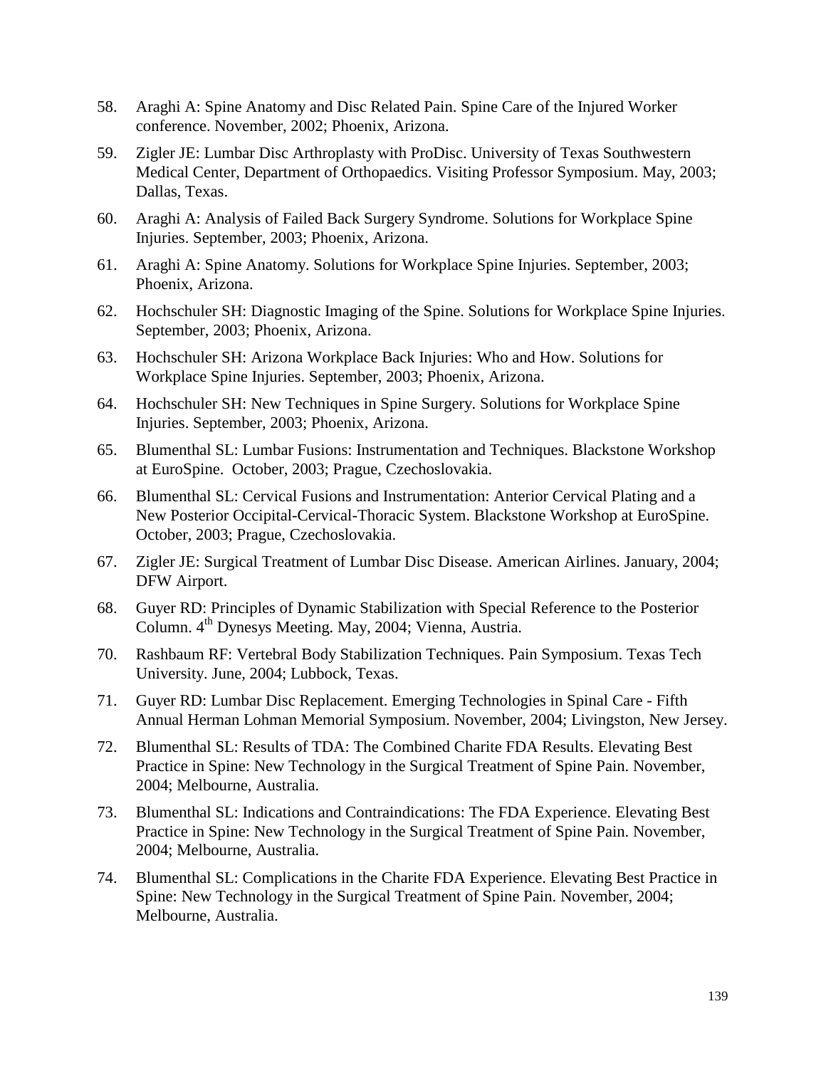58. Araghi A: Spine Anatomy and Disc Related Pain. Spine Care of the Injured Worker conference. November, 2002; Phoenix, Arizona.

59. Zigler JE: Lumbar Disc Arthroplasty with ProDisc. University of Texas Southwestern Medical Center, Department of Orthopaedics. Visiting Professor Symposium. May, 2003; Dallas, Texas.

60. Araghi A: Analysis of Failed Back Surgery Syndrome. Solutions for Workplace Spine Injuries. September, 2003; Phoenix, Arizona.

61. Araghi A: Spine Anatomy. Solutions for Workplace Spine Injuries. September, 2003; Phoenix, Arizona.

62. Hochschuler SH: Diagnostic Imaging of the Spine. Solutions for Workplace Spine Injuries. September, 2003; Phoenix, Arizona.

63. Hochschuler SH: Arizona Workplace Back Injuries: Who and How. Solutions for Workplace Spine Injuries. September, 2003; Phoenix, Arizona.

64. Hochschuler SH: New Techniques in Spine Surgery. Solutions for Workplace Spine Injuries. September, 2003; Phoenix, Arizona.

65. Blumenthal SL: Lumbar Fusions: Instrumentation and Techniques. Blackstone Workshop at EuroSpine. October, 2003; Prague, Czechoslovakia.

66. Blumenthal SL: Cervical Fusions and Instrumentation: Anterior Cervical Plating and a New Posterior Occipital-Cervical-Thoracic System. Blackstone Workshop at EuroSpine. October, 2003; Prague, Czechoslovakia.

67. Zigler JE: Surgical Treatment of Lumbar Disc Disease. American Airlines. January, 2004; DFW Airport.

68. Guyer RD: Principles of Dynamic Stabilization with Special Reference to the Posterior Column. 4th Dynesys Meeting. May, 2004; Vienna, Austria.

70. Rashbaum RF: Vertebral Body Stabilization Techniques. Pain Symposium. Texas Tech University. June, 2004; Lubbock, Texas.

71. Guyer RD: Lumbar Disc Replacement. Emerging Technologies in Spinal Care - Fifth Annual Herman Lohman Memorial Symposium. November, 2004; Livingston, New Jersey.

72. Blumenthal SL: Results of TDA: The Combined Charite FDA Results. Elevating Best Practice in Spine: New Technology in the Surgical Treatment of Spine Pain. November, 2004; Melbourne, Australia.

73. Blumenthal SL: Indications and Contraindications: The FDA Experience. Elevating Best Practice in Spine: New Technology in the Surgical Treatment of Spine Pain. November, 2004; Melbourne, Australia.

74. Blumenthal SL: Complications in the Charite FDA Experience. Elevating Best Practice in Spine: New Technology in the Surgical Treatment of Spine Pain. November, 2004; Melbourne, Australia.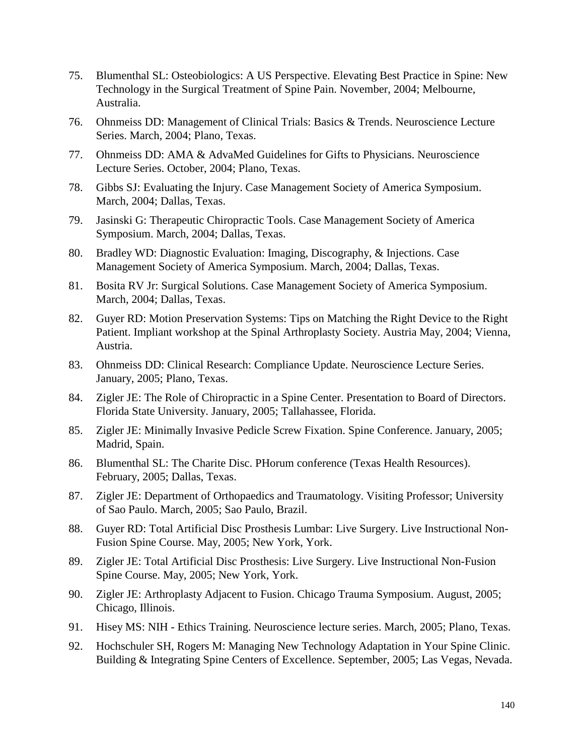75. Blumenthal SL: Osteobiologics: A US Perspective. Elevating Best Practice in Spine: New Technology in the Surgical Treatment of Spine Pain. November, 2004; Melbourne, Australia.

76. Ohnmeiss DD: Management of Clinical Trials: Basics & Trends. Neuroscience Lecture Series. March, 2004; Plano, Texas.

77. Ohnmeiss DD: AMA & AdvaMed Guidelines for Gifts to Physicians. Neuroscience Lecture Series. October, 2004; Plano, Texas.

78. Gibbs SJ: Evaluating the Injury. Case Management Society of America Symposium. March, 2004; Dallas, Texas.

79. Jasinski G: Therapeutic Chiropractic Tools. Case Management Society of America Symposium. March, 2004; Dallas, Texas.

80. Bradley WD: Diagnostic Evaluation: Imaging, Discography, & Injections. Case Management Society of America Symposium. March, 2004; Dallas, Texas.

81. Bosita RV Jr: Surgical Solutions. Case Management Society of America Symposium. March, 2004; Dallas, Texas.

82. Guyer RD: Motion Preservation Systems: Tips on Matching the Right Device to the Right Patient. Impliant workshop at the Spinal Arthroplasty Society. Austria May, 2004; Vienna, Austria.

83. Ohnmeiss DD: Clinical Research: Compliance Update. Neuroscience Lecture Series. January, 2005; Plano, Texas.

84. Zigler JE: The Role of Chiropractic in a Spine Center. Presentation to Board of Directors. Florida State University. January, 2005; Tallahassee, Florida.

85. Zigler JE: Minimally Invasive Pedicle Screw Fixation. Spine Conference. January, 2005; Madrid, Spain.

86. Blumenthal SL: The Charite Disc. PHorum conference (Texas Health Resources). February, 2005; Dallas, Texas.

87. Zigler JE: Department of Orthopaedics and Traumatology. Visiting Professor; University of Sao Paulo. March, 2005; Sao Paulo, Brazil.

88. Guyer RD: Total Artificial Disc Prosthesis Lumbar: Live Surgery. Live Instructional Non-Fusion Spine Course. May, 2005; New York, York.

89. Zigler JE: Total Artificial Disc Prosthesis: Live Surgery. Live Instructional Non-Fusion Spine Course. May, 2005; New York, York.

90. Zigler JE: Arthroplasty Adjacent to Fusion. Chicago Trauma Symposium. August, 2005; Chicago, Illinois.

91. Hisey MS: NIH - Ethics Training. Neuroscience lecture series. March, 2005; Plano, Texas.

92. Hochschuler SH, Rogers M: Managing New Technology Adaptation in Your Spine Clinic. Building & Integrating Spine Centers of Excellence. September, 2005; Las Vegas, Nevada.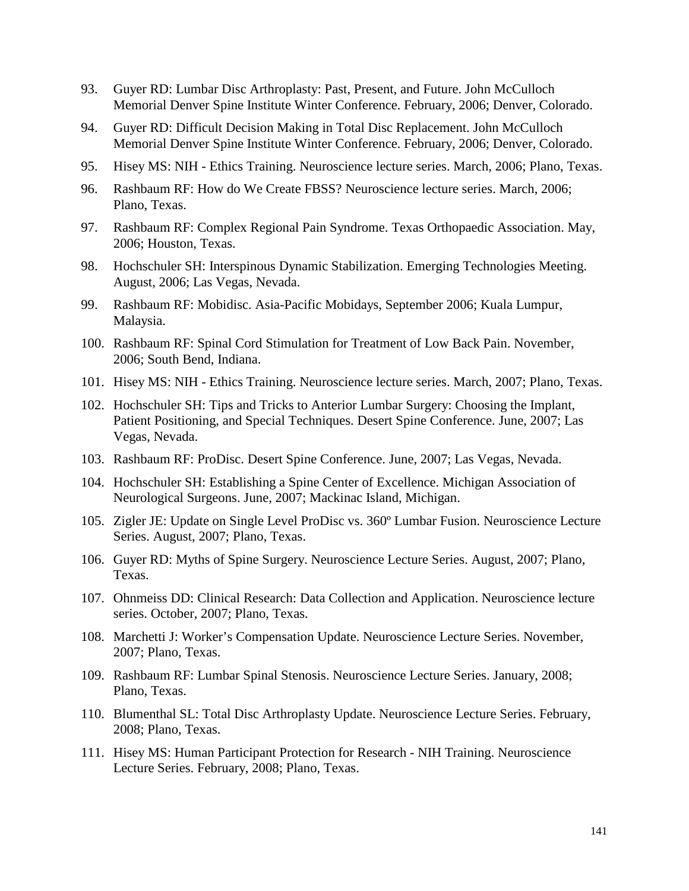93. Guyer RD: Lumbar Disc Arthroplasty: Past, Present, and Future. John McCulloch Memorial Denver Spine Institute Winter Conference. February, 2006; Denver, Colorado.

94. Guyer RD: Difficult Decision Making in Total Disc Replacement. John McCulloch Memorial Denver Spine Institute Winter Conference. February, 2006; Denver, Colorado.

95. Hisey MS: NIH - Ethics Training. Neuroscience lecture series. March, 2006; Plano, Texas.

96. Rashbaum RF: How do We Create FBSS? Neuroscience lecture series. March, 2006; Plano, Texas.

97. Rashbaum RF: Complex Regional Pain Syndrome. Texas Orthopaedic Association. May, 2006; Houston, Texas.

98. Hochschuler SH: Interspinous Dynamic Stabilization. Emerging Technologies Meeting. August, 2006; Las Vegas, Nevada.

99. Rashbaum RF: Mobidisc. Asia-Pacific Mobidays, September 2006; Kuala Lumpur, Malaysia.

100. Rashbaum RF: Spinal Cord Stimulation for Treatment of Low Back Pain. November, 2006; South Bend, Indiana.

101. Hisey MS: NIH - Ethics Training. Neuroscience lecture series. March, 2007; Plano, Texas.

102. Hochschuler SH: Tips and Tricks to Anterior Lumbar Surgery: Choosing the Implant, Patient Positioning, and Special Techniques. Desert Spine Conference. June, 2007; Las Vegas, Nevada.

103. Rashbaum RF: ProDisc. Desert Spine Conference. June, 2007; Las Vegas, Nevada.

104. Hochschuler SH: Establishing a Spine Center of Excellence. Michigan Association of Neurological Surgeons. June, 2007; Mackinac Island, Michigan.

105. Zigler JE: Update on Single Level ProDisc vs. 360º Lumbar Fusion. Neuroscience Lecture Series. August, 2007; Plano, Texas.

106. Guyer RD: Myths of Spine Surgery. Neuroscience Lecture Series. August, 2007; Plano, Texas.

107. Ohnmeiss DD: Clinical Research: Data Collection and Application. Neuroscience lecture series. October, 2007; Plano, Texas.

108. Marchetti J: Worker's Compensation Update. Neuroscience Lecture Series. November, 2007; Plano, Texas.

109. Rashbaum RF: Lumbar Spinal Stenosis. Neuroscience Lecture Series. January, 2008; Plano, Texas.

110. Blumenthal SL: Total Disc Arthroplasty Update. Neuroscience Lecture Series. February, 2008; Plano, Texas.

111. Hisey MS: Human Participant Protection for Research - NIH Training. Neuroscience Lecture Series. February, 2008; Plano, Texas.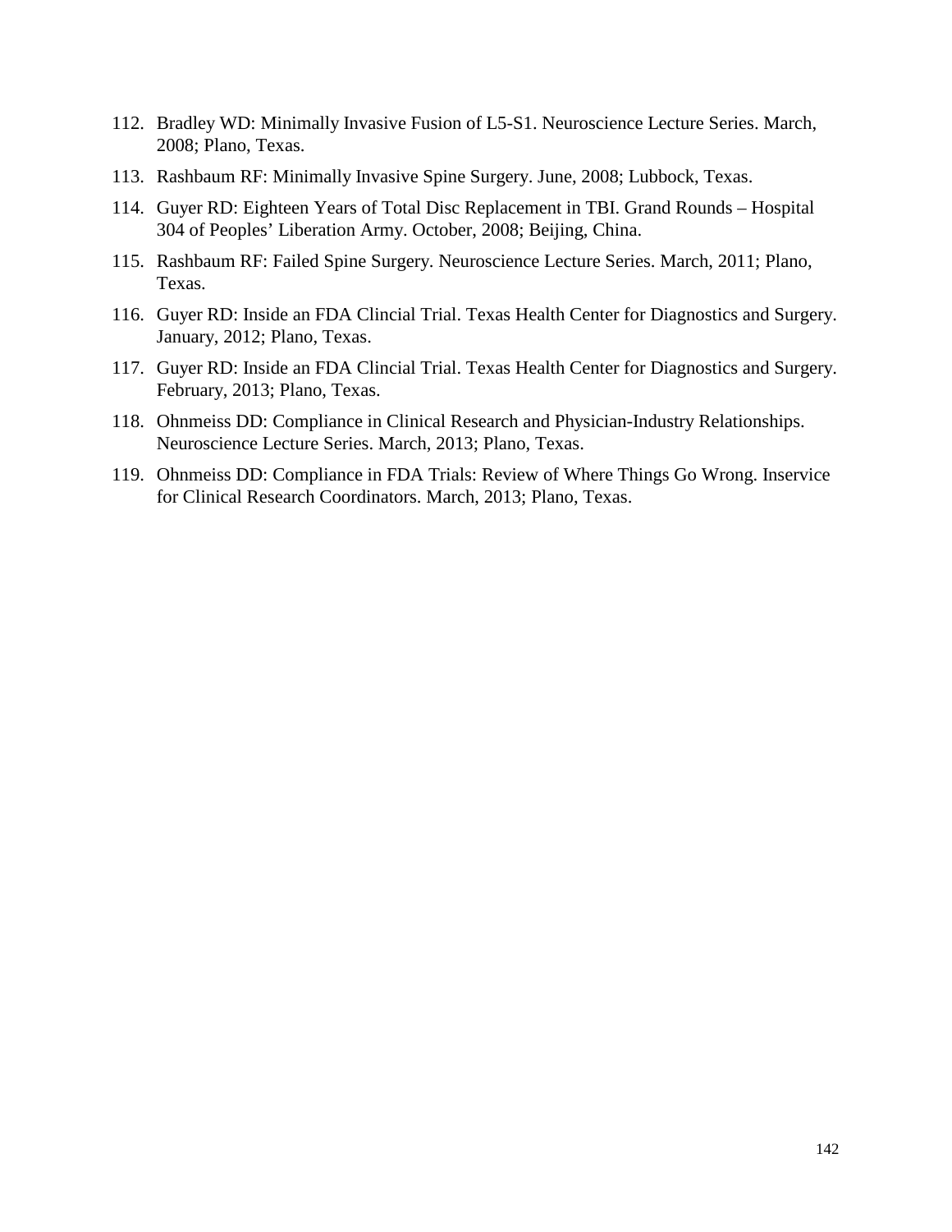112. Bradley WD: Minimally Invasive Fusion of L5-S1. Neuroscience Lecture Series. March, 2008; Plano, Texas.
113. Rashbaum RF: Minimally Invasive Spine Surgery. June, 2008; Lubbock, Texas.
114. Guyer RD: Eighteen Years of Total Disc Replacement in TBI. Grand Rounds – Hospital 304 of Peoples' Liberation Army. October, 2008; Beijing, China.
115. Rashbaum RF: Failed Spine Surgery. Neuroscience Lecture Series. March, 2011; Plano, Texas.
116. Guyer RD: Inside an FDA Clincial Trial. Texas Health Center for Diagnostics and Surgery. January, 2012; Plano, Texas.
117. Guyer RD: Inside an FDA Clincial Trial. Texas Health Center for Diagnostics and Surgery. February, 2013; Plano, Texas.
118. Ohnmeiss DD: Compliance in Clinical Research and Physician-Industry Relationships. Neuroscience Lecture Series. March, 2013; Plano, Texas.
119. Ohnmeiss DD: Compliance in FDA Trials: Review of Where Things Go Wrong. Inservice for Clinical Research Coordinators. March, 2013; Plano, Texas.